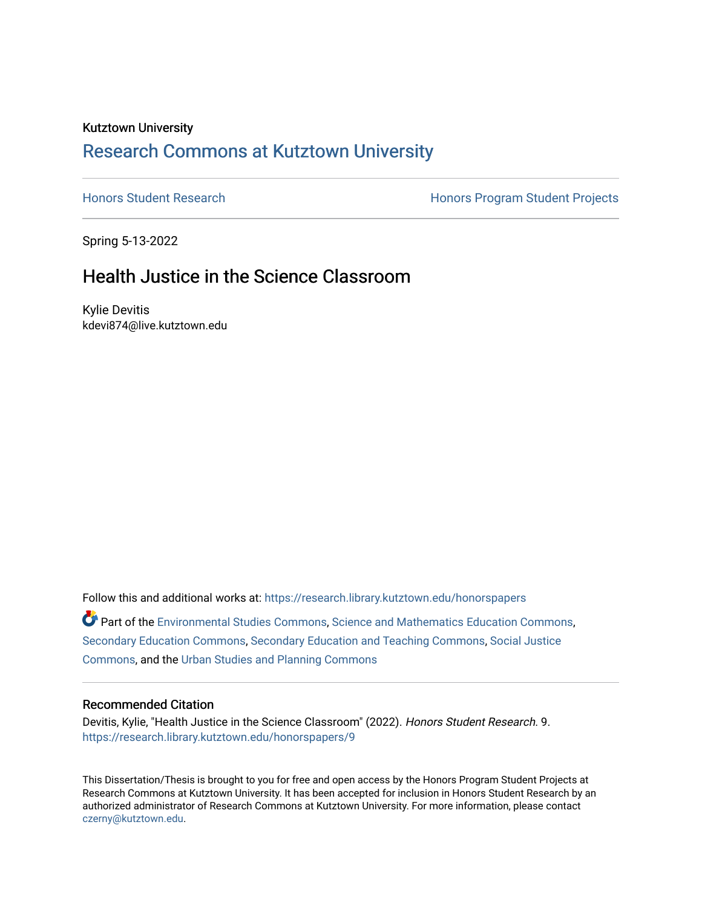Kutztown University

# Research Commons at Kutztown University

Honors Student Research | Honors Program Student Projects

Spring 5-13-2022

## Health Justice in the Science Classroom

Kylie Devitis
kdevi874@live.kutztown.edu

Follow this and additional works at: https://research.library.kutztown.edu/honorspapers

Part of the Environmental Studies Commons, Science and Mathematics Education Commons, Secondary Education Commons, Secondary Education and Teaching Commons, Social Justice Commons, and the Urban Studies and Planning Commons

### Recommended Citation

Devitis, Kylie, "Health Justice in the Science Classroom" (2022). *Honors Student Research*. 9.
https://research.library.kutztown.edu/honorspapers/9

This Dissertation/Thesis is brought to you for free and open access by the Honors Program Student Projects at Research Commons at Kutztown University. It has been accepted for inclusion in Honors Student Research by an authorized administrator of Research Commons at Kutztown University. For more information, please contact czerny@kutztown.edu.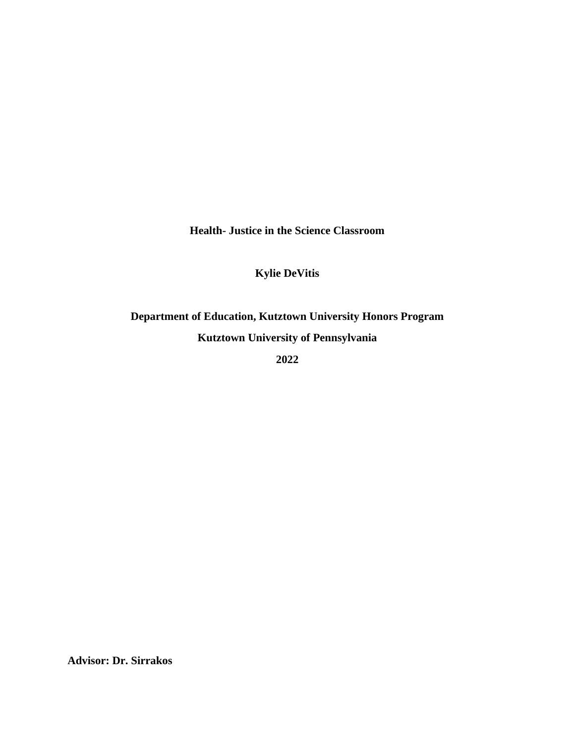**Health- Justice in the Science Classroom**

**Kylie DeVitis**

**Department of Education, Kutztown University Honors Program**

**Kutztown University of Pennsylvania**

**2022**

**Advisor: Dr. Sirrakos**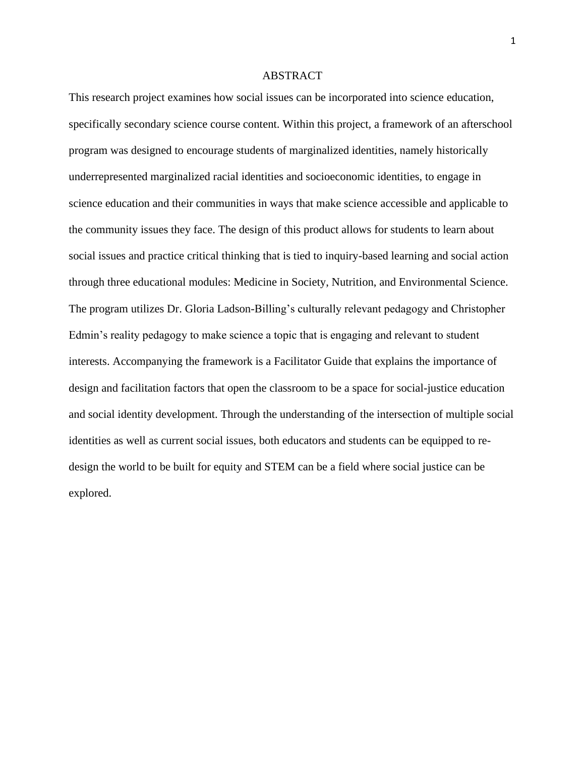# ABSTRACT

This research project examines how social issues can be incorporated into science education, specifically secondary science course content. Within this project, a framework of an afterschool program was designed to encourage students of marginalized identities, namely historically underrepresented marginalized racial identities and socioeconomic identities, to engage in science education and their communities in ways that make science accessible and applicable to the community issues they face. The design of this product allows for students to learn about social issues and practice critical thinking that is tied to inquiry-based learning and social action through three educational modules: Medicine in Society, Nutrition, and Environmental Science. The program utilizes Dr. Gloria Ladson-Billing's culturally relevant pedagogy and Christopher Edmin's reality pedagogy to make science a topic that is engaging and relevant to student interests. Accompanying the framework is a Facilitator Guide that explains the importance of design and facilitation factors that open the classroom to be a space for social-justice education and social identity development. Through the understanding of the intersection of multiple social identities as well as current social issues, both educators and students can be equipped to re-design the world to be built for equity and STEM can be a field where social justice can be explored.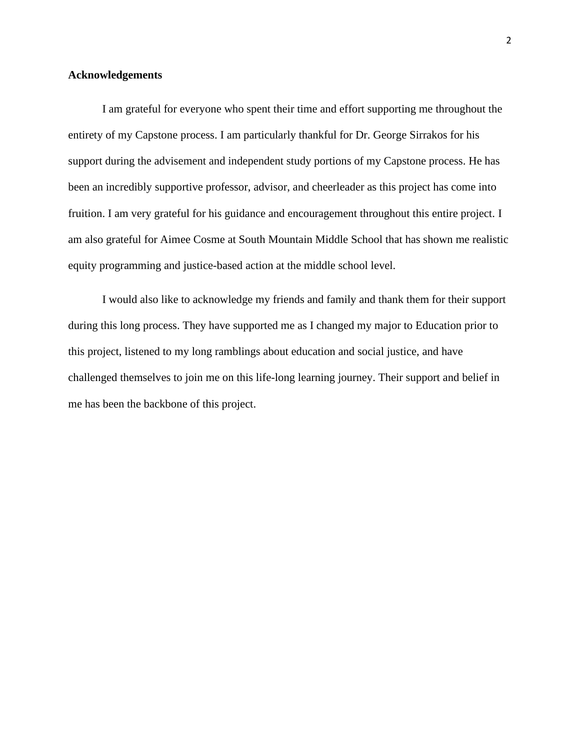**Acknowledgements**

I am grateful for everyone who spent their time and effort supporting me throughout the entirety of my Capstone process. I am particularly thankful for Dr. George Sirrakos for his support during the advisement and independent study portions of my Capstone process. He has been an incredibly supportive professor, advisor, and cheerleader as this project has come into fruition. I am very grateful for his guidance and encouragement throughout this entire project. I am also grateful for Aimee Cosme at South Mountain Middle School that has shown me realistic equity programming and justice-based action at the middle school level.

I would also like to acknowledge my friends and family and thank them for their support during this long process. They have supported me as I changed my major to Education prior to this project, listened to my long ramblings about education and social justice, and have challenged themselves to join me on this life-long learning journey. Their support and belief in me has been the backbone of this project.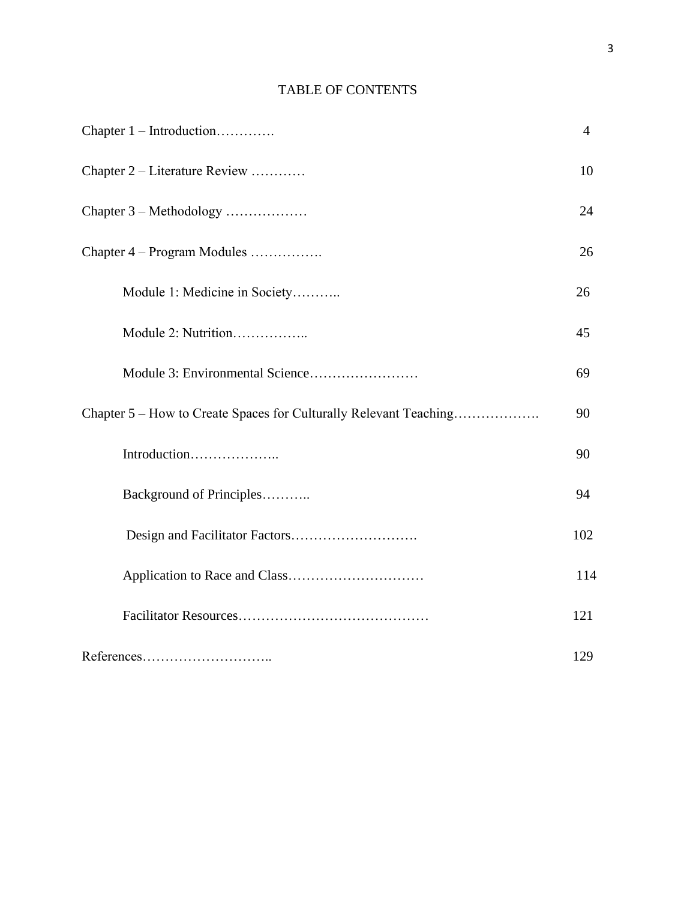# TABLE OF CONTENTS

Chapter 1 – Introduction…………. 4

Chapter 2 – Literature Review ………… 10

Chapter 3 – Methodology ……………… 24

Chapter 4 – Program Modules ……………. 26

- Module 1: Medicine in Society……….. 26
- Module 2: Nutrition…………….. 45
- Module 3: Environmental Science…………………… 69

Chapter 5 – How to Create Spaces for Culturally Relevant Teaching………………. 90

- Introduction……………….. 90
- Background of Principles……….. 94
- Design and Facilitator Factors………………………. 102
- Application to Race and Class………………………… 114
- Facilitator Resources…………………………………… 121

References……………………….. 129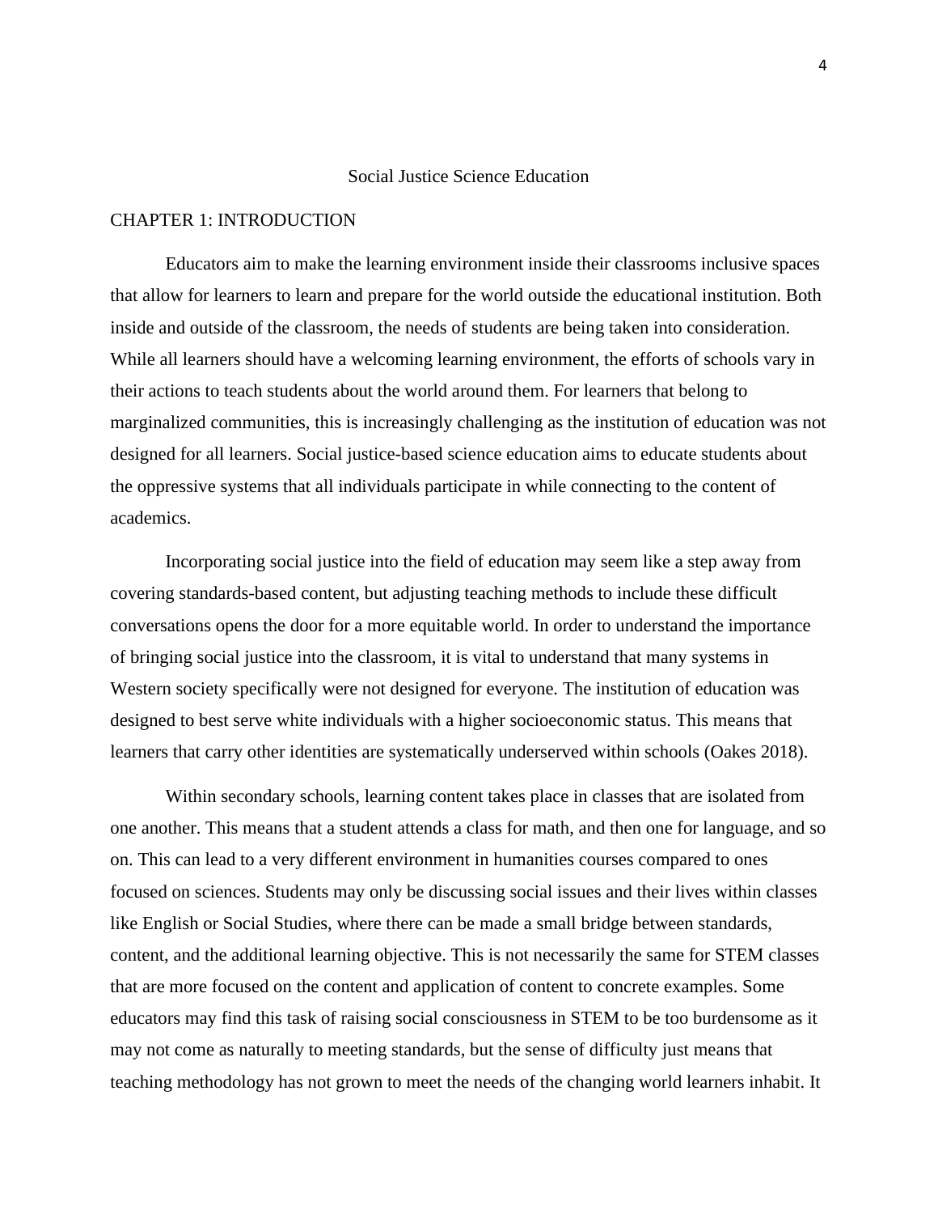# Social Justice Science Education

## CHAPTER 1: INTRODUCTION

Educators aim to make the learning environment inside their classrooms inclusive spaces that allow for learners to learn and prepare for the world outside the educational institution. Both inside and outside of the classroom, the needs of students are being taken into consideration. While all learners should have a welcoming learning environment, the efforts of schools vary in their actions to teach students about the world around them. For learners that belong to marginalized communities, this is increasingly challenging as the institution of education was not designed for all learners. Social justice-based science education aims to educate students about the oppressive systems that all individuals participate in while connecting to the content of academics.

Incorporating social justice into the field of education may seem like a step away from covering standards-based content, but adjusting teaching methods to include these difficult conversations opens the door for a more equitable world. In order to understand the importance of bringing social justice into the classroom, it is vital to understand that many systems in Western society specifically were not designed for everyone. The institution of education was designed to best serve white individuals with a higher socioeconomic status. This means that learners that carry other identities are systematically underserved within schools (Oakes 2018).

Within secondary schools, learning content takes place in classes that are isolated from one another. This means that a student attends a class for math, and then one for language, and so on. This can lead to a very different environment in humanities courses compared to ones focused on sciences. Students may only be discussing social issues and their lives within classes like English or Social Studies, where there can be made a small bridge between standards, content, and the additional learning objective. This is not necessarily the same for STEM classes that are more focused on the content and application of content to concrete examples. Some educators may find this task of raising social consciousness in STEM to be too burdensome as it may not come as naturally to meeting standards, but the sense of difficulty just means that teaching methodology has not grown to meet the needs of the changing world learners inhabit. It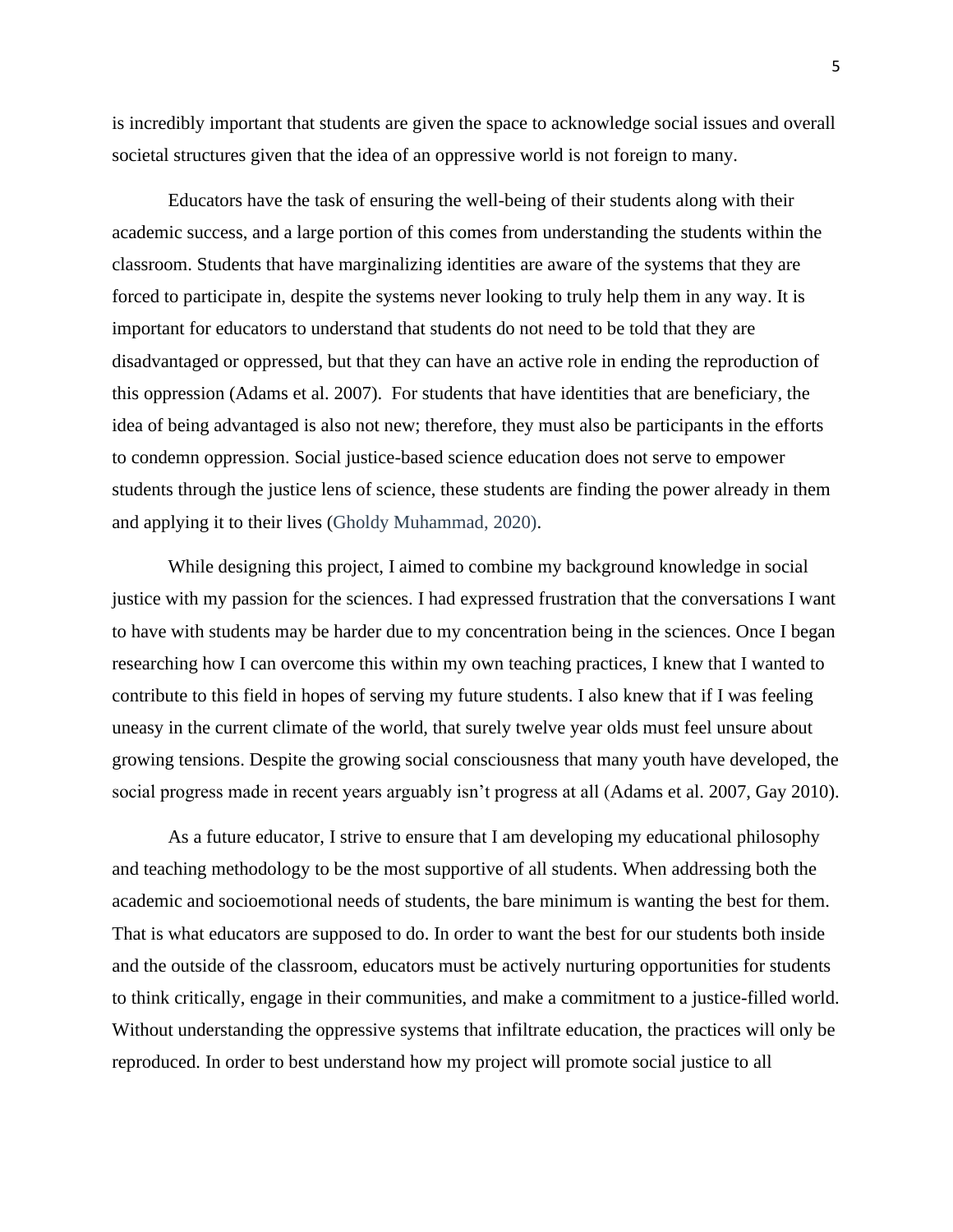is incredibly important that students are given the space to acknowledge social issues and overall societal structures given that the idea of an oppressive world is not foreign to many.

Educators have the task of ensuring the well-being of their students along with their academic success, and a large portion of this comes from understanding the students within the classroom. Students that have marginalizing identities are aware of the systems that they are forced to participate in, despite the systems never looking to truly help them in any way. It is important for educators to understand that students do not need to be told that they are disadvantaged or oppressed, but that they can have an active role in ending the reproduction of this oppression (Adams et al. 2007).  For students that have identities that are beneficiary, the idea of being advantaged is also not new; therefore, they must also be participants in the efforts to condemn oppression. Social justice-based science education does not serve to empower students through the justice lens of science, these students are finding the power already in them and applying it to their lives (Gholdy Muhammad, 2020).

While designing this project, I aimed to combine my background knowledge in social justice with my passion for the sciences. I had expressed frustration that the conversations I want to have with students may be harder due to my concentration being in the sciences. Once I began researching how I can overcome this within my own teaching practices, I knew that I wanted to contribute to this field in hopes of serving my future students. I also knew that if I was feeling uneasy in the current climate of the world, that surely twelve year olds must feel unsure about growing tensions. Despite the growing social consciousness that many youth have developed, the social progress made in recent years arguably isn't progress at all (Adams et al. 2007, Gay 2010).

As a future educator, I strive to ensure that I am developing my educational philosophy and teaching methodology to be the most supportive of all students. When addressing both the academic and socioemotional needs of students, the bare minimum is wanting the best for them. That is what educators are supposed to do. In order to want the best for our students both inside and the outside of the classroom, educators must be actively nurturing opportunities for students to think critically, engage in their communities, and make a commitment to a justice-filled world. Without understanding the oppressive systems that infiltrate education, the practices will only be reproduced. In order to best understand how my project will promote social justice to all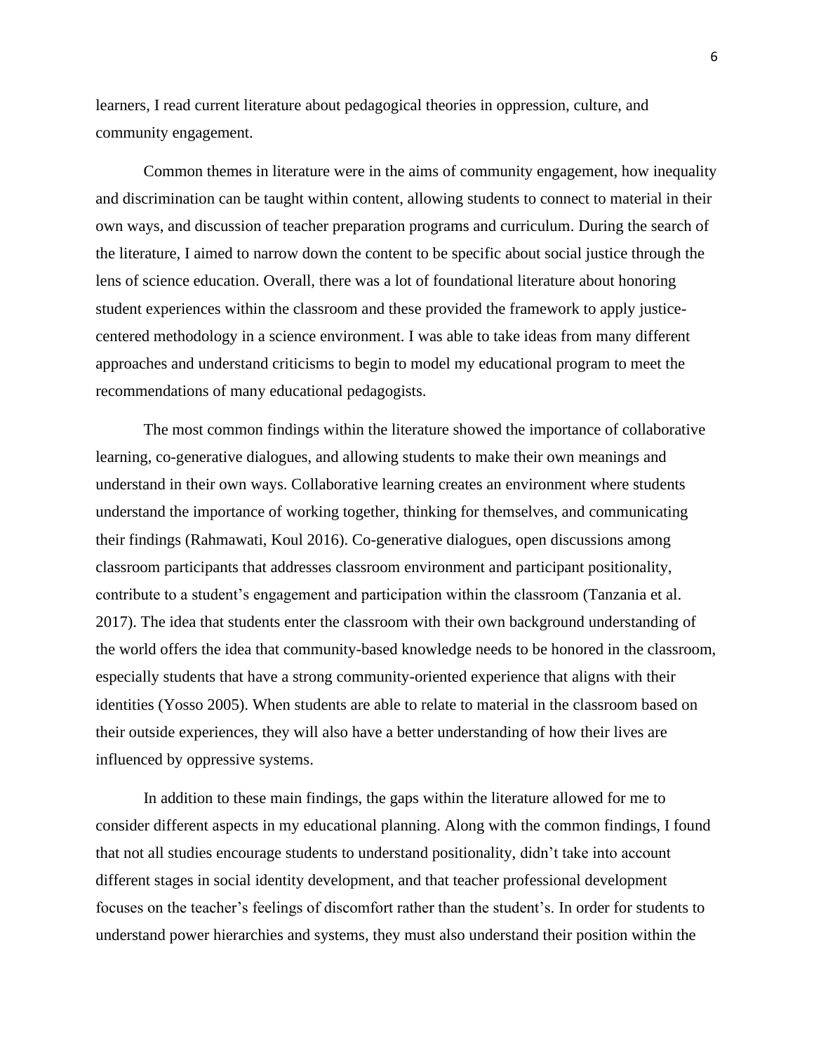learners, I read current literature about pedagogical theories in oppression, culture, and community engagement.

Common themes in literature were in the aims of community engagement, how inequality and discrimination can be taught within content, allowing students to connect to material in their own ways, and discussion of teacher preparation programs and curriculum. During the search of the literature, I aimed to narrow down the content to be specific about social justice through the lens of science education. Overall, there was a lot of foundational literature about honoring student experiences within the classroom and these provided the framework to apply justice-centered methodology in a science environment. I was able to take ideas from many different approaches and understand criticisms to begin to model my educational program to meet the recommendations of many educational pedagogists.

The most common findings within the literature showed the importance of collaborative learning, co-generative dialogues, and allowing students to make their own meanings and understand in their own ways. Collaborative learning creates an environment where students understand the importance of working together, thinking for themselves, and communicating their findings (Rahmawati, Koul 2016). Co-generative dialogues, open discussions among classroom participants that addresses classroom environment and participant positionality, contribute to a student's engagement and participation within the classroom (Tanzania et al. 2017). The idea that students enter the classroom with their own background understanding of the world offers the idea that community-based knowledge needs to be honored in the classroom, especially students that have a strong community-oriented experience that aligns with their identities (Yosso 2005). When students are able to relate to material in the classroom based on their outside experiences, they will also have a better understanding of how their lives are influenced by oppressive systems.

In addition to these main findings, the gaps within the literature allowed for me to consider different aspects in my educational planning. Along with the common findings, I found that not all studies encourage students to understand positionality, didn't take into account different stages in social identity development, and that teacher professional development focuses on the teacher's feelings of discomfort rather than the student's. In order for students to understand power hierarchies and systems, they must also understand their position within the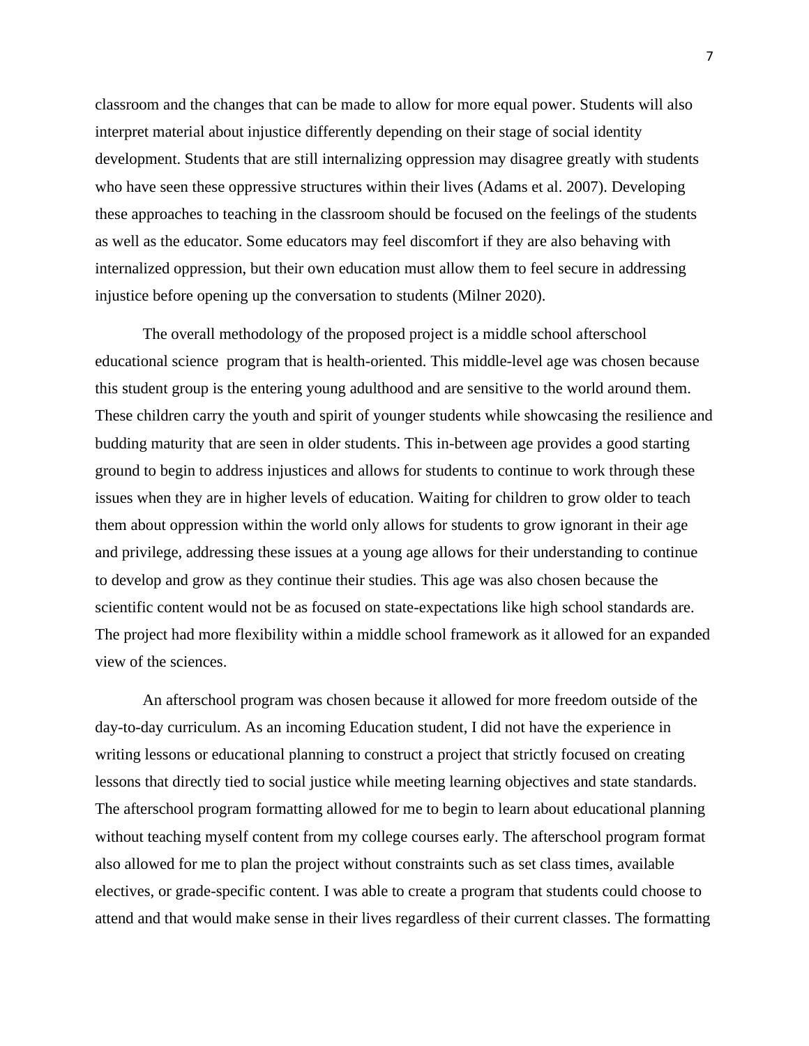classroom and the changes that can be made to allow for more equal power. Students will also interpret material about injustice differently depending on their stage of social identity development. Students that are still internalizing oppression may disagree greatly with students who have seen these oppressive structures within their lives (Adams et al. 2007). Developing these approaches to teaching in the classroom should be focused on the feelings of the students as well as the educator. Some educators may feel discomfort if they are also behaving with internalized oppression, but their own education must allow them to feel secure in addressing injustice before opening up the conversation to students (Milner 2020).

The overall methodology of the proposed project is a middle school afterschool educational science program that is health-oriented. This middle-level age was chosen because this student group is the entering young adulthood and are sensitive to the world around them. These children carry the youth and spirit of younger students while showcasing the resilience and budding maturity that are seen in older students. This in-between age provides a good starting ground to begin to address injustices and allows for students to continue to work through these issues when they are in higher levels of education. Waiting for children to grow older to teach them about oppression within the world only allows for students to grow ignorant in their age and privilege, addressing these issues at a young age allows for their understanding to continue to develop and grow as they continue their studies. This age was also chosen because the scientific content would not be as focused on state-expectations like high school standards are. The project had more flexibility within a middle school framework as it allowed for an expanded view of the sciences.

An afterschool program was chosen because it allowed for more freedom outside of the day-to-day curriculum. As an incoming Education student, I did not have the experience in writing lessons or educational planning to construct a project that strictly focused on creating lessons that directly tied to social justice while meeting learning objectives and state standards. The afterschool program formatting allowed for me to begin to learn about educational planning without teaching myself content from my college courses early. The afterschool program format also allowed for me to plan the project without constraints such as set class times, available electives, or grade-specific content. I was able to create a program that students could choose to attend and that would make sense in their lives regardless of their current classes. The formatting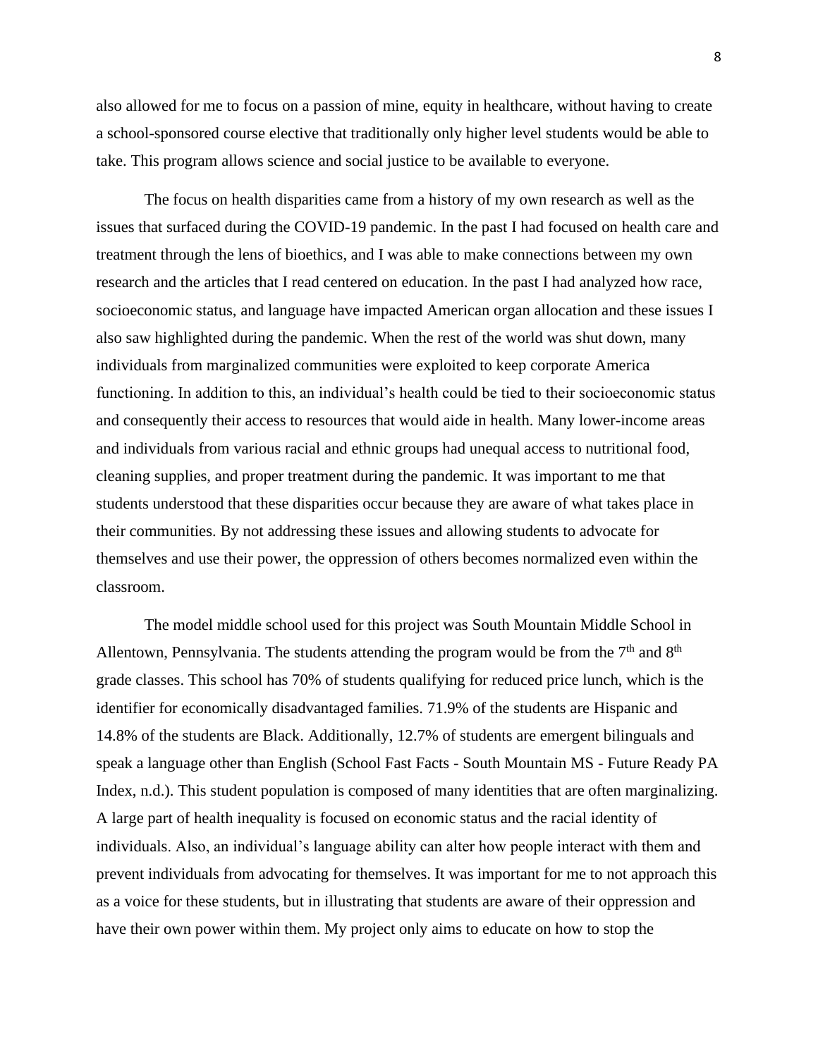also allowed for me to focus on a passion of mine, equity in healthcare, without having to create a school-sponsored course elective that traditionally only higher level students would be able to take. This program allows science and social justice to be available to everyone.

The focus on health disparities came from a history of my own research as well as the issues that surfaced during the COVID-19 pandemic. In the past I had focused on health care and treatment through the lens of bioethics, and I was able to make connections between my own research and the articles that I read centered on education. In the past I had analyzed how race, socioeconomic status, and language have impacted American organ allocation and these issues I also saw highlighted during the pandemic. When the rest of the world was shut down, many individuals from marginalized communities were exploited to keep corporate America functioning. In addition to this, an individual's health could be tied to their socioeconomic status and consequently their access to resources that would aide in health. Many lower-income areas and individuals from various racial and ethnic groups had unequal access to nutritional food, cleaning supplies, and proper treatment during the pandemic. It was important to me that students understood that these disparities occur because they are aware of what takes place in their communities. By not addressing these issues and allowing students to advocate for themselves and use their power, the oppression of others becomes normalized even within the classroom.

The model middle school used for this project was South Mountain Middle School in Allentown, Pennsylvania. The students attending the program would be from the 7th and 8th grade classes. This school has 70% of students qualifying for reduced price lunch, which is the identifier for economically disadvantaged families. 71.9% of the students are Hispanic and 14.8% of the students are Black. Additionally, 12.7% of students are emergent bilinguals and speak a language other than English (School Fast Facts - South Mountain MS - Future Ready PA Index, n.d.). This student population is composed of many identities that are often marginalizing. A large part of health inequality is focused on economic status and the racial identity of individuals. Also, an individual's language ability can alter how people interact with them and prevent individuals from advocating for themselves. It was important for me to not approach this as a voice for these students, but in illustrating that students are aware of their oppression and have their own power within them. My project only aims to educate on how to stop the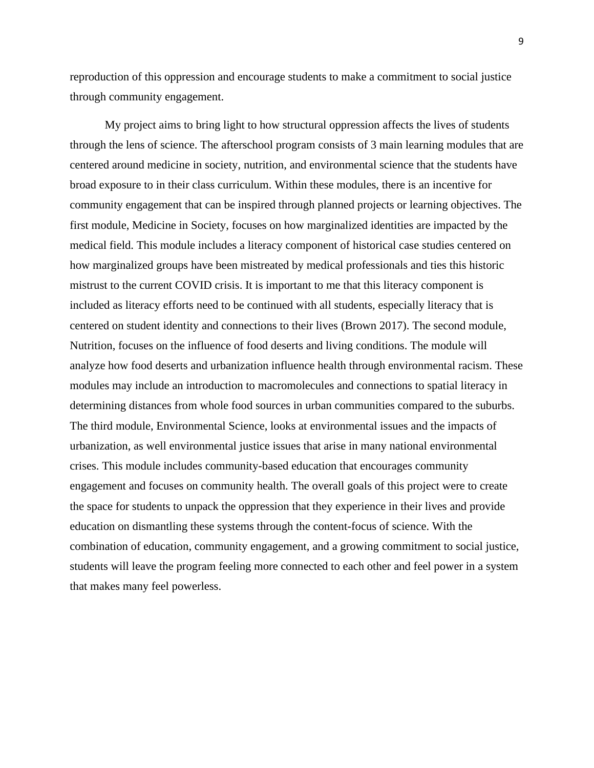reproduction of this oppression and encourage students to make a commitment to social justice through community engagement.

My project aims to bring light to how structural oppression affects the lives of students through the lens of science. The afterschool program consists of 3 main learning modules that are centered around medicine in society, nutrition, and environmental science that the students have broad exposure to in their class curriculum. Within these modules, there is an incentive for community engagement that can be inspired through planned projects or learning objectives. The first module, Medicine in Society, focuses on how marginalized identities are impacted by the medical field. This module includes a literacy component of historical case studies centered on how marginalized groups have been mistreated by medical professionals and ties this historic mistrust to the current COVID crisis. It is important to me that this literacy component is included as literacy efforts need to be continued with all students, especially literacy that is centered on student identity and connections to their lives (Brown 2017). The second module, Nutrition, focuses on the influence of food deserts and living conditions. The module will analyze how food deserts and urbanization influence health through environmental racism. These modules may include an introduction to macromolecules and connections to spatial literacy in determining distances from whole food sources in urban communities compared to the suburbs. The third module, Environmental Science, looks at environmental issues and the impacts of urbanization, as well environmental justice issues that arise in many national environmental crises. This module includes community-based education that encourages community engagement and focuses on community health. The overall goals of this project were to create the space for students to unpack the oppression that they experience in their lives and provide education on dismantling these systems through the content-focus of science. With the combination of education, community engagement, and a growing commitment to social justice, students will leave the program feeling more connected to each other and feel power in a system that makes many feel powerless.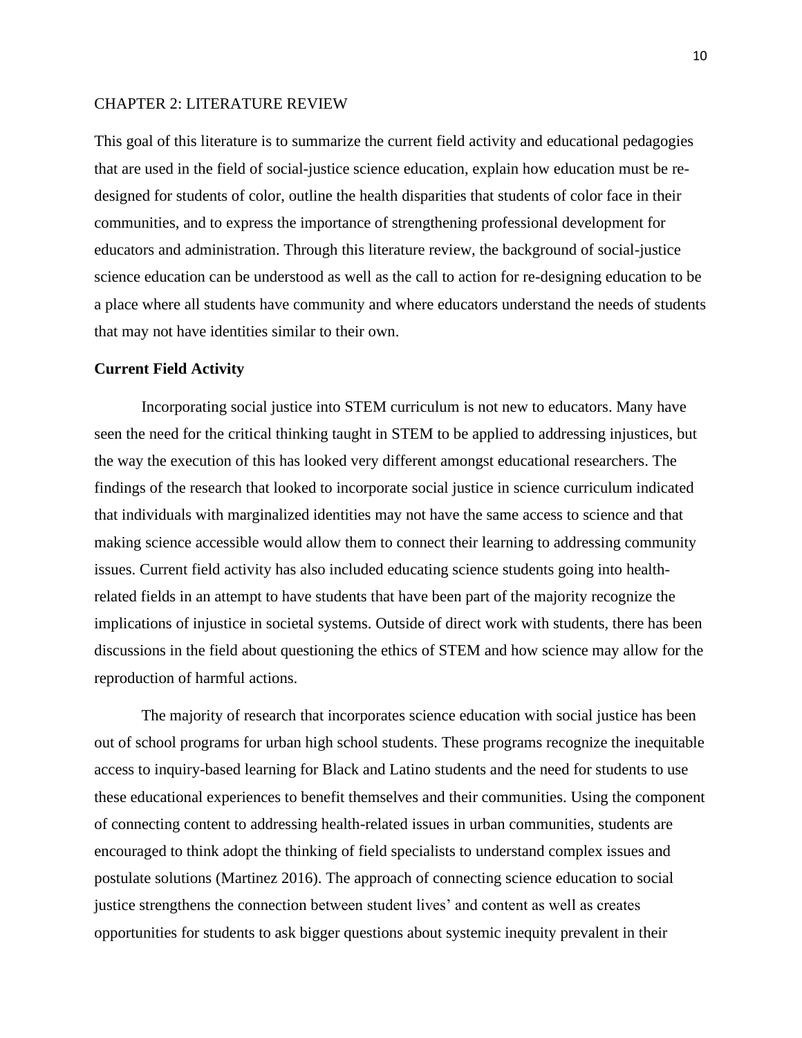CHAPTER 2: LITERATURE REVIEW

This goal of this literature is to summarize the current field activity and educational pedagogies that are used in the field of social-justice science education, explain how education must be re-designed for students of color, outline the health disparities that students of color face in their communities, and to express the importance of strengthening professional development for educators and administration. Through this literature review, the background of social-justice science education can be understood as well as the call to action for re-designing education to be a place where all students have community and where educators understand the needs of students that may not have identities similar to their own.

**Current Field Activity**

Incorporating social justice into STEM curriculum is not new to educators. Many have seen the need for the critical thinking taught in STEM to be applied to addressing injustices, but the way the execution of this has looked very different amongst educational researchers. The findings of the research that looked to incorporate social justice in science curriculum indicated that individuals with marginalized identities may not have the same access to science and that making science accessible would allow them to connect their learning to addressing community issues. Current field activity has also included educating science students going into health-related fields in an attempt to have students that have been part of the majority recognize the implications of injustice in societal systems. Outside of direct work with students, there has been discussions in the field about questioning the ethics of STEM and how science may allow for the reproduction of harmful actions.

The majority of research that incorporates science education with social justice has been out of school programs for urban high school students. These programs recognize the inequitable access to inquiry-based learning for Black and Latino students and the need for students to use these educational experiences to benefit themselves and their communities. Using the component of connecting content to addressing health-related issues in urban communities, students are encouraged to think adopt the thinking of field specialists to understand complex issues and postulate solutions (Martinez 2016). The approach of connecting science education to social justice strengthens the connection between student lives' and content as well as creates opportunities for students to ask bigger questions about systemic inequity prevalent in their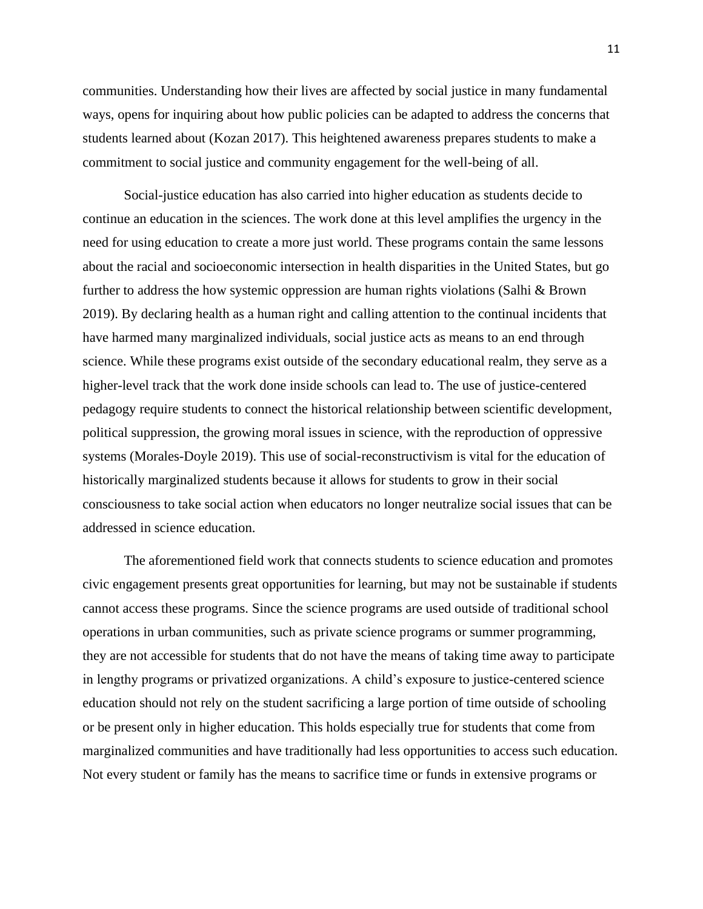communities. Understanding how their lives are affected by social justice in many fundamental ways, opens for inquiring about how public policies can be adapted to address the concerns that students learned about (Kozan 2017). This heightened awareness prepares students to make a commitment to social justice and community engagement for the well-being of all.

Social-justice education has also carried into higher education as students decide to continue an education in the sciences. The work done at this level amplifies the urgency in the need for using education to create a more just world. These programs contain the same lessons about the racial and socioeconomic intersection in health disparities in the United States, but go further to address the how systemic oppression are human rights violations (Salhi & Brown 2019). By declaring health as a human right and calling attention to the continual incidents that have harmed many marginalized individuals, social justice acts as means to an end through science. While these programs exist outside of the secondary educational realm, they serve as a higher-level track that the work done inside schools can lead to. The use of justice-centered pedagogy require students to connect the historical relationship between scientific development, political suppression, the growing moral issues in science, with the reproduction of oppressive systems (Morales-Doyle 2019). This use of social-reconstructivism is vital for the education of historically marginalized students because it allows for students to grow in their social consciousness to take social action when educators no longer neutralize social issues that can be addressed in science education.

The aforementioned field work that connects students to science education and promotes civic engagement presents great opportunities for learning, but may not be sustainable if students cannot access these programs. Since the science programs are used outside of traditional school operations in urban communities, such as private science programs or summer programming, they are not accessible for students that do not have the means of taking time away to participate in lengthy programs or privatized organizations. A child's exposure to justice-centered science education should not rely on the student sacrificing a large portion of time outside of schooling or be present only in higher education. This holds especially true for students that come from marginalized communities and have traditionally had less opportunities to access such education. Not every student or family has the means to sacrifice time or funds in extensive programs or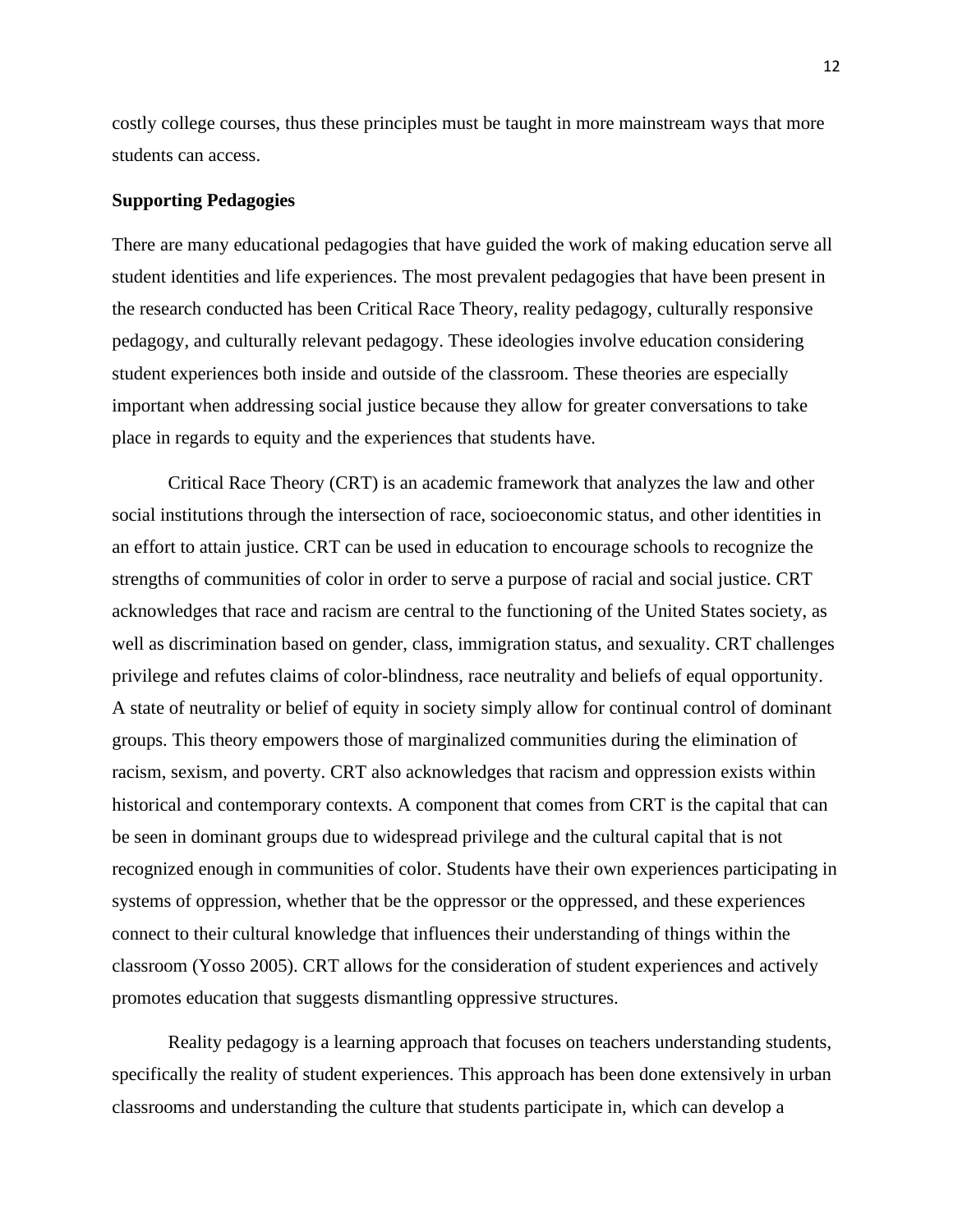costly college courses, thus these principles must be taught in more mainstream ways that more students can access.

**Supporting Pedagogies**

There are many educational pedagogies that have guided the work of making education serve all student identities and life experiences. The most prevalent pedagogies that have been present in the research conducted has been Critical Race Theory, reality pedagogy, culturally responsive pedagogy, and culturally relevant pedagogy. These ideologies involve education considering student experiences both inside and outside of the classroom. These theories are especially important when addressing social justice because they allow for greater conversations to take place in regards to equity and the experiences that students have.

Critical Race Theory (CRT) is an academic framework that analyzes the law and other social institutions through the intersection of race, socioeconomic status, and other identities in an effort to attain justice. CRT can be used in education to encourage schools to recognize the strengths of communities of color in order to serve a purpose of racial and social justice. CRT acknowledges that race and racism are central to the functioning of the United States society, as well as discrimination based on gender, class, immigration status, and sexuality. CRT challenges privilege and refutes claims of color-blindness, race neutrality and beliefs of equal opportunity. A state of neutrality or belief of equity in society simply allow for continual control of dominant groups. This theory empowers those of marginalized communities during the elimination of racism, sexism, and poverty. CRT also acknowledges that racism and oppression exists within historical and contemporary contexts. A component that comes from CRT is the capital that can be seen in dominant groups due to widespread privilege and the cultural capital that is not recognized enough in communities of color. Students have their own experiences participating in systems of oppression, whether that be the oppressor or the oppressed, and these experiences connect to their cultural knowledge that influences their understanding of things within the classroom (Yosso 2005). CRT allows for the consideration of student experiences and actively promotes education that suggests dismantling oppressive structures.

Reality pedagogy is a learning approach that focuses on teachers understanding students, specifically the reality of student experiences. This approach has been done extensively in urban classrooms and understanding the culture that students participate in, which can develop a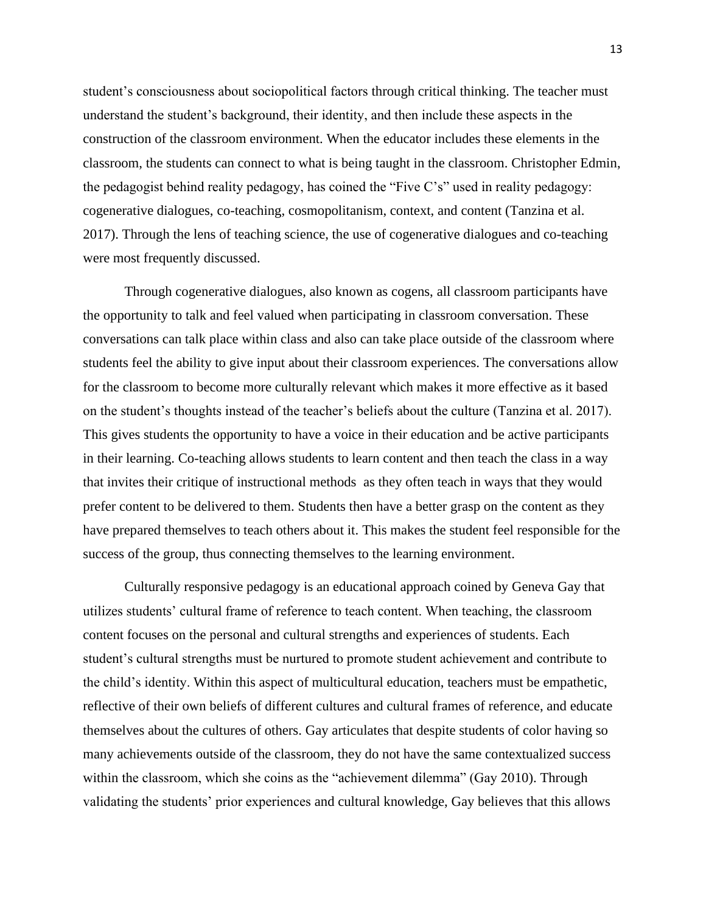student's consciousness about sociopolitical factors through critical thinking. The teacher must understand the student's background, their identity, and then include these aspects in the construction of the classroom environment. When the educator includes these elements in the classroom, the students can connect to what is being taught in the classroom. Christopher Edmin, the pedagogist behind reality pedagogy, has coined the "Five C's" used in reality pedagogy: cogenerative dialogues, co-teaching, cosmopolitanism, context, and content (Tanzina et al. 2017). Through the lens of teaching science, the use of cogenerative dialogues and co-teaching were most frequently discussed.

Through cogenerative dialogues, also known as cogens, all classroom participants have the opportunity to talk and feel valued when participating in classroom conversation. These conversations can talk place within class and also can take place outside of the classroom where students feel the ability to give input about their classroom experiences. The conversations allow for the classroom to become more culturally relevant which makes it more effective as it based on the student's thoughts instead of the teacher's beliefs about the culture (Tanzina et al. 2017). This gives students the opportunity to have a voice in their education and be active participants in their learning. Co-teaching allows students to learn content and then teach the class in a way that invites their critique of instructional methods as they often teach in ways that they would prefer content to be delivered to them. Students then have a better grasp on the content as they have prepared themselves to teach others about it. This makes the student feel responsible for the success of the group, thus connecting themselves to the learning environment.

Culturally responsive pedagogy is an educational approach coined by Geneva Gay that utilizes students' cultural frame of reference to teach content. When teaching, the classroom content focuses on the personal and cultural strengths and experiences of students. Each student's cultural strengths must be nurtured to promote student achievement and contribute to the child's identity. Within this aspect of multicultural education, teachers must be empathetic, reflective of their own beliefs of different cultures and cultural frames of reference, and educate themselves about the cultures of others. Gay articulates that despite students of color having so many achievements outside of the classroom, they do not have the same contextualized success within the classroom, which she coins as the "achievement dilemma" (Gay 2010). Through validating the students' prior experiences and cultural knowledge, Gay believes that this allows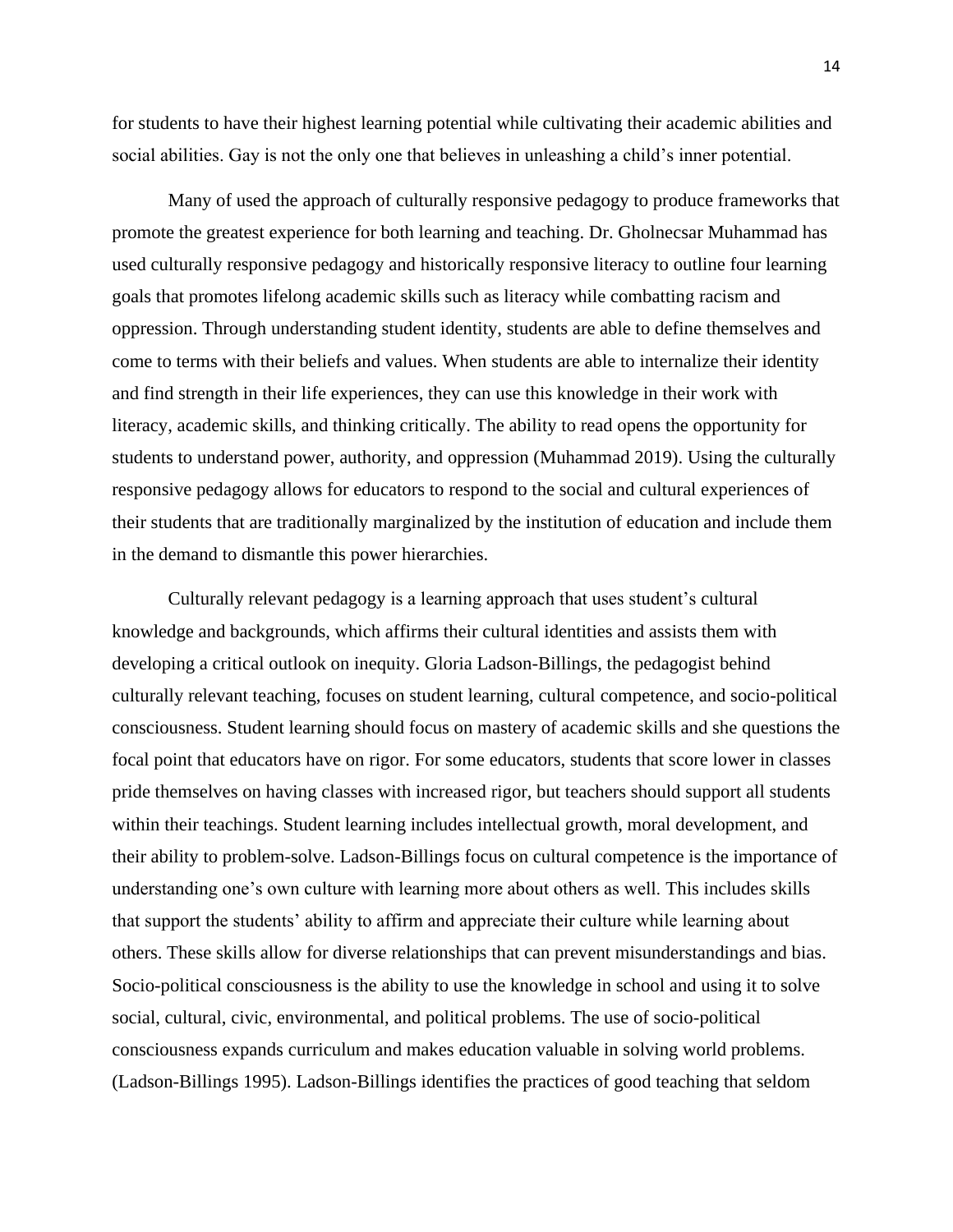for students to have their highest learning potential while cultivating their academic abilities and social abilities. Gay is not the only one that believes in unleashing a child's inner potential.

Many of used the approach of culturally responsive pedagogy to produce frameworks that promote the greatest experience for both learning and teaching. Dr. Gholnecsar Muhammad has used culturally responsive pedagogy and historically responsive literacy to outline four learning goals that promotes lifelong academic skills such as literacy while combatting racism and oppression. Through understanding student identity, students are able to define themselves and come to terms with their beliefs and values. When students are able to internalize their identity and find strength in their life experiences, they can use this knowledge in their work with literacy, academic skills, and thinking critically. The ability to read opens the opportunity for students to understand power, authority, and oppression (Muhammad 2019). Using the culturally responsive pedagogy allows for educators to respond to the social and cultural experiences of their students that are traditionally marginalized by the institution of education and include them in the demand to dismantle this power hierarchies.

Culturally relevant pedagogy is a learning approach that uses student's cultural knowledge and backgrounds, which affirms their cultural identities and assists them with developing a critical outlook on inequity. Gloria Ladson-Billings, the pedagogist behind culturally relevant teaching, focuses on student learning, cultural competence, and socio-political consciousness. Student learning should focus on mastery of academic skills and she questions the focal point that educators have on rigor. For some educators, students that score lower in classes pride themselves on having classes with increased rigor, but teachers should support all students within their teachings. Student learning includes intellectual growth, moral development, and their ability to problem-solve. Ladson-Billings focus on cultural competence is the importance of understanding one's own culture with learning more about others as well. This includes skills that support the students' ability to affirm and appreciate their culture while learning about others. These skills allow for diverse relationships that can prevent misunderstandings and bias. Socio-political consciousness is the ability to use the knowledge in school and using it to solve social, cultural, civic, environmental, and political problems. The use of socio-political consciousness expands curriculum and makes education valuable in solving world problems. (Ladson-Billings 1995). Ladson-Billings identifies the practices of good teaching that seldom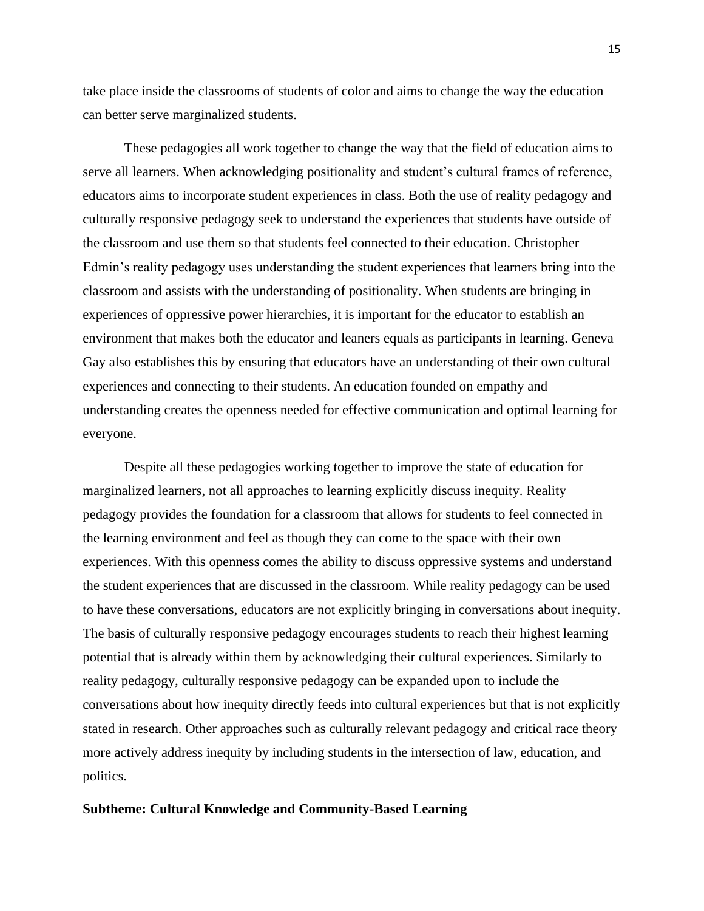take place inside the classrooms of students of color and aims to change the way the education can better serve marginalized students.

These pedagogies all work together to change the way that the field of education aims to serve all learners. When acknowledging positionality and student's cultural frames of reference, educators aims to incorporate student experiences in class. Both the use of reality pedagogy and culturally responsive pedagogy seek to understand the experiences that students have outside of the classroom and use them so that students feel connected to their education. Christopher Edmin's reality pedagogy uses understanding the student experiences that learners bring into the classroom and assists with the understanding of positionality. When students are bringing in experiences of oppressive power hierarchies, it is important for the educator to establish an environment that makes both the educator and leaners equals as participants in learning. Geneva Gay also establishes this by ensuring that educators have an understanding of their own cultural experiences and connecting to their students. An education founded on empathy and understanding creates the openness needed for effective communication and optimal learning for everyone.

Despite all these pedagogies working together to improve the state of education for marginalized learners, not all approaches to learning explicitly discuss inequity. Reality pedagogy provides the foundation for a classroom that allows for students to feel connected in the learning environment and feel as though they can come to the space with their own experiences. With this openness comes the ability to discuss oppressive systems and understand the student experiences that are discussed in the classroom. While reality pedagogy can be used to have these conversations, educators are not explicitly bringing in conversations about inequity. The basis of culturally responsive pedagogy encourages students to reach their highest learning potential that is already within them by acknowledging their cultural experiences. Similarly to reality pedagogy, culturally responsive pedagogy can be expanded upon to include the conversations about how inequity directly feeds into cultural experiences but that is not explicitly stated in research. Other approaches such as culturally relevant pedagogy and critical race theory more actively address inequity by including students in the intersection of law, education, and politics.

**Subtheme: Cultural Knowledge and Community-Based Learning**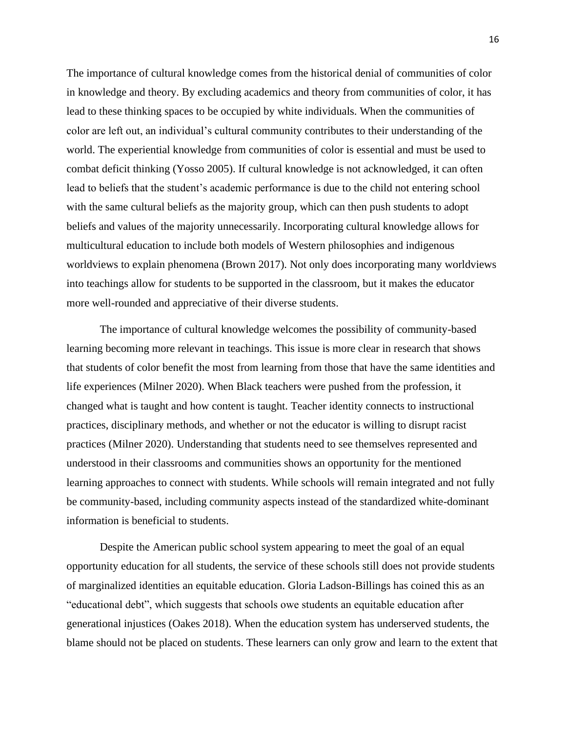The importance of cultural knowledge comes from the historical denial of communities of color in knowledge and theory. By excluding academics and theory from communities of color, it has lead to these thinking spaces to be occupied by white individuals. When the communities of color are left out, an individual's cultural community contributes to their understanding of the world. The experiential knowledge from communities of color is essential and must be used to combat deficit thinking (Yosso 2005). If cultural knowledge is not acknowledged, it can often lead to beliefs that the student's academic performance is due to the child not entering school with the same cultural beliefs as the majority group, which can then push students to adopt beliefs and values of the majority unnecessarily. Incorporating cultural knowledge allows for multicultural education to include both models of Western philosophies and indigenous worldviews to explain phenomena (Brown 2017). Not only does incorporating many worldviews into teachings allow for students to be supported in the classroom, but it makes the educator more well-rounded and appreciative of their diverse students.

The importance of cultural knowledge welcomes the possibility of community-based learning becoming more relevant in teachings. This issue is more clear in research that shows that students of color benefit the most from learning from those that have the same identities and life experiences (Milner 2020). When Black teachers were pushed from the profession, it changed what is taught and how content is taught. Teacher identity connects to instructional practices, disciplinary methods, and whether or not the educator is willing to disrupt racist practices (Milner 2020). Understanding that students need to see themselves represented and understood in their classrooms and communities shows an opportunity for the mentioned learning approaches to connect with students. While schools will remain integrated and not fully be community-based, including community aspects instead of the standardized white-dominant information is beneficial to students.

Despite the American public school system appearing to meet the goal of an equal opportunity education for all students, the service of these schools still does not provide students of marginalized identities an equitable education. Gloria Ladson-Billings has coined this as an "educational debt", which suggests that schools owe students an equitable education after generational injustices (Oakes 2018). When the education system has underserved students, the blame should not be placed on students. These learners can only grow and learn to the extent that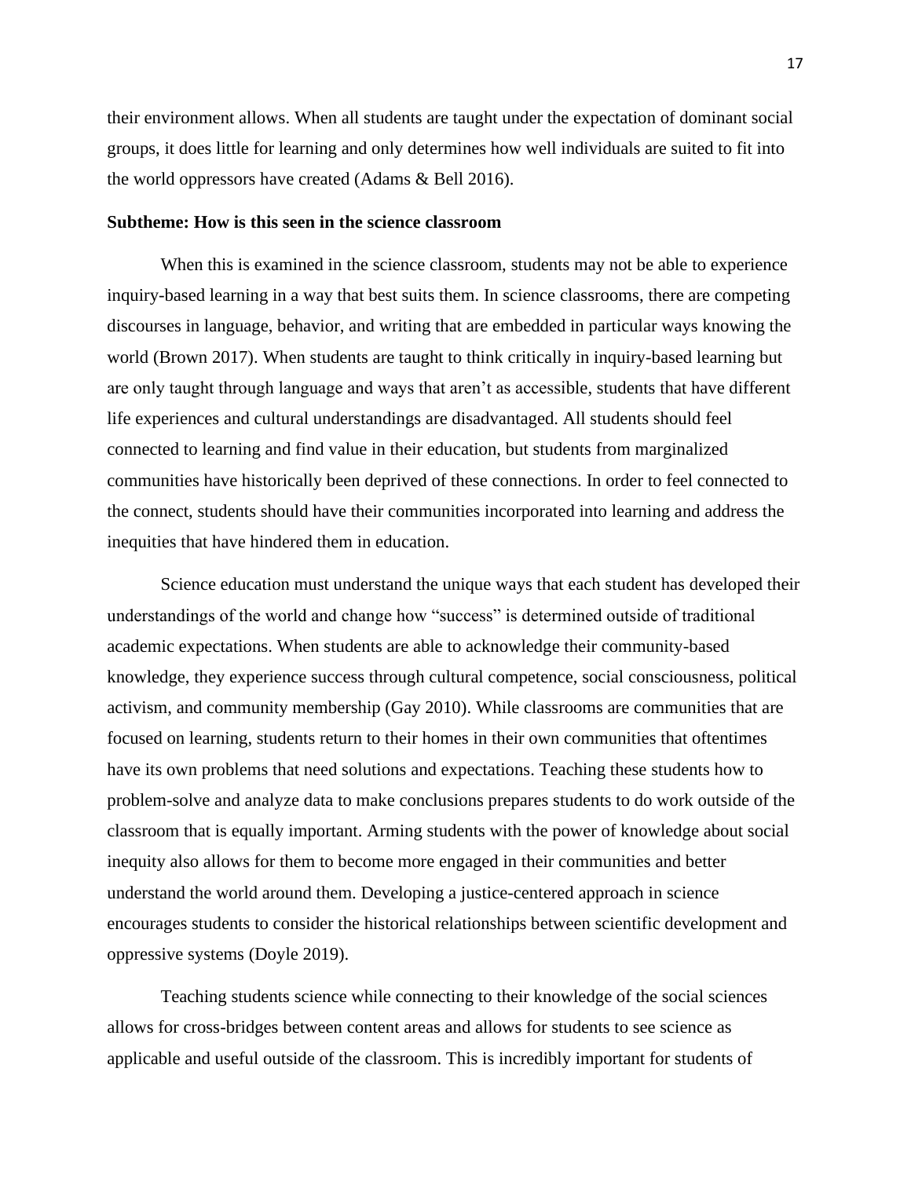their environment allows. When all students are taught under the expectation of dominant social groups, it does little for learning and only determines how well individuals are suited to fit into the world oppressors have created (Adams & Bell 2016).

**Subtheme: How is this seen in the science classroom**

When this is examined in the science classroom, students may not be able to experience inquiry-based learning in a way that best suits them. In science classrooms, there are competing discourses in language, behavior, and writing that are embedded in particular ways knowing the world (Brown 2017). When students are taught to think critically in inquiry-based learning but are only taught through language and ways that aren't as accessible, students that have different life experiences and cultural understandings are disadvantaged. All students should feel connected to learning and find value in their education, but students from marginalized communities have historically been deprived of these connections. In order to feel connected to the connect, students should have their communities incorporated into learning and address the inequities that have hindered them in education.

Science education must understand the unique ways that each student has developed their understandings of the world and change how "success" is determined outside of traditional academic expectations. When students are able to acknowledge their community-based knowledge, they experience success through cultural competence, social consciousness, political activism, and community membership (Gay 2010). While classrooms are communities that are focused on learning, students return to their homes in their own communities that oftentimes have its own problems that need solutions and expectations. Teaching these students how to problem-solve and analyze data to make conclusions prepares students to do work outside of the classroom that is equally important. Arming students with the power of knowledge about social inequity also allows for them to become more engaged in their communities and better understand the world around them. Developing a justice-centered approach in science encourages students to consider the historical relationships between scientific development and oppressive systems (Doyle 2019).

Teaching students science while connecting to their knowledge of the social sciences allows for cross-bridges between content areas and allows for students to see science as applicable and useful outside of the classroom. This is incredibly important for students of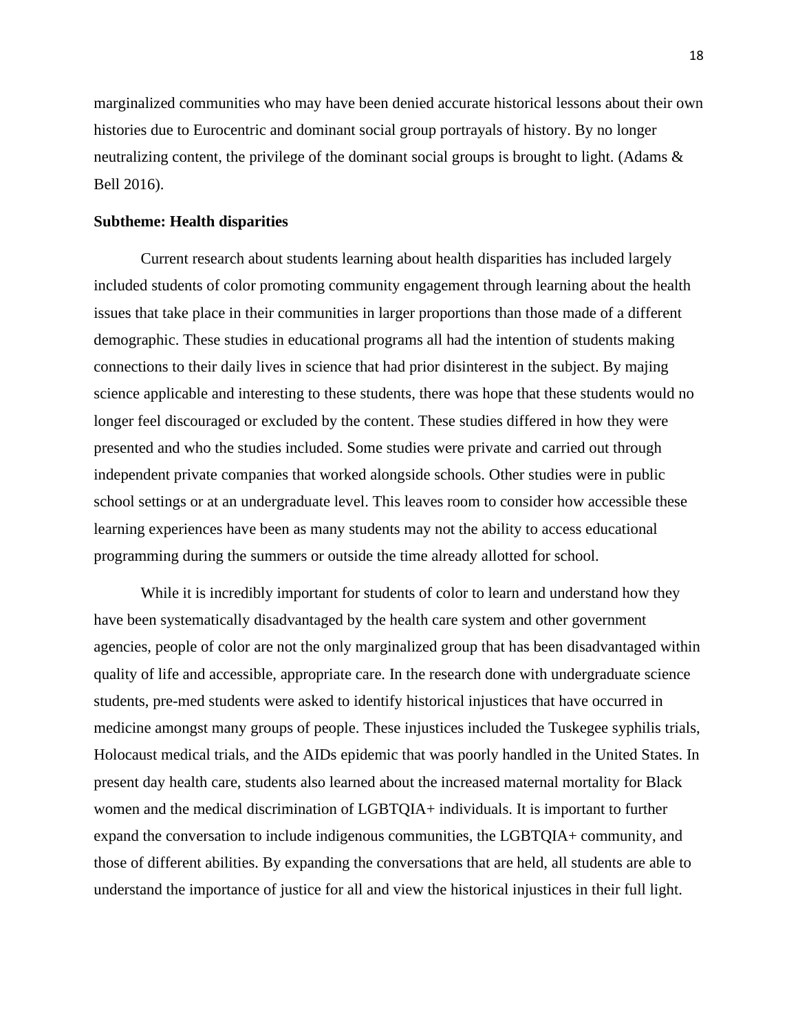marginalized communities who may have been denied accurate historical lessons about their own histories due to Eurocentric and dominant social group portrayals of history. By no longer neutralizing content, the privilege of the dominant social groups is brought to light. (Adams & Bell 2016).

**Subtheme: Health disparities**

Current research about students learning about health disparities has included largely included students of color promoting community engagement through learning about the health issues that take place in their communities in larger proportions than those made of a different demographic. These studies in educational programs all had the intention of students making connections to their daily lives in science that had prior disinterest in the subject. By majing science applicable and interesting to these students, there was hope that these students would no longer feel discouraged or excluded by the content. These studies differed in how they were presented and who the studies included. Some studies were private and carried out through independent private companies that worked alongside schools. Other studies were in public school settings or at an undergraduate level. This leaves room to consider how accessible these learning experiences have been as many students may not the ability to access educational programming during the summers or outside the time already allotted for school.

While it is incredibly important for students of color to learn and understand how they have been systematically disadvantaged by the health care system and other government agencies, people of color are not the only marginalized group that has been disadvantaged within quality of life and accessible, appropriate care. In the research done with undergraduate science students, pre-med students were asked to identify historical injustices that have occurred in medicine amongst many groups of people. These injustices included the Tuskegee syphilis trials, Holocaust medical trials, and the AIDs epidemic that was poorly handled in the United States. In present day health care, students also learned about the increased maternal mortality for Black women and the medical discrimination of LGBTQIA+ individuals. It is important to further expand the conversation to include indigenous communities, the LGBTQIA+ community, and those of different abilities. By expanding the conversations that are held, all students are able to understand the importance of justice for all and view the historical injustices in their full light.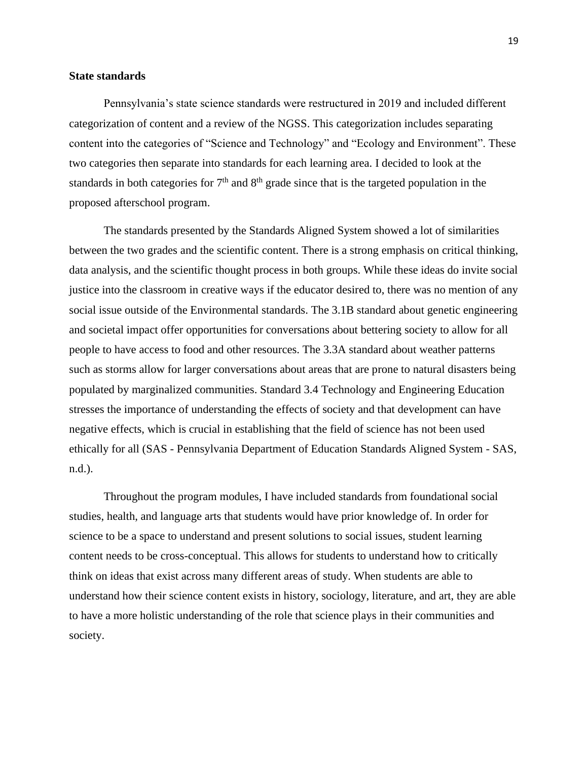**State standards**

Pennsylvania's state science standards were restructured in 2019 and included different categorization of content and a review of the NGSS. This categorization includes separating content into the categories of "Science and Technology" and "Ecology and Environment". These two categories then separate into standards for each learning area. I decided to look at the standards in both categories for 7th and 8th grade since that is the targeted population in the proposed afterschool program.

The standards presented by the Standards Aligned System showed a lot of similarities between the two grades and the scientific content. There is a strong emphasis on critical thinking, data analysis, and the scientific thought process in both groups. While these ideas do invite social justice into the classroom in creative ways if the educator desired to, there was no mention of any social issue outside of the Environmental standards. The 3.1B standard about genetic engineering and societal impact offer opportunities for conversations about bettering society to allow for all people to have access to food and other resources. The 3.3A standard about weather patterns such as storms allow for larger conversations about areas that are prone to natural disasters being populated by marginalized communities. Standard 3.4 Technology and Engineering Education stresses the importance of understanding the effects of society and that development can have negative effects, which is crucial in establishing that the field of science has not been used ethically for all (SAS - Pennsylvania Department of Education Standards Aligned System - SAS, n.d.).

Throughout the program modules, I have included standards from foundational social studies, health, and language arts that students would have prior knowledge of. In order for science to be a space to understand and present solutions to social issues, student learning content needs to be cross-conceptual. This allows for students to understand how to critically think on ideas that exist across many different areas of study. When students are able to understand how their science content exists in history, sociology, literature, and art, they are able to have a more holistic understanding of the role that science plays in their communities and society.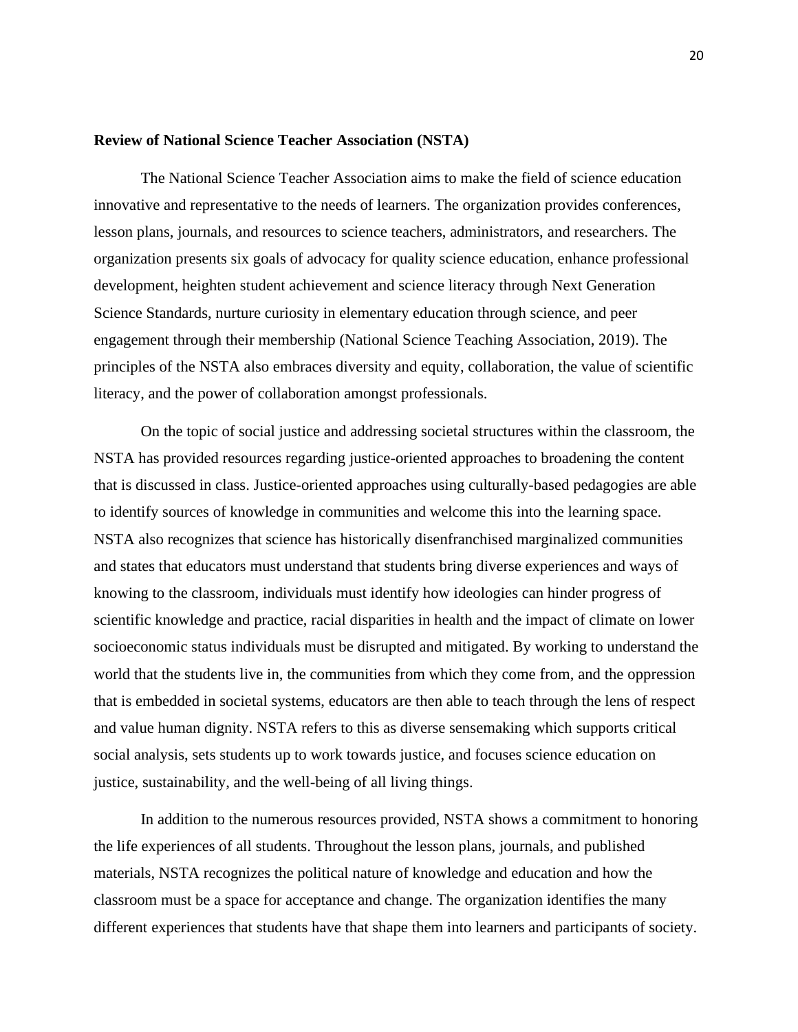**Review of National Science Teacher Association (NSTA)**

The National Science Teacher Association aims to make the field of science education innovative and representative to the needs of learners. The organization provides conferences, lesson plans, journals, and resources to science teachers, administrators, and researchers. The organization presents six goals of advocacy for quality science education, enhance professional development, heighten student achievement and science literacy through Next Generation Science Standards, nurture curiosity in elementary education through science, and peer engagement through their membership (National Science Teaching Association, 2019). The principles of the NSTA also embraces diversity and equity, collaboration, the value of scientific literacy, and the power of collaboration amongst professionals.

On the topic of social justice and addressing societal structures within the classroom, the NSTA has provided resources regarding justice-oriented approaches to broadening the content that is discussed in class. Justice-oriented approaches using culturally-based pedagogies are able to identify sources of knowledge in communities and welcome this into the learning space. NSTA also recognizes that science has historically disenfranchised marginalized communities and states that educators must understand that students bring diverse experiences and ways of knowing to the classroom, individuals must identify how ideologies can hinder progress of scientific knowledge and practice, racial disparities in health and the impact of climate on lower socioeconomic status individuals must be disrupted and mitigated. By working to understand the world that the students live in, the communities from which they come from, and the oppression that is embedded in societal systems, educators are then able to teach through the lens of respect and value human dignity. NSTA refers to this as diverse sensemaking which supports critical social analysis, sets students up to work towards justice, and focuses science education on justice, sustainability, and the well-being of all living things.

In addition to the numerous resources provided, NSTA shows a commitment to honoring the life experiences of all students. Throughout the lesson plans, journals, and published materials, NSTA recognizes the political nature of knowledge and education and how the classroom must be a space for acceptance and change. The organization identifies the many different experiences that students have that shape them into learners and participants of society.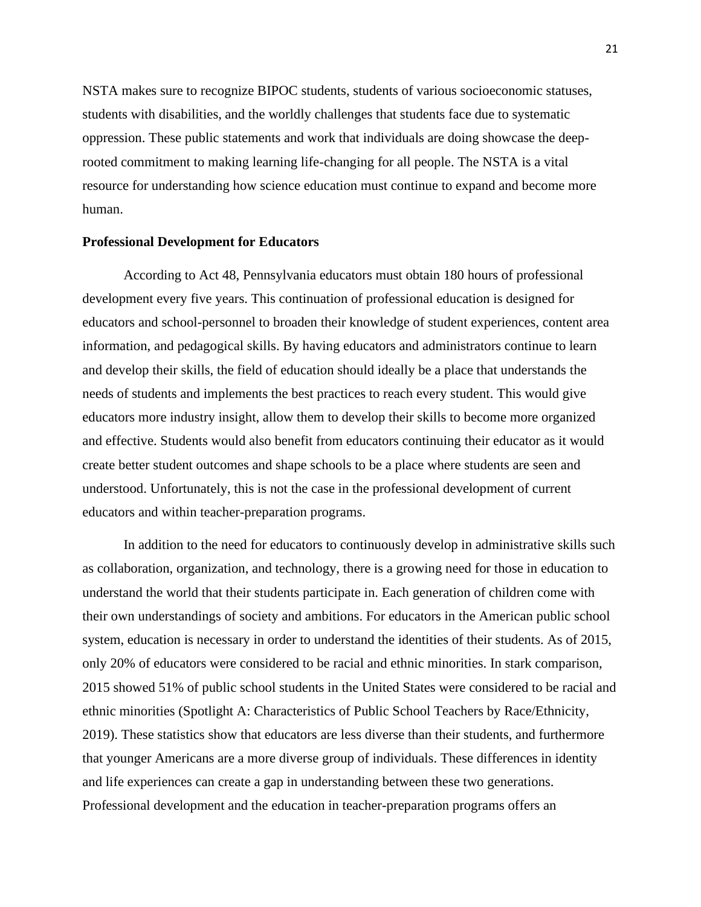NSTA makes sure to recognize BIPOC students, students of various socioeconomic statuses, students with disabilities, and the worldly challenges that students face due to systematic oppression. These public statements and work that individuals are doing showcase the deep-rooted commitment to making learning life-changing for all people. The NSTA is a vital resource for understanding how science education must continue to expand and become more human.

**Professional Development for Educators**

According to Act 48, Pennsylvania educators must obtain 180 hours of professional development every five years. This continuation of professional education is designed for educators and school-personnel to broaden their knowledge of student experiences, content area information, and pedagogical skills. By having educators and administrators continue to learn and develop their skills, the field of education should ideally be a place that understands the needs of students and implements the best practices to reach every student. This would give educators more industry insight, allow them to develop their skills to become more organized and effective. Students would also benefit from educators continuing their educator as it would create better student outcomes and shape schools to be a place where students are seen and understood. Unfortunately, this is not the case in the professional development of current educators and within teacher-preparation programs.

In addition to the need for educators to continuously develop in administrative skills such as collaboration, organization, and technology, there is a growing need for those in education to understand the world that their students participate in. Each generation of children come with their own understandings of society and ambitions. For educators in the American public school system, education is necessary in order to understand the identities of their students. As of 2015, only 20% of educators were considered to be racial and ethnic minorities. In stark comparison, 2015 showed 51% of public school students in the United States were considered to be racial and ethnic minorities (Spotlight A: Characteristics of Public School Teachers by Race/Ethnicity, 2019). These statistics show that educators are less diverse than their students, and furthermore that younger Americans are a more diverse group of individuals. These differences in identity and life experiences can create a gap in understanding between these two generations. Professional development and the education in teacher-preparation programs offers an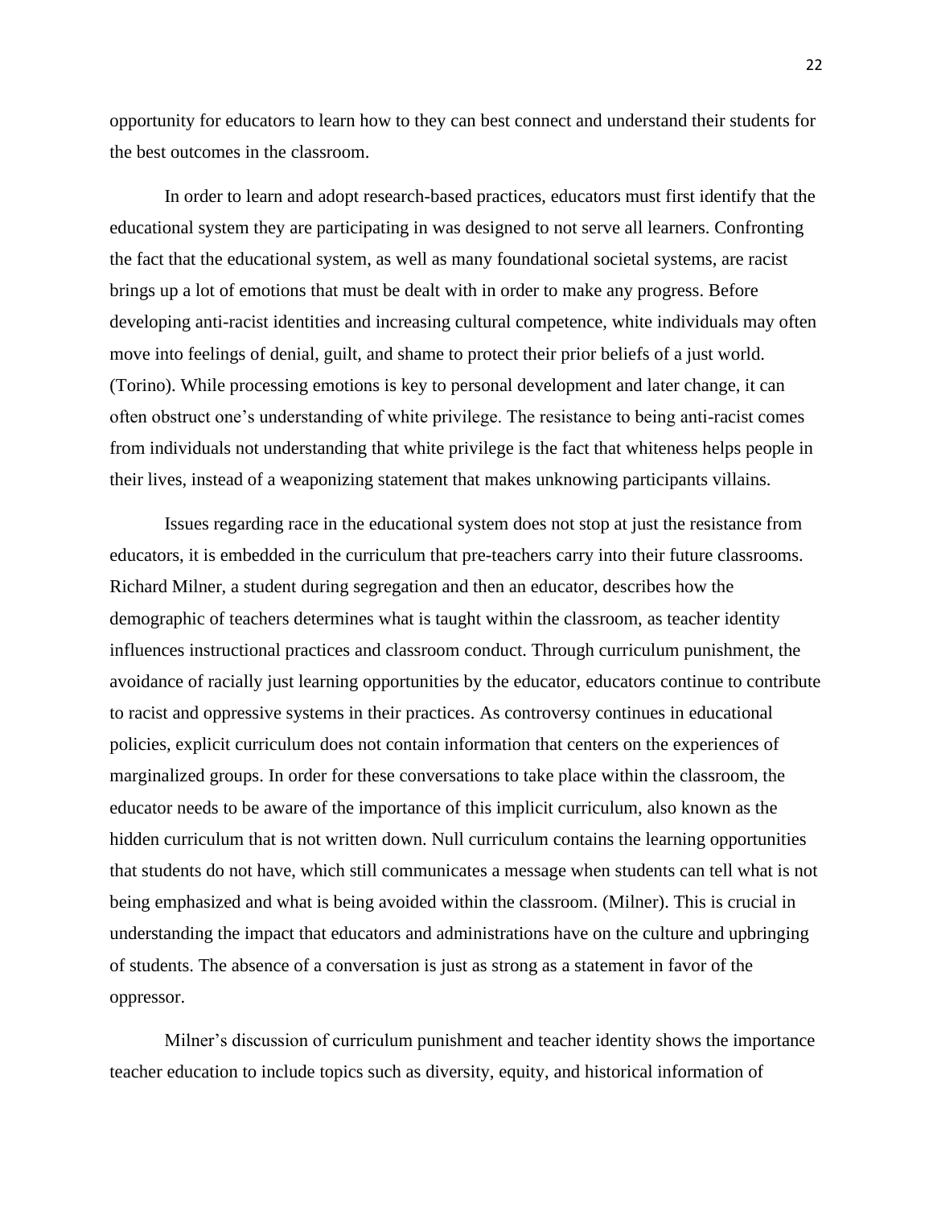opportunity for educators to learn how to they can best connect and understand their students for the best outcomes in the classroom.

In order to learn and adopt research-based practices, educators must first identify that the educational system they are participating in was designed to not serve all learners. Confronting the fact that the educational system, as well as many foundational societal systems, are racist brings up a lot of emotions that must be dealt with in order to make any progress. Before developing anti-racist identities and increasing cultural competence, white individuals may often move into feelings of denial, guilt, and shame to protect their prior beliefs of a just world. (Torino). While processing emotions is key to personal development and later change, it can often obstruct one's understanding of white privilege. The resistance to being anti-racist comes from individuals not understanding that white privilege is the fact that whiteness helps people in their lives, instead of a weaponizing statement that makes unknowing participants villains.

Issues regarding race in the educational system does not stop at just the resistance from educators, it is embedded in the curriculum that pre-teachers carry into their future classrooms. Richard Milner, a student during segregation and then an educator, describes how the demographic of teachers determines what is taught within the classroom, as teacher identity influences instructional practices and classroom conduct. Through curriculum punishment, the avoidance of racially just learning opportunities by the educator, educators continue to contribute to racist and oppressive systems in their practices. As controversy continues in educational policies, explicit curriculum does not contain information that centers on the experiences of marginalized groups. In order for these conversations to take place within the classroom, the educator needs to be aware of the importance of this implicit curriculum, also known as the hidden curriculum that is not written down. Null curriculum contains the learning opportunities that students do not have, which still communicates a message when students can tell what is not being emphasized and what is being avoided within the classroom. (Milner). This is crucial in understanding the impact that educators and administrations have on the culture and upbringing of students. The absence of a conversation is just as strong as a statement in favor of the oppressor.

Milner's discussion of curriculum punishment and teacher identity shows the importance teacher education to include topics such as diversity, equity, and historical information of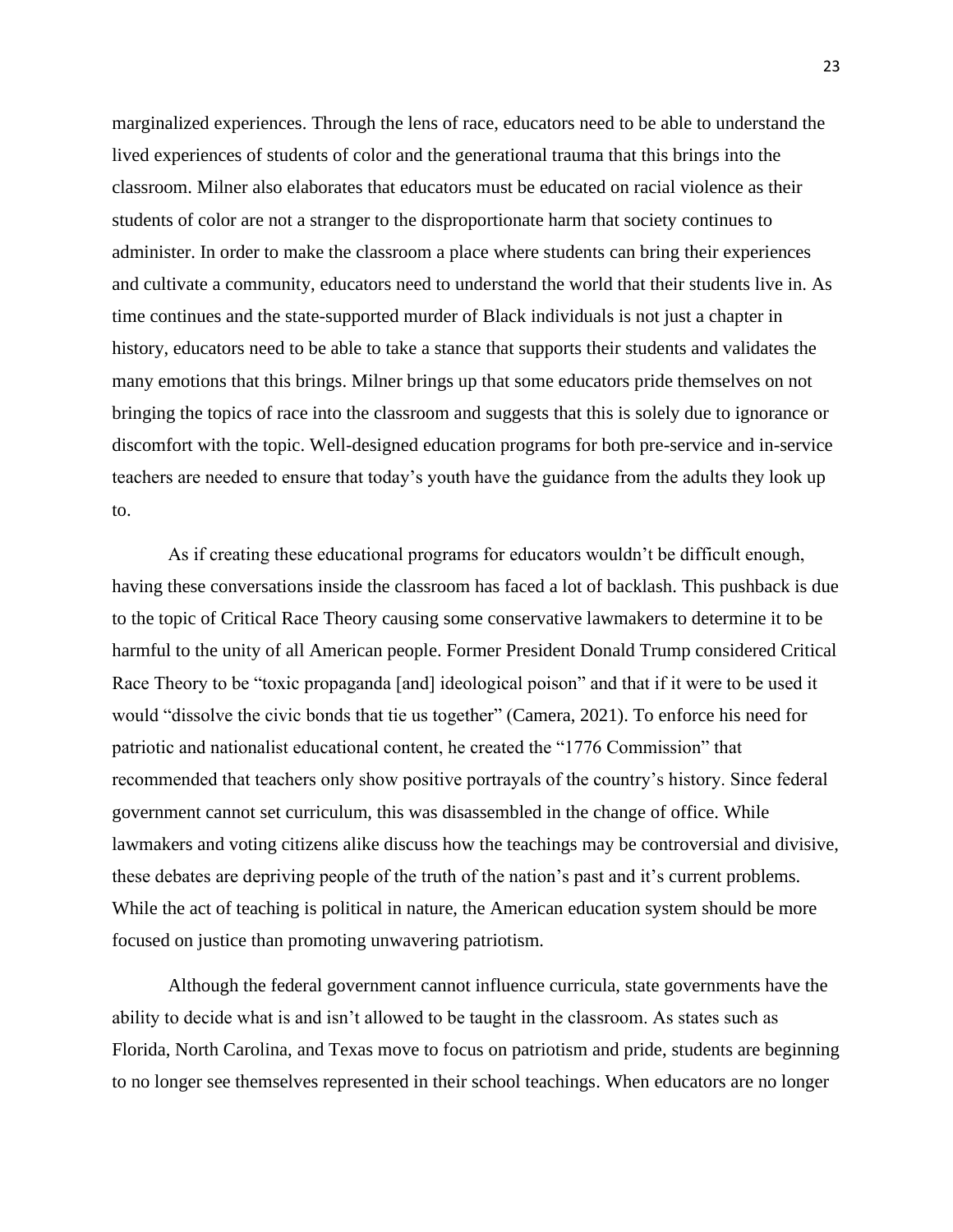marginalized experiences. Through the lens of race, educators need to be able to understand the lived experiences of students of color and the generational trauma that this brings into the classroom. Milner also elaborates that educators must be educated on racial violence as their students of color are not a stranger to the disproportionate harm that society continues to administer. In order to make the classroom a place where students can bring their experiences and cultivate a community, educators need to understand the world that their students live in. As time continues and the state-supported murder of Black individuals is not just a chapter in history, educators need to be able to take a stance that supports their students and validates the many emotions that this brings. Milner brings up that some educators pride themselves on not bringing the topics of race into the classroom and suggests that this is solely due to ignorance or discomfort with the topic. Well-designed education programs for both pre-service and in-service teachers are needed to ensure that today's youth have the guidance from the adults they look up to.

As if creating these educational programs for educators wouldn't be difficult enough, having these conversations inside the classroom has faced a lot of backlash. This pushback is due to the topic of Critical Race Theory causing some conservative lawmakers to determine it to be harmful to the unity of all American people. Former President Donald Trump considered Critical Race Theory to be "toxic propaganda [and] ideological poison" and that if it were to be used it would "dissolve the civic bonds that tie us together" (Camera, 2021). To enforce his need for patriotic and nationalist educational content, he created the "1776 Commission" that recommended that teachers only show positive portrayals of the country's history. Since federal government cannot set curriculum, this was disassembled in the change of office. While lawmakers and voting citizens alike discuss how the teachings may be controversial and divisive, these debates are depriving people of the truth of the nation's past and it's current problems. While the act of teaching is political in nature, the American education system should be more focused on justice than promoting unwavering patriotism.

Although the federal government cannot influence curricula, state governments have the ability to decide what is and isn't allowed to be taught in the classroom. As states such as Florida, North Carolina, and Texas move to focus on patriotism and pride, students are beginning to no longer see themselves represented in their school teachings. When educators are no longer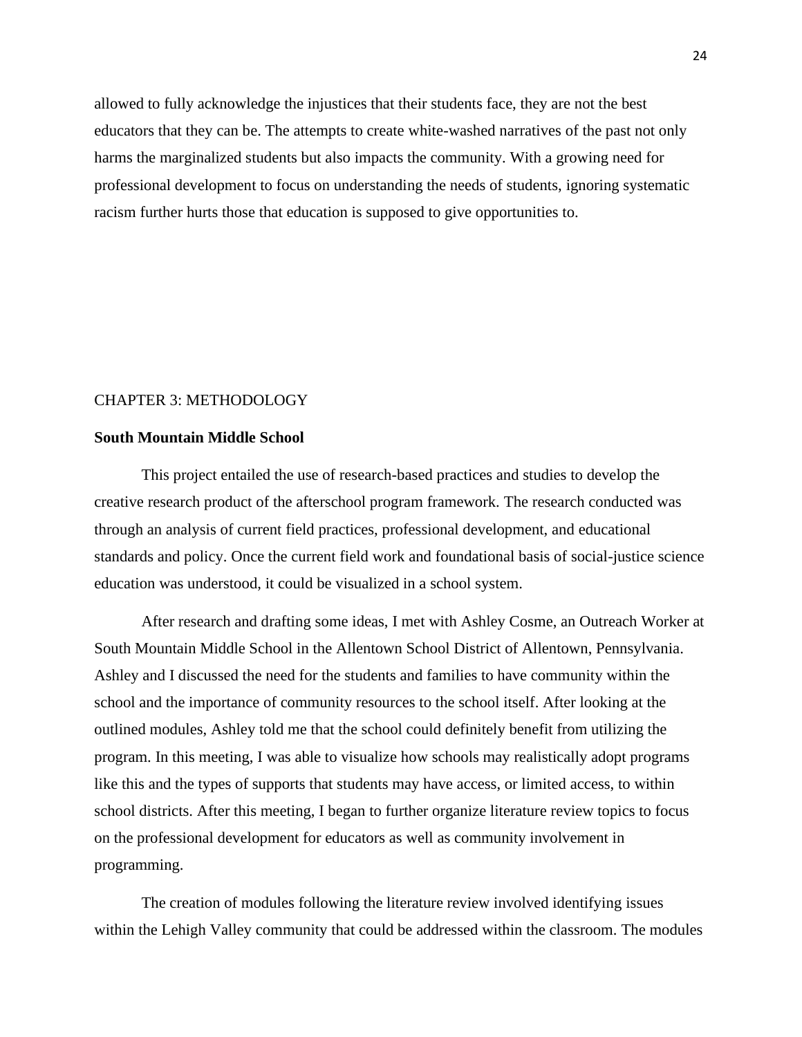allowed to fully acknowledge the injustices that their students face, they are not the best educators that they can be. The attempts to create white-washed narratives of the past not only harms the marginalized students but also impacts the community. With a growing need for professional development to focus on understanding the needs of students, ignoring systematic racism further hurts those that education is supposed to give opportunities to.

# CHAPTER 3: METHODOLOGY

## South Mountain Middle School

This project entailed the use of research-based practices and studies to develop the creative research product of the afterschool program framework. The research conducted was through an analysis of current field practices, professional development, and educational standards and policy. Once the current field work and foundational basis of social-justice science education was understood, it could be visualized in a school system.

After research and drafting some ideas, I met with Ashley Cosme, an Outreach Worker at South Mountain Middle School in the Allentown School District of Allentown, Pennsylvania. Ashley and I discussed the need for the students and families to have community within the school and the importance of community resources to the school itself. After looking at the outlined modules, Ashley told me that the school could definitely benefit from utilizing the program. In this meeting, I was able to visualize how schools may realistically adopt programs like this and the types of supports that students may have access, or limited access, to within school districts. After this meeting, I began to further organize literature review topics to focus on the professional development for educators as well as community involvement in programming.

The creation of modules following the literature review involved identifying issues within the Lehigh Valley community that could be addressed within the classroom. The modules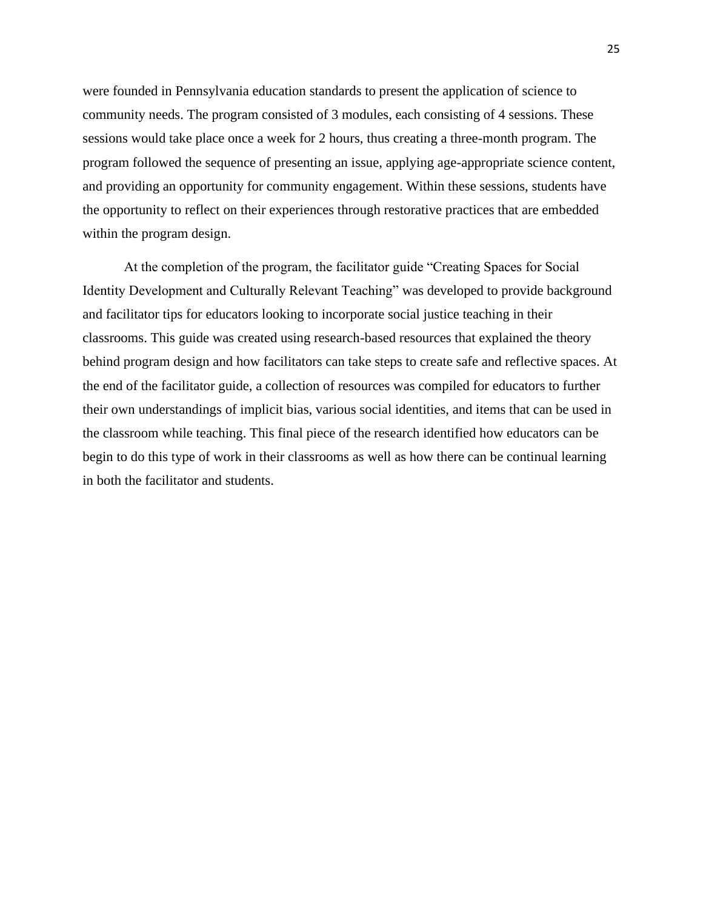were founded in Pennsylvania education standards to present the application of science to community needs. The program consisted of 3 modules, each consisting of 4 sessions. These sessions would take place once a week for 2 hours, thus creating a three-month program. The program followed the sequence of presenting an issue, applying age-appropriate science content, and providing an opportunity for community engagement. Within these sessions, students have the opportunity to reflect on their experiences through restorative practices that are embedded within the program design.

At the completion of the program, the facilitator guide "Creating Spaces for Social Identity Development and Culturally Relevant Teaching" was developed to provide background and facilitator tips for educators looking to incorporate social justice teaching in their classrooms. This guide was created using research-based resources that explained the theory behind program design and how facilitators can take steps to create safe and reflective spaces. At the end of the facilitator guide, a collection of resources was compiled for educators to further their own understandings of implicit bias, various social identities, and items that can be used in the classroom while teaching. This final piece of the research identified how educators can be begin to do this type of work in their classrooms as well as how there can be continual learning in both the facilitator and students.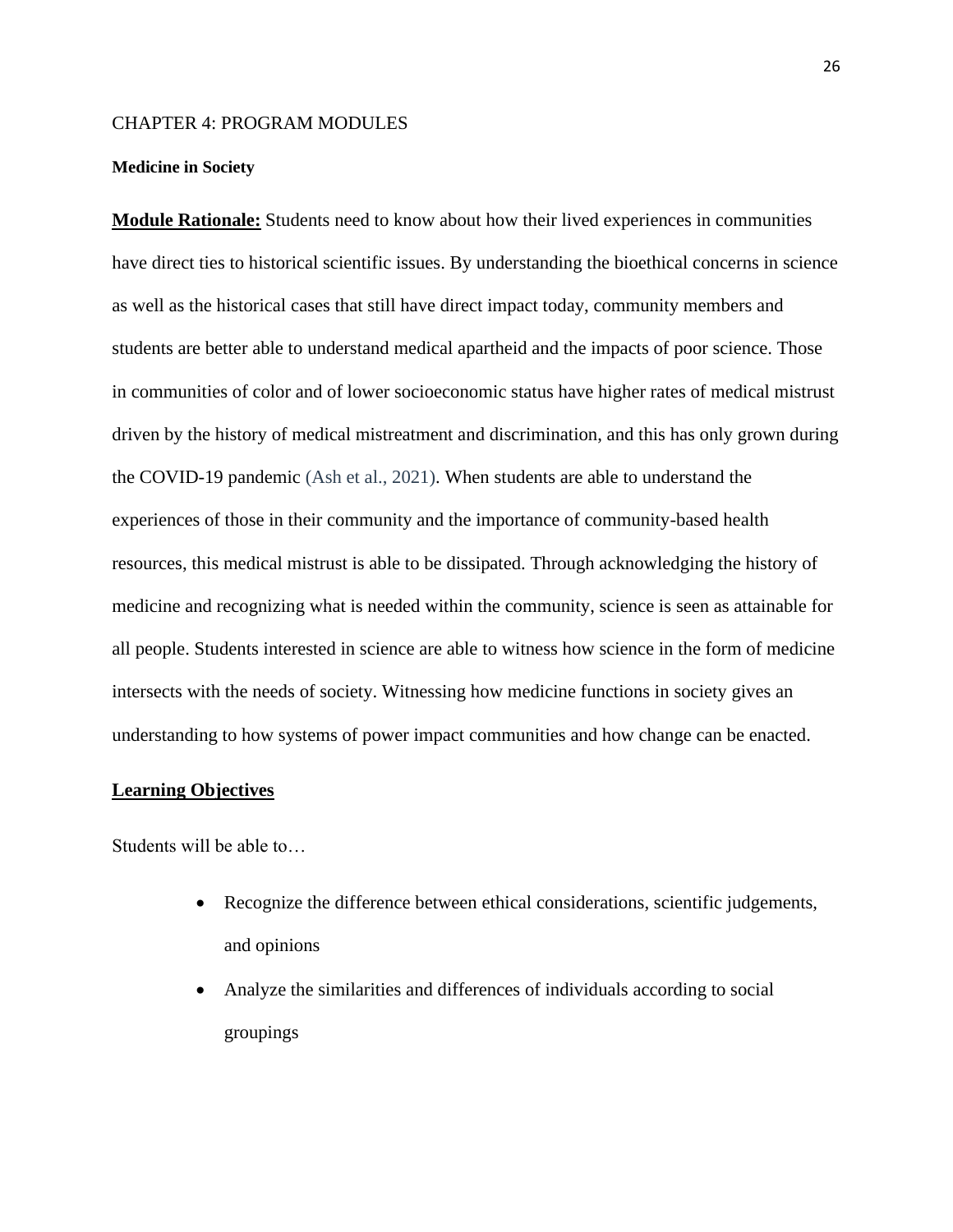# CHAPTER 4: PROGRAM MODULES

## Medicine in Society

**Module Rationale:** Students need to know about how their lived experiences in communities have direct ties to historical scientific issues. By understanding the bioethical concerns in science as well as the historical cases that still have direct impact today, community members and students are better able to understand medical apartheid and the impacts of poor science. Those in communities of color and of lower socioeconomic status have higher rates of medical mistrust driven by the history of medical mistreatment and discrimination, and this has only grown during the COVID-19 pandemic (Ash et al., 2021). When students are able to understand the experiences of those in their community and the importance of community-based health resources, this medical mistrust is able to be dissipated. Through acknowledging the history of medicine and recognizing what is needed within the community, science is seen as attainable for all people. Students interested in science are able to witness how science in the form of medicine intersects with the needs of society. Witnessing how medicine functions in society gives an understanding to how systems of power impact communities and how change can be enacted.

**Learning Objectives**

Students will be able to…

- Recognize the difference between ethical considerations, scientific judgements, and opinions
- Analyze the similarities and differences of individuals according to social groupings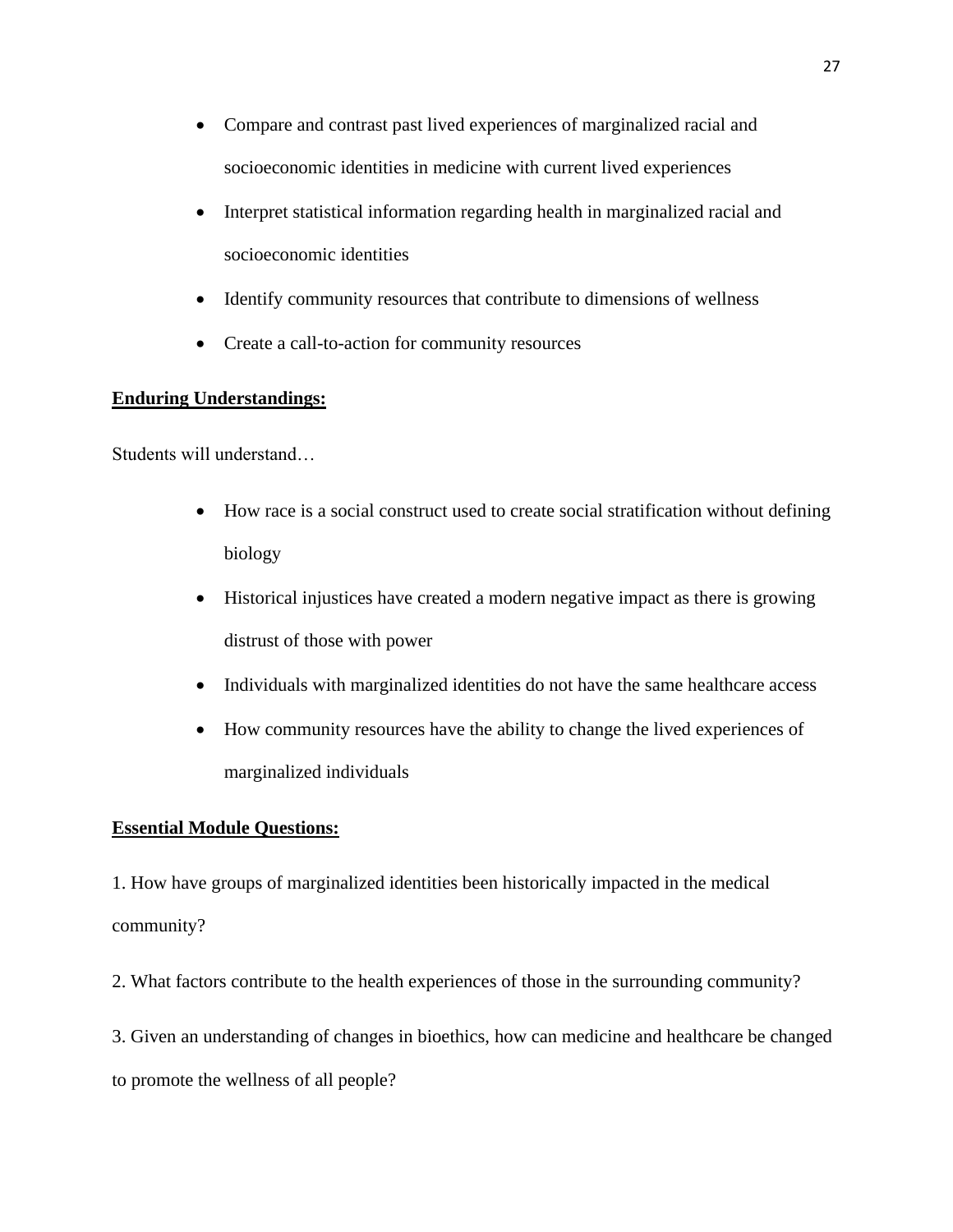- Compare and contrast past lived experiences of marginalized racial and socioeconomic identities in medicine with current lived experiences
- Interpret statistical information regarding health in marginalized racial and socioeconomic identities
- Identify community resources that contribute to dimensions of wellness
- Create a call-to-action for community resources

**Enduring Understandings:**

Students will understand…

- How race is a social construct used to create social stratification without defining biology
- Historical injustices have created a modern negative impact as there is growing distrust of those with power
- Individuals with marginalized identities do not have the same healthcare access
- How community resources have the ability to change the lived experiences of marginalized individuals

**Essential Module Questions:**

1. How have groups of marginalized identities been historically impacted in the medical community?

2. What factors contribute to the health experiences of those in the surrounding community?

3. Given an understanding of changes in bioethics, how can medicine and healthcare be changed to promote the wellness of all people?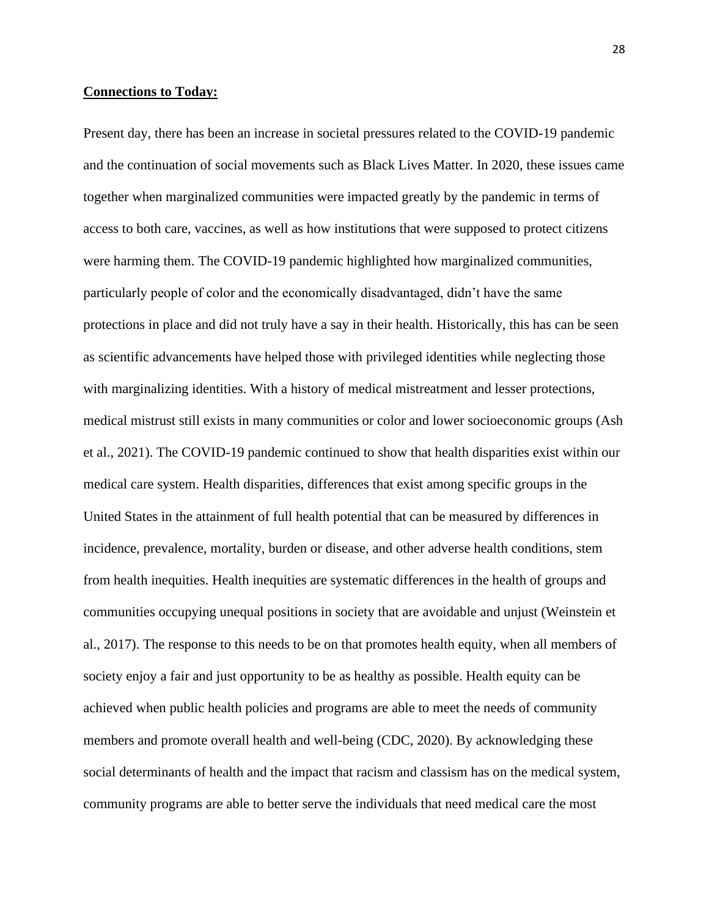**Connections to Today:**

Present day, there has been an increase in societal pressures related to the COVID-19 pandemic and the continuation of social movements such as Black Lives Matter. In 2020, these issues came together when marginalized communities were impacted greatly by the pandemic in terms of access to both care, vaccines, as well as how institutions that were supposed to protect citizens were harming them. The COVID-19 pandemic highlighted how marginalized communities, particularly people of color and the economically disadvantaged, didn't have the same protections in place and did not truly have a say in their health. Historically, this has can be seen as scientific advancements have helped those with privileged identities while neglecting those with marginalizing identities. With a history of medical mistreatment and lesser protections, medical mistrust still exists in many communities or color and lower socioeconomic groups (Ash et al., 2021). The COVID-19 pandemic continued to show that health disparities exist within our medical care system. Health disparities, differences that exist among specific groups in the United States in the attainment of full health potential that can be measured by differences in incidence, prevalence, mortality, burden or disease, and other adverse health conditions, stem from health inequities. Health inequities are systematic differences in the health of groups and communities occupying unequal positions in society that are avoidable and unjust (Weinstein et al., 2017). The response to this needs to be on that promotes health equity, when all members of society enjoy a fair and just opportunity to be as healthy as possible. Health equity can be achieved when public health policies and programs are able to meet the needs of community members and promote overall health and well-being (CDC, 2020). By acknowledging these social determinants of health and the impact that racism and classism has on the medical system, community programs are able to better serve the individuals that need medical care the most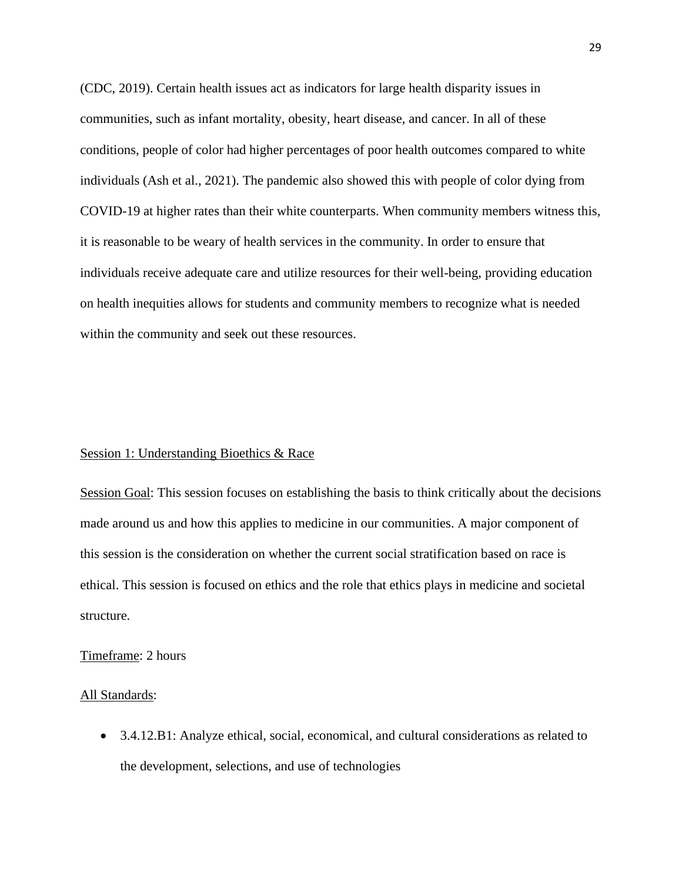(CDC, 2019). Certain health issues act as indicators for large health disparity issues in communities, such as infant mortality, obesity, heart disease, and cancer. In all of these conditions, people of color had higher percentages of poor health outcomes compared to white individuals (Ash et al., 2021). The pandemic also showed this with people of color dying from COVID-19 at higher rates than their white counterparts. When community members witness this, it is reasonable to be weary of health services in the community. In order to ensure that individuals receive adequate care and utilize resources for their well-being, providing education on health inequities allows for students and community members to recognize what is needed within the community and seek out these resources.

## Session 1: Understanding Bioethics & Race

Session Goal: This session focuses on establishing the basis to think critically about the decisions made around us and how this applies to medicine in our communities. A major component of this session is the consideration on whether the current social stratification based on race is ethical. This session is focused on ethics and the role that ethics plays in medicine and societal structure.

Timeframe: 2 hours

All Standards:

- 3.4.12.B1: Analyze ethical, social, economical, and cultural considerations as related to the development, selections, and use of technologies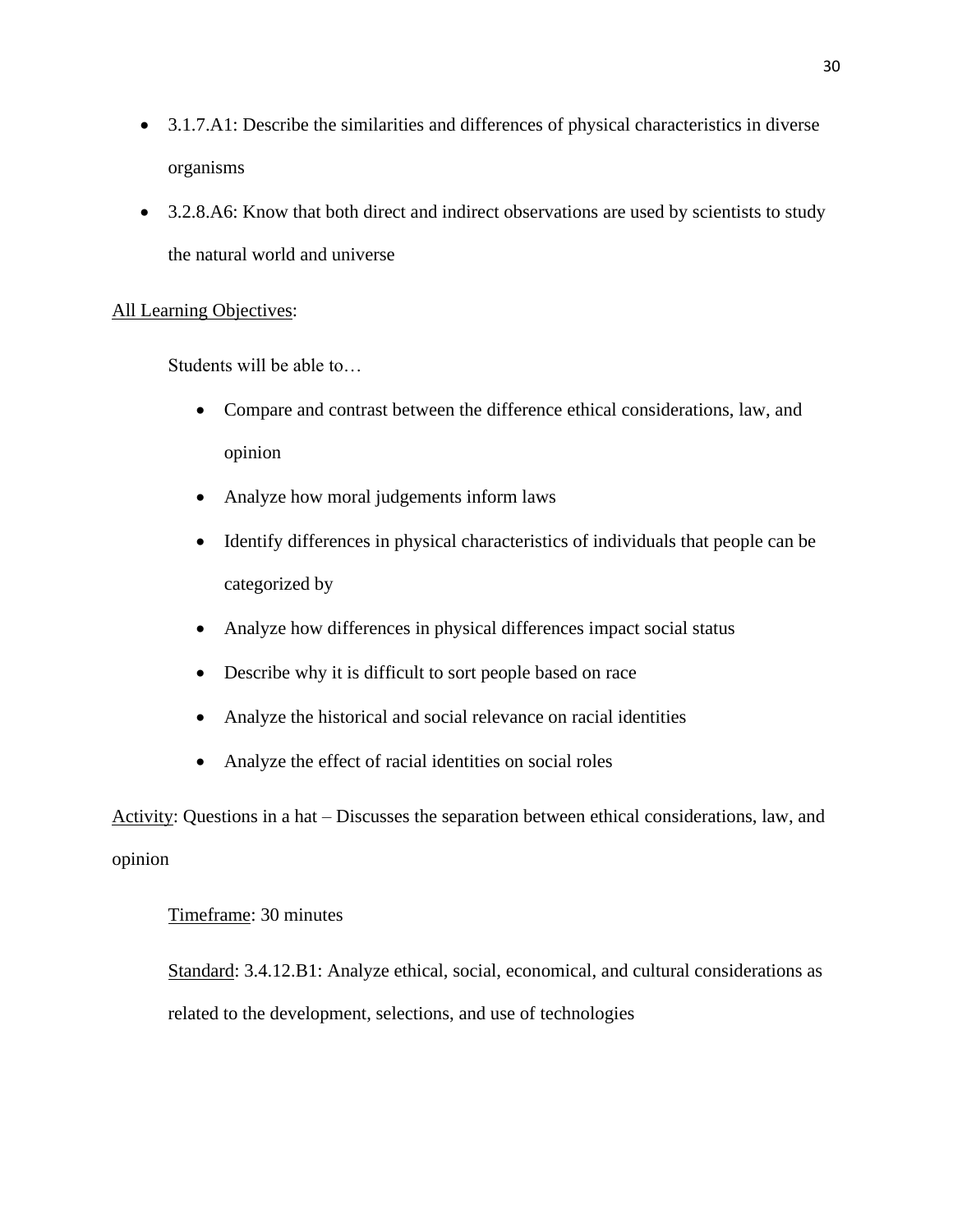- 3.1.7.A1: Describe the similarities and differences of physical characteristics in diverse organisms
- 3.2.8.A6: Know that both direct and indirect observations are used by scientists to study the natural world and universe

<u>All Learning Objectives</u>:

Students will be able to…

- Compare and contrast between the difference ethical considerations, law, and opinion
- Analyze how moral judgements inform laws
- Identify differences in physical characteristics of individuals that people can be categorized by
- Analyze how differences in physical differences impact social status
- Describe why it is difficult to sort people based on race
- Analyze the historical and social relevance on racial identities
- Analyze the effect of racial identities on social roles

<u>Activity</u>: Questions in a hat – Discusses the separation between ethical considerations, law, and opinion

<u>Timeframe</u>: 30 minutes

<u>Standard</u>: 3.4.12.B1: Analyze ethical, social, economical, and cultural considerations as related to the development, selections, and use of technologies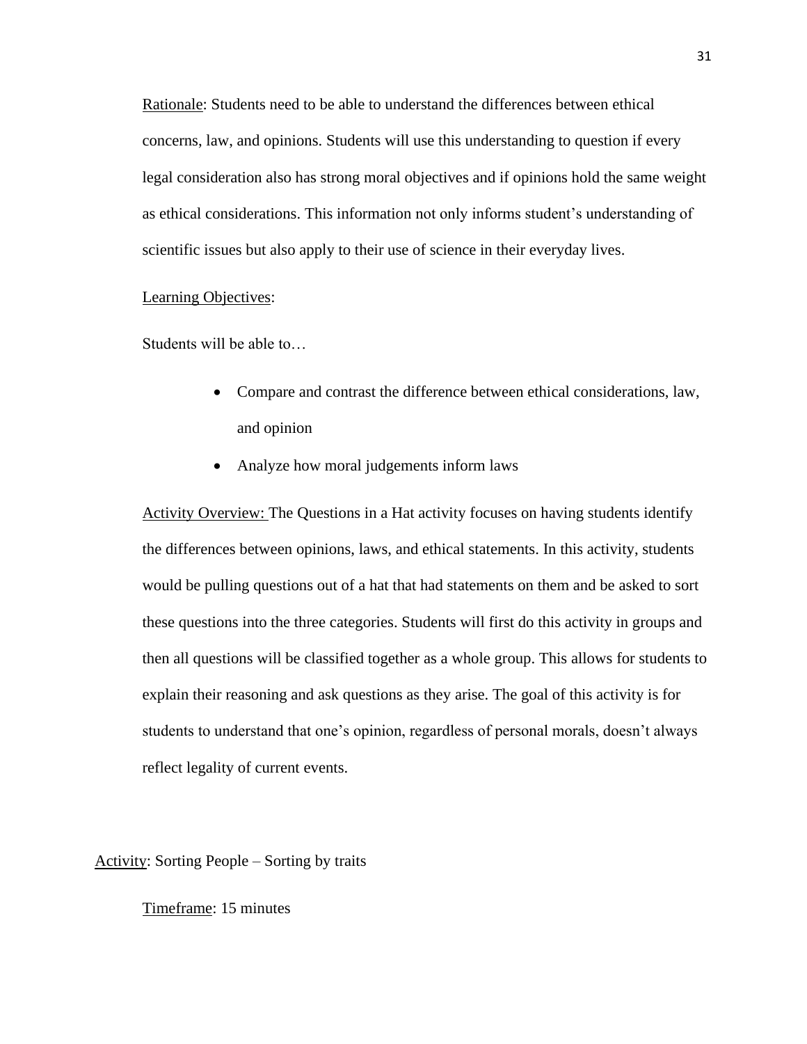Rationale: Students need to be able to understand the differences between ethical concerns, law, and opinions. Students will use this understanding to question if every legal consideration also has strong moral objectives and if opinions hold the same weight as ethical considerations. This information not only informs student's understanding of scientific issues but also apply to their use of science in their everyday lives.

Learning Objectives:

Students will be able to…

- Compare and contrast the difference between ethical considerations, law, and opinion
- Analyze how moral judgements inform laws

Activity Overview: The Questions in a Hat activity focuses on having students identify the differences between opinions, laws, and ethical statements. In this activity, students would be pulling questions out of a hat that had statements on them and be asked to sort these questions into the three categories. Students will first do this activity in groups and then all questions will be classified together as a whole group. This allows for students to explain their reasoning and ask questions as they arise. The goal of this activity is for students to understand that one's opinion, regardless of personal morals, doesn't always reflect legality of current events.

Activity: Sorting People – Sorting by traits

Timeframe: 15 minutes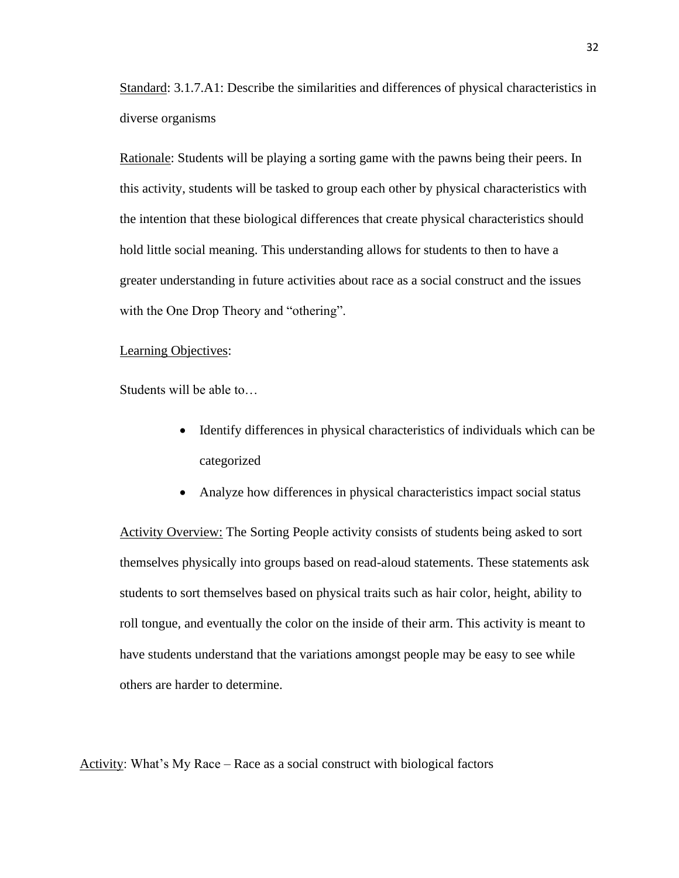Standard: 3.1.7.A1: Describe the similarities and differences of physical characteristics in diverse organisms

Rationale: Students will be playing a sorting game with the pawns being their peers. In this activity, students will be tasked to group each other by physical characteristics with the intention that these biological differences that create physical characteristics should hold little social meaning. This understanding allows for students to then to have a greater understanding in future activities about race as a social construct and the issues with the One Drop Theory and "othering".

Learning Objectives:

Students will be able to…

- Identify differences in physical characteristics of individuals which can be categorized
- Analyze how differences in physical characteristics impact social status

Activity Overview: The Sorting People activity consists of students being asked to sort themselves physically into groups based on read-aloud statements. These statements ask students to sort themselves based on physical traits such as hair color, height, ability to roll tongue, and eventually the color on the inside of their arm. This activity is meant to have students understand that the variations amongst people may be easy to see while others are harder to determine.

Activity: What's My Race – Race as a social construct with biological factors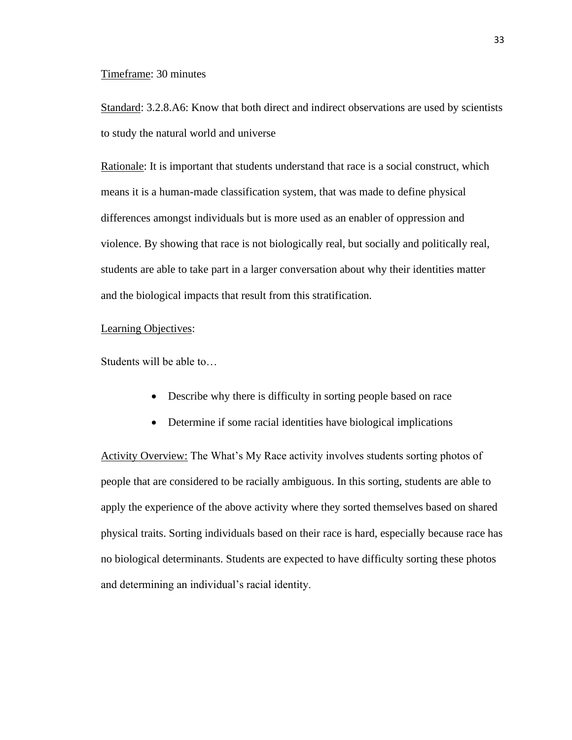Timeframe: 30 minutes

Standard: 3.2.8.A6: Know that both direct and indirect observations are used by scientists to study the natural world and universe

Rationale: It is important that students understand that race is a social construct, which means it is a human-made classification system, that was made to define physical differences amongst individuals but is more used as an enabler of oppression and violence. By showing that race is not biologically real, but socially and politically real, students are able to take part in a larger conversation about why their identities matter and the biological impacts that result from this stratification.

Learning Objectives:

Students will be able to…

- Describe why there is difficulty in sorting people based on race
- Determine if some racial identities have biological implications

Activity Overview: The What's My Race activity involves students sorting photos of people that are considered to be racially ambiguous. In this sorting, students are able to apply the experience of the above activity where they sorted themselves based on shared physical traits. Sorting individuals based on their race is hard, especially because race has no biological determinants. Students are expected to have difficulty sorting these photos and determining an individual's racial identity.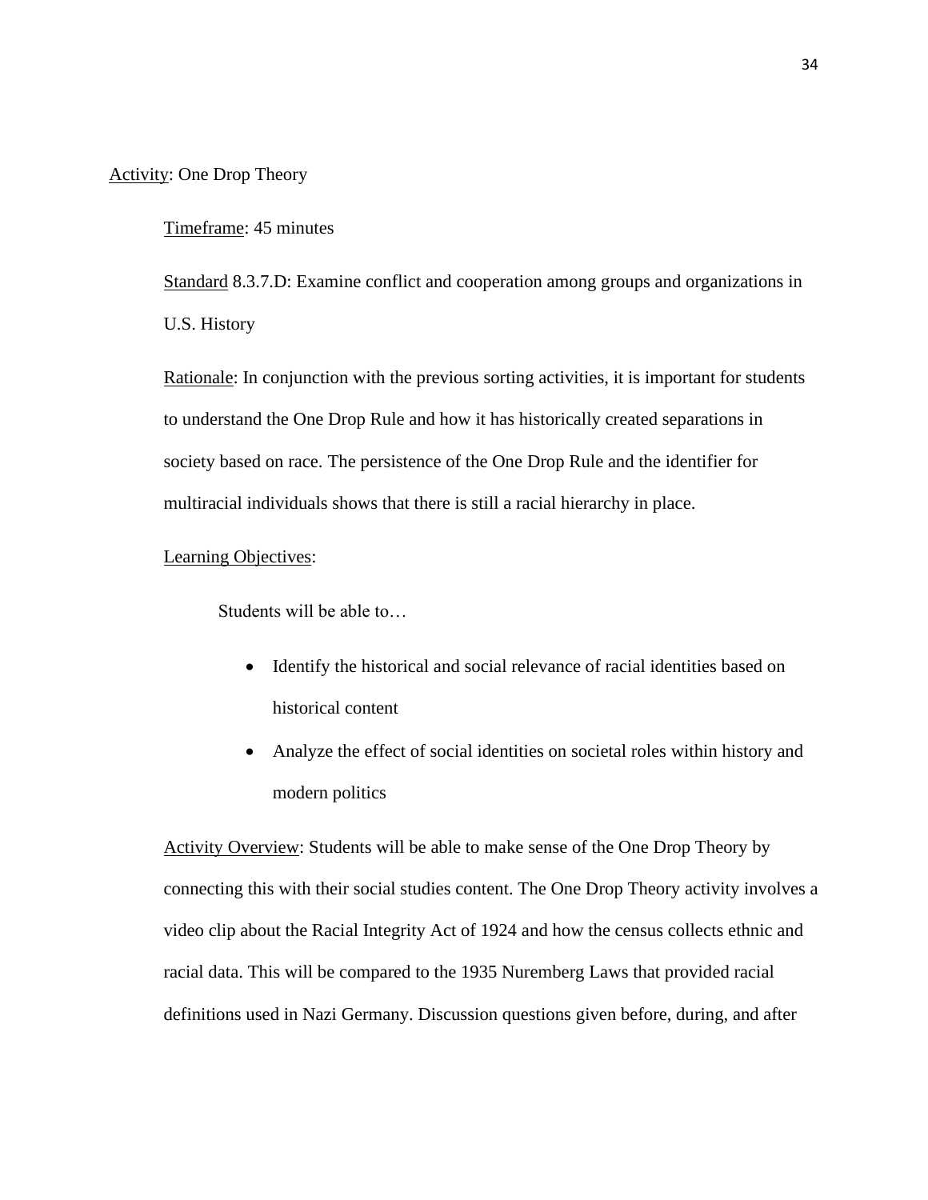Activity: One Drop Theory

Timeframe: 45 minutes

Standard 8.3.7.D: Examine conflict and cooperation among groups and organizations in U.S. History

Rationale: In conjunction with the previous sorting activities, it is important for students to understand the One Drop Rule and how it has historically created separations in society based on race. The persistence of the One Drop Rule and the identifier for multiracial individuals shows that there is still a racial hierarchy in place.

Learning Objectives:

Students will be able to…

- Identify the historical and social relevance of racial identities based on historical content
- Analyze the effect of social identities on societal roles within history and modern politics

Activity Overview: Students will be able to make sense of the One Drop Theory by connecting this with their social studies content. The One Drop Theory activity involves a video clip about the Racial Integrity Act of 1924 and how the census collects ethnic and racial data. This will be compared to the 1935 Nuremberg Laws that provided racial definitions used in Nazi Germany. Discussion questions given before, during, and after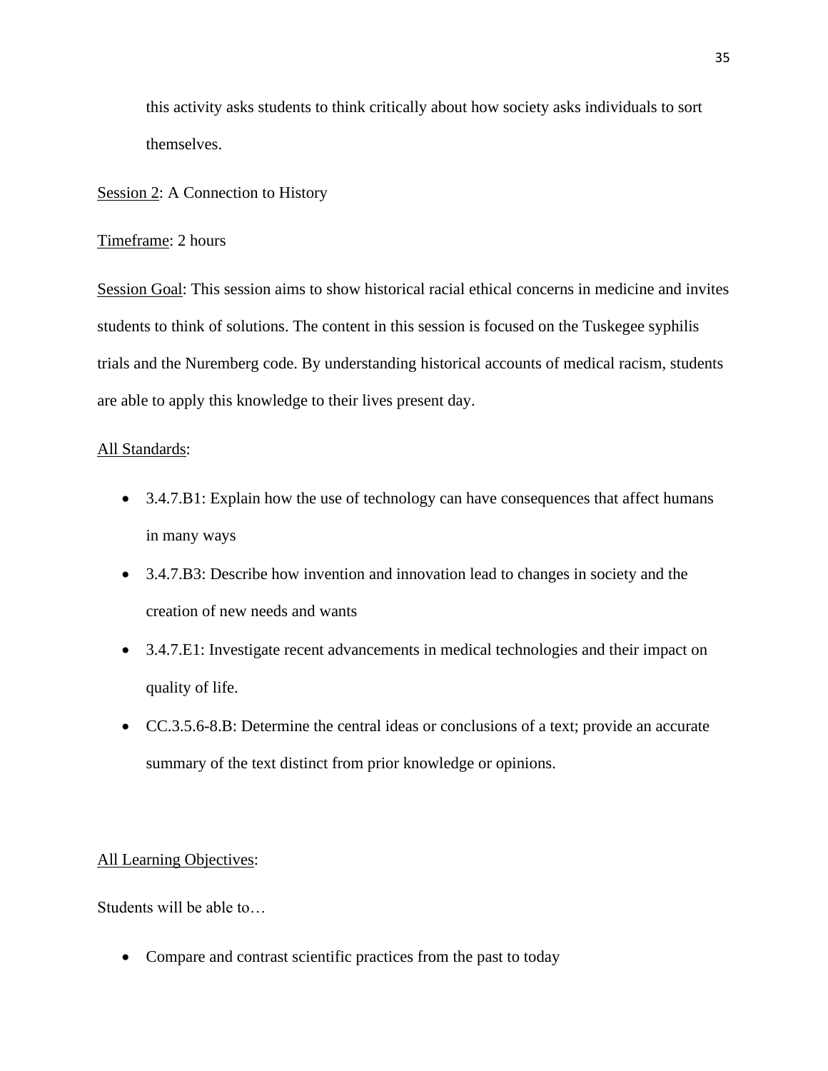this activity asks students to think critically about how society asks individuals to sort themselves.

Session 2: A Connection to History

Timeframe: 2 hours

Session Goal: This session aims to show historical racial ethical concerns in medicine and invites students to think of solutions. The content in this session is focused on the Tuskegee syphilis trials and the Nuremberg code. By understanding historical accounts of medical racism, students are able to apply this knowledge to their lives present day.

All Standards:

- 3.4.7.B1: Explain how the use of technology can have consequences that affect humans in many ways
- 3.4.7.B3: Describe how invention and innovation lead to changes in society and the creation of new needs and wants
- 3.4.7.E1: Investigate recent advancements in medical technologies and their impact on quality of life.
- CC.3.5.6-8.B: Determine the central ideas or conclusions of a text; provide an accurate summary of the text distinct from prior knowledge or opinions.

All Learning Objectives:

Students will be able to…

- Compare and contrast scientific practices from the past to today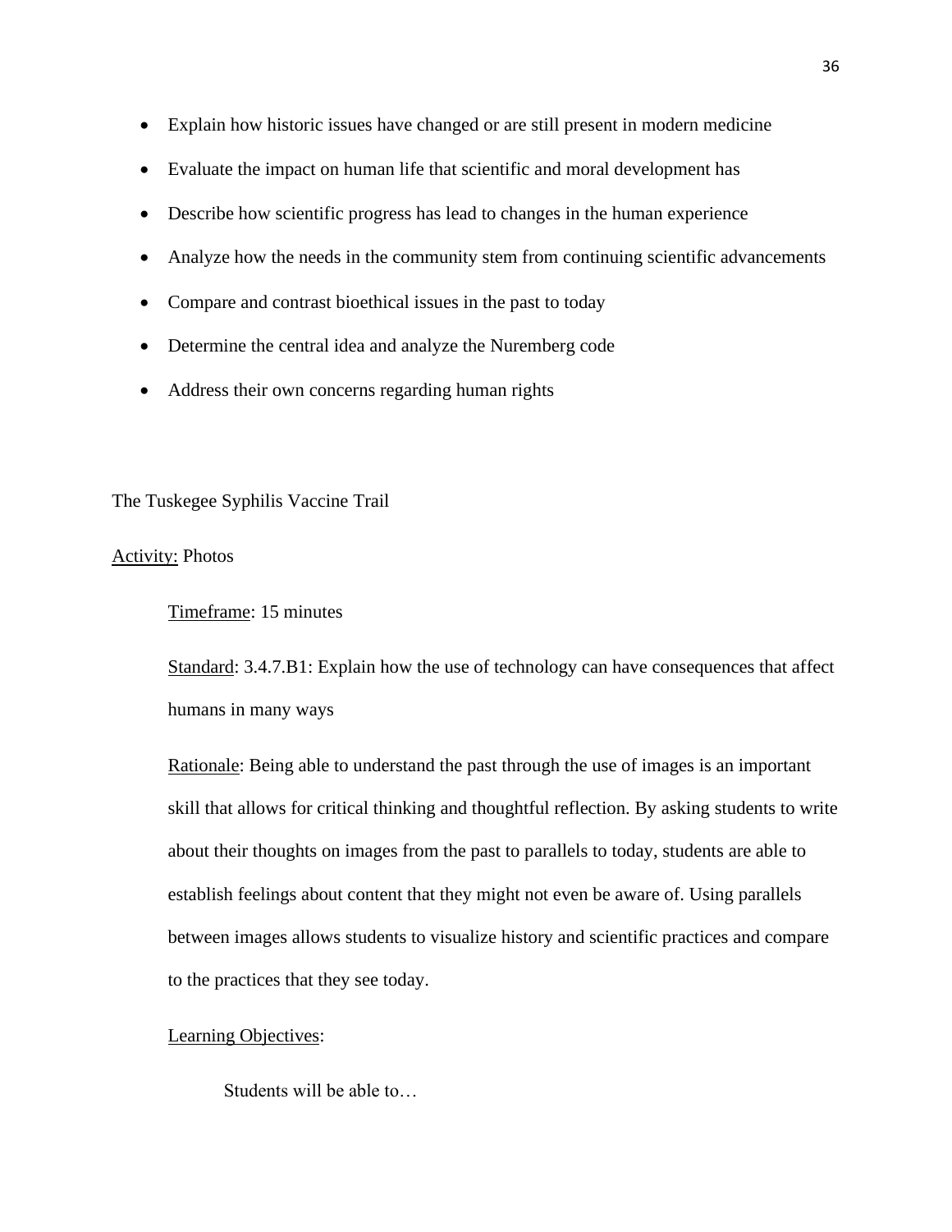- Explain how historic issues have changed or are still present in modern medicine
- Evaluate the impact on human life that scientific and moral development has
- Describe how scientific progress has lead to changes in the human experience
- Analyze how the needs in the community stem from continuing scientific advancements
- Compare and contrast bioethical issues in the past to today
- Determine the central idea and analyze the Nuremberg code
- Address their own concerns regarding human rights

The Tuskegee Syphilis Vaccine Trail

Activity: Photos

Timeframe: 15 minutes

Standard: 3.4.7.B1: Explain how the use of technology can have consequences that affect humans in many ways

Rationale: Being able to understand the past through the use of images is an important skill that allows for critical thinking and thoughtful reflection. By asking students to write about their thoughts on images from the past to parallels to today, students are able to establish feelings about content that they might not even be aware of. Using parallels between images allows students to visualize history and scientific practices and compare to the practices that they see today.

Learning Objectives:

Students will be able to…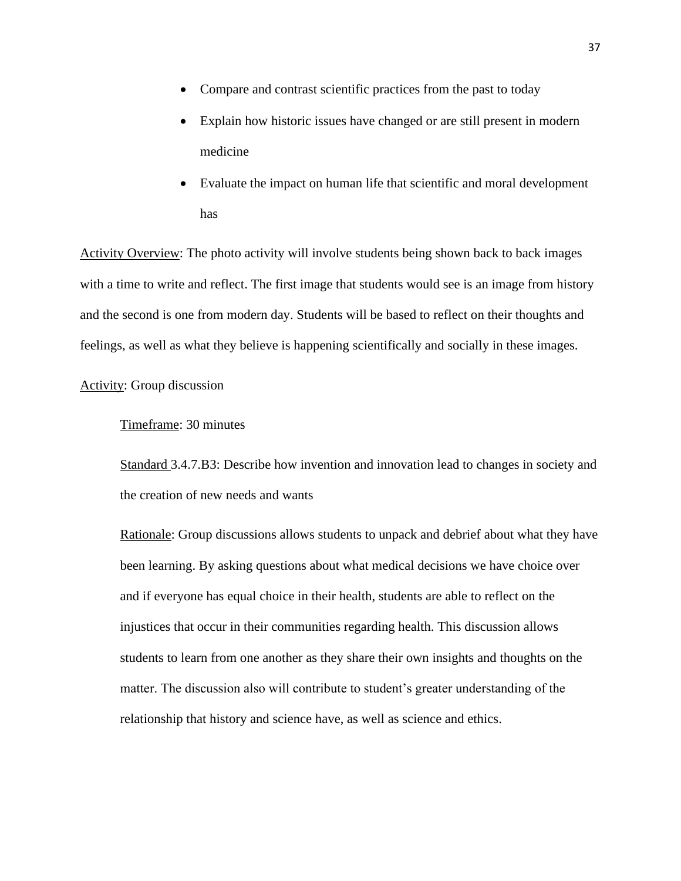- Compare and contrast scientific practices from the past to today
- Explain how historic issues have changed or are still present in modern medicine
- Evaluate the impact on human life that scientific and moral development has

Activity Overview: The photo activity will involve students being shown back to back images with a time to write and reflect. The first image that students would see is an image from history and the second is one from modern day. Students will be based to reflect on their thoughts and feelings, as well as what they believe is happening scientifically and socially in these images.

Activity: Group discussion

> Timeframe: 30 minutes
>
> Standard 3.4.7.B3: Describe how invention and innovation lead to changes in society and the creation of new needs and wants
>
> Rationale: Group discussions allows students to unpack and debrief about what they have been learning. By asking questions about what medical decisions we have choice over and if everyone has equal choice in their health, students are able to reflect on the injustices that occur in their communities regarding health. This discussion allows students to learn from one another as they share their own insights and thoughts on the matter. The discussion also will contribute to student's greater understanding of the relationship that history and science have, as well as science and ethics.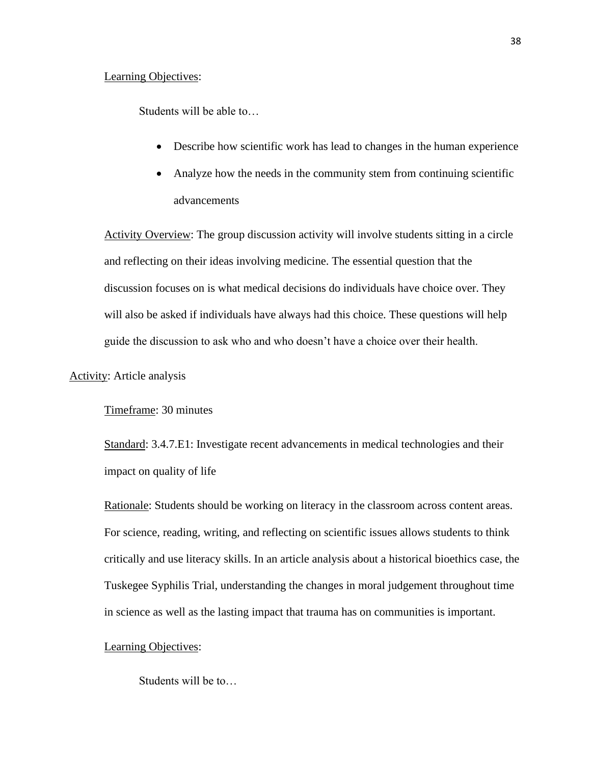Learning Objectives:

Students will be able to…

- Describe how scientific work has lead to changes in the human experience
- Analyze how the needs in the community stem from continuing scientific advancements

Activity Overview: The group discussion activity will involve students sitting in a circle and reflecting on their ideas involving medicine. The essential question that the discussion focuses on is what medical decisions do individuals have choice over. They will also be asked if individuals have always had this choice. These questions will help guide the discussion to ask who and who doesn't have a choice over their health.

Activity: Article analysis

Timeframe: 30 minutes

Standard: 3.4.7.E1: Investigate recent advancements in medical technologies and their impact on quality of life

Rationale: Students should be working on literacy in the classroom across content areas. For science, reading, writing, and reflecting on scientific issues allows students to think critically and use literacy skills. In an article analysis about a historical bioethics case, the Tuskegee Syphilis Trial, understanding the changes in moral judgement throughout time in science as well as the lasting impact that trauma has on communities is important.

Learning Objectives:

Students will be to…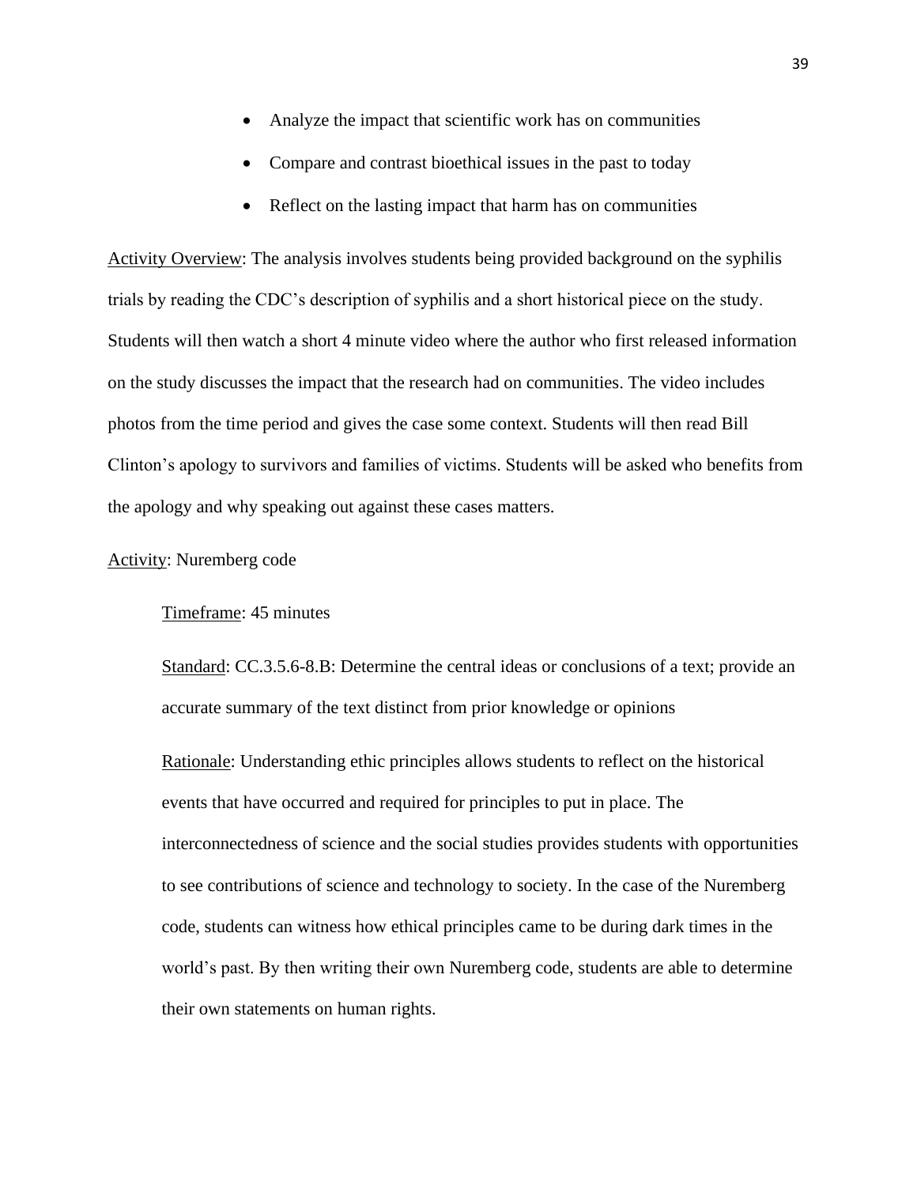- Analyze the impact that scientific work has on communities
- Compare and contrast bioethical issues in the past to today
- Reflect on the lasting impact that harm has on communities

<u>Activity Overview</u>: The analysis involves students being provided background on the syphilis trials by reading the CDC's description of syphilis and a short historical piece on the study. Students will then watch a short 4 minute video where the author who first released information on the study discusses the impact that the research had on communities. The video includes photos from the time period and gives the case some context. Students will then read Bill Clinton's apology to survivors and families of victims. Students will be asked who benefits from the apology and why speaking out against these cases matters.

<u>Activity</u>: Nuremberg code

> <u>Timeframe</u>: 45 minutes
>
> <u>Standard</u>: CC.3.5.6-8.B: Determine the central ideas or conclusions of a text; provide an accurate summary of the text distinct from prior knowledge or opinions
>
> <u>Rationale</u>: Understanding ethic principles allows students to reflect on the historical events that have occurred and required for principles to put in place. The interconnectedness of science and the social studies provides students with opportunities to see contributions of science and technology to society. In the case of the Nuremberg code, students can witness how ethical principles came to be during dark times in the world's past. By then writing their own Nuremberg code, students are able to determine their own statements on human rights.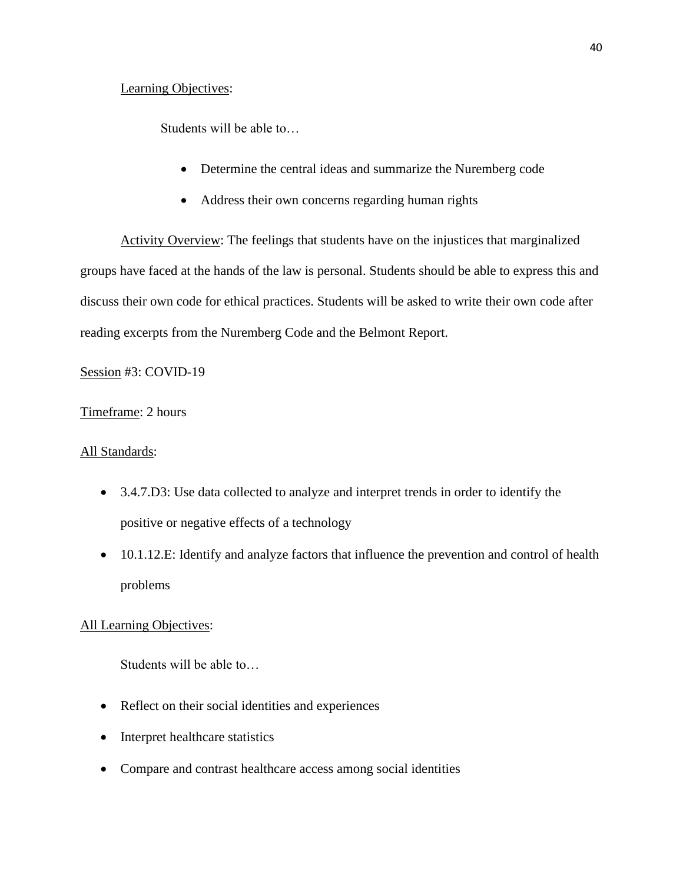Learning Objectives:

Students will be able to…

- Determine the central ideas and summarize the Nuremberg code
- Address their own concerns regarding human rights

Activity Overview: The feelings that students have on the injustices that marginalized groups have faced at the hands of the law is personal. Students should be able to express this and discuss their own code for ethical practices. Students will be asked to write their own code after reading excerpts from the Nuremberg Code and the Belmont Report.

Session #3: COVID-19

Timeframe: 2 hours

All Standards:

- 3.4.7.D3: Use data collected to analyze and interpret trends in order to identify the positive or negative effects of a technology
- 10.1.12.E: Identify and analyze factors that influence the prevention and control of health problems

All Learning Objectives:

Students will be able to…

- Reflect on their social identities and experiences
- Interpret healthcare statistics
- Compare and contrast healthcare access among social identities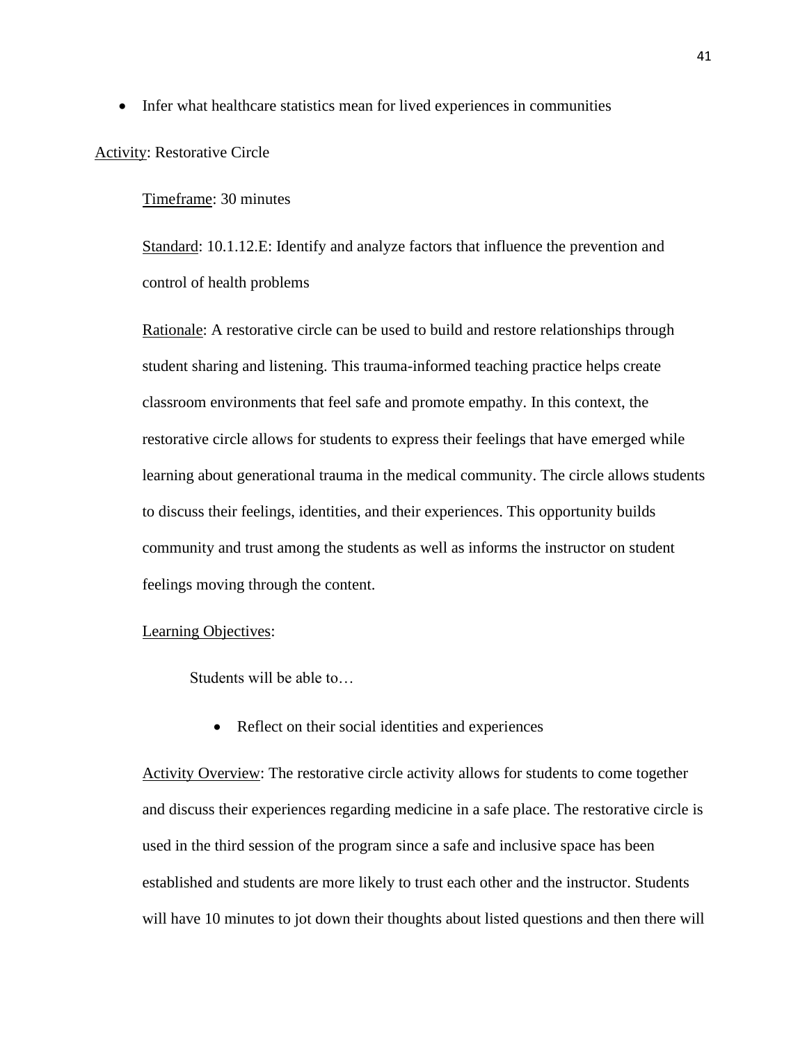- Infer what healthcare statistics mean for lived experiences in communities

Activity: Restorative Circle

Timeframe: 30 minutes

Standard: 10.1.12.E: Identify and analyze factors that influence the prevention and control of health problems

Rationale: A restorative circle can be used to build and restore relationships through student sharing and listening. This trauma-informed teaching practice helps create classroom environments that feel safe and promote empathy. In this context, the restorative circle allows for students to express their feelings that have emerged while learning about generational trauma in the medical community. The circle allows students to discuss their feelings, identities, and their experiences. This opportunity builds community and trust among the students as well as informs the instructor on student feelings moving through the content.

Learning Objectives:

Students will be able to…

- Reflect on their social identities and experiences

Activity Overview: The restorative circle activity allows for students to come together and discuss their experiences regarding medicine in a safe place. The restorative circle is used in the third session of the program since a safe and inclusive space has been established and students are more likely to trust each other and the instructor. Students will have 10 minutes to jot down their thoughts about listed questions and then there will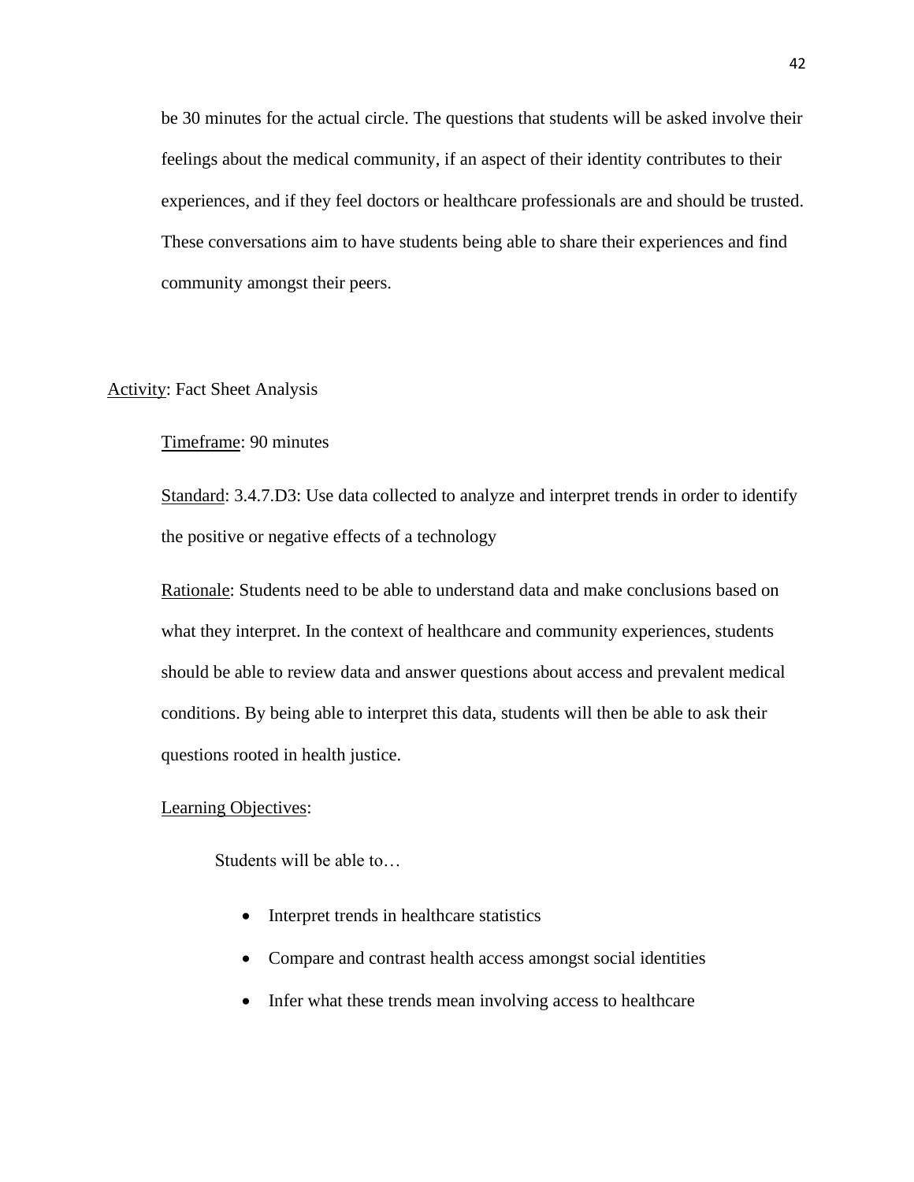be 30 minutes for the actual circle. The questions that students will be asked involve their feelings about the medical community, if an aspect of their identity contributes to their experiences, and if they feel doctors or healthcare professionals are and should be trusted. These conversations aim to have students being able to share their experiences and find community amongst their peers.

Activity: Fact Sheet Analysis

Timeframe: 90 minutes

Standard: 3.4.7.D3: Use data collected to analyze and interpret trends in order to identify the positive or negative effects of a technology

Rationale: Students need to be able to understand data and make conclusions based on what they interpret. In the context of healthcare and community experiences, students should be able to review data and answer questions about access and prevalent medical conditions. By being able to interpret this data, students will then be able to ask their questions rooted in health justice.

Learning Objectives:

Students will be able to…

- Interpret trends in healthcare statistics
- Compare and contrast health access amongst social identities
- Infer what these trends mean involving access to healthcare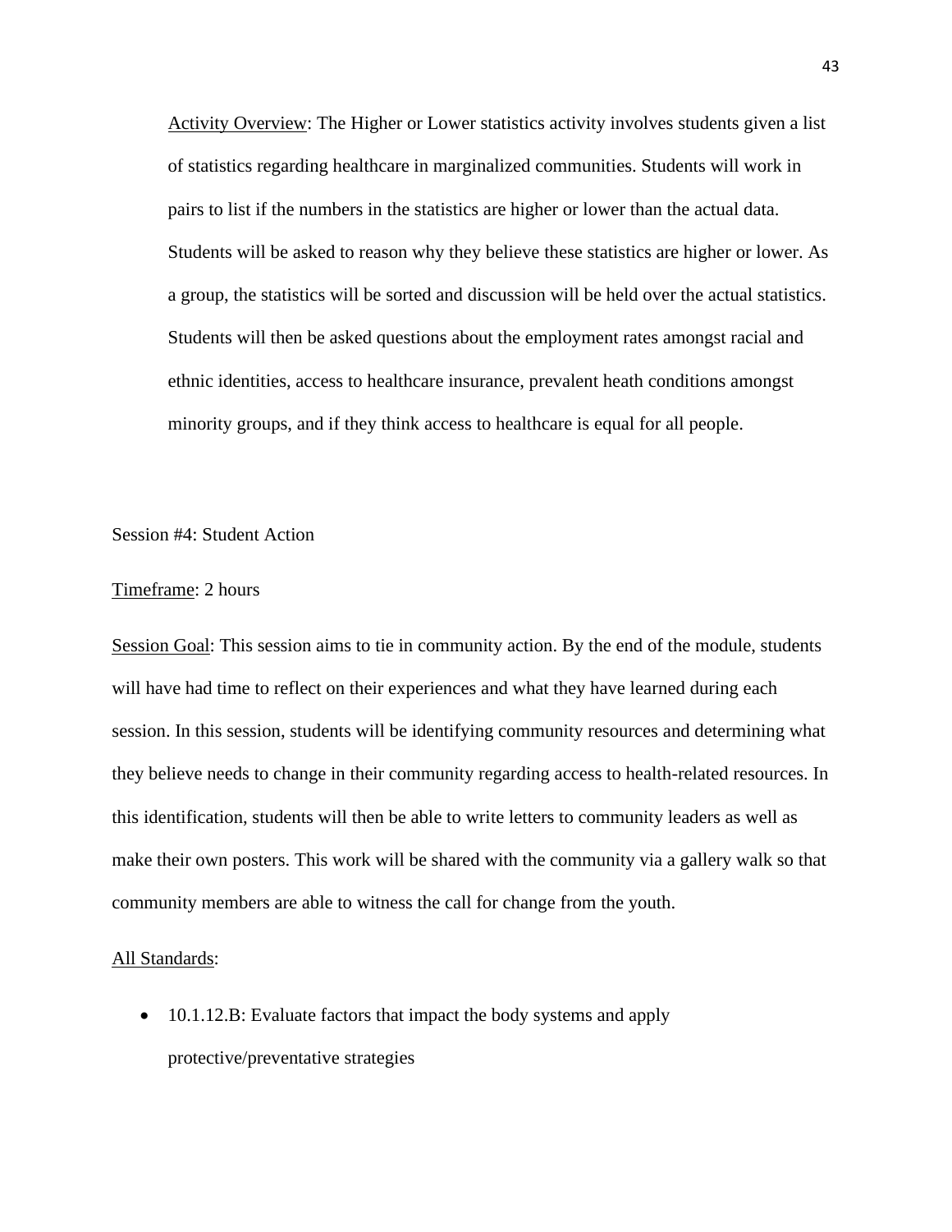Activity Overview: The Higher or Lower statistics activity involves students given a list of statistics regarding healthcare in marginalized communities. Students will work in pairs to list if the numbers in the statistics are higher or lower than the actual data. Students will be asked to reason why they believe these statistics are higher or lower. As a group, the statistics will be sorted and discussion will be held over the actual statistics. Students will then be asked questions about the employment rates amongst racial and ethnic identities, access to healthcare insurance, prevalent heath conditions amongst minority groups, and if they think access to healthcare is equal for all people.

Session #4: Student Action

Timeframe: 2 hours

Session Goal: This session aims to tie in community action. By the end of the module, students will have had time to reflect on their experiences and what they have learned during each session. In this session, students will be identifying community resources and determining what they believe needs to change in their community regarding access to health-related resources. In this identification, students will then be able to write letters to community leaders as well as make their own posters. This work will be shared with the community via a gallery walk so that community members are able to witness the call for change from the youth.

All Standards:

- 10.1.12.B: Evaluate factors that impact the body systems and apply protective/preventative strategies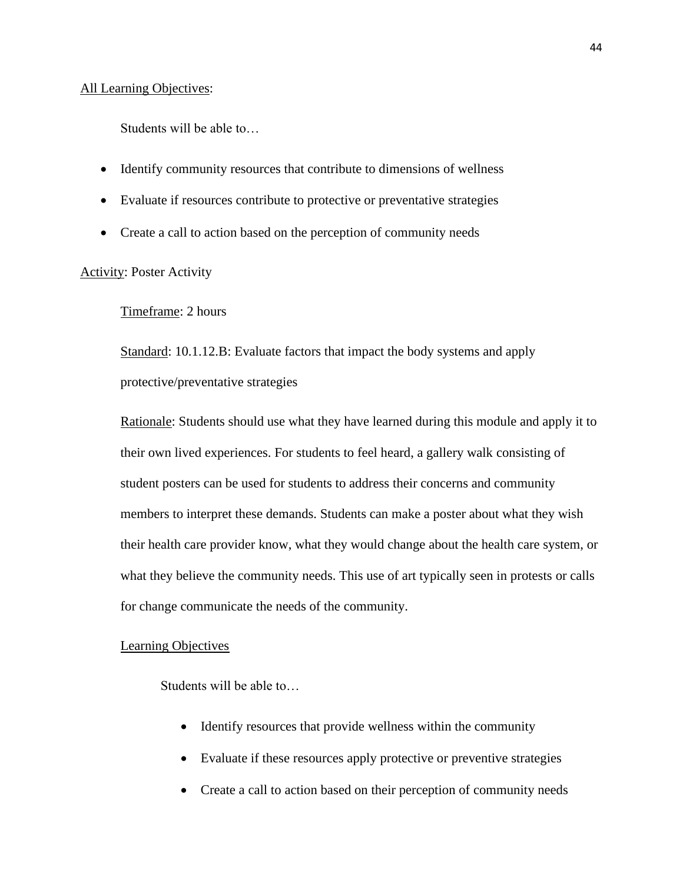All Learning Objectives:

Students will be able to…

- Identify community resources that contribute to dimensions of wellness
- Evaluate if resources contribute to protective or preventative strategies
- Create a call to action based on the perception of community needs

Activity: Poster Activity

Timeframe: 2 hours

Standard: 10.1.12.B: Evaluate factors that impact the body systems and apply protective/preventative strategies

Rationale: Students should use what they have learned during this module and apply it to their own lived experiences. For students to feel heard, a gallery walk consisting of student posters can be used for students to address their concerns and community members to interpret these demands. Students can make a poster about what they wish their health care provider know, what they would change about the health care system, or what they believe the community needs. This use of art typically seen in protests or calls for change communicate the needs of the community.

Learning Objectives

Students will be able to…

- Identify resources that provide wellness within the community
- Evaluate if these resources apply protective or preventive strategies
- Create a call to action based on their perception of community needs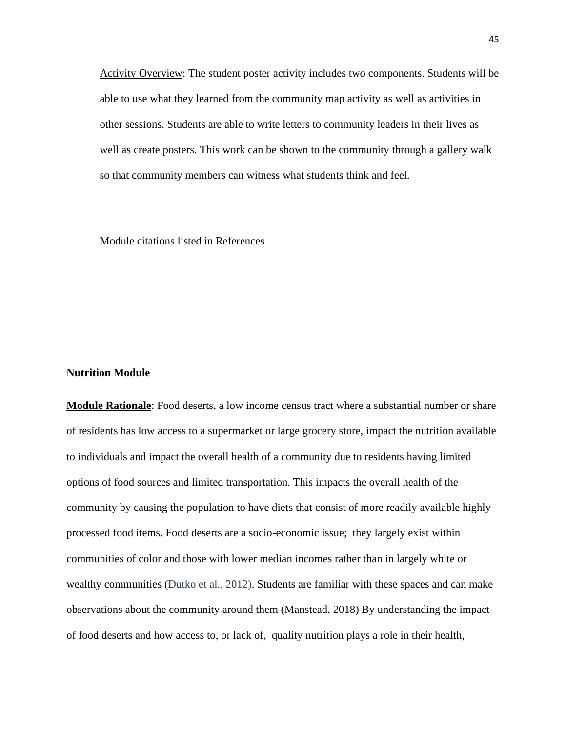Activity Overview: The student poster activity includes two components. Students will be able to use what they learned from the community map activity as well as activities in other sessions. Students are able to write letters to community leaders in their lives as well as create posters. This work can be shown to the community through a gallery walk so that community members can witness what students think and feel.

Module citations listed in References

**Nutrition Module**

**Module Rationale**: Food deserts, a low income census tract where a substantial number or share of residents has low access to a supermarket or large grocery store, impact the nutrition available to individuals and impact the overall health of a community due to residents having limited options of food sources and limited transportation. This impacts the overall health of the community by causing the population to have diets that consist of more readily available highly processed food items. Food deserts are a socio-economic issue; they largely exist within communities of color and those with lower median incomes rather than in largely white or wealthy communities (Dutko et al., 2012). Students are familiar with these spaces and can make observations about the community around them (Manstead, 2018) By understanding the impact of food deserts and how access to, or lack of, quality nutrition plays a role in their health,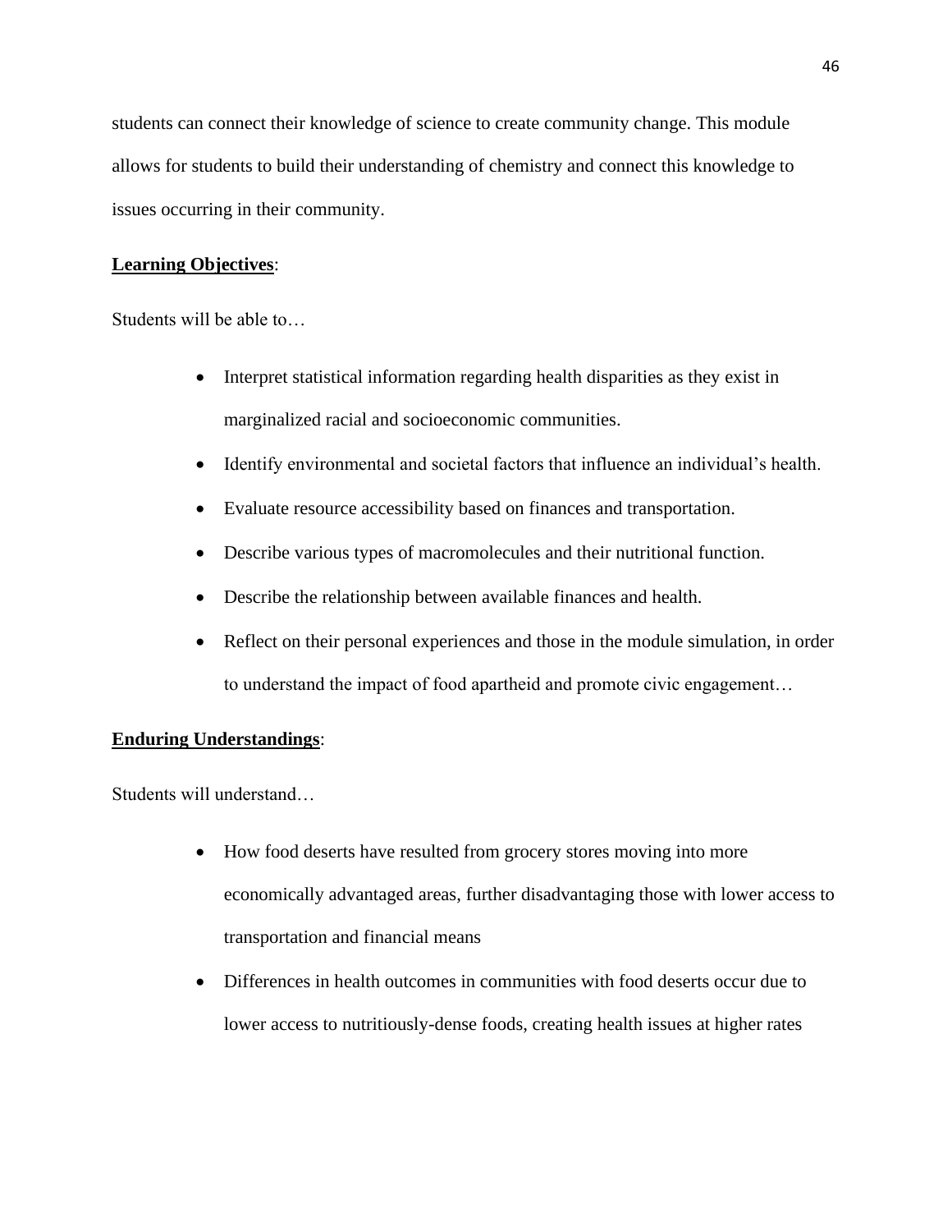students can connect their knowledge of science to create community change. This module allows for students to build their understanding of chemistry and connect this knowledge to issues occurring in their community.

**Learning Objectives**:

Students will be able to…

- Interpret statistical information regarding health disparities as they exist in marginalized racial and socioeconomic communities.
- Identify environmental and societal factors that influence an individual's health.
- Evaluate resource accessibility based on finances and transportation.
- Describe various types of macromolecules and their nutritional function.
- Describe the relationship between available finances and health.
- Reflect on their personal experiences and those in the module simulation, in order to understand the impact of food apartheid and promote civic engagement…

**Enduring Understandings**:

Students will understand…

- How food deserts have resulted from grocery stores moving into more economically advantaged areas, further disadvantaging those with lower access to transportation and financial means
- Differences in health outcomes in communities with food deserts occur due to lower access to nutritiously-dense foods, creating health issues at higher rates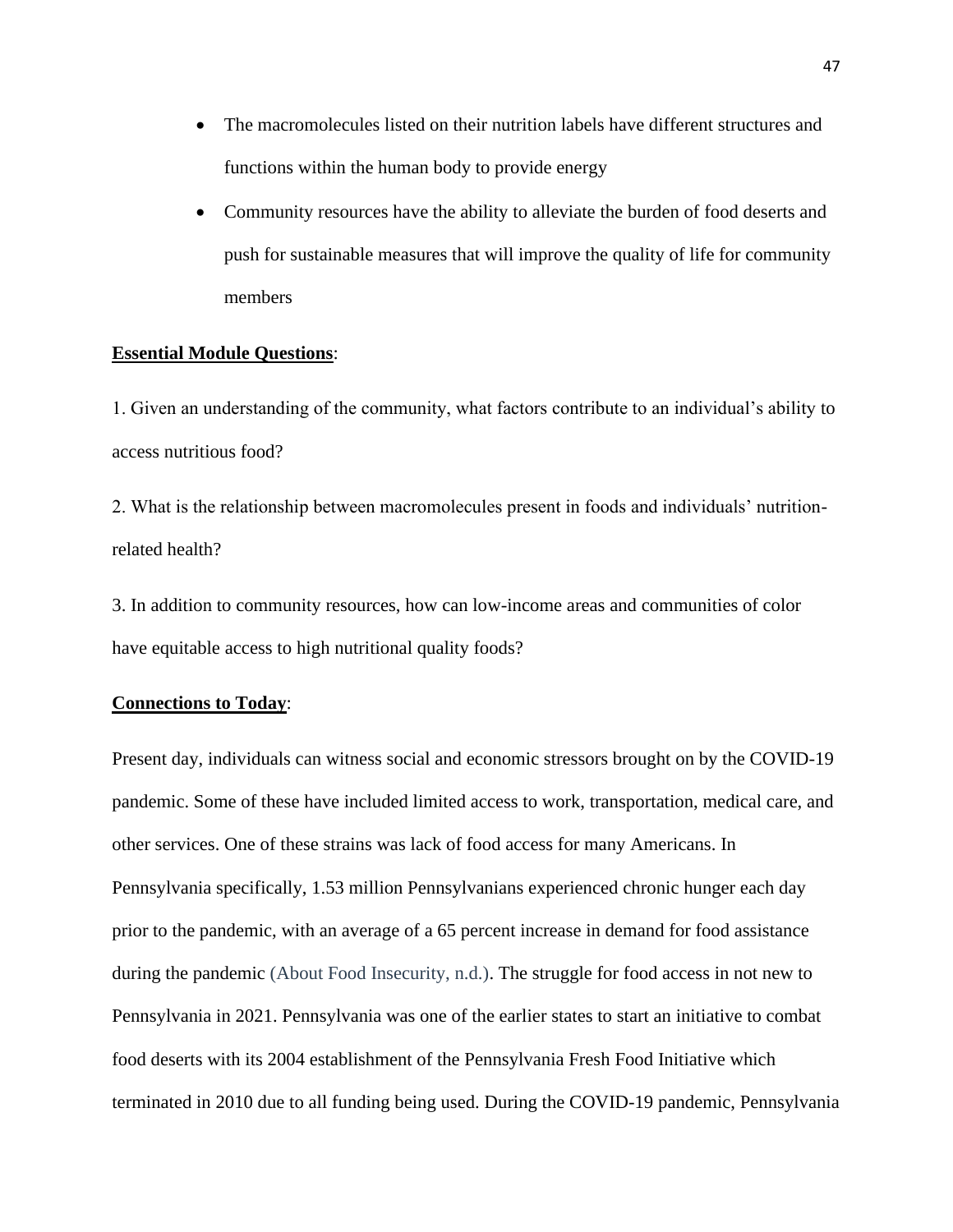- The macromolecules listed on their nutrition labels have different structures and functions within the human body to provide energy
- Community resources have the ability to alleviate the burden of food deserts and push for sustainable measures that will improve the quality of life for community members

**<u>Essential Module Questions</u>**:

1. Given an understanding of the community, what factors contribute to an individual's ability to access nutritious food?

2. What is the relationship between macromolecules present in foods and individuals' nutrition-related health?

3. In addition to community resources, how can low-income areas and communities of color have equitable access to high nutritional quality foods?

**<u>Connections to Today</u>**:

Present day, individuals can witness social and economic stressors brought on by the COVID-19 pandemic. Some of these have included limited access to work, transportation, medical care, and other services. One of these strains was lack of food access for many Americans. In Pennsylvania specifically, 1.53 million Pennsylvanians experienced chronic hunger each day prior to the pandemic, with an average of a 65 percent increase in demand for food assistance during the pandemic (About Food Insecurity, n.d.). The struggle for food access in not new to Pennsylvania in 2021. Pennsylvania was one of the earlier states to start an initiative to combat food deserts with its 2004 establishment of the Pennsylvania Fresh Food Initiative which terminated in 2010 due to all funding being used. During the COVID-19 pandemic, Pennsylvania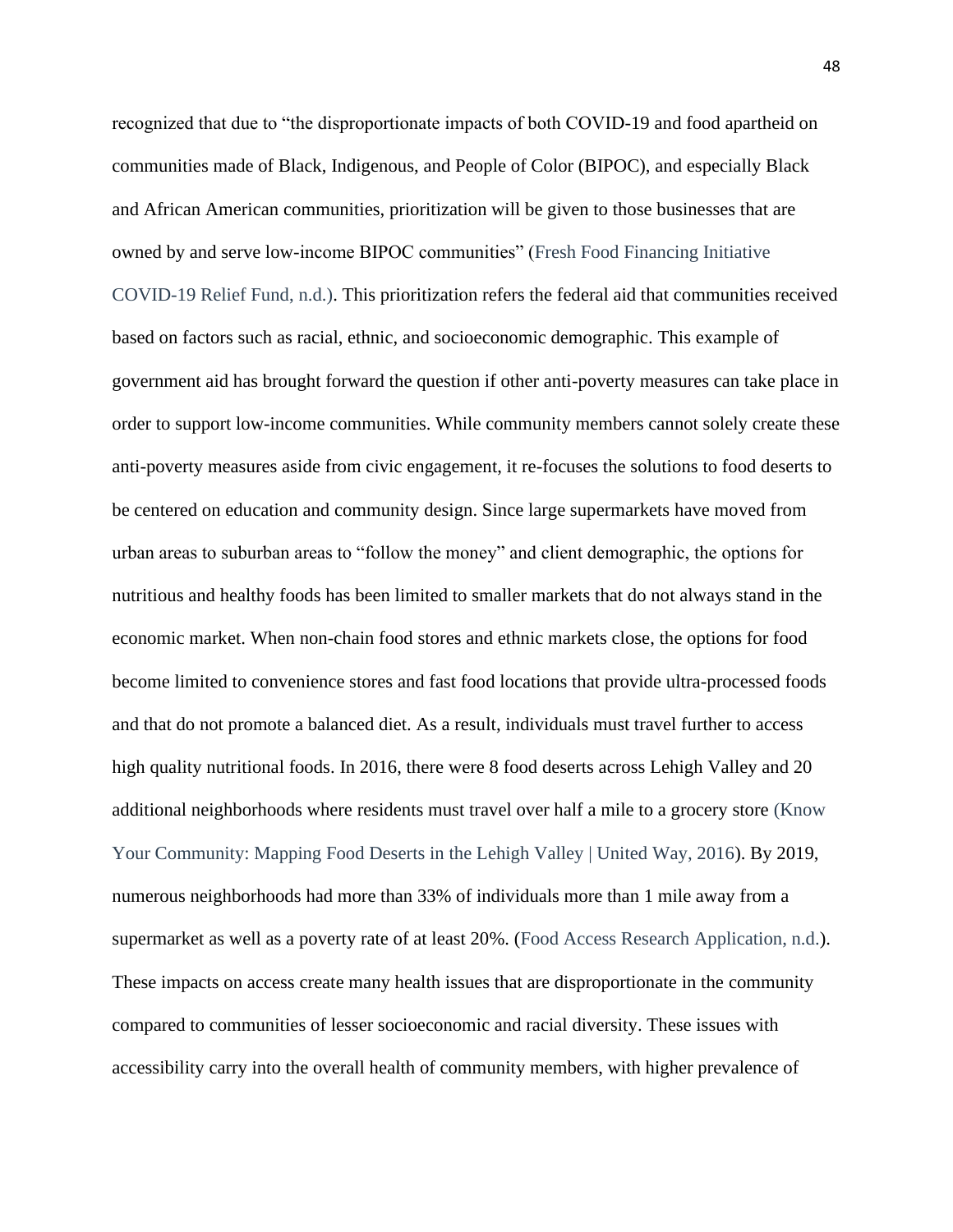recognized that due to "the disproportionate impacts of both COVID-19 and food apartheid on communities made of Black, Indigenous, and People of Color (BIPOC), and especially Black and African American communities, prioritization will be given to those businesses that are owned by and serve low-income BIPOC communities" (Fresh Food Financing Initiative COVID-19 Relief Fund, n.d.). This prioritization refers the federal aid that communities received based on factors such as racial, ethnic, and socioeconomic demographic. This example of government aid has brought forward the question if other anti-poverty measures can take place in order to support low-income communities. While community members cannot solely create these anti-poverty measures aside from civic engagement, it re-focuses the solutions to food deserts to be centered on education and community design. Since large supermarkets have moved from urban areas to suburban areas to "follow the money" and client demographic, the options for nutritious and healthy foods has been limited to smaller markets that do not always stand in the economic market. When non-chain food stores and ethnic markets close, the options for food become limited to convenience stores and fast food locations that provide ultra-processed foods and that do not promote a balanced diet. As a result, individuals must travel further to access high quality nutritional foods. In 2016, there were 8 food deserts across Lehigh Valley and 20 additional neighborhoods where residents must travel over half a mile to a grocery store (Know Your Community: Mapping Food Deserts in the Lehigh Valley | United Way, 2016). By 2019, numerous neighborhoods had more than 33% of individuals more than 1 mile away from a supermarket as well as a poverty rate of at least 20%. (Food Access Research Application, n.d.). These impacts on access create many health issues that are disproportionate in the community compared to communities of lesser socioeconomic and racial diversity. These issues with accessibility carry into the overall health of community members, with higher prevalence of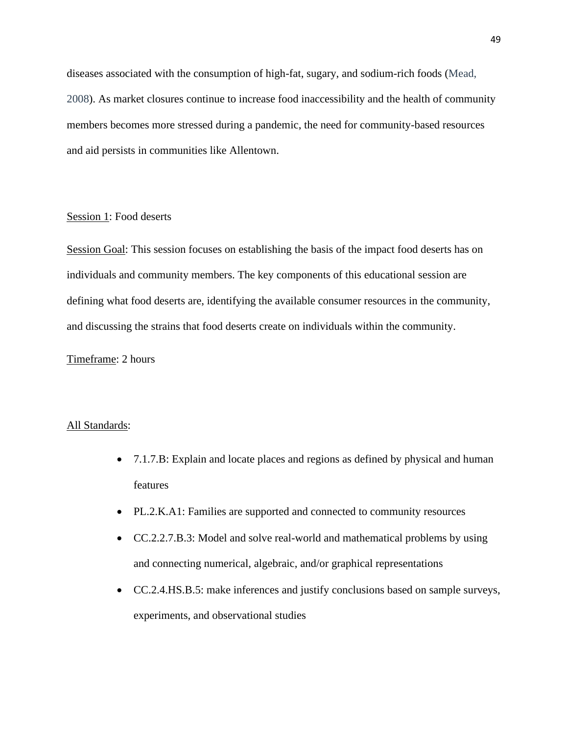diseases associated with the consumption of high-fat, sugary, and sodium-rich foods (Mead, 2008). As market closures continue to increase food inaccessibility and the health of community members becomes more stressed during a pandemic, the need for community-based resources and aid persists in communities like Allentown.

Session 1: Food deserts

Session Goal: This session focuses on establishing the basis of the impact food deserts has on individuals and community members. The key components of this educational session are defining what food deserts are, identifying the available consumer resources in the community, and discussing the strains that food deserts create on individuals within the community.

Timeframe: 2 hours

All Standards:

- 7.1.7.B: Explain and locate places and regions as defined by physical and human features
- PL.2.K.A1: Families are supported and connected to community resources
- CC.2.2.7.B.3: Model and solve real-world and mathematical problems by using and connecting numerical, algebraic, and/or graphical representations
- CC.2.4.HS.B.5: make inferences and justify conclusions based on sample surveys, experiments, and observational studies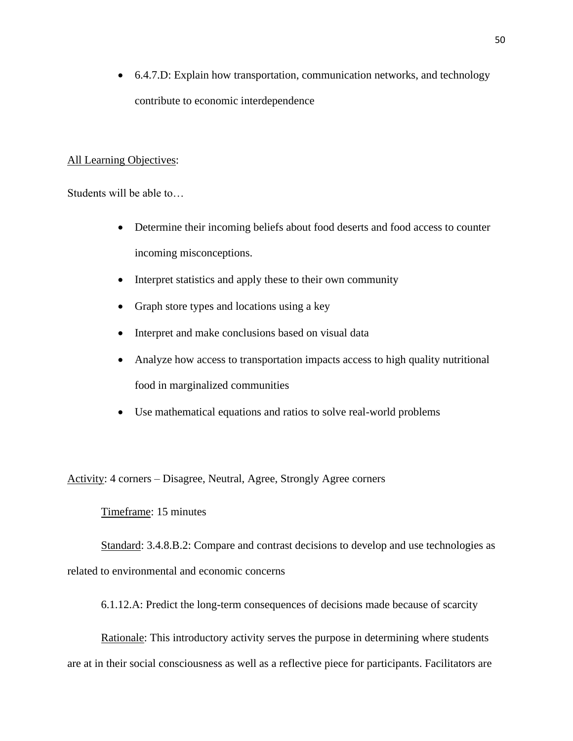- 6.4.7.D: Explain how transportation, communication networks, and technology contribute to economic interdependence

<u>All Learning Objectives</u>:

Students will be able to…

- Determine their incoming beliefs about food deserts and food access to counter incoming misconceptions.
- Interpret statistics and apply these to their own community
- Graph store types and locations using a key
- Interpret and make conclusions based on visual data
- Analyze how access to transportation impacts access to high quality nutritional food in marginalized communities
- Use mathematical equations and ratios to solve real-world problems

<u>Activity</u>: 4 corners – Disagree, Neutral, Agree, Strongly Agree corners

<u>Timeframe</u>: 15 minutes

<u>Standard</u>: 3.4.8.B.2: Compare and contrast decisions to develop and use technologies as related to environmental and economic concerns

6.1.12.A: Predict the long-term consequences of decisions made because of scarcity

<u>Rationale</u>: This introductory activity serves the purpose in determining where students are at in their social consciousness as well as a reflective piece for participants. Facilitators are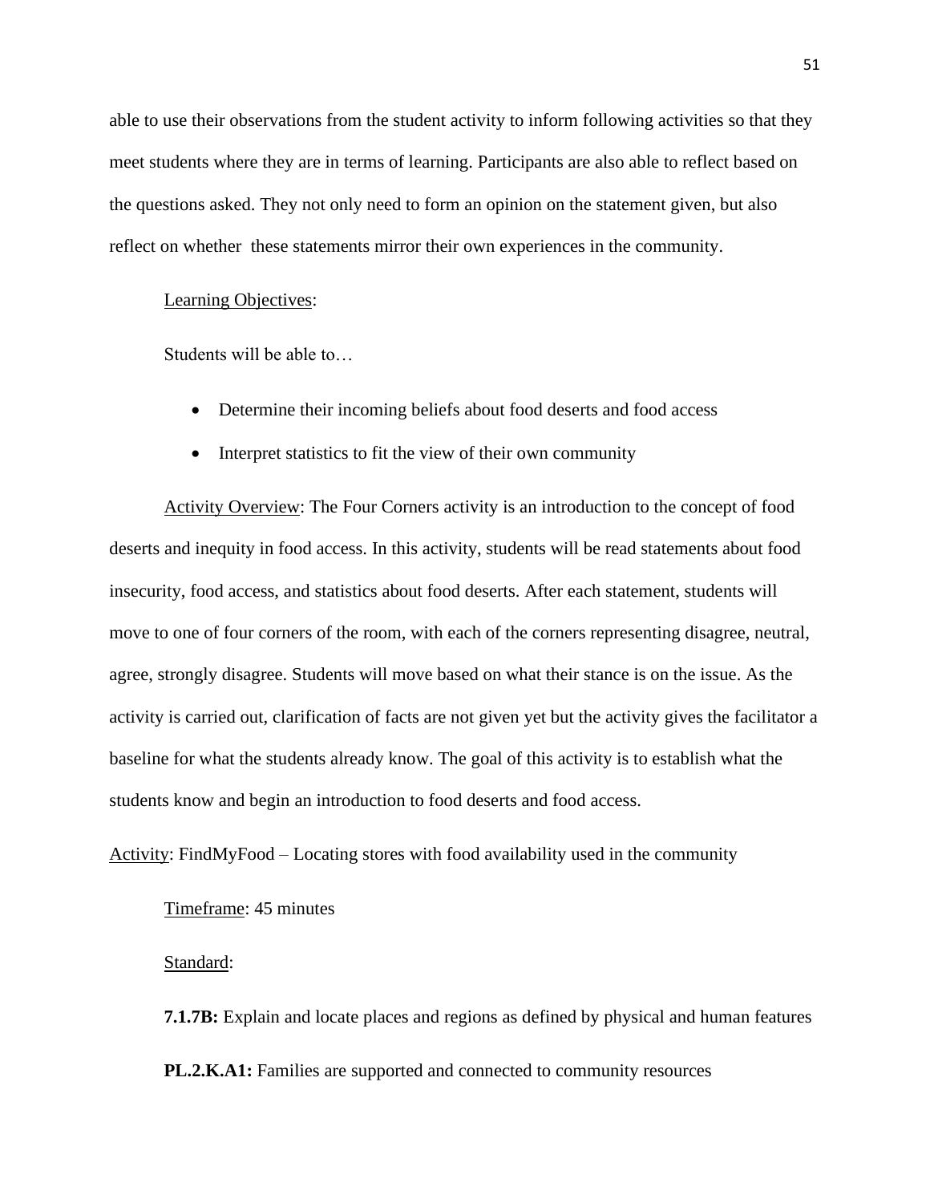able to use their observations from the student activity to inform following activities so that they meet students where they are in terms of learning. Participants are also able to reflect based on the questions asked. They not only need to form an opinion on the statement given, but also reflect on whether these statements mirror their own experiences in the community.

Learning Objectives:

Students will be able to…

- Determine their incoming beliefs about food deserts and food access
- Interpret statistics to fit the view of their own community

Activity Overview: The Four Corners activity is an introduction to the concept of food deserts and inequity in food access. In this activity, students will be read statements about food insecurity, food access, and statistics about food deserts. After each statement, students will move to one of four corners of the room, with each of the corners representing disagree, neutral, agree, strongly disagree. Students will move based on what their stance is on the issue. As the activity is carried out, clarification of facts are not given yet but the activity gives the facilitator a baseline for what the students already know. The goal of this activity is to establish what the students know and begin an introduction to food deserts and food access.

Activity: FindMyFood – Locating stores with food availability used in the community

Timeframe: 45 minutes

Standard:

**7.1.7B:** Explain and locate places and regions as defined by physical and human features

**PL.2.K.A1:** Families are supported and connected to community resources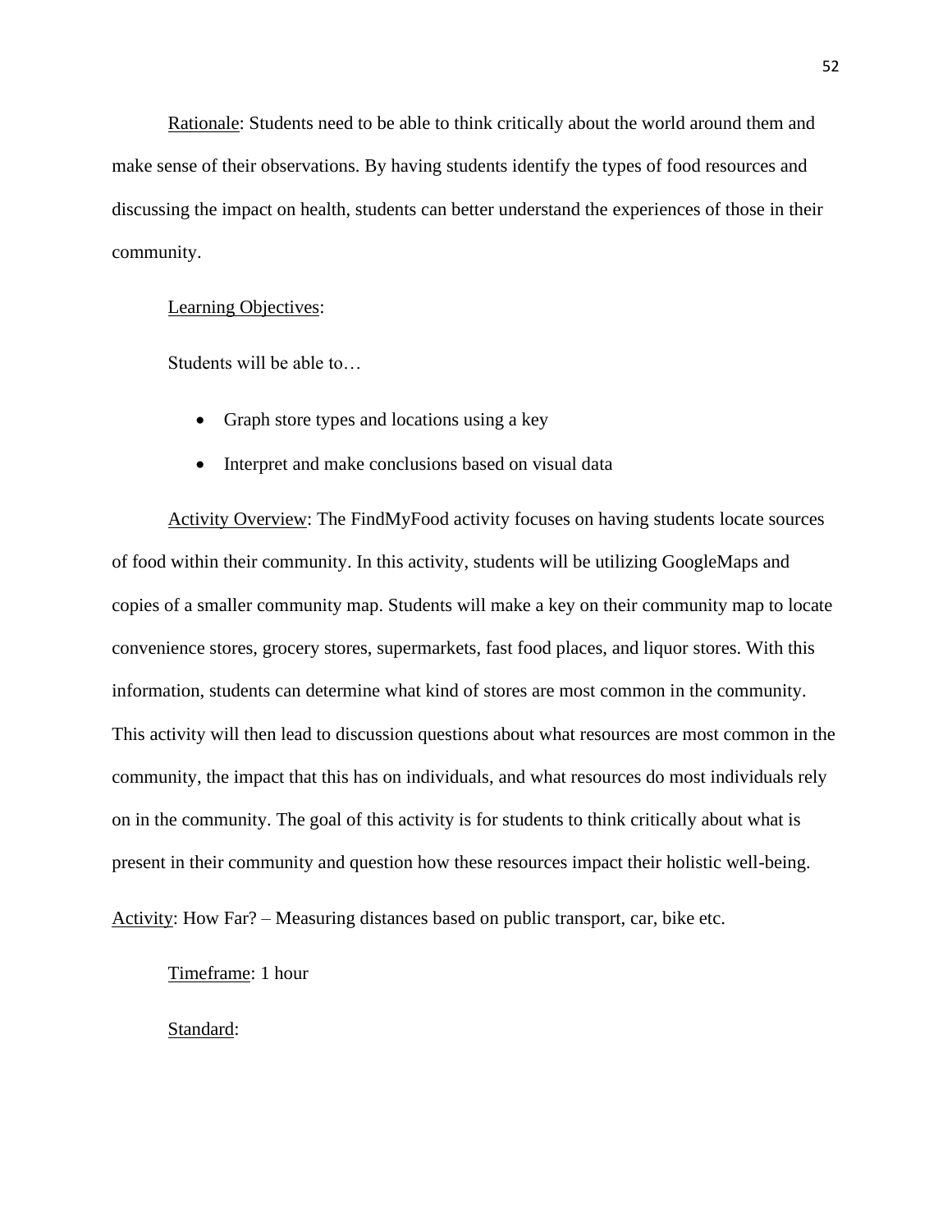Rationale: Students need to be able to think critically about the world around them and make sense of their observations. By having students identify the types of food resources and discussing the impact on health, students can better understand the experiences of those in their community.

Learning Objectives:

Students will be able to…

- Graph store types and locations using a key
- Interpret and make conclusions based on visual data

Activity Overview: The FindMyFood activity focuses on having students locate sources of food within their community. In this activity, students will be utilizing GoogleMaps and copies of a smaller community map. Students will make a key on their community map to locate convenience stores, grocery stores, supermarkets, fast food places, and liquor stores. With this information, students can determine what kind of stores are most common in the community. This activity will then lead to discussion questions about what resources are most common in the community, the impact that this has on individuals, and what resources do most individuals rely on in the community. The goal of this activity is for students to think critically about what is present in their community and question how these resources impact their holistic well-being.

Activity: How Far? – Measuring distances based on public transport, car, bike etc.

Timeframe: 1 hour

Standard: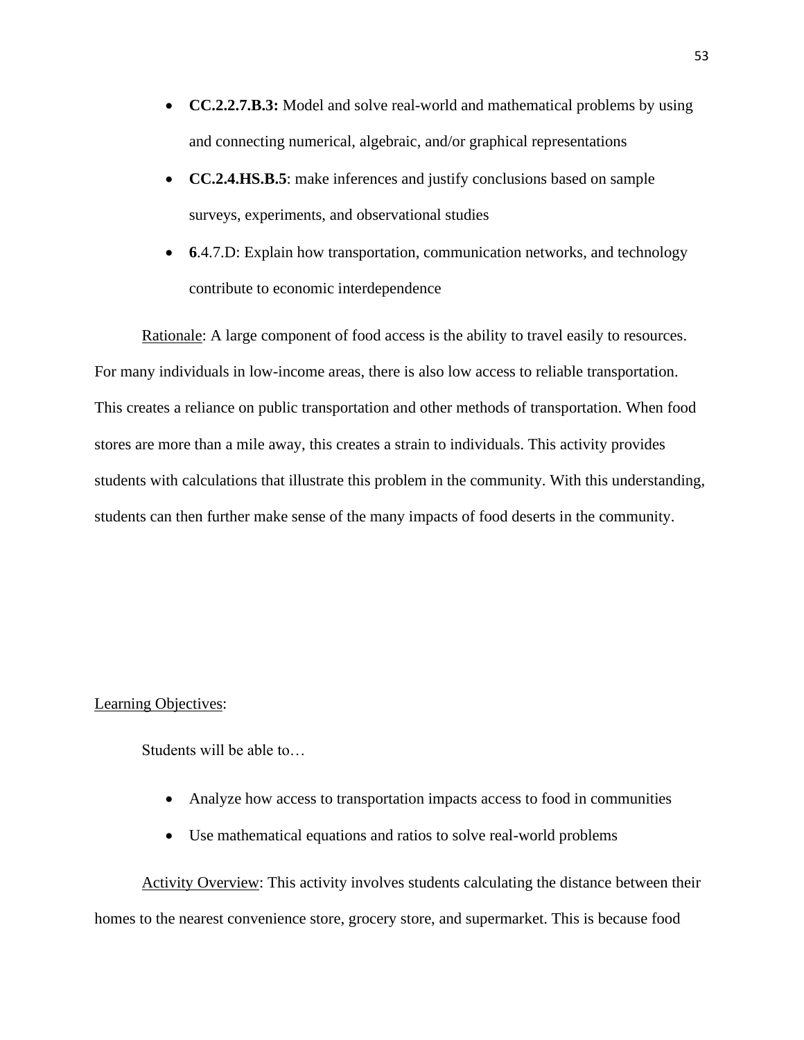- **CC.2.2.7.B.3:** Model and solve real-world and mathematical problems by using and connecting numerical, algebraic, and/or graphical representations
- **CC.2.4.HS.B.5**: make inferences and justify conclusions based on sample surveys, experiments, and observational studies
- **6**.4.7.D: Explain how transportation, communication networks, and technology contribute to economic interdependence

Rationale: A large component of food access is the ability to travel easily to resources. For many individuals in low-income areas, there is also low access to reliable transportation. This creates a reliance on public transportation and other methods of transportation. When food stores are more than a mile away, this creates a strain to individuals. This activity provides students with calculations that illustrate this problem in the community. With this understanding, students can then further make sense of the many impacts of food deserts in the community.

Learning Objectives:

Students will be able to…

- Analyze how access to transportation impacts access to food in communities
- Use mathematical equations and ratios to solve real-world problems

Activity Overview: This activity involves students calculating the distance between their homes to the nearest convenience store, grocery store, and supermarket. This is because food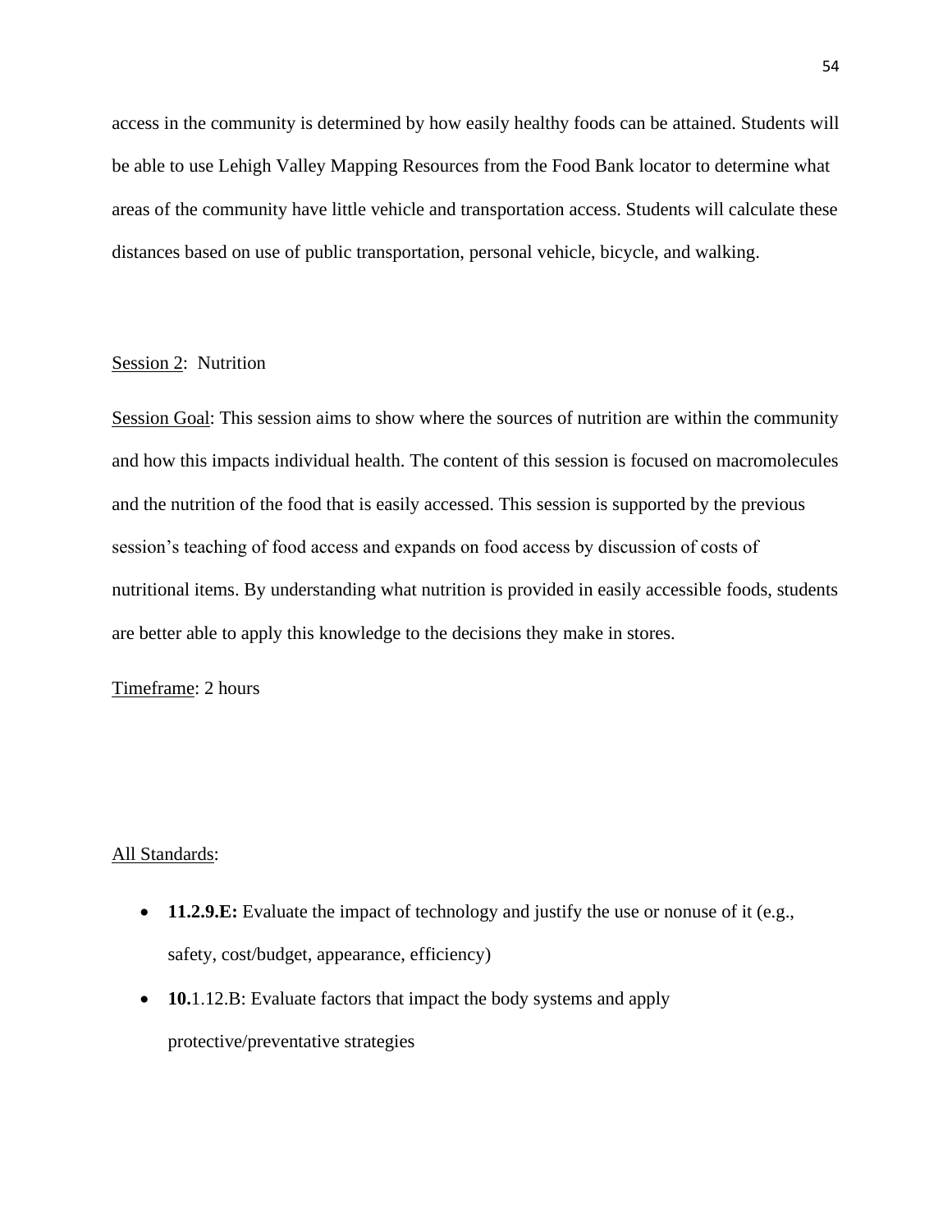access in the community is determined by how easily healthy foods can be attained. Students will be able to use Lehigh Valley Mapping Resources from the Food Bank locator to determine what areas of the community have little vehicle and transportation access. Students will calculate these distances based on use of public transportation, personal vehicle, bicycle, and walking.

Session 2: Nutrition

Session Goal: This session aims to show where the sources of nutrition are within the community and how this impacts individual health. The content of this session is focused on macromolecules and the nutrition of the food that is easily accessed. This session is supported by the previous session's teaching of food access and expands on food access by discussion of costs of nutritional items. By understanding what nutrition is provided in easily accessible foods, students are better able to apply this knowledge to the decisions they make in stores.

Timeframe: 2 hours

All Standards:

- **11.2.9.E:** Evaluate the impact of technology and justify the use or nonuse of it (e.g., safety, cost/budget, appearance, efficiency)
- **10.**1.12.B: Evaluate factors that impact the body systems and apply protective/preventative strategies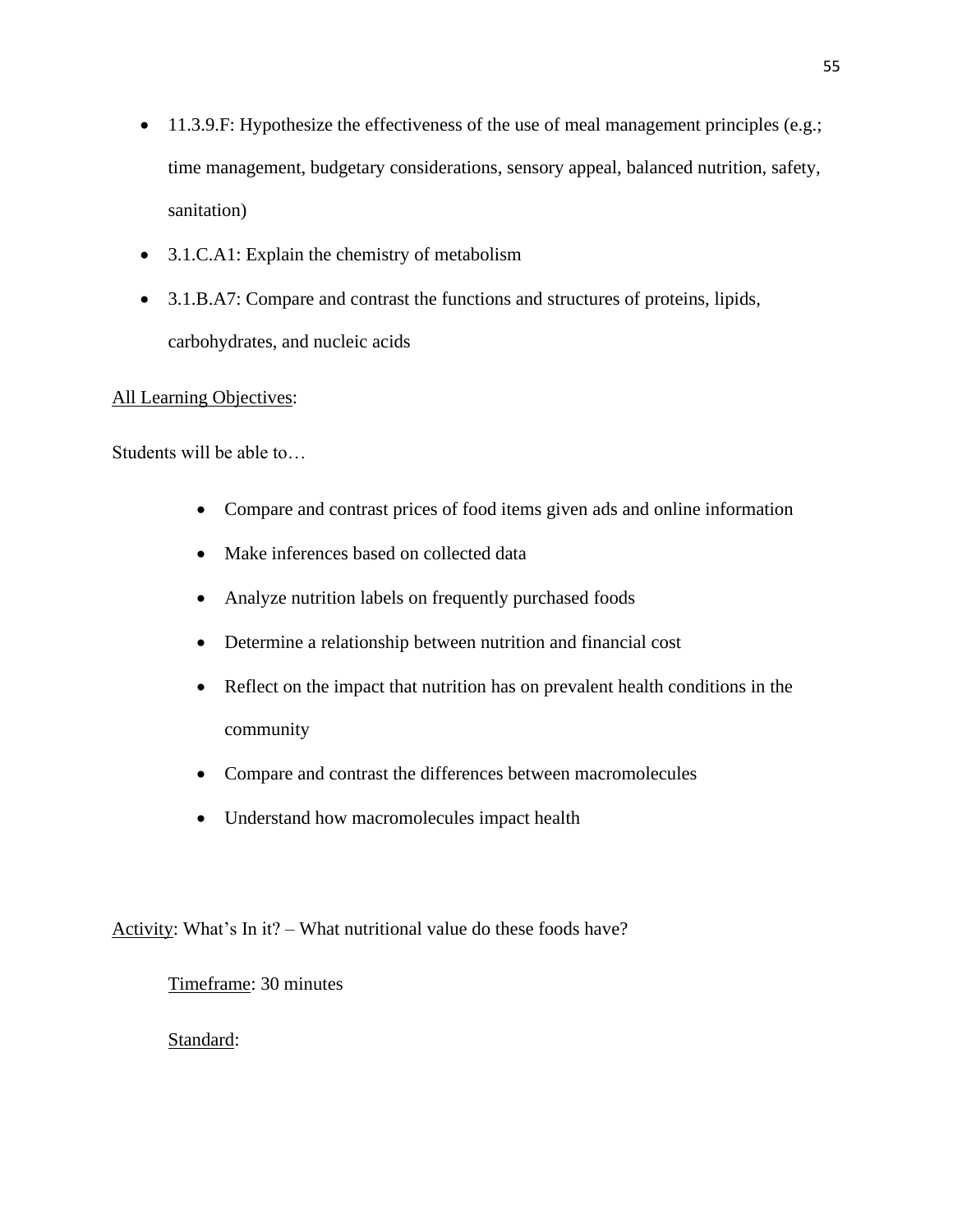- 11.3.9.F: Hypothesize the effectiveness of the use of meal management principles (e.g.; time management, budgetary considerations, sensory appeal, balanced nutrition, safety, sanitation)
- 3.1.C.A1: Explain the chemistry of metabolism
- 3.1.B.A7: Compare and contrast the functions and structures of proteins, lipids, carbohydrates, and nucleic acids

<u>All Learning Objectives</u>:

Students will be able to…

- Compare and contrast prices of food items given ads and online information
- Make inferences based on collected data
- Analyze nutrition labels on frequently purchased foods
- Determine a relationship between nutrition and financial cost
- Reflect on the impact that nutrition has on prevalent health conditions in the community
- Compare and contrast the differences between macromolecules
- Understand how macromolecules impact health

<u>Activity</u>: What's In it? – What nutritional value do these foods have?

<u>Timeframe</u>: 30 minutes

<u>Standard</u>: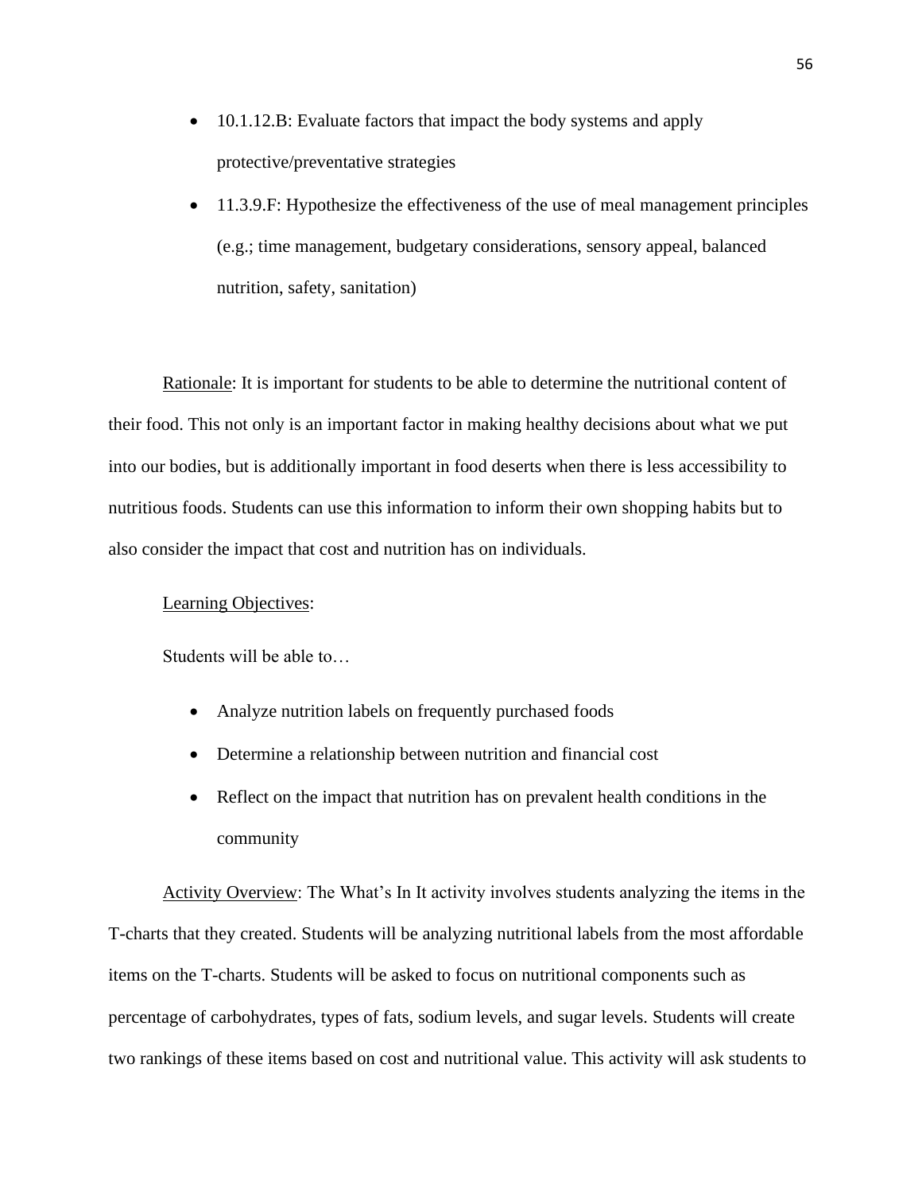- 10.1.12.B: Evaluate factors that impact the body systems and apply protective/preventative strategies
- 11.3.9.F: Hypothesize the effectiveness of the use of meal management principles (e.g.; time management, budgetary considerations, sensory appeal, balanced nutrition, safety, sanitation)

Rationale: It is important for students to be able to determine the nutritional content of their food. This not only is an important factor in making healthy decisions about what we put into our bodies, but is additionally important in food deserts when there is less accessibility to nutritious foods. Students can use this information to inform their own shopping habits but to also consider the impact that cost and nutrition has on individuals.

Learning Objectives:

Students will be able to…

- Analyze nutrition labels on frequently purchased foods
- Determine a relationship between nutrition and financial cost
- Reflect on the impact that nutrition has on prevalent health conditions in the community

Activity Overview: The What's In It activity involves students analyzing the items in the T-charts that they created. Students will be analyzing nutritional labels from the most affordable items on the T-charts. Students will be asked to focus on nutritional components such as percentage of carbohydrates, types of fats, sodium levels, and sugar levels. Students will create two rankings of these items based on cost and nutritional value. This activity will ask students to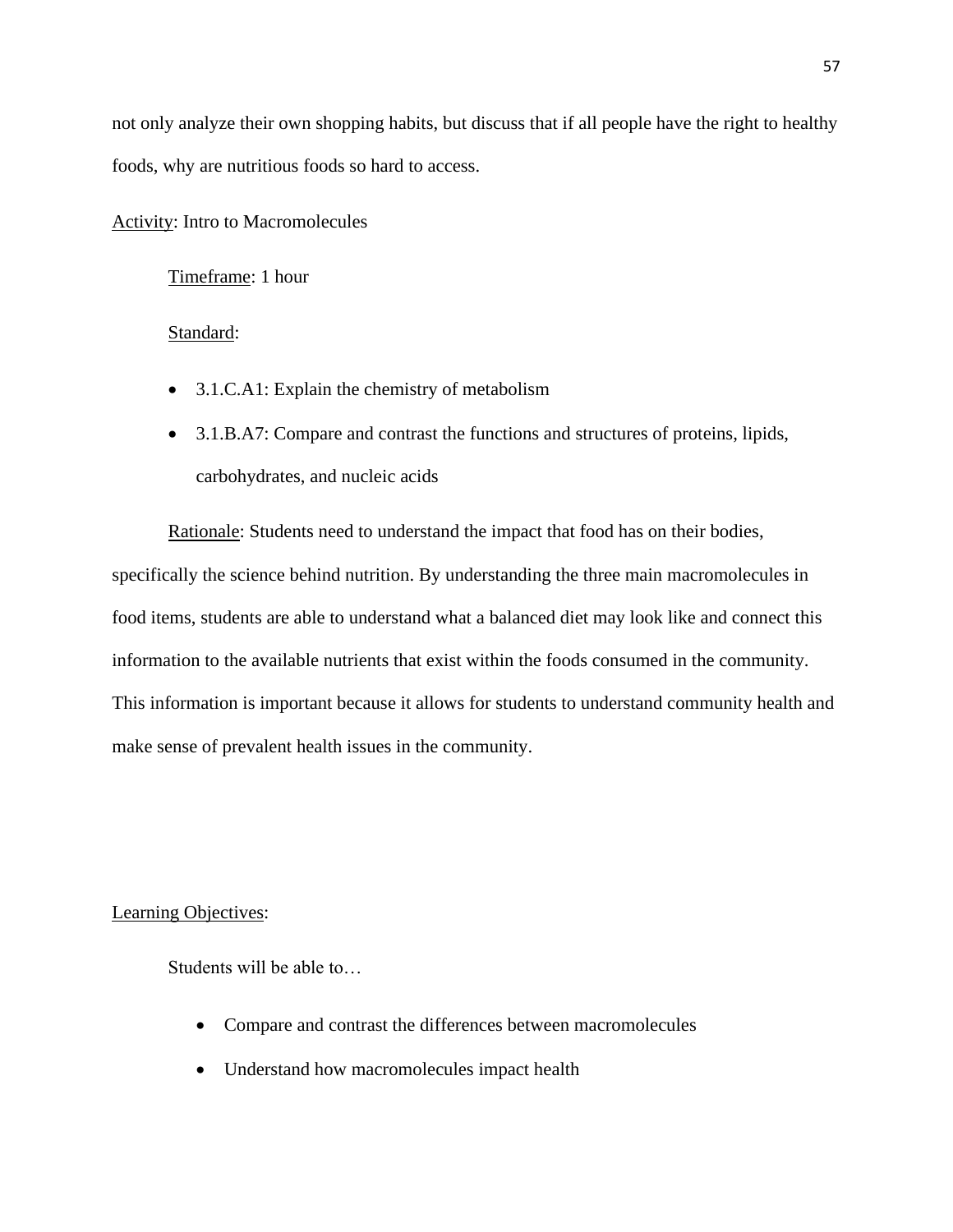not only analyze their own shopping habits, but discuss that if all people have the right to healthy foods, why are nutritious foods so hard to access.

<u>Activity</u>: Intro to Macromolecules

<u>Timeframe</u>: 1 hour

<u>Standard</u>:

- 3.1.C.A1: Explain the chemistry of metabolism
- 3.1.B.A7: Compare and contrast the functions and structures of proteins, lipids, carbohydrates, and nucleic acids

<u>Rationale</u>: Students need to understand the impact that food has on their bodies, specifically the science behind nutrition. By understanding the three main macromolecules in food items, students are able to understand what a balanced diet may look like and connect this information to the available nutrients that exist within the foods consumed in the community. This information is important because it allows for students to understand community health and make sense of prevalent health issues in the community.

<u>Learning Objectives</u>:

Students will be able to…

- Compare and contrast the differences between macromolecules
- Understand how macromolecules impact health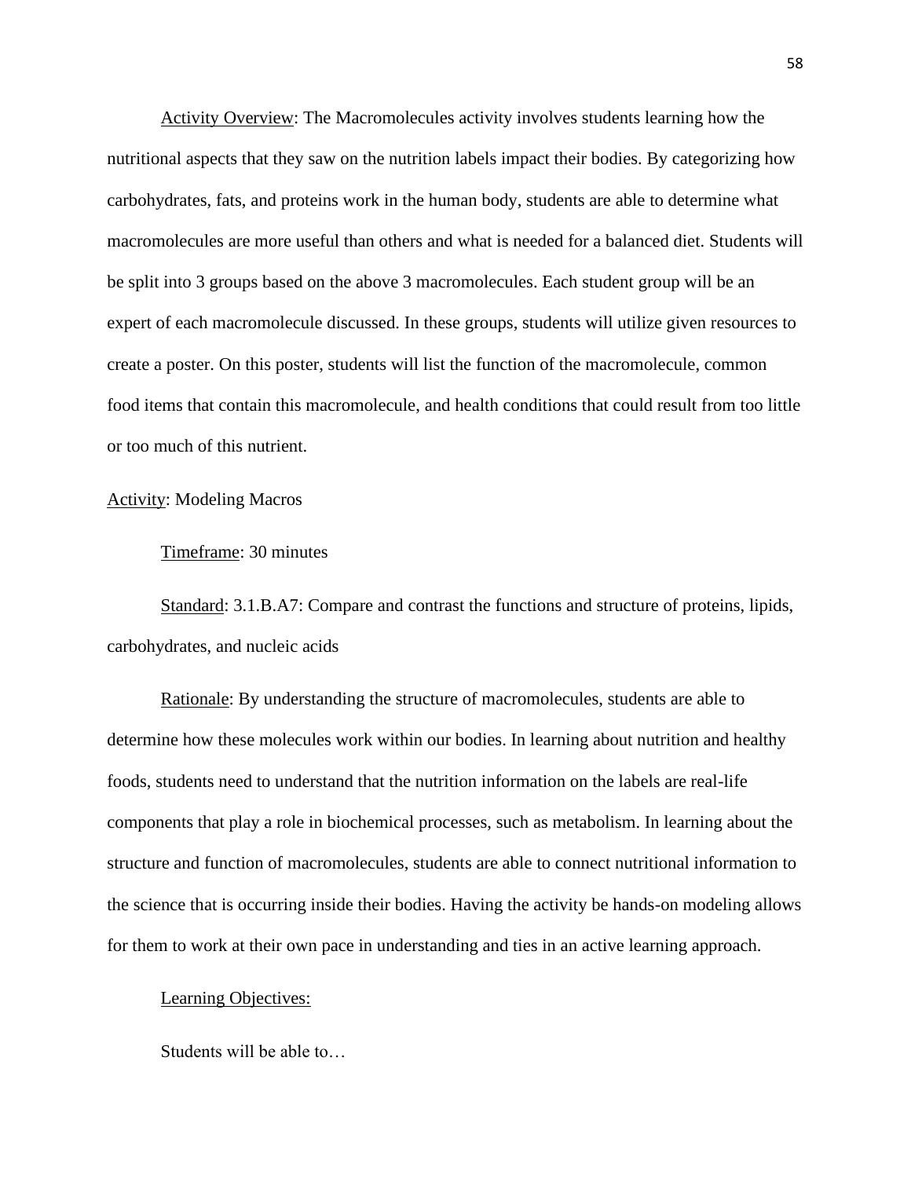<u>Activity Overview</u>: The Macromolecules activity involves students learning how the nutritional aspects that they saw on the nutrition labels impact their bodies. By categorizing how carbohydrates, fats, and proteins work in the human body, students are able to determine what macromolecules are more useful than others and what is needed for a balanced diet. Students will be split into 3 groups based on the above 3 macromolecules. Each student group will be an expert of each macromolecule discussed. In these groups, students will utilize given resources to create a poster. On this poster, students will list the function of the macromolecule, common food items that contain this macromolecule, and health conditions that could result from too little or too much of this nutrient.

<u>Activity</u>: Modeling Macros

<u>Timeframe</u>: 30 minutes

<u>Standard</u>: 3.1.B.A7: Compare and contrast the functions and structure of proteins, lipids, carbohydrates, and nucleic acids

<u>Rationale</u>: By understanding the structure of macromolecules, students are able to determine how these molecules work within our bodies. In learning about nutrition and healthy foods, students need to understand that the nutrition information on the labels are real-life components that play a role in biochemical processes, such as metabolism. In learning about the structure and function of macromolecules, students are able to connect nutritional information to the science that is occurring inside their bodies. Having the activity be hands-on modeling allows for them to work at their own pace in understanding and ties in an active learning approach.

<u>Learning Objectives:</u>

Students will be able to…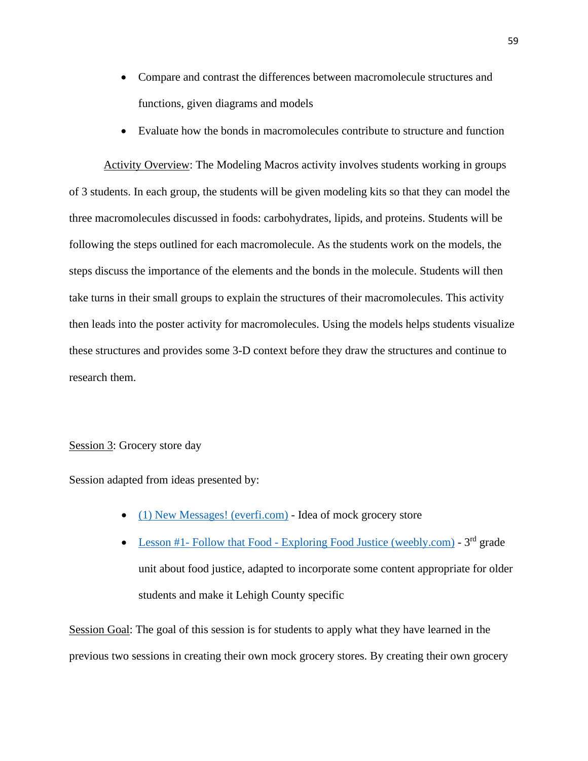- Compare and contrast the differences between macromolecule structures and functions, given diagrams and models
- Evaluate how the bonds in macromolecules contribute to structure and function

Activity Overview: The Modeling Macros activity involves students working in groups of 3 students. In each group, the students will be given modeling kits so that they can model the three macromolecules discussed in foods: carbohydrates, lipids, and proteins. Students will be following the steps outlined for each macromolecule. As the students work on the models, the steps discuss the importance of the elements and the bonds in the molecule. Students will then take turns in their small groups to explain the structures of their macromolecules. This activity then leads into the poster activity for macromolecules. Using the models helps students visualize these structures and provides some 3-D context before they draw the structures and continue to research them.

Session 3: Grocery store day

Session adapted from ideas presented by:

- (1) New Messages! (everfi.com) - Idea of mock grocery store
- Lesson #1- Follow that Food - Exploring Food Justice (weebly.com) - 3rd grade unit about food justice, adapted to incorporate some content appropriate for older students and make it Lehigh County specific

Session Goal: The goal of this session is for students to apply what they have learned in the previous two sessions in creating their own mock grocery stores. By creating their own grocery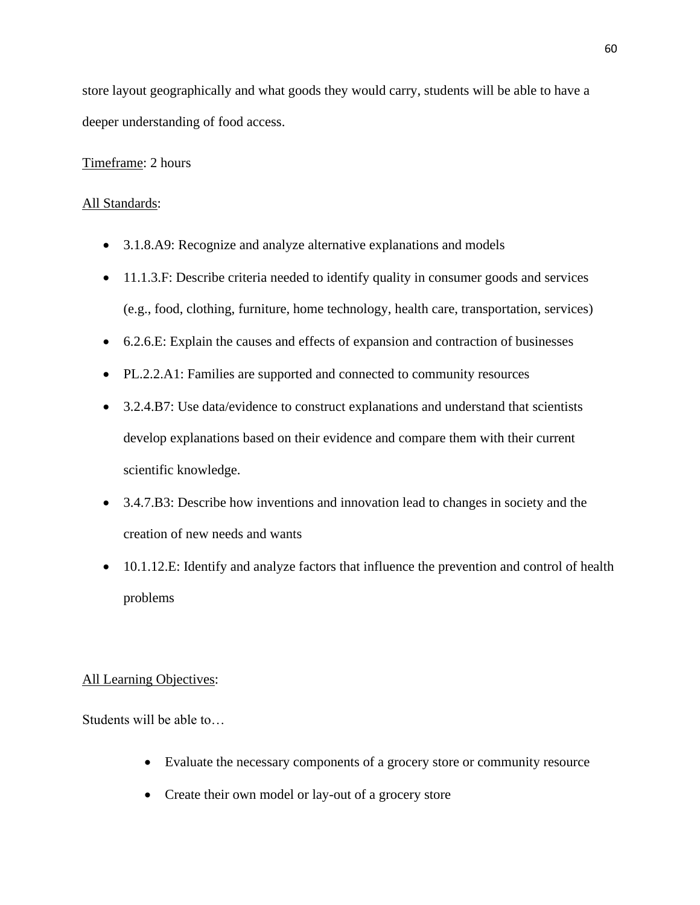store layout geographically and what goods they would carry, students will be able to have a deeper understanding of food access.

<u>Timeframe</u>: 2 hours

<u>All Standards</u>:

- 3.1.8.A9: Recognize and analyze alternative explanations and models
- 11.1.3.F: Describe criteria needed to identify quality in consumer goods and services (e.g., food, clothing, furniture, home technology, health care, transportation, services)
- 6.2.6.E: Explain the causes and effects of expansion and contraction of businesses
- PL.2.2.A1: Families are supported and connected to community resources
- 3.2.4.B7: Use data/evidence to construct explanations and understand that scientists develop explanations based on their evidence and compare them with their current scientific knowledge.
- 3.4.7.B3: Describe how inventions and innovation lead to changes in society and the creation of new needs and wants
- 10.1.12.E: Identify and analyze factors that influence the prevention and control of health problems

<u>All Learning Objectives</u>:

Students will be able to…

- Evaluate the necessary components of a grocery store or community resource
- Create their own model or lay-out of a grocery store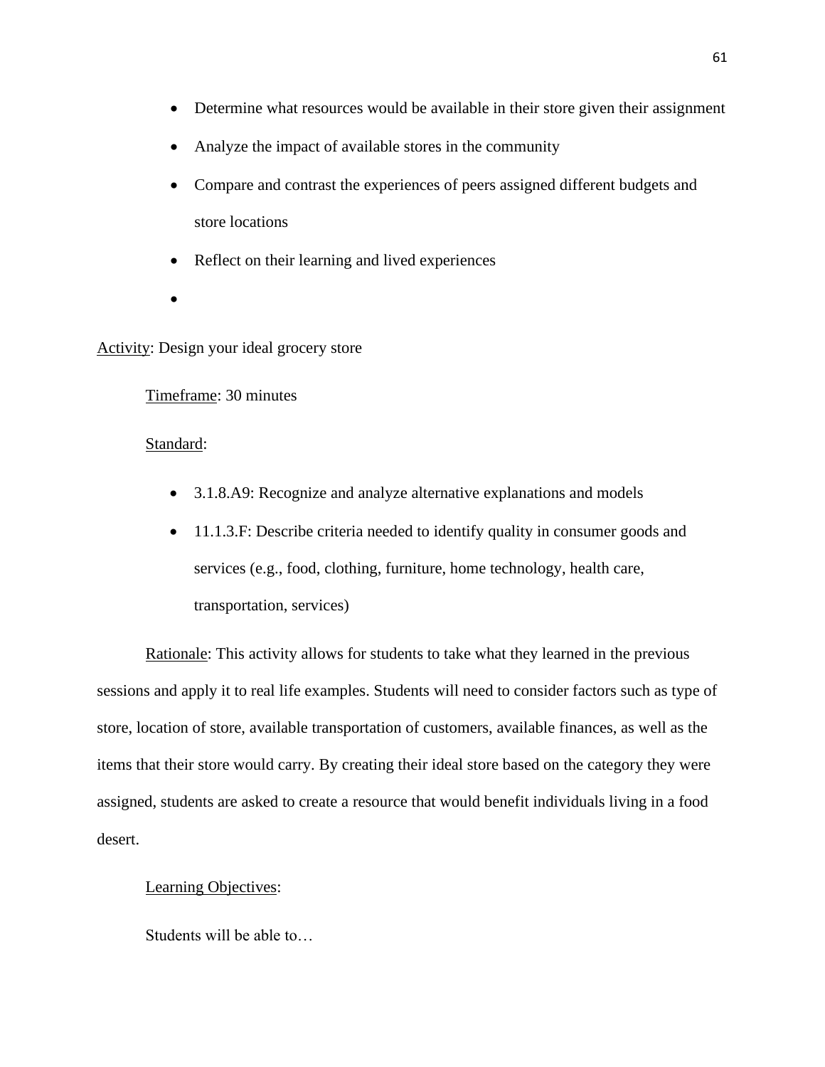- Determine what resources would be available in their store given their assignment
- Analyze the impact of available stores in the community
- Compare and contrast the experiences of peers assigned different budgets and store locations
- Reflect on their learning and lived experiences
- 

Activity: Design your ideal grocery store

Timeframe: 30 minutes

Standard:

- 3.1.8.A9: Recognize and analyze alternative explanations and models
- 11.1.3.F: Describe criteria needed to identify quality in consumer goods and services (e.g., food, clothing, furniture, home technology, health care, transportation, services)

Rationale: This activity allows for students to take what they learned in the previous sessions and apply it to real life examples. Students will need to consider factors such as type of store, location of store, available transportation of customers, available finances, as well as the items that their store would carry. By creating their ideal store based on the category they were assigned, students are asked to create a resource that would benefit individuals living in a food desert.

Learning Objectives:

Students will be able to…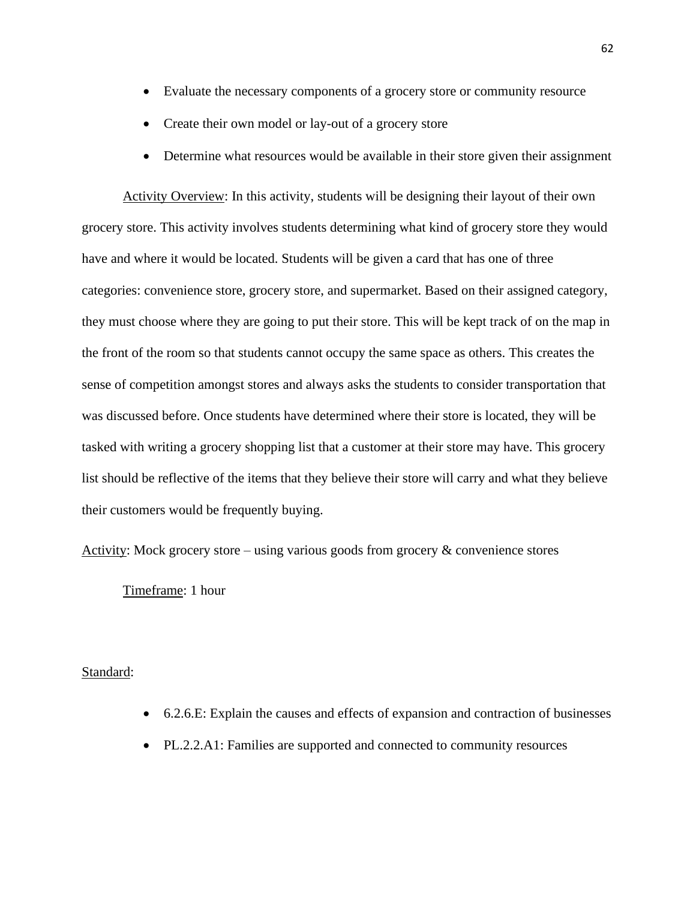- Evaluate the necessary components of a grocery store or community resource
- Create their own model or lay-out of a grocery store
- Determine what resources would be available in their store given their assignment

Activity Overview: In this activity, students will be designing their layout of their own grocery store. This activity involves students determining what kind of grocery store they would have and where it would be located. Students will be given a card that has one of three categories: convenience store, grocery store, and supermarket. Based on their assigned category, they must choose where they are going to put their store. This will be kept track of on the map in the front of the room so that students cannot occupy the same space as others. This creates the sense of competition amongst stores and always asks the students to consider transportation that was discussed before. Once students have determined where their store is located, they will be tasked with writing a grocery shopping list that a customer at their store may have. This grocery list should be reflective of the items that they believe their store will carry and what they believe their customers would be frequently buying.

Activity: Mock grocery store – using various goods from grocery & convenience stores

Timeframe: 1 hour

Standard:

- 6.2.6.E: Explain the causes and effects of expansion and contraction of businesses
- PL.2.2.A1: Families are supported and connected to community resources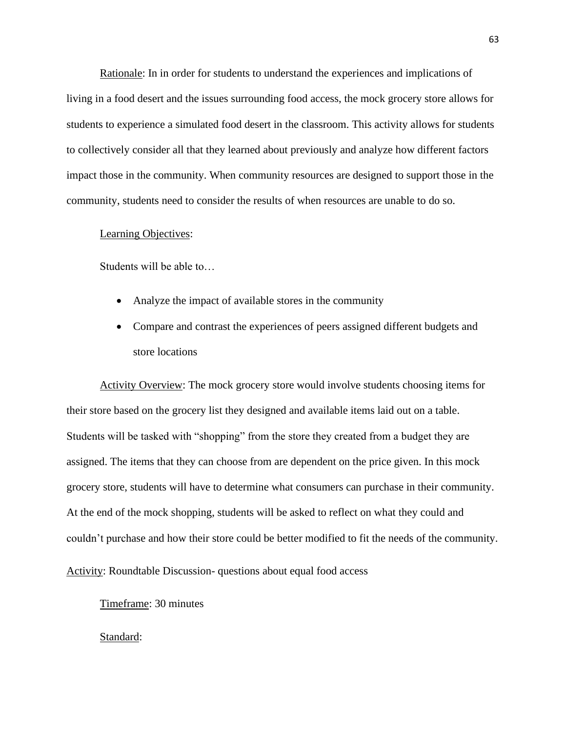Rationale: In in order for students to understand the experiences and implications of living in a food desert and the issues surrounding food access, the mock grocery store allows for students to experience a simulated food desert in the classroom. This activity allows for students to collectively consider all that they learned about previously and analyze how different factors impact those in the community. When community resources are designed to support those in the community, students need to consider the results of when resources are unable to do so.

Learning Objectives:

Students will be able to…

- Analyze the impact of available stores in the community
- Compare and contrast the experiences of peers assigned different budgets and store locations

Activity Overview: The mock grocery store would involve students choosing items for their store based on the grocery list they designed and available items laid out on a table. Students will be tasked with "shopping" from the store they created from a budget they are assigned. The items that they can choose from are dependent on the price given. In this mock grocery store, students will have to determine what consumers can purchase in their community. At the end of the mock shopping, students will be asked to reflect on what they could and couldn't purchase and how their store could be better modified to fit the needs of the community.

Activity: Roundtable Discussion- questions about equal food access

Timeframe: 30 minutes

Standard: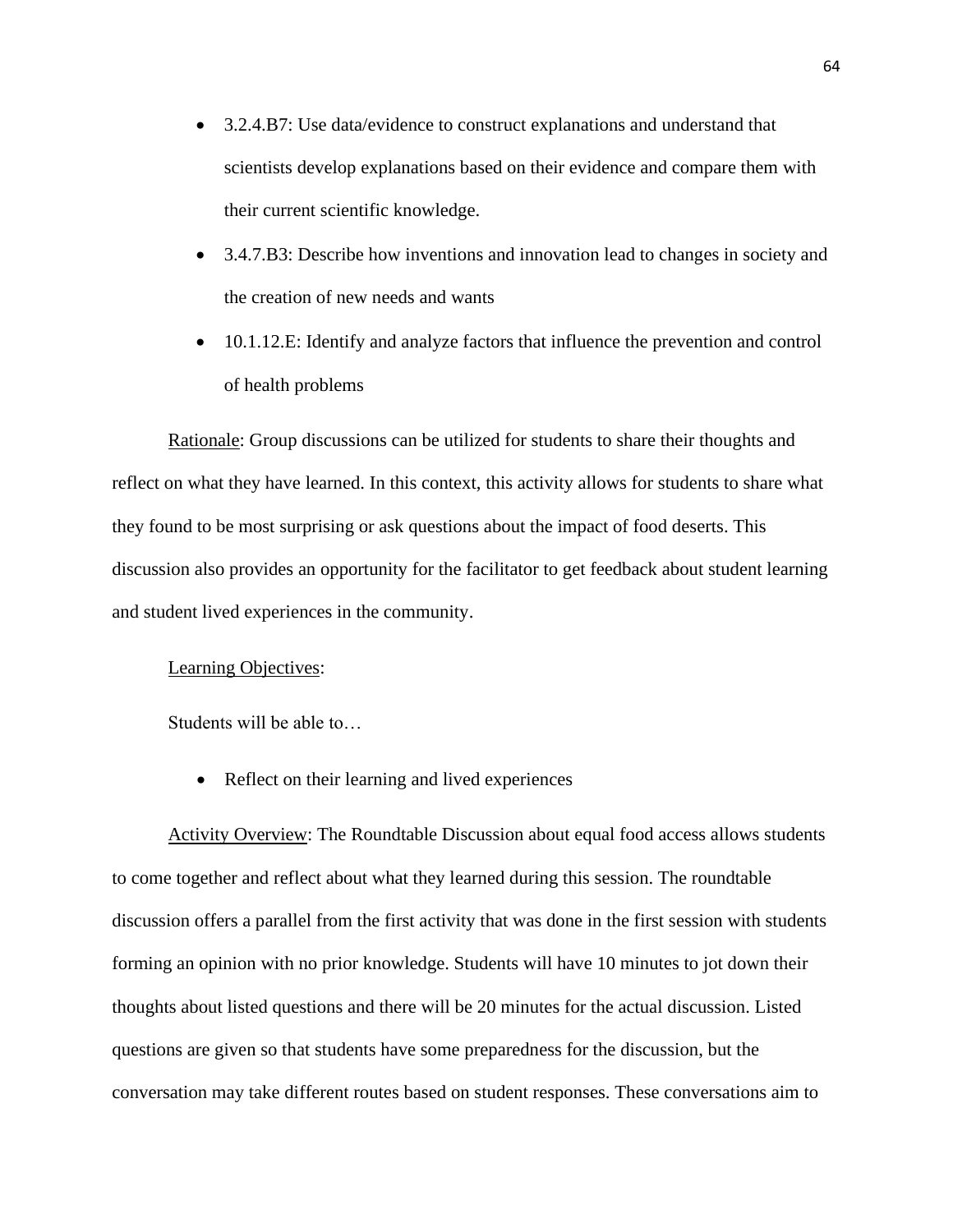- 3.2.4.B7: Use data/evidence to construct explanations and understand that scientists develop explanations based on their evidence and compare them with their current scientific knowledge.
- 3.4.7.B3: Describe how inventions and innovation lead to changes in society and the creation of new needs and wants
- 10.1.12.E: Identify and analyze factors that influence the prevention and control of health problems

<u>Rationale</u>: Group discussions can be utilized for students to share their thoughts and reflect on what they have learned. In this context, this activity allows for students to share what they found to be most surprising or ask questions about the impact of food deserts. This discussion also provides an opportunity for the facilitator to get feedback about student learning and student lived experiences in the community.

<u>Learning Objectives</u>:

Students will be able to…

- Reflect on their learning and lived experiences

<u>Activity Overview</u>: The Roundtable Discussion about equal food access allows students to come together and reflect about what they learned during this session. The roundtable discussion offers a parallel from the first activity that was done in the first session with students forming an opinion with no prior knowledge. Students will have 10 minutes to jot down their thoughts about listed questions and there will be 20 minutes for the actual discussion. Listed questions are given so that students have some preparedness for the discussion, but the conversation may take different routes based on student responses. These conversations aim to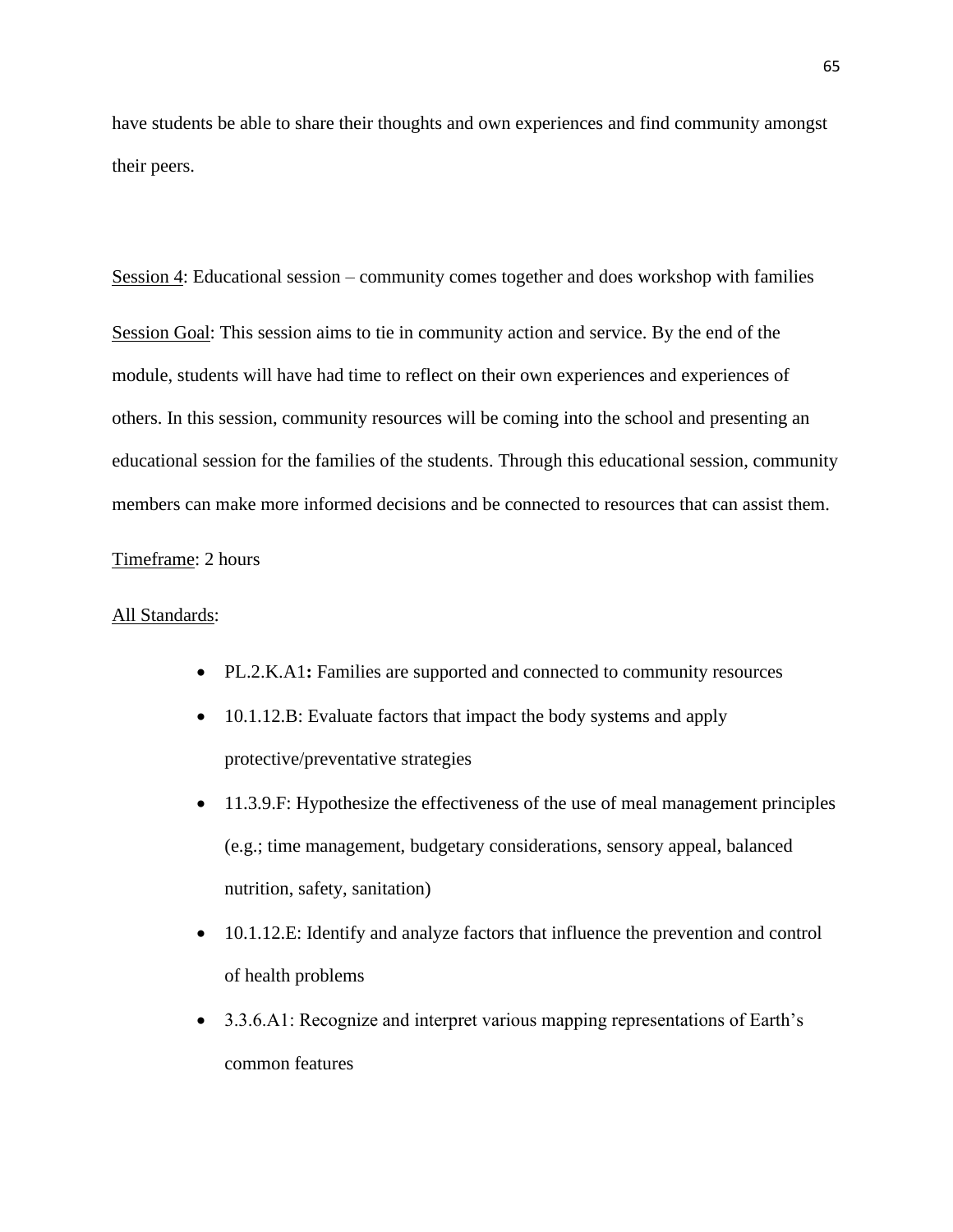have students be able to share their thoughts and own experiences and find community amongst their peers.

Session 4: Educational session – community comes together and does workshop with families

Session Goal: This session aims to tie in community action and service. By the end of the module, students will have had time to reflect on their own experiences and experiences of others. In this session, community resources will be coming into the school and presenting an educational session for the families of the students. Through this educational session, community members can make more informed decisions and be connected to resources that can assist them.

Timeframe: 2 hours

All Standards:

- PL.2.K.A1**:** Families are supported and connected to community resources
- 10.1.12.B: Evaluate factors that impact the body systems and apply protective/preventative strategies
- 11.3.9.F: Hypothesize the effectiveness of the use of meal management principles (e.g.; time management, budgetary considerations, sensory appeal, balanced nutrition, safety, sanitation)
- 10.1.12.E: Identify and analyze factors that influence the prevention and control of health problems
- 3.3.6.A1: Recognize and interpret various mapping representations of Earth's common features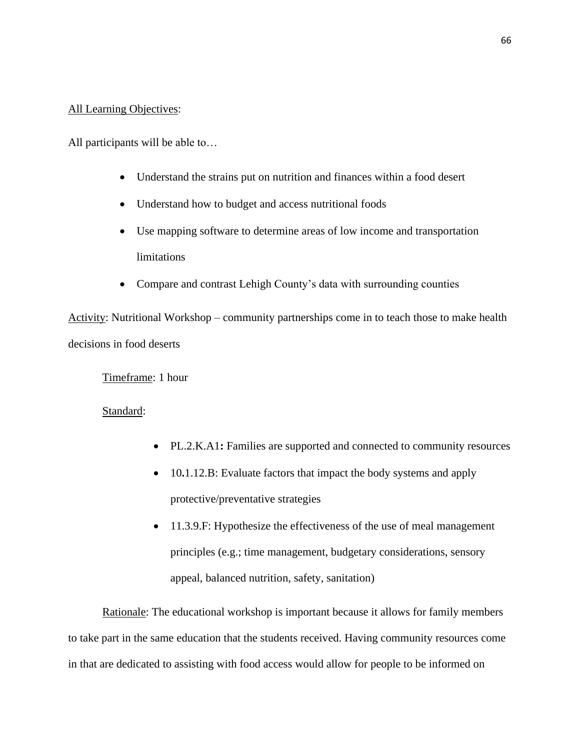All Learning Objectives:

All participants will be able to…

- Understand the strains put on nutrition and finances within a food desert
- Understand how to budget and access nutritional foods
- Use mapping software to determine areas of low income and transportation limitations
- Compare and contrast Lehigh County's data with surrounding counties

Activity: Nutritional Workshop – community partnerships come in to teach those to make health decisions in food deserts

Timeframe: 1 hour

Standard:

- PL.2.K.A1**:** Families are supported and connected to community resources
- 10**.**1.12.B: Evaluate factors that impact the body systems and apply protective/preventative strategies
- 11.3.9.F: Hypothesize the effectiveness of the use of meal management principles (e.g.; time management, budgetary considerations, sensory appeal, balanced nutrition, safety, sanitation)

Rationale: The educational workshop is important because it allows for family members to take part in the same education that the students received. Having community resources come in that are dedicated to assisting with food access would allow for people to be informed on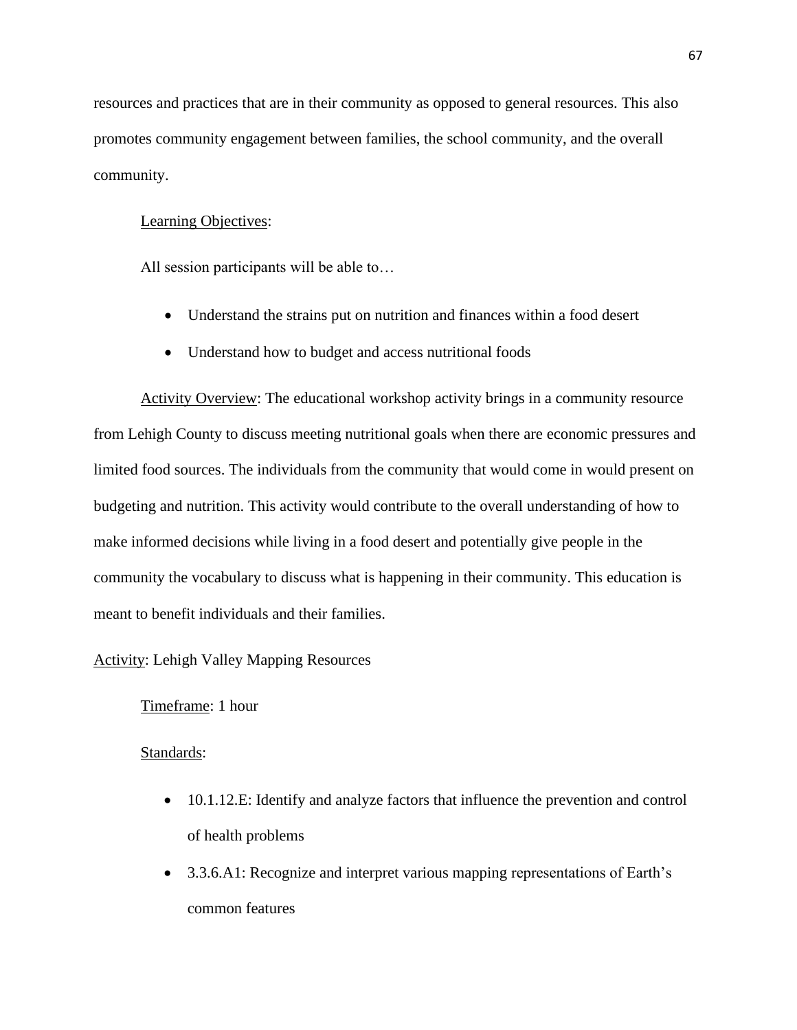resources and practices that are in their community as opposed to general resources. This also promotes community engagement between families, the school community, and the overall community.

<u>Learning Objectives</u>:

All session participants will be able to…

- Understand the strains put on nutrition and finances within a food desert
- Understand how to budget and access nutritional foods

<u>Activity Overview</u>: The educational workshop activity brings in a community resource from Lehigh County to discuss meeting nutritional goals when there are economic pressures and limited food sources. The individuals from the community that would come in would present on budgeting and nutrition. This activity would contribute to the overall understanding of how to make informed decisions while living in a food desert and potentially give people in the community the vocabulary to discuss what is happening in their community. This education is meant to benefit individuals and their families.

<u>Activity</u>: Lehigh Valley Mapping Resources

<u>Timeframe</u>: 1 hour

<u>Standards</u>:

- 10.1.12.E: Identify and analyze factors that influence the prevention and control of health problems
- 3.3.6.A1: Recognize and interpret various mapping representations of Earth's common features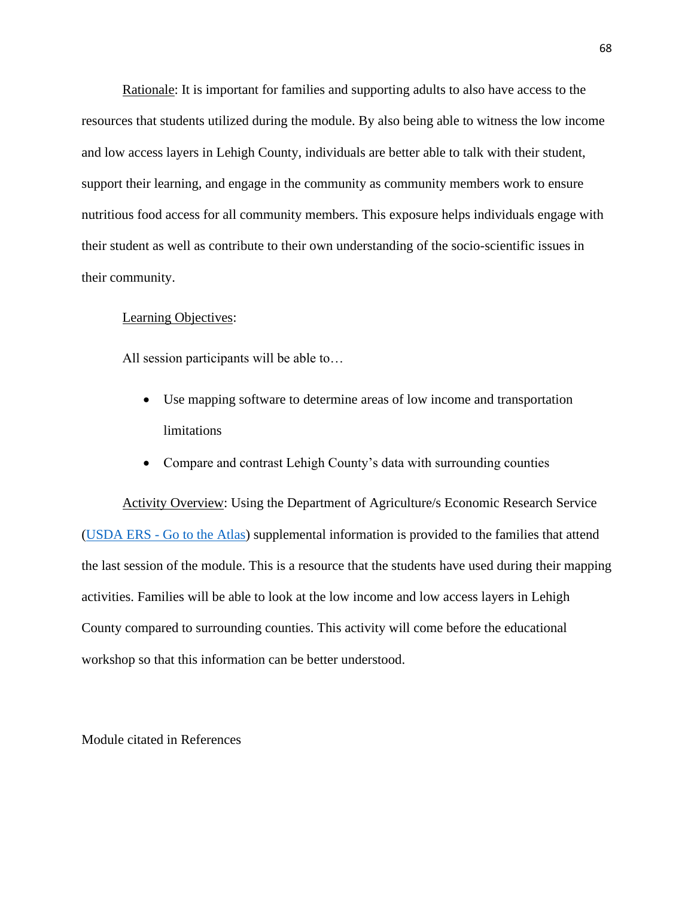Rationale: It is important for families and supporting adults to also have access to the resources that students utilized during the module. By also being able to witness the low income and low access layers in Lehigh County, individuals are better able to talk with their student, support their learning, and engage in the community as community members work to ensure nutritious food access for all community members. This exposure helps individuals engage with their student as well as contribute to their own understanding of the socio-scientific issues in their community.

Learning Objectives:

All session participants will be able to…

- Use mapping software to determine areas of low income and transportation limitations
- Compare and contrast Lehigh County's data with surrounding counties

Activity Overview: Using the Department of Agriculture/s Economic Research Service (USDA ERS - Go to the Atlas) supplemental information is provided to the families that attend the last session of the module. This is a resource that the students have used during their mapping activities. Families will be able to look at the low income and low access layers in Lehigh County compared to surrounding counties. This activity will come before the educational workshop so that this information can be better understood.

Module citated in References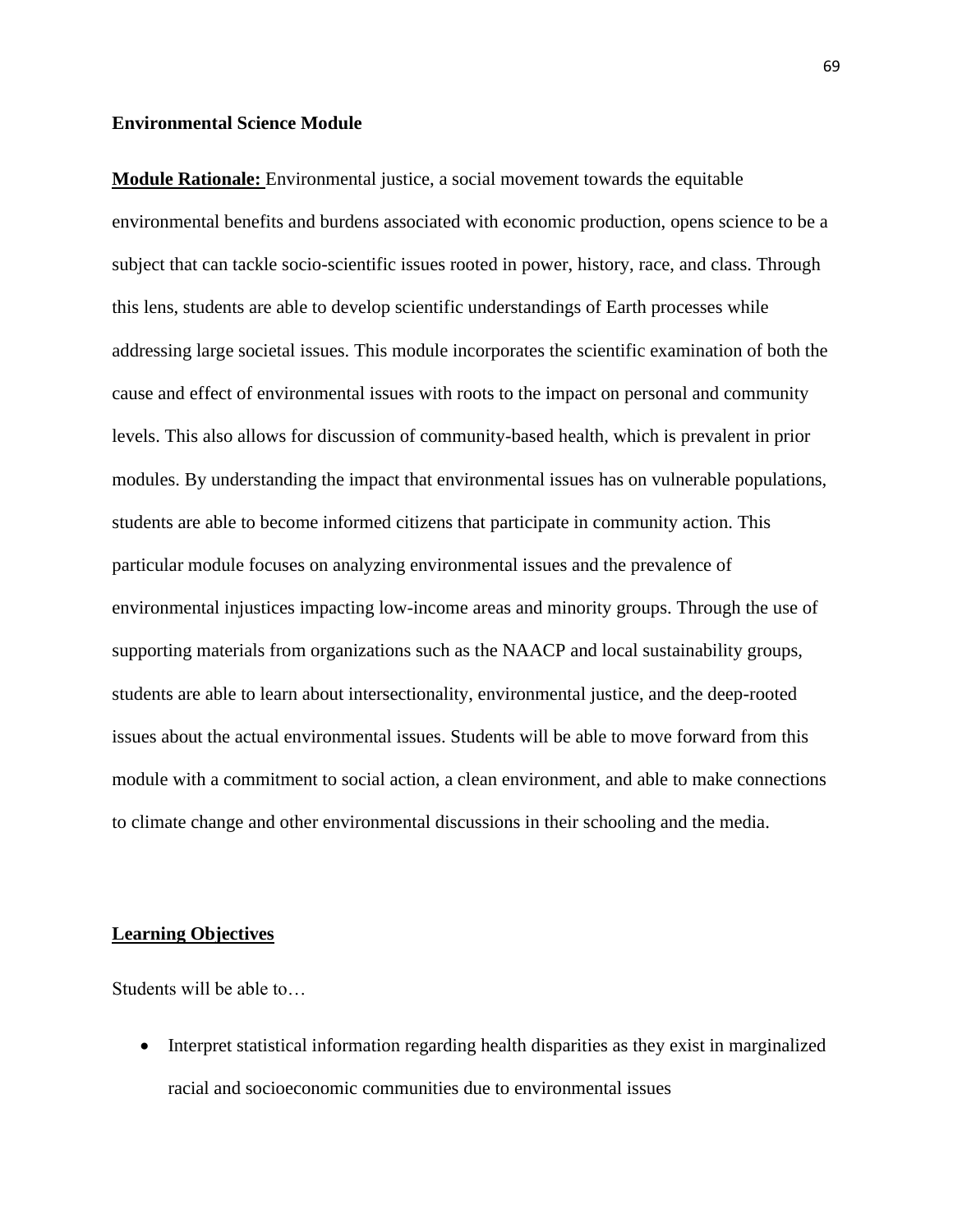**Environmental Science Module**

**Module Rationale:** Environmental justice, a social movement towards the equitable environmental benefits and burdens associated with economic production, opens science to be a subject that can tackle socio-scientific issues rooted in power, history, race, and class. Through this lens, students are able to develop scientific understandings of Earth processes while addressing large societal issues. This module incorporates the scientific examination of both the cause and effect of environmental issues with roots to the impact on personal and community levels. This also allows for discussion of community-based health, which is prevalent in prior modules. By understanding the impact that environmental issues has on vulnerable populations, students are able to become informed citizens that participate in community action. This particular module focuses on analyzing environmental issues and the prevalence of environmental injustices impacting low-income areas and minority groups. Through the use of supporting materials from organizations such as the NAACP and local sustainability groups, students are able to learn about intersectionality, environmental justice, and the deep-rooted issues about the actual environmental issues. Students will be able to move forward from this module with a commitment to social action, a clean environment, and able to make connections to climate change and other environmental discussions in their schooling and the media.

**Learning Objectives**

Students will be able to…

- Interpret statistical information regarding health disparities as they exist in marginalized racial and socioeconomic communities due to environmental issues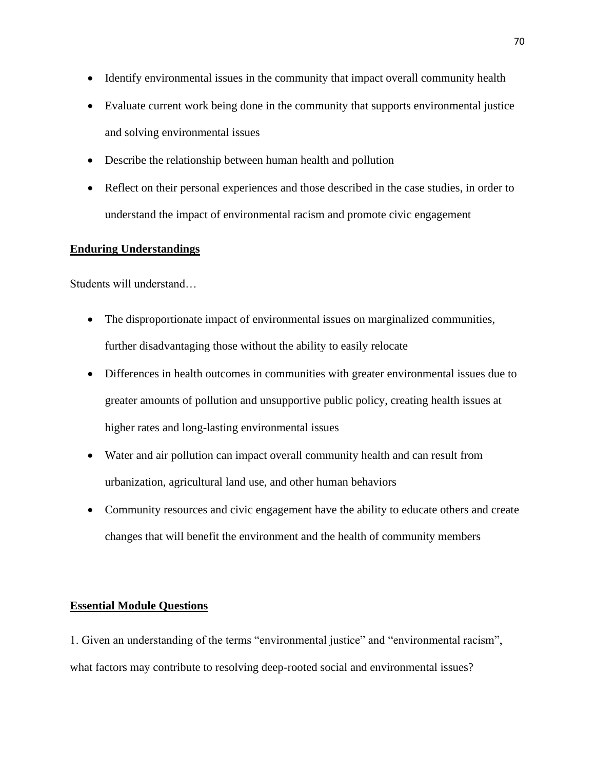- Identify environmental issues in the community that impact overall community health
- Evaluate current work being done in the community that supports environmental justice and solving environmental issues
- Describe the relationship between human health and pollution
- Reflect on their personal experiences and those described in the case studies, in order to understand the impact of environmental racism and promote civic engagement

**Enduring Understandings**

Students will understand…

- The disproportionate impact of environmental issues on marginalized communities, further disadvantaging those without the ability to easily relocate
- Differences in health outcomes in communities with greater environmental issues due to greater amounts of pollution and unsupportive public policy, creating health issues at higher rates and long-lasting environmental issues
- Water and air pollution can impact overall community health and can result from urbanization, agricultural land use, and other human behaviors
- Community resources and civic engagement have the ability to educate others and create changes that will benefit the environment and the health of community members

**Essential Module Questions**

1. Given an understanding of the terms "environmental justice" and "environmental racism", what factors may contribute to resolving deep-rooted social and environmental issues?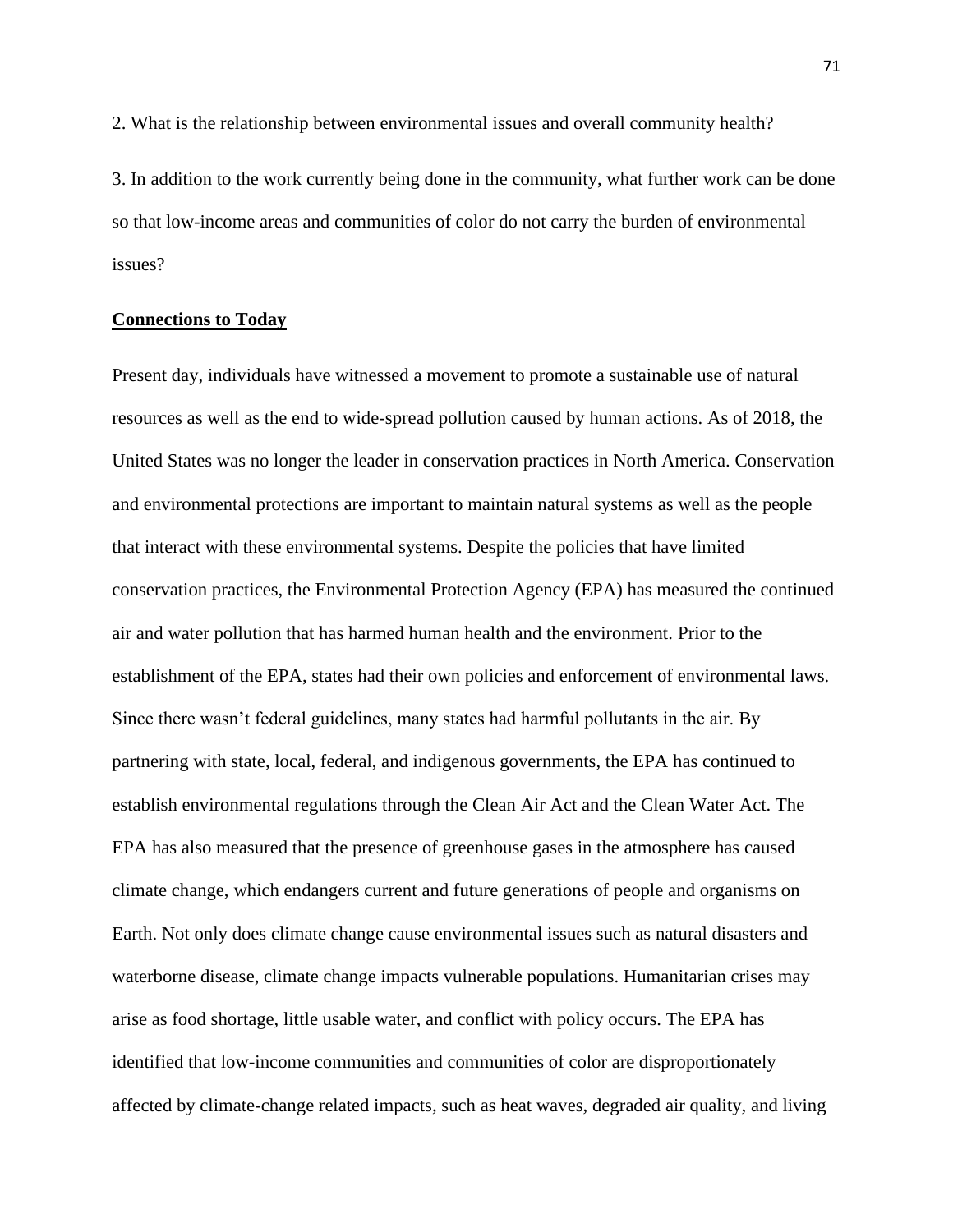2. What is the relationship between environmental issues and overall community health?

3. In addition to the work currently being done in the community, what further work can be done so that low-income areas and communities of color do not carry the burden of environmental issues?

**Connections to Today**

Present day, individuals have witnessed a movement to promote a sustainable use of natural resources as well as the end to wide-spread pollution caused by human actions. As of 2018, the United States was no longer the leader in conservation practices in North America. Conservation and environmental protections are important to maintain natural systems as well as the people that interact with these environmental systems. Despite the policies that have limited conservation practices, the Environmental Protection Agency (EPA) has measured the continued air and water pollution that has harmed human health and the environment. Prior to the establishment of the EPA, states had their own policies and enforcement of environmental laws. Since there wasn't federal guidelines, many states had harmful pollutants in the air. By partnering with state, local, federal, and indigenous governments, the EPA has continued to establish environmental regulations through the Clean Air Act and the Clean Water Act. The EPA has also measured that the presence of greenhouse gases in the atmosphere has caused climate change, which endangers current and future generations of people and organisms on Earth. Not only does climate change cause environmental issues such as natural disasters and waterborne disease, climate change impacts vulnerable populations. Humanitarian crises may arise as food shortage, little usable water, and conflict with policy occurs. The EPA has identified that low-income communities and communities of color are disproportionately affected by climate-change related impacts, such as heat waves, degraded air quality, and living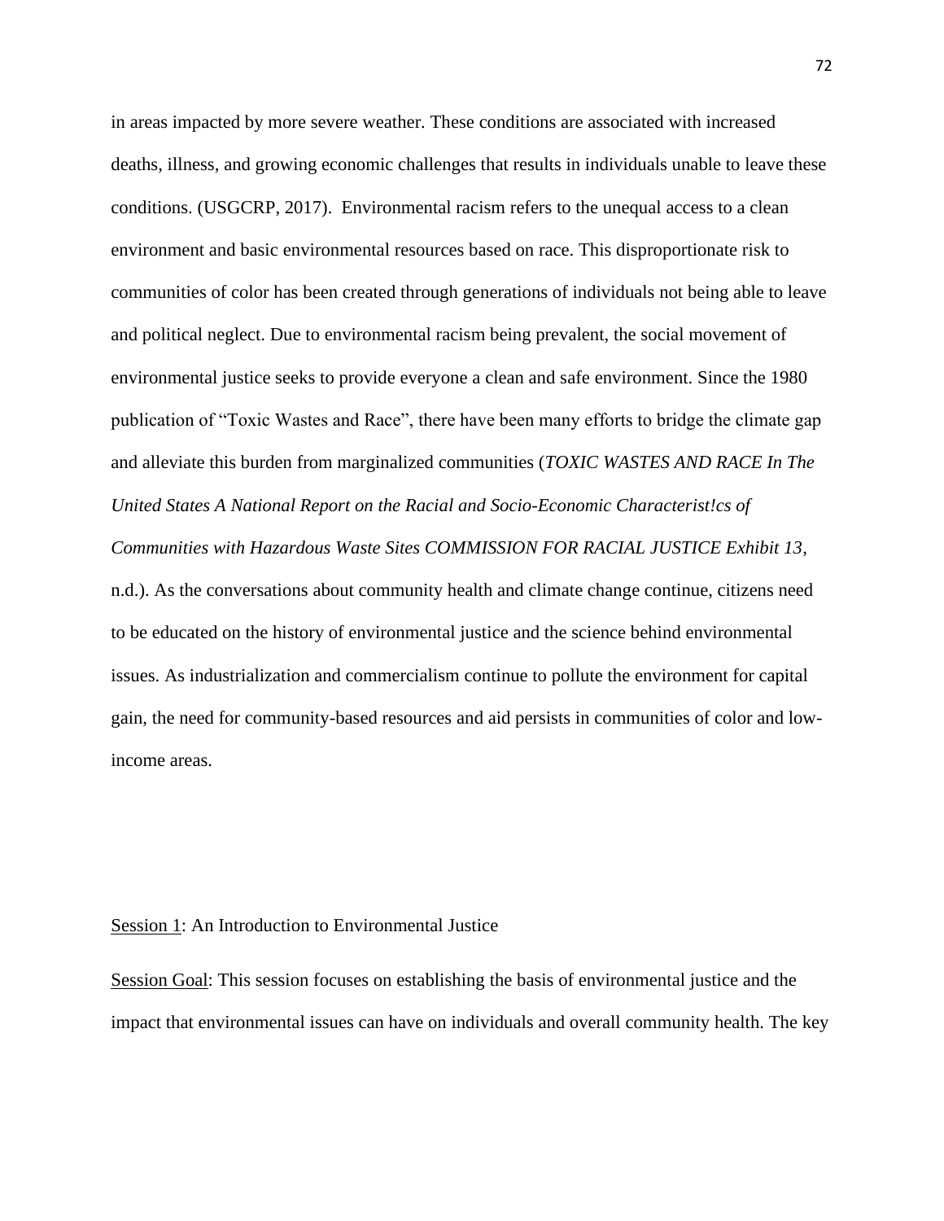in areas impacted by more severe weather. These conditions are associated with increased deaths, illness, and growing economic challenges that results in individuals unable to leave these conditions. (USGCRP, 2017). Environmental racism refers to the unequal access to a clean environment and basic environmental resources based on race. This disproportionate risk to communities of color has been created through generations of individuals not being able to leave and political neglect. Due to environmental racism being prevalent, the social movement of environmental justice seeks to provide everyone a clean and safe environment. Since the 1980 publication of "Toxic Wastes and Race", there have been many efforts to bridge the climate gap and alleviate this burden from marginalized communities (*TOXIC WASTES AND RACE In The United States A National Report on the Racial and Socio-Economic Characterist!cs of Communities with Hazardous Waste Sites COMMISSION FOR RACIAL JUSTICE Exhibit 13*, n.d.). As the conversations about community health and climate change continue, citizens need to be educated on the history of environmental justice and the science behind environmental issues. As industrialization and commercialism continue to pollute the environment for capital gain, the need for community-based resources and aid persists in communities of color and low-income areas.

<u>Session 1</u>: An Introduction to Environmental Justice

<u>Session Goal</u>: This session focuses on establishing the basis of environmental justice and the impact that environmental issues can have on individuals and overall community health. The key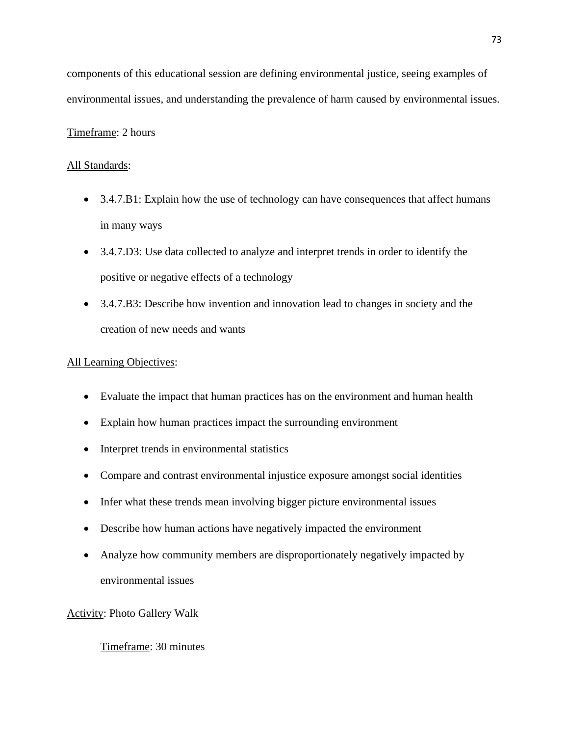components of this educational session are defining environmental justice, seeing examples of environmental issues, and understanding the prevalence of harm caused by environmental issues.

<u>Timeframe</u>: 2 hours

<u>All Standards</u>:

- 3.4.7.B1: Explain how the use of technology can have consequences that affect humans in many ways
- 3.4.7.D3: Use data collected to analyze and interpret trends in order to identify the positive or negative effects of a technology
- 3.4.7.B3: Describe how invention and innovation lead to changes in society and the creation of new needs and wants

<u>All Learning Objectives</u>:

- Evaluate the impact that human practices has on the environment and human health
- Explain how human practices impact the surrounding environment
- Interpret trends in environmental statistics
- Compare and contrast environmental injustice exposure amongst social identities
- Infer what these trends mean involving bigger picture environmental issues
- Describe how human actions have negatively impacted the environment
- Analyze how community members are disproportionately negatively impacted by environmental issues

<u>Activity</u>: Photo Gallery Walk

<u>Timeframe</u>: 30 minutes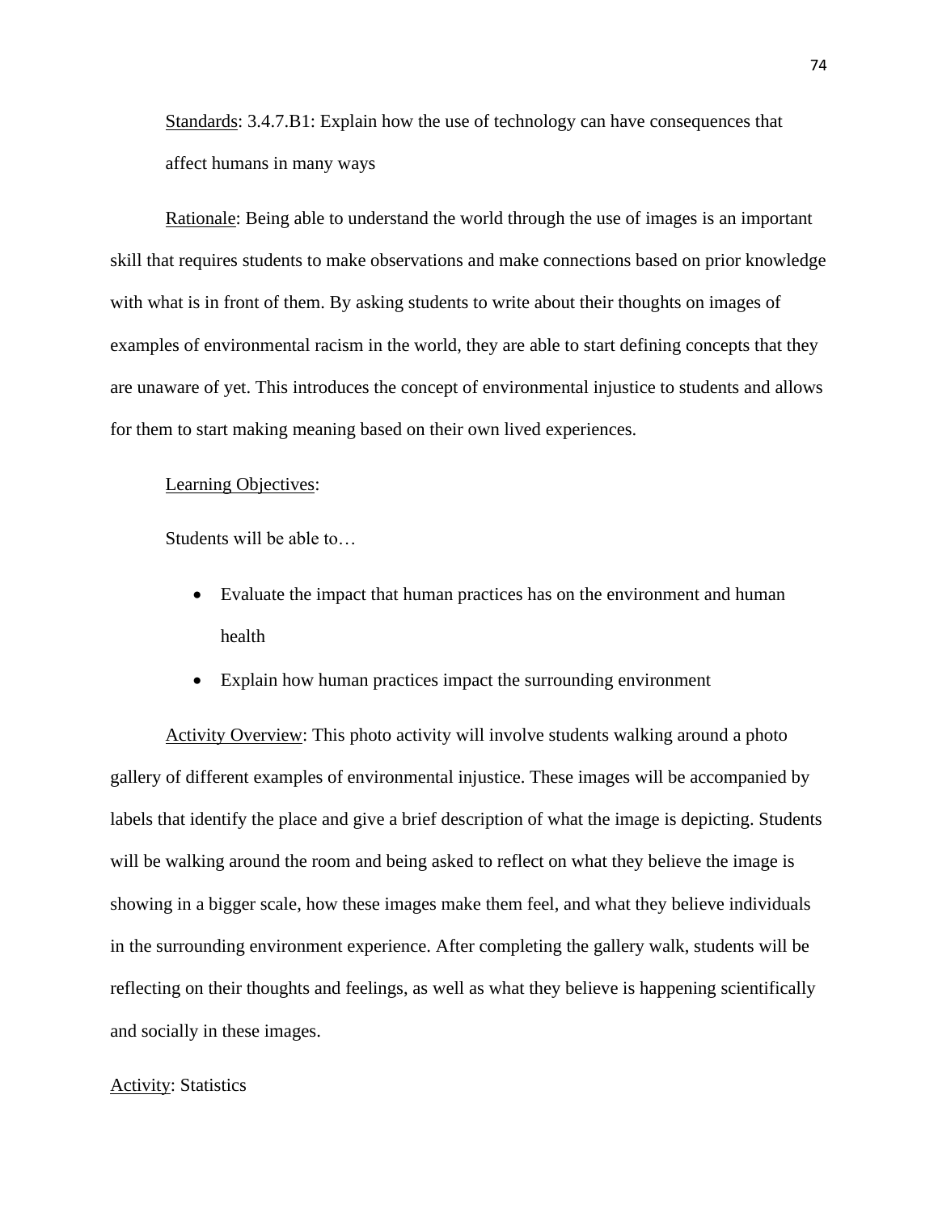<u>Standards</u>: 3.4.7.B1: Explain how the use of technology can have consequences that affect humans in many ways

<u>Rationale</u>: Being able to understand the world through the use of images is an important skill that requires students to make observations and make connections based on prior knowledge with what is in front of them. By asking students to write about their thoughts on images of examples of environmental racism in the world, they are able to start defining concepts that they are unaware of yet. This introduces the concept of environmental injustice to students and allows for them to start making meaning based on their own lived experiences.

<u>Learning Objectives</u>:

Students will be able to…

- Evaluate the impact that human practices has on the environment and human health
- Explain how human practices impact the surrounding environment

<u>Activity Overview</u>: This photo activity will involve students walking around a photo gallery of different examples of environmental injustice. These images will be accompanied by labels that identify the place and give a brief description of what the image is depicting. Students will be walking around the room and being asked to reflect on what they believe the image is showing in a bigger scale, how these images make them feel, and what they believe individuals in the surrounding environment experience. After completing the gallery walk, students will be reflecting on their thoughts and feelings, as well as what they believe is happening scientifically and socially in these images.

<u>Activity</u>: Statistics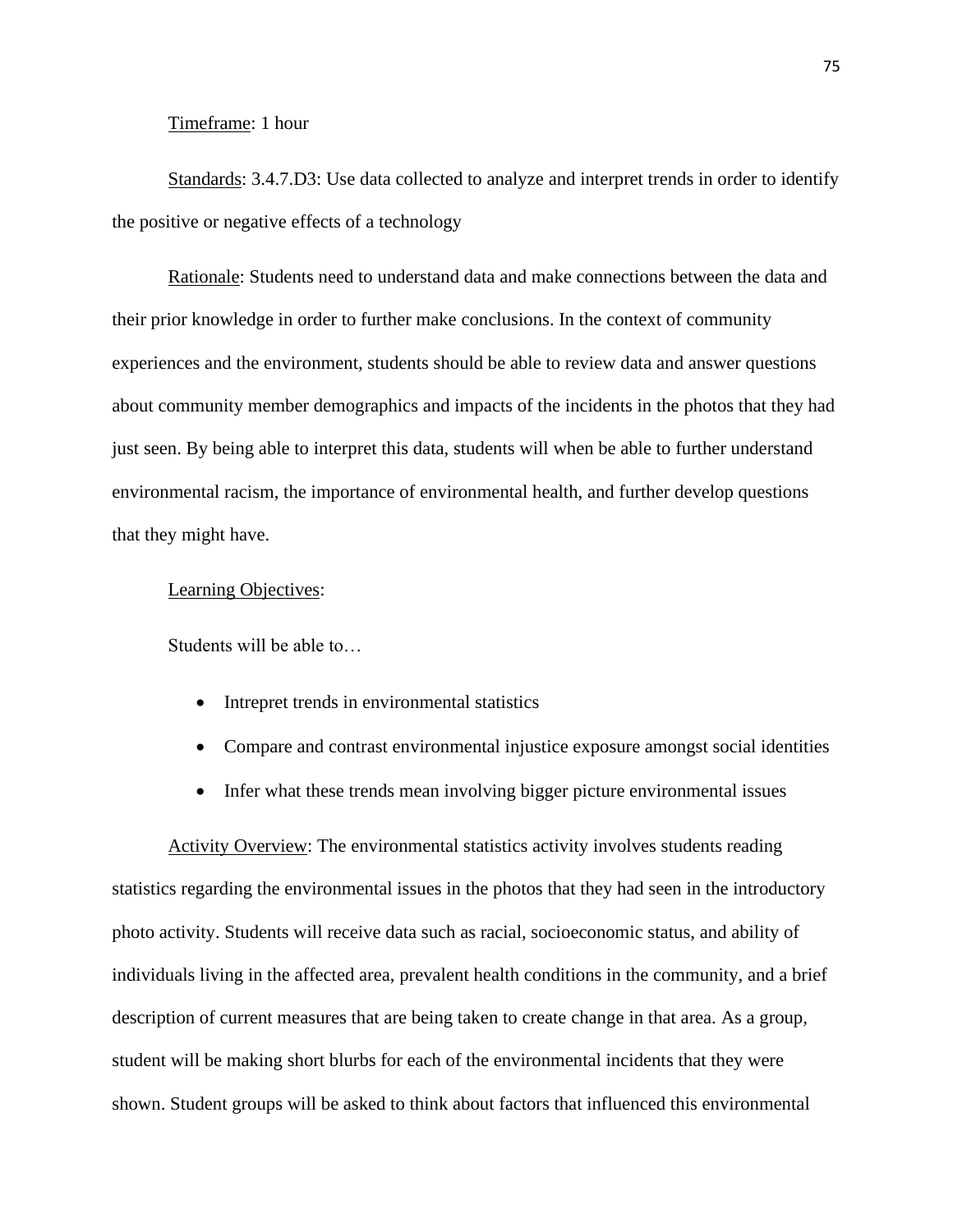Timeframe: 1 hour

Standards: 3.4.7.D3: Use data collected to analyze and interpret trends in order to identify the positive or negative effects of a technology

Rationale: Students need to understand data and make connections between the data and their prior knowledge in order to further make conclusions. In the context of community experiences and the environment, students should be able to review data and answer questions about community member demographics and impacts of the incidents in the photos that they had just seen. By being able to interpret this data, students will when be able to further understand environmental racism, the importance of environmental health, and further develop questions that they might have.

Learning Objectives:

Students will be able to…

- Intrepret trends in environmental statistics
- Compare and contrast environmental injustice exposure amongst social identities
- Infer what these trends mean involving bigger picture environmental issues

Activity Overview: The environmental statistics activity involves students reading statistics regarding the environmental issues in the photos that they had seen in the introductory photo activity. Students will receive data such as racial, socioeconomic status, and ability of individuals living in the affected area, prevalent health conditions in the community, and a brief description of current measures that are being taken to create change in that area. As a group, student will be making short blurbs for each of the environmental incidents that they were shown. Student groups will be asked to think about factors that influenced this environmental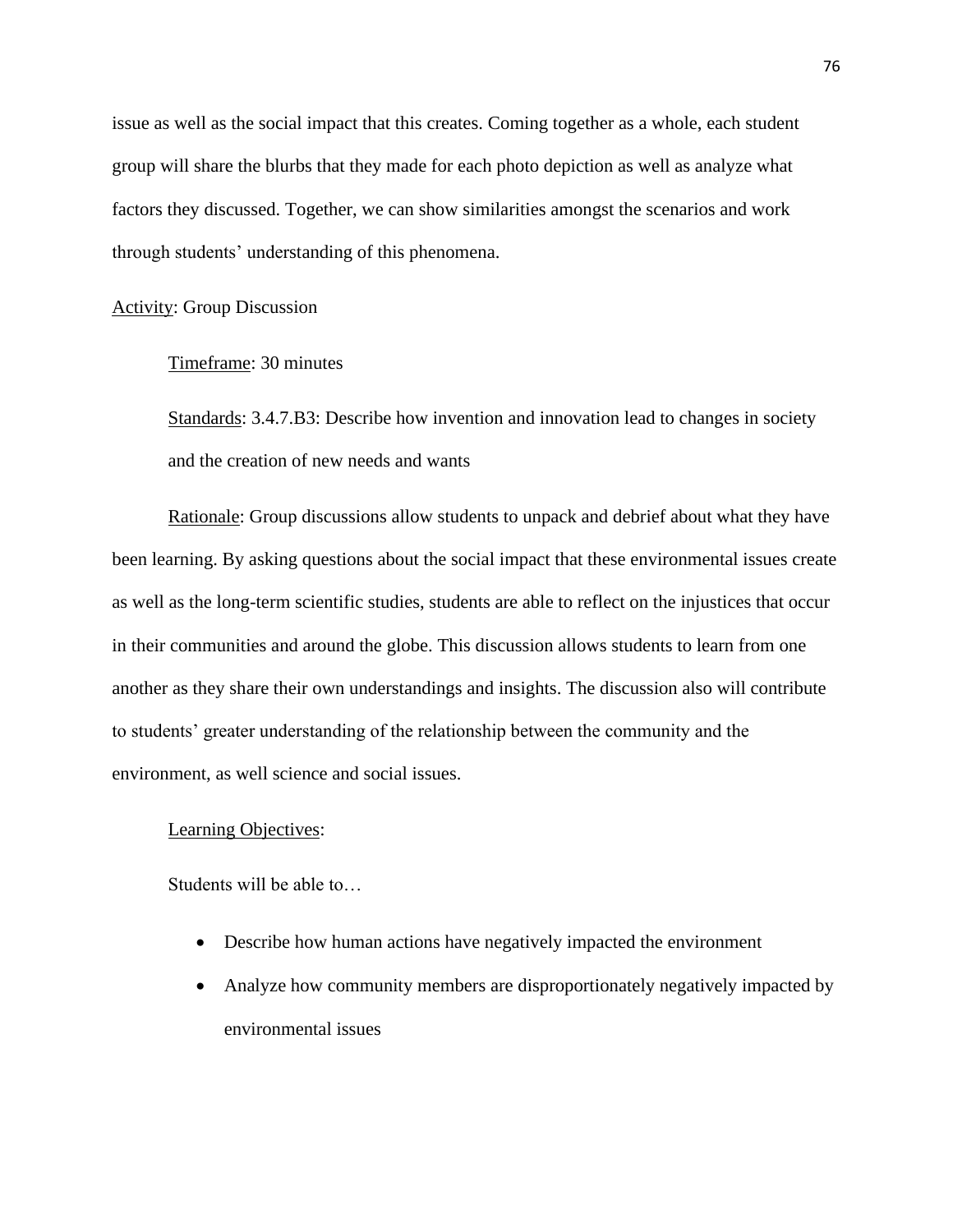issue as well as the social impact that this creates. Coming together as a whole, each student group will share the blurbs that they made for each photo depiction as well as analyze what factors they discussed. Together, we can show similarities amongst the scenarios and work through students' understanding of this phenomena.

<u>Activity</u>: Group Discussion

<u>Timeframe</u>: 30 minutes

<u>Standards</u>: 3.4.7.B3: Describe how invention and innovation lead to changes in society and the creation of new needs and wants

<u>Rationale</u>: Group discussions allow students to unpack and debrief about what they have been learning. By asking questions about the social impact that these environmental issues create as well as the long-term scientific studies, students are able to reflect on the injustices that occur in their communities and around the globe. This discussion allows students to learn from one another as they share their own understandings and insights. The discussion also will contribute to students' greater understanding of the relationship between the community and the environment, as well science and social issues.

<u>Learning Objectives</u>:

Students will be able to…

- Describe how human actions have negatively impacted the environment
- Analyze how community members are disproportionately negatively impacted by environmental issues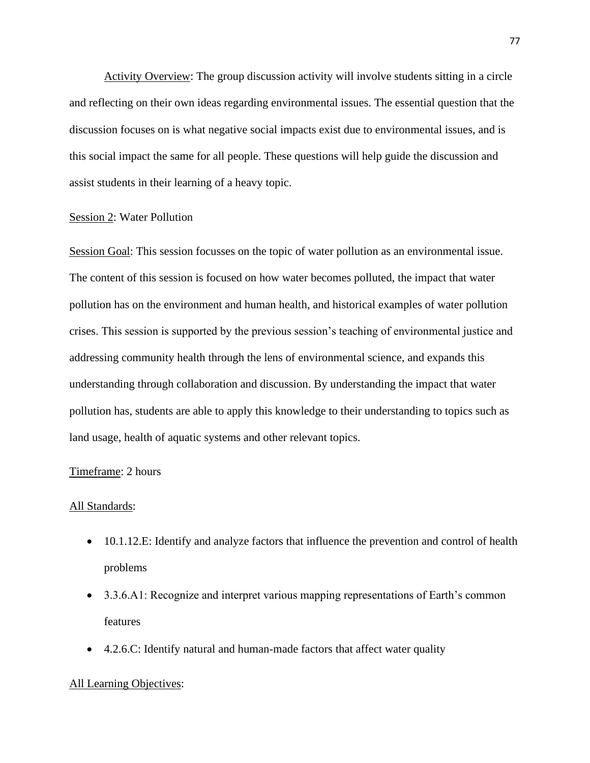Activity Overview: The group discussion activity will involve students sitting in a circle and reflecting on their own ideas regarding environmental issues. The essential question that the discussion focuses on is what negative social impacts exist due to environmental issues, and is this social impact the same for all people. These questions will help guide the discussion and assist students in their learning of a heavy topic.

Session 2: Water Pollution

Session Goal: This session focusses on the topic of water pollution as an environmental issue. The content of this session is focused on how water becomes polluted, the impact that water pollution has on the environment and human health, and historical examples of water pollution crises. This session is supported by the previous session's teaching of environmental justice and addressing community health through the lens of environmental science, and expands this understanding through collaboration and discussion. By understanding the impact that water pollution has, students are able to apply this knowledge to their understanding to topics such as land usage, health of aquatic systems and other relevant topics.

Timeframe: 2 hours

All Standards:

- 10.1.12.E: Identify and analyze factors that influence the prevention and control of health problems
- 3.3.6.A1: Recognize and interpret various mapping representations of Earth's common features
- 4.2.6.C: Identify natural and human-made factors that affect water quality

All Learning Objectives: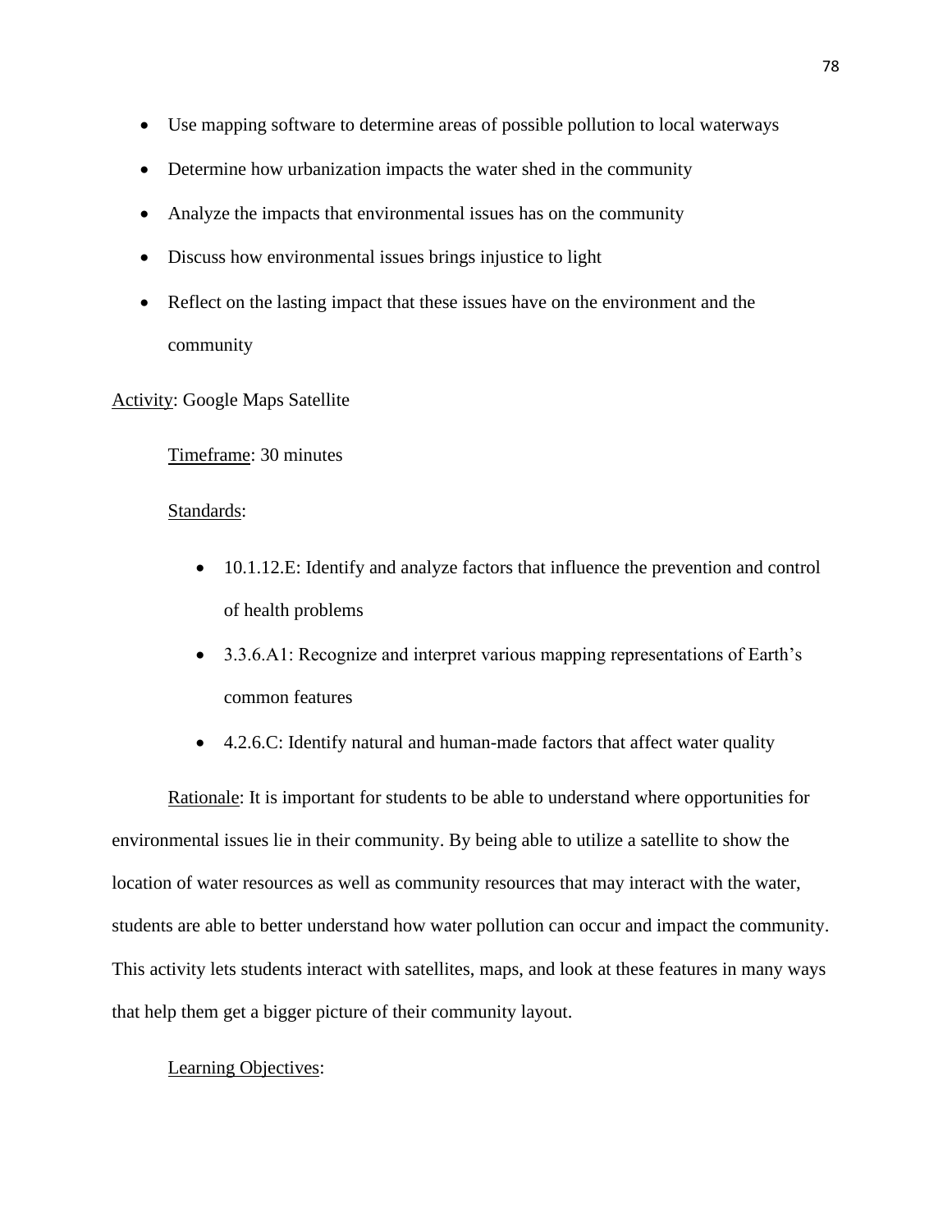- Use mapping software to determine areas of possible pollution to local waterways
- Determine how urbanization impacts the water shed in the community
- Analyze the impacts that environmental issues has on the community
- Discuss how environmental issues brings injustice to light
- Reflect on the lasting impact that these issues have on the environment and the community

Activity: Google Maps Satellite

Timeframe: 30 minutes

Standards:

- 10.1.12.E: Identify and analyze factors that influence the prevention and control of health problems
- 3.3.6.A1: Recognize and interpret various mapping representations of Earth's common features
- 4.2.6.C: Identify natural and human-made factors that affect water quality

Rationale: It is important for students to be able to understand where opportunities for environmental issues lie in their community. By being able to utilize a satellite to show the location of water resources as well as community resources that may interact with the water, students are able to better understand how water pollution can occur and impact the community. This activity lets students interact with satellites, maps, and look at these features in many ways that help them get a bigger picture of their community layout.

Learning Objectives: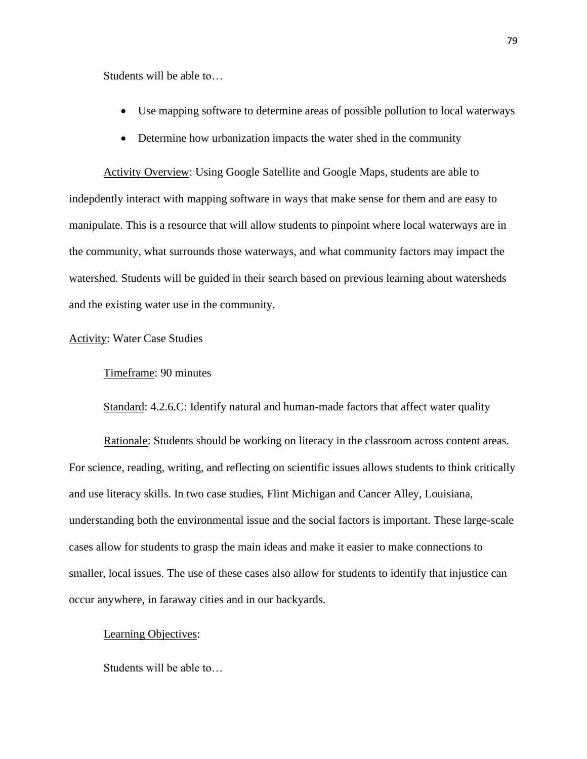Students will be able to…

- Use mapping software to determine areas of possible pollution to local waterways
- Determine how urbanization impacts the water shed in the community

Activity Overview: Using Google Satellite and Google Maps, students are able to indepdently interact with mapping software in ways that make sense for them and are easy to manipulate. This is a resource that will allow students to pinpoint where local waterways are in the community, what surrounds those waterways, and what community factors may impact the watershed. Students will be guided in their search based on previous learning about watersheds and the existing water use in the community.

Activity: Water Case Studies

Timeframe: 90 minutes

Standard: 4.2.6.C: Identify natural and human-made factors that affect water quality

Rationale: Students should be working on literacy in the classroom across content areas. For science, reading, writing, and reflecting on scientific issues allows students to think critically and use literacy skills. In two case studies, Flint Michigan and Cancer Alley, Louisiana, understanding both the environmental issue and the social factors is important. These large-scale cases allow for students to grasp the main ideas and make it easier to make connections to smaller, local issues. The use of these cases also allow for students to identify that injustice can occur anywhere, in faraway cities and in our backyards.

Learning Objectives:

Students will be able to…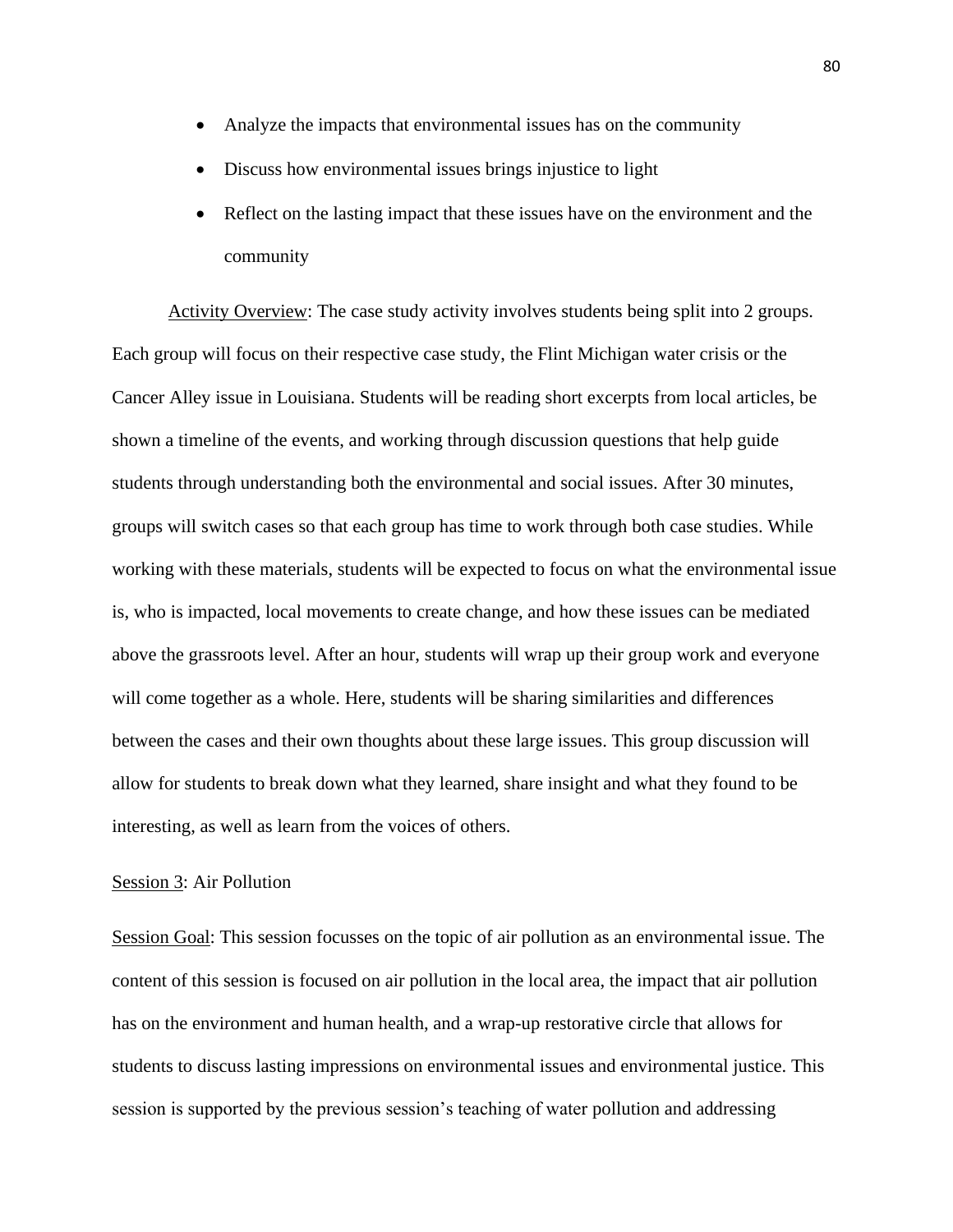- Analyze the impacts that environmental issues has on the community
- Discuss how environmental issues brings injustice to light
- Reflect on the lasting impact that these issues have on the environment and the community

Activity Overview: The case study activity involves students being split into 2 groups. Each group will focus on their respective case study, the Flint Michigan water crisis or the Cancer Alley issue in Louisiana. Students will be reading short excerpts from local articles, be shown a timeline of the events, and working through discussion questions that help guide students through understanding both the environmental and social issues. After 30 minutes, groups will switch cases so that each group has time to work through both case studies. While working with these materials, students will be expected to focus on what the environmental issue is, who is impacted, local movements to create change, and how these issues can be mediated above the grassroots level. After an hour, students will wrap up their group work and everyone will come together as a whole. Here, students will be sharing similarities and differences between the cases and their own thoughts about these large issues. This group discussion will allow for students to break down what they learned, share insight and what they found to be interesting, as well as learn from the voices of others.

Session 3: Air Pollution

Session Goal: This session focusses on the topic of air pollution as an environmental issue. The content of this session is focused on air pollution in the local area, the impact that air pollution has on the environment and human health, and a wrap-up restorative circle that allows for students to discuss lasting impressions on environmental issues and environmental justice. This session is supported by the previous session's teaching of water pollution and addressing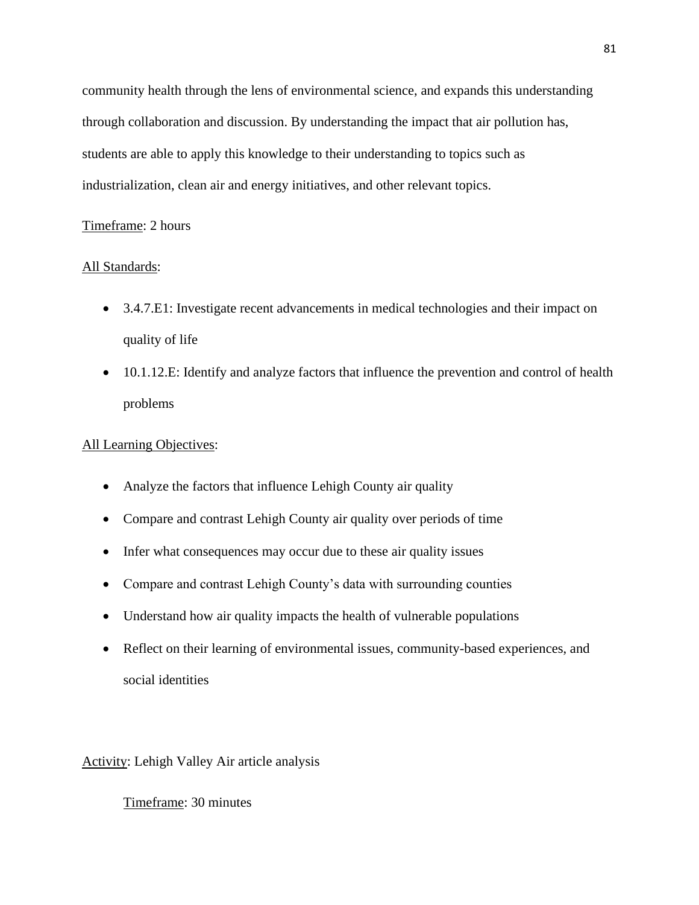community health through the lens of environmental science, and expands this understanding through collaboration and discussion. By understanding the impact that air pollution has, students are able to apply this knowledge to their understanding to topics such as industrialization, clean air and energy initiatives, and other relevant topics.

<u>Timeframe</u>: 2 hours

<u>All Standards</u>:

- 3.4.7.E1: Investigate recent advancements in medical technologies and their impact on quality of life
- 10.1.12.E: Identify and analyze factors that influence the prevention and control of health problems

<u>All Learning Objectives</u>:

- Analyze the factors that influence Lehigh County air quality
- Compare and contrast Lehigh County air quality over periods of time
- Infer what consequences may occur due to these air quality issues
- Compare and contrast Lehigh County's data with surrounding counties
- Understand how air quality impacts the health of vulnerable populations
- Reflect on their learning of environmental issues, community-based experiences, and social identities

<u>Activity</u>: Lehigh Valley Air article analysis

<u>Timeframe</u>: 30 minutes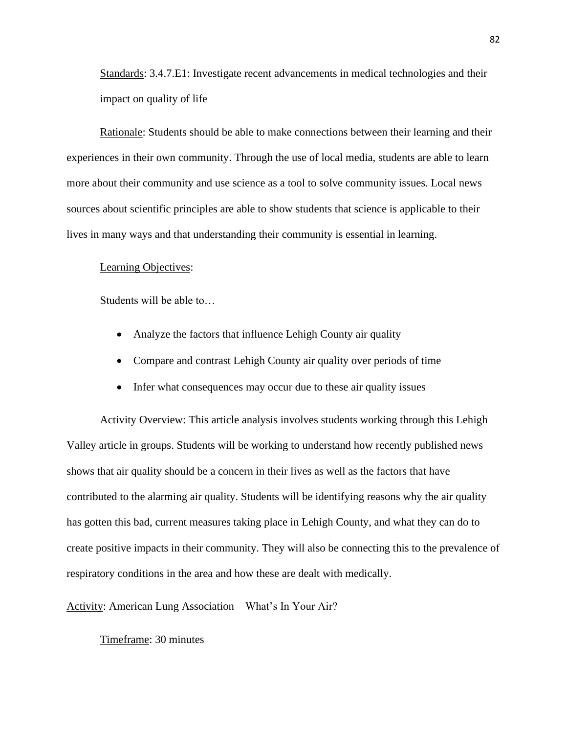Standards: 3.4.7.E1: Investigate recent advancements in medical technologies and their impact on quality of life

Rationale: Students should be able to make connections between their learning and their experiences in their own community. Through the use of local media, students are able to learn more about their community and use science as a tool to solve community issues. Local news sources about scientific principles are able to show students that science is applicable to their lives in many ways and that understanding their community is essential in learning.

Learning Objectives:

Students will be able to…

- Analyze the factors that influence Lehigh County air quality
- Compare and contrast Lehigh County air quality over periods of time
- Infer what consequences may occur due to these air quality issues

Activity Overview: This article analysis involves students working through this Lehigh Valley article in groups. Students will be working to understand how recently published news shows that air quality should be a concern in their lives as well as the factors that have contributed to the alarming air quality. Students will be identifying reasons why the air quality has gotten this bad, current measures taking place in Lehigh County, and what they can do to create positive impacts in their community. They will also be connecting this to the prevalence of respiratory conditions in the area and how these are dealt with medically.

Activity: American Lung Association – What's In Your Air?

Timeframe: 30 minutes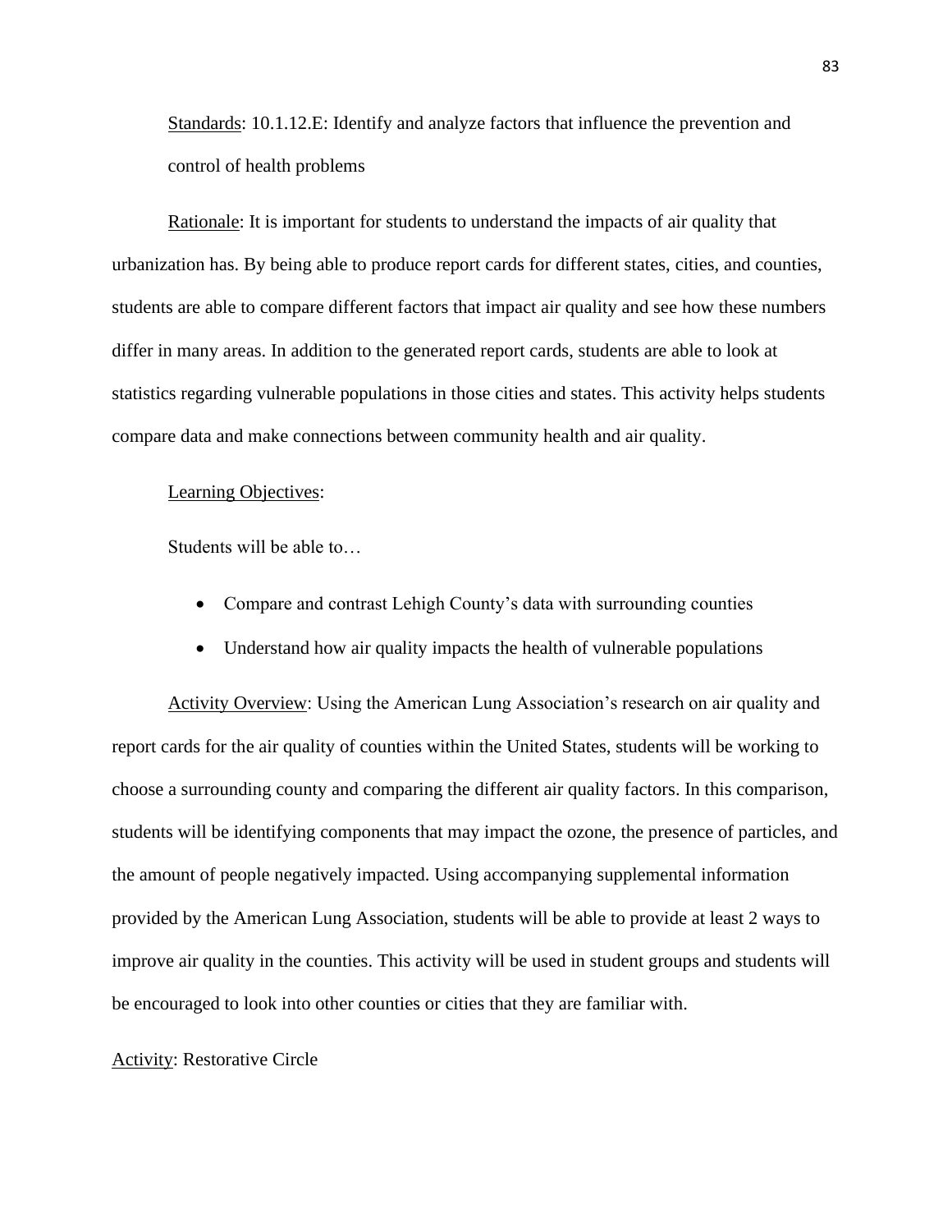Standards: 10.1.12.E: Identify and analyze factors that influence the prevention and control of health problems

Rationale: It is important for students to understand the impacts of air quality that urbanization has. By being able to produce report cards for different states, cities, and counties, students are able to compare different factors that impact air quality and see how these numbers differ in many areas. In addition to the generated report cards, students are able to look at statistics regarding vulnerable populations in those cities and states. This activity helps students compare data and make connections between community health and air quality.

Learning Objectives:

Students will be able to…

- Compare and contrast Lehigh County's data with surrounding counties
- Understand how air quality impacts the health of vulnerable populations

Activity Overview: Using the American Lung Association's research on air quality and report cards for the air quality of counties within the United States, students will be working to choose a surrounding county and comparing the different air quality factors. In this comparison, students will be identifying components that may impact the ozone, the presence of particles, and the amount of people negatively impacted. Using accompanying supplemental information provided by the American Lung Association, students will be able to provide at least 2 ways to improve air quality in the counties. This activity will be used in student groups and students will be encouraged to look into other counties or cities that they are familiar with.

Activity: Restorative Circle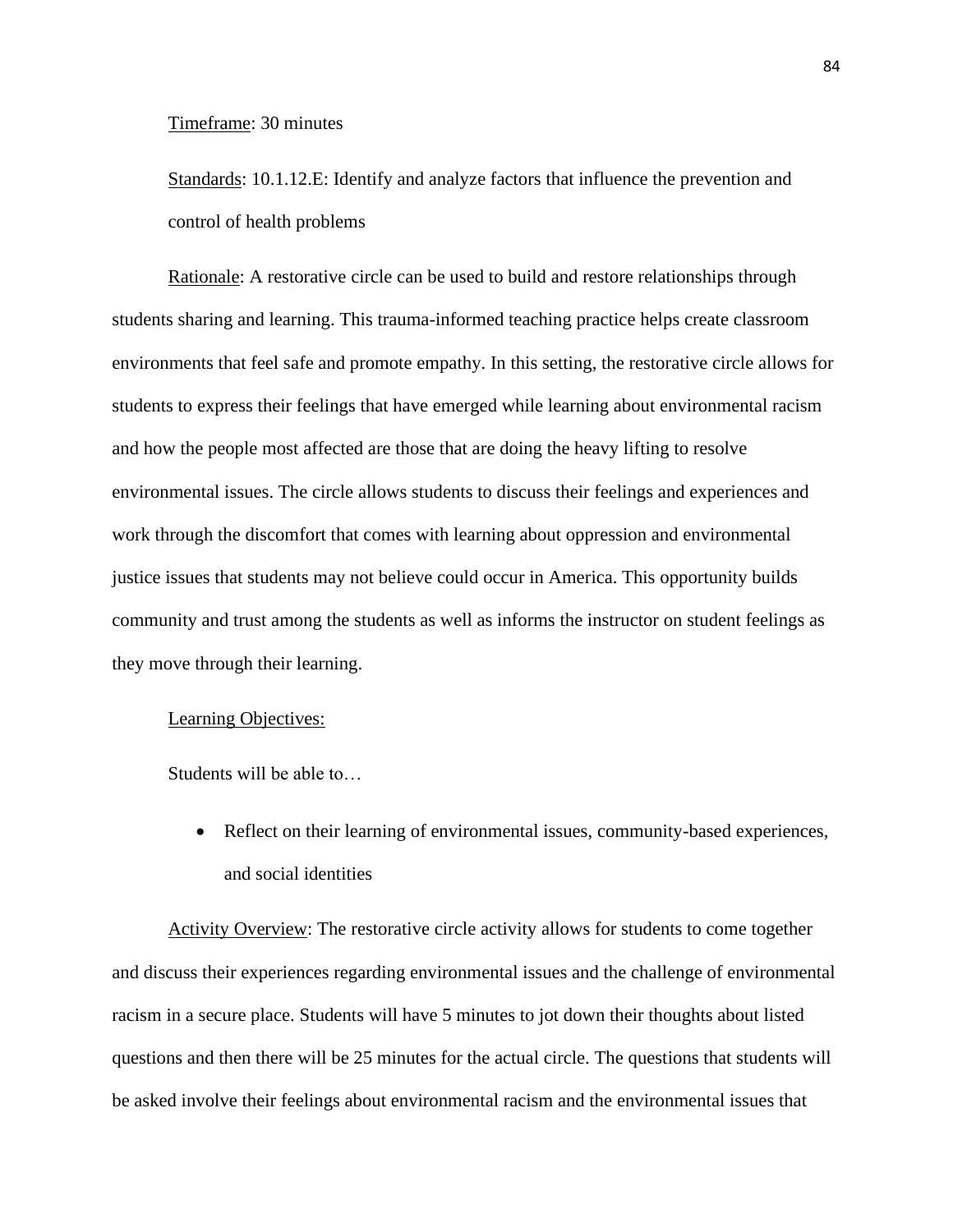Timeframe: 30 minutes

Standards: 10.1.12.E: Identify and analyze factors that influence the prevention and control of health problems

Rationale: A restorative circle can be used to build and restore relationships through students sharing and learning. This trauma-informed teaching practice helps create classroom environments that feel safe and promote empathy. In this setting, the restorative circle allows for students to express their feelings that have emerged while learning about environmental racism and how the people most affected are those that are doing the heavy lifting to resolve environmental issues. The circle allows students to discuss their feelings and experiences and work through the discomfort that comes with learning about oppression and environmental justice issues that students may not believe could occur in America. This opportunity builds community and trust among the students as well as informs the instructor on student feelings as they move through their learning.

Learning Objectives:

Students will be able to…

- Reflect on their learning of environmental issues, community-based experiences, and social identities

Activity Overview: The restorative circle activity allows for students to come together and discuss their experiences regarding environmental issues and the challenge of environmental racism in a secure place. Students will have 5 minutes to jot down their thoughts about listed questions and then there will be 25 minutes for the actual circle. The questions that students will be asked involve their feelings about environmental racism and the environmental issues that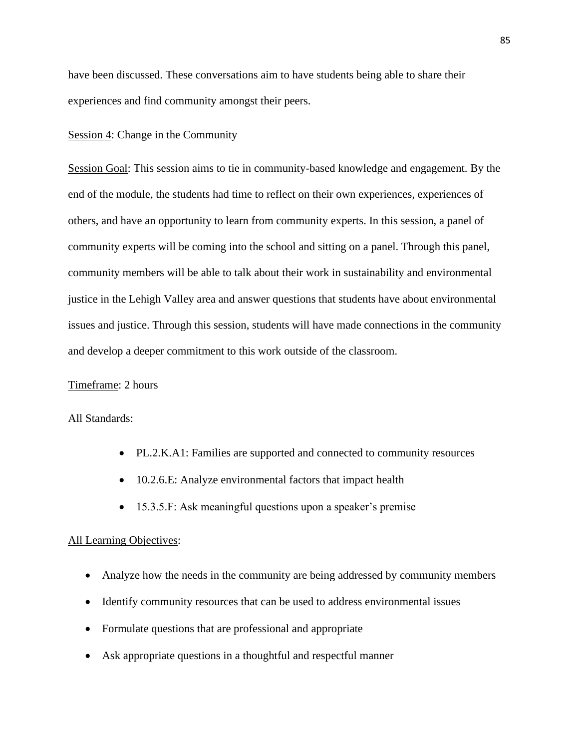have been discussed. These conversations aim to have students being able to share their experiences and find community amongst their peers.

Session 4: Change in the Community

Session Goal: This session aims to tie in community-based knowledge and engagement. By the end of the module, the students had time to reflect on their own experiences, experiences of others, and have an opportunity to learn from community experts. In this session, a panel of community experts will be coming into the school and sitting on a panel. Through this panel, community members will be able to talk about their work in sustainability and environmental justice in the Lehigh Valley area and answer questions that students have about environmental issues and justice. Through this session, students will have made connections in the community and develop a deeper commitment to this work outside of the classroom.

Timeframe: 2 hours

All Standards:

- PL.2.K.A1: Families are supported and connected to community resources
- 10.2.6.E: Analyze environmental factors that impact health
- 15.3.5.F: Ask meaningful questions upon a speaker's premise

All Learning Objectives:

- Analyze how the needs in the community are being addressed by community members
- Identify community resources that can be used to address environmental issues
- Formulate questions that are professional and appropriate
- Ask appropriate questions in a thoughtful and respectful manner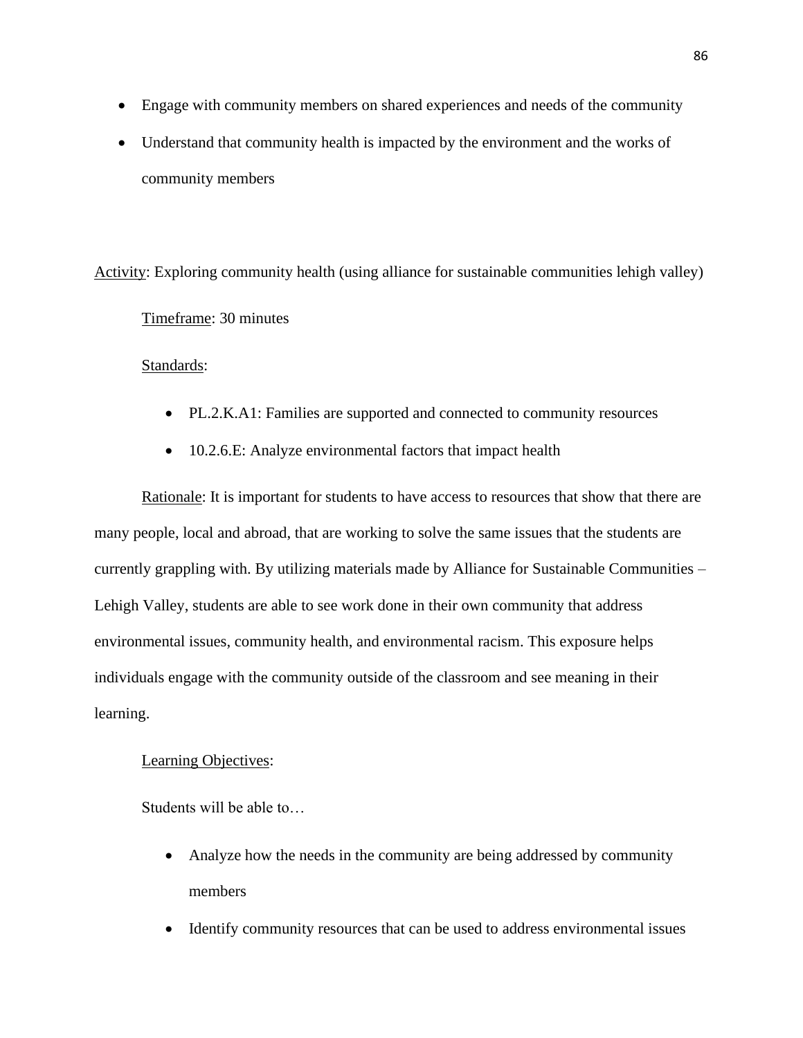- Engage with community members on shared experiences and needs of the community
- Understand that community health is impacted by the environment and the works of community members

<u>Activity</u>: Exploring community health (using alliance for sustainable communities lehigh valley)

<u>Timeframe</u>: 30 minutes

<u>Standards</u>:

- PL.2.K.A1: Families are supported and connected to community resources
- 10.2.6.E: Analyze environmental factors that impact health

<u>Rationale</u>: It is important for students to have access to resources that show that there are many people, local and abroad, that are working to solve the same issues that the students are currently grappling with. By utilizing materials made by Alliance for Sustainable Communities – Lehigh Valley, students are able to see work done in their own community that address environmental issues, community health, and environmental racism. This exposure helps individuals engage with the community outside of the classroom and see meaning in their learning.

<u>Learning Objectives</u>:

Students will be able to…

- Analyze how the needs in the community are being addressed by community members
- Identify community resources that can be used to address environmental issues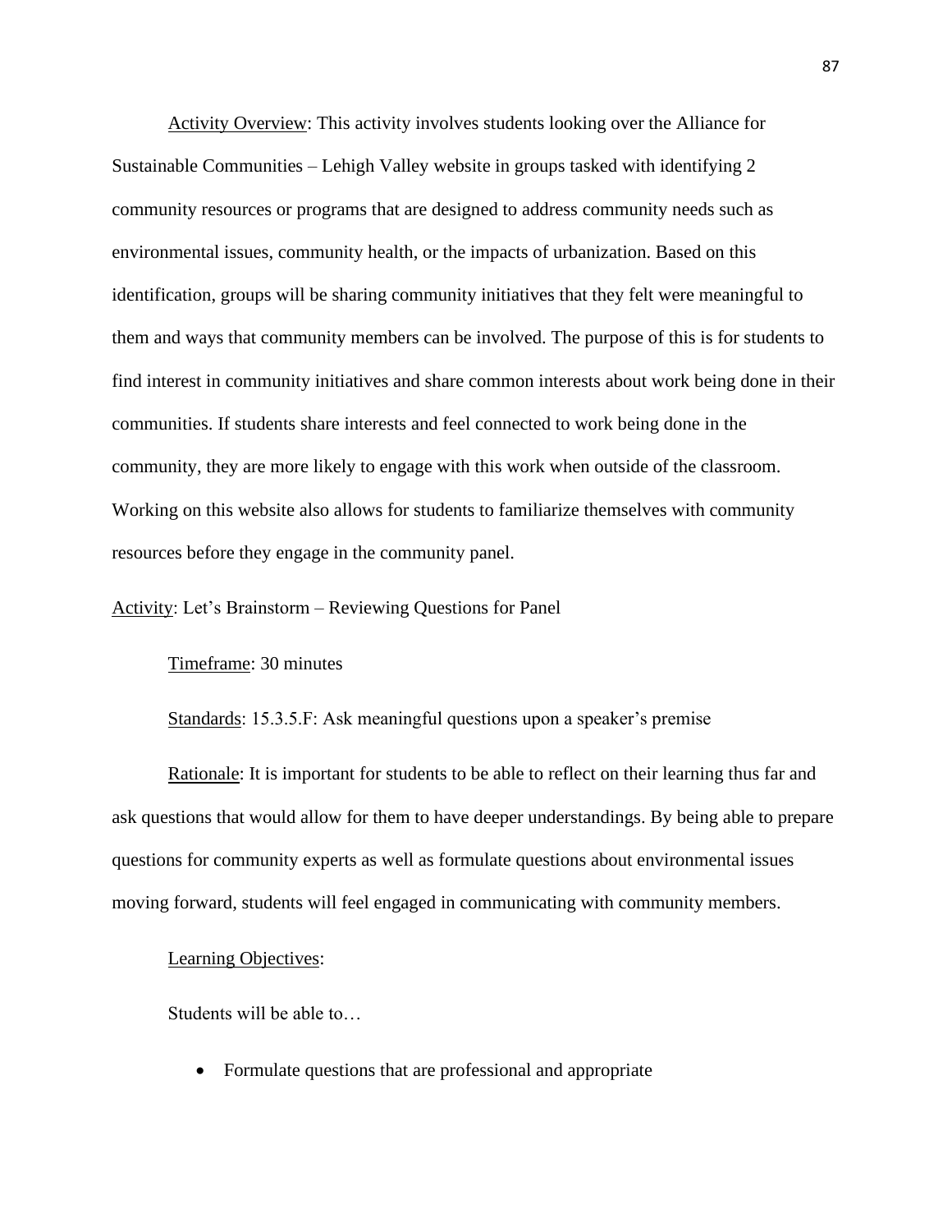Activity Overview: This activity involves students looking over the Alliance for Sustainable Communities – Lehigh Valley website in groups tasked with identifying 2 community resources or programs that are designed to address community needs such as environmental issues, community health, or the impacts of urbanization. Based on this identification, groups will be sharing community initiatives that they felt were meaningful to them and ways that community members can be involved. The purpose of this is for students to find interest in community initiatives and share common interests about work being done in their communities. If students share interests and feel connected to work being done in the community, they are more likely to engage with this work when outside of the classroom. Working on this website also allows for students to familiarize themselves with community resources before they engage in the community panel.

Activity: Let's Brainstorm – Reviewing Questions for Panel

Timeframe: 30 minutes

Standards: 15.3.5.F: Ask meaningful questions upon a speaker's premise

Rationale: It is important for students to be able to reflect on their learning thus far and ask questions that would allow for them to have deeper understandings. By being able to prepare questions for community experts as well as formulate questions about environmental issues moving forward, students will feel engaged in communicating with community members.

Learning Objectives:

Students will be able to…

- Formulate questions that are professional and appropriate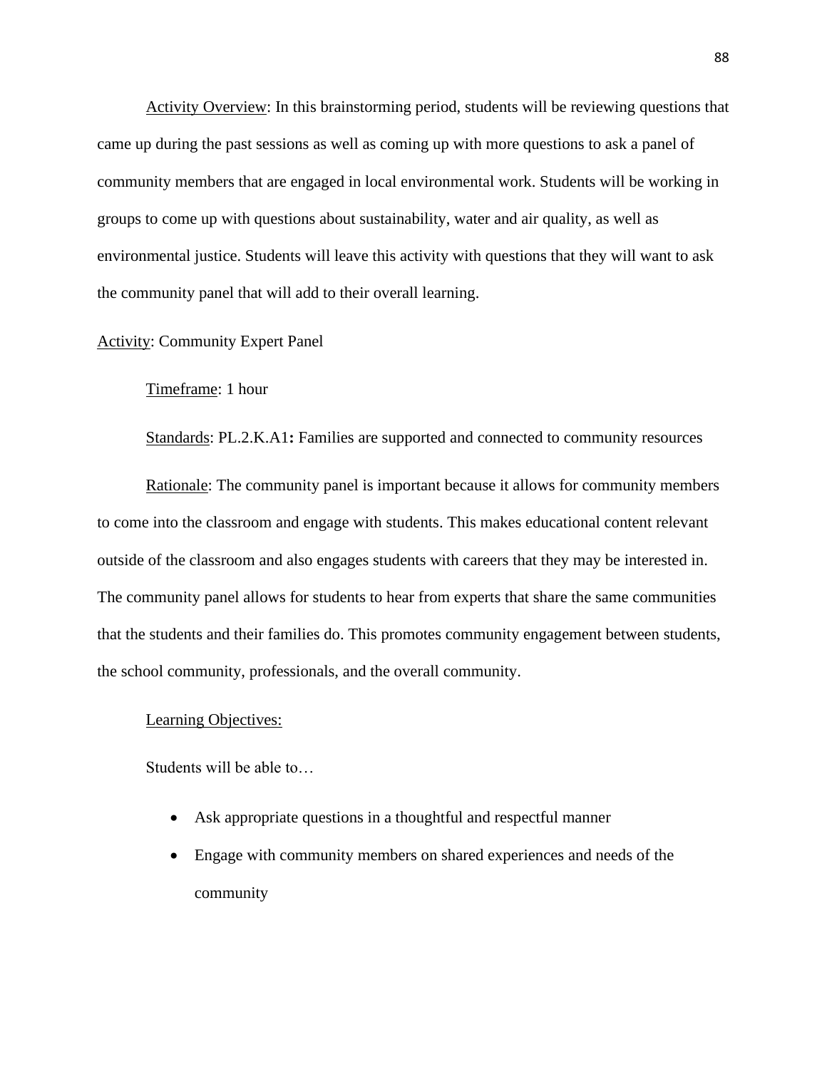Activity Overview: In this brainstorming period, students will be reviewing questions that came up during the past sessions as well as coming up with more questions to ask a panel of community members that are engaged in local environmental work. Students will be working in groups to come up with questions about sustainability, water and air quality, as well as environmental justice. Students will leave this activity with questions that they will want to ask the community panel that will add to their overall learning.

Activity: Community Expert Panel

Timeframe: 1 hour

Standards: PL.2.K.A1**:** Families are supported and connected to community resources

Rationale: The community panel is important because it allows for community members to come into the classroom and engage with students. This makes educational content relevant outside of the classroom and also engages students with careers that they may be interested in. The community panel allows for students to hear from experts that share the same communities that the students and their families do. This promotes community engagement between students, the school community, professionals, and the overall community.

Learning Objectives:

Students will be able to…

- Ask appropriate questions in a thoughtful and respectful manner
- Engage with community members on shared experiences and needs of the community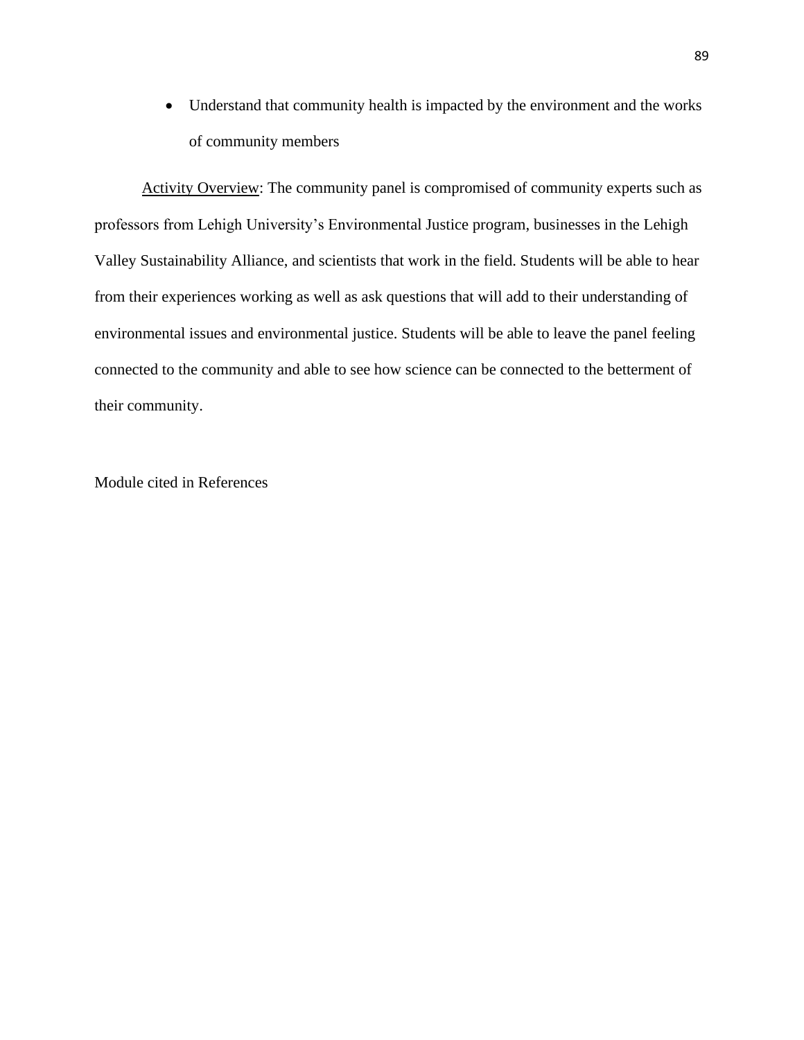- Understand that community health is impacted by the environment and the works of community members

Activity Overview: The community panel is compromised of community experts such as professors from Lehigh University's Environmental Justice program, businesses in the Lehigh Valley Sustainability Alliance, and scientists that work in the field. Students will be able to hear from their experiences working as well as ask questions that will add to their understanding of environmental issues and environmental justice. Students will be able to leave the panel feeling connected to the community and able to see how science can be connected to the betterment of their community.

Module cited in References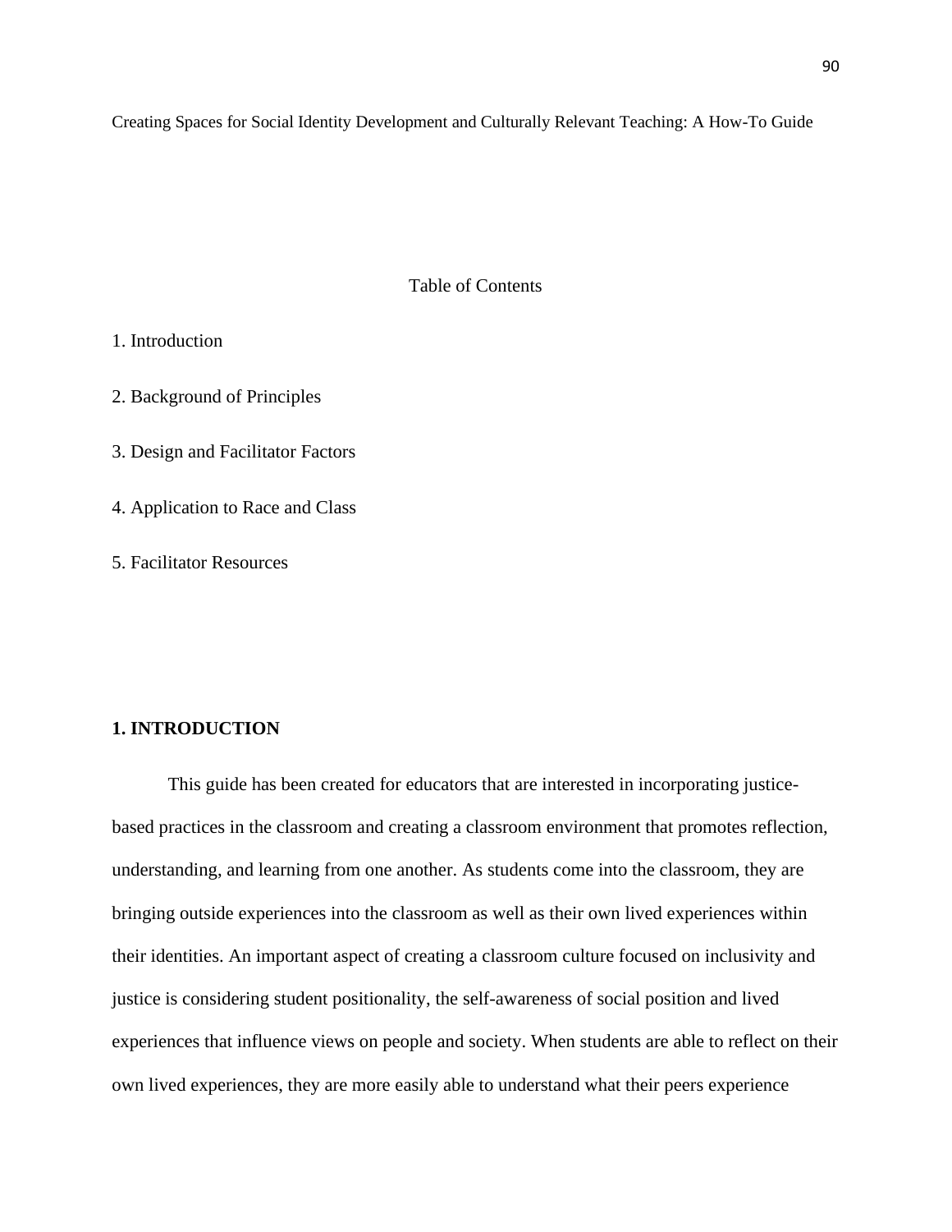Creating Spaces for Social Identity Development and Culturally Relevant Teaching: A How-To Guide

Table of Contents

1. Introduction

2. Background of Principles

3. Design and Facilitator Factors

4. Application to Race and Class

5. Facilitator Resources

## 1. INTRODUCTION

This guide has been created for educators that are interested in incorporating justice-based practices in the classroom and creating a classroom environment that promotes reflection, understanding, and learning from one another. As students come into the classroom, they are bringing outside experiences into the classroom as well as their own lived experiences within their identities. An important aspect of creating a classroom culture focused on inclusivity and justice is considering student positionality, the self-awareness of social position and lived experiences that influence views on people and society. When students are able to reflect on their own lived experiences, they are more easily able to understand what their peers experience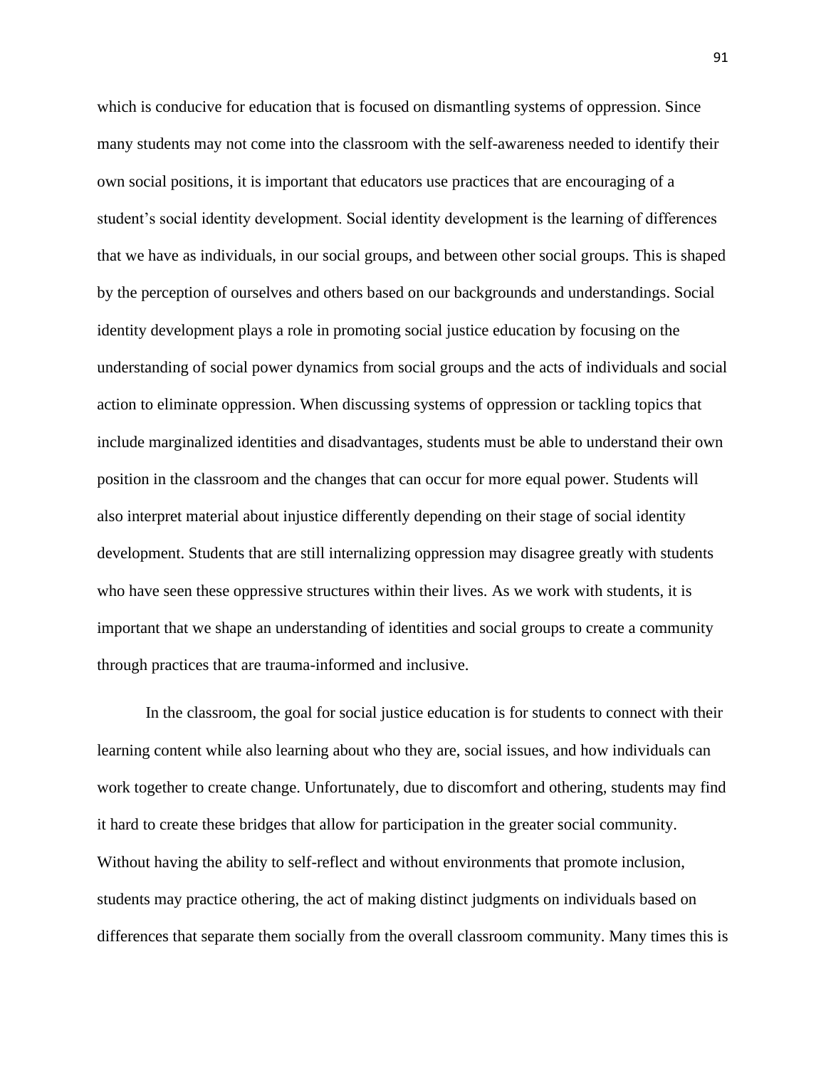which is conducive for education that is focused on dismantling systems of oppression. Since many students may not come into the classroom with the self-awareness needed to identify their own social positions, it is important that educators use practices that are encouraging of a student's social identity development. Social identity development is the learning of differences that we have as individuals, in our social groups, and between other social groups. This is shaped by the perception of ourselves and others based on our backgrounds and understandings. Social identity development plays a role in promoting social justice education by focusing on the understanding of social power dynamics from social groups and the acts of individuals and social action to eliminate oppression. When discussing systems of oppression or tackling topics that include marginalized identities and disadvantages, students must be able to understand their own position in the classroom and the changes that can occur for more equal power. Students will also interpret material about injustice differently depending on their stage of social identity development. Students that are still internalizing oppression may disagree greatly with students who have seen these oppressive structures within their lives. As we work with students, it is important that we shape an understanding of identities and social groups to create a community through practices that are trauma-informed and inclusive.

In the classroom, the goal for social justice education is for students to connect with their learning content while also learning about who they are, social issues, and how individuals can work together to create change. Unfortunately, due to discomfort and othering, students may find it hard to create these bridges that allow for participation in the greater social community. Without having the ability to self-reflect and without environments that promote inclusion, students may practice othering, the act of making distinct judgments on individuals based on differences that separate them socially from the overall classroom community. Many times this is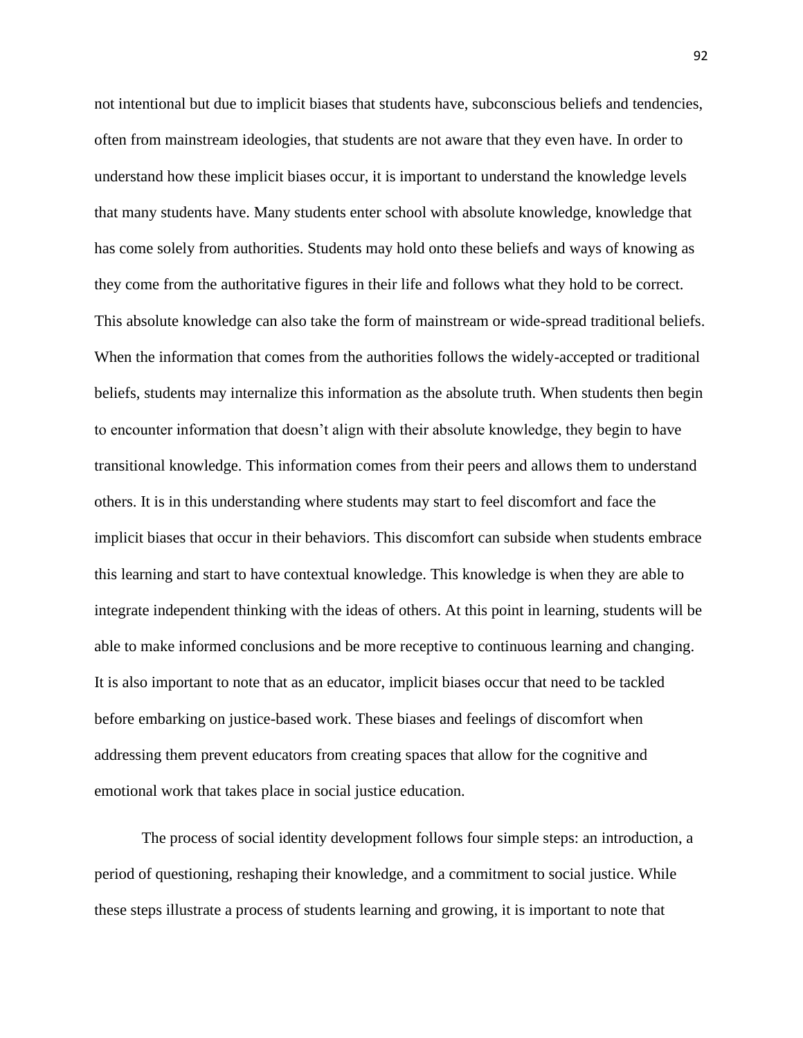not intentional but due to implicit biases that students have, subconscious beliefs and tendencies, often from mainstream ideologies, that students are not aware that they even have. In order to understand how these implicit biases occur, it is important to understand the knowledge levels that many students have. Many students enter school with absolute knowledge, knowledge that has come solely from authorities. Students may hold onto these beliefs and ways of knowing as they come from the authoritative figures in their life and follows what they hold to be correct. This absolute knowledge can also take the form of mainstream or wide-spread traditional beliefs. When the information that comes from the authorities follows the widely-accepted or traditional beliefs, students may internalize this information as the absolute truth. When students then begin to encounter information that doesn't align with their absolute knowledge, they begin to have transitional knowledge. This information comes from their peers and allows them to understand others. It is in this understanding where students may start to feel discomfort and face the implicit biases that occur in their behaviors. This discomfort can subside when students embrace this learning and start to have contextual knowledge. This knowledge is when they are able to integrate independent thinking with the ideas of others. At this point in learning, students will be able to make informed conclusions and be more receptive to continuous learning and changing. It is also important to note that as an educator, implicit biases occur that need to be tackled before embarking on justice-based work. These biases and feelings of discomfort when addressing them prevent educators from creating spaces that allow for the cognitive and emotional work that takes place in social justice education.

The process of social identity development follows four simple steps: an introduction, a period of questioning, reshaping their knowledge, and a commitment to social justice. While these steps illustrate a process of students learning and growing, it is important to note that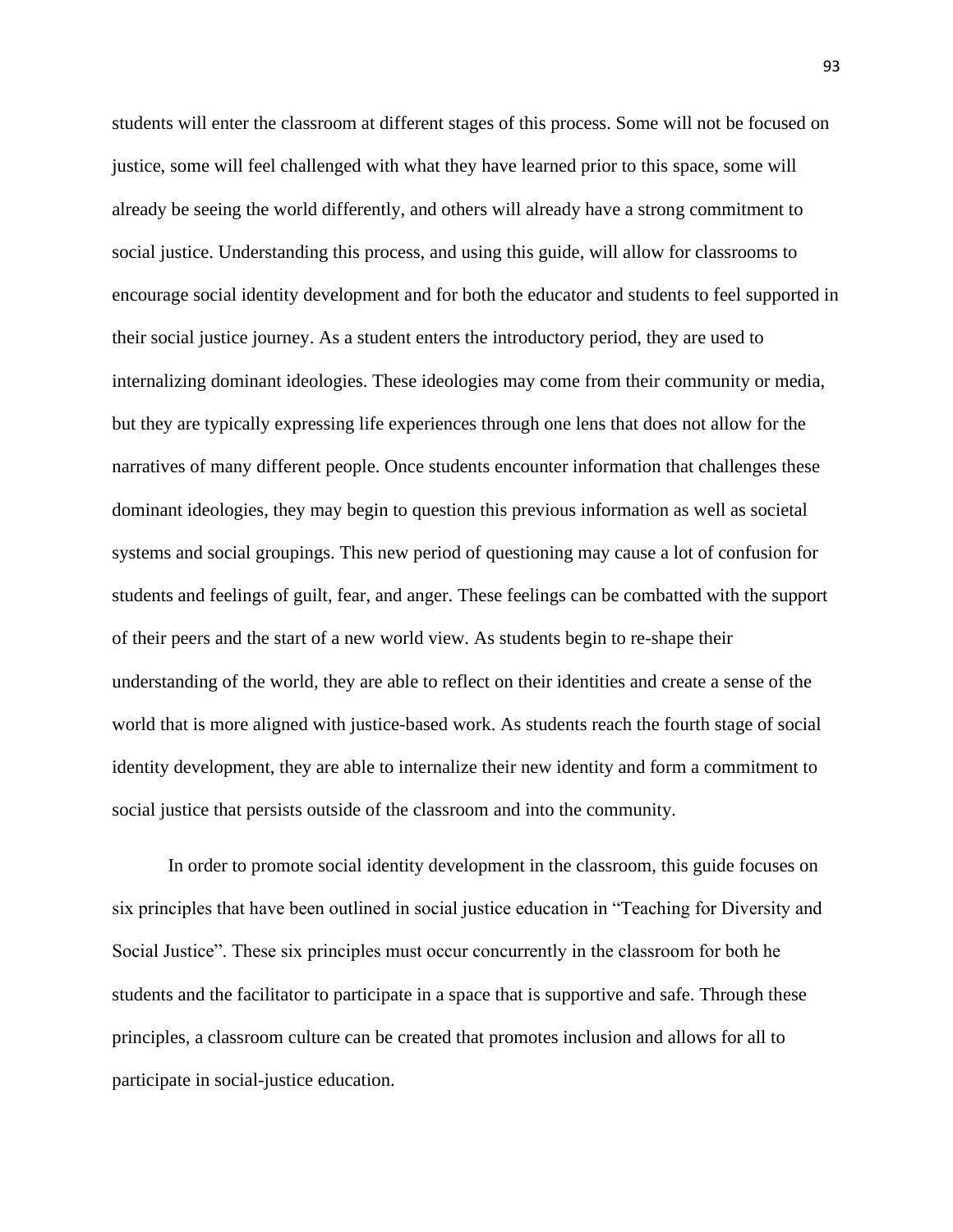students will enter the classroom at different stages of this process. Some will not be focused on justice, some will feel challenged with what they have learned prior to this space, some will already be seeing the world differently, and others will already have a strong commitment to social justice. Understanding this process, and using this guide, will allow for classrooms to encourage social identity development and for both the educator and students to feel supported in their social justice journey. As a student enters the introductory period, they are used to internalizing dominant ideologies. These ideologies may come from their community or media, but they are typically expressing life experiences through one lens that does not allow for the narratives of many different people. Once students encounter information that challenges these dominant ideologies, they may begin to question this previous information as well as societal systems and social groupings. This new period of questioning may cause a lot of confusion for students and feelings of guilt, fear, and anger. These feelings can be combatted with the support of their peers and the start of a new world view. As students begin to re-shape their understanding of the world, they are able to reflect on their identities and create a sense of the world that is more aligned with justice-based work. As students reach the fourth stage of social identity development, they are able to internalize their new identity and form a commitment to social justice that persists outside of the classroom and into the community.

In order to promote social identity development in the classroom, this guide focuses on six principles that have been outlined in social justice education in "Teaching for Diversity and Social Justice". These six principles must occur concurrently in the classroom for both he students and the facilitator to participate in a space that is supportive and safe. Through these principles, a classroom culture can be created that promotes inclusion and allows for all to participate in social-justice education.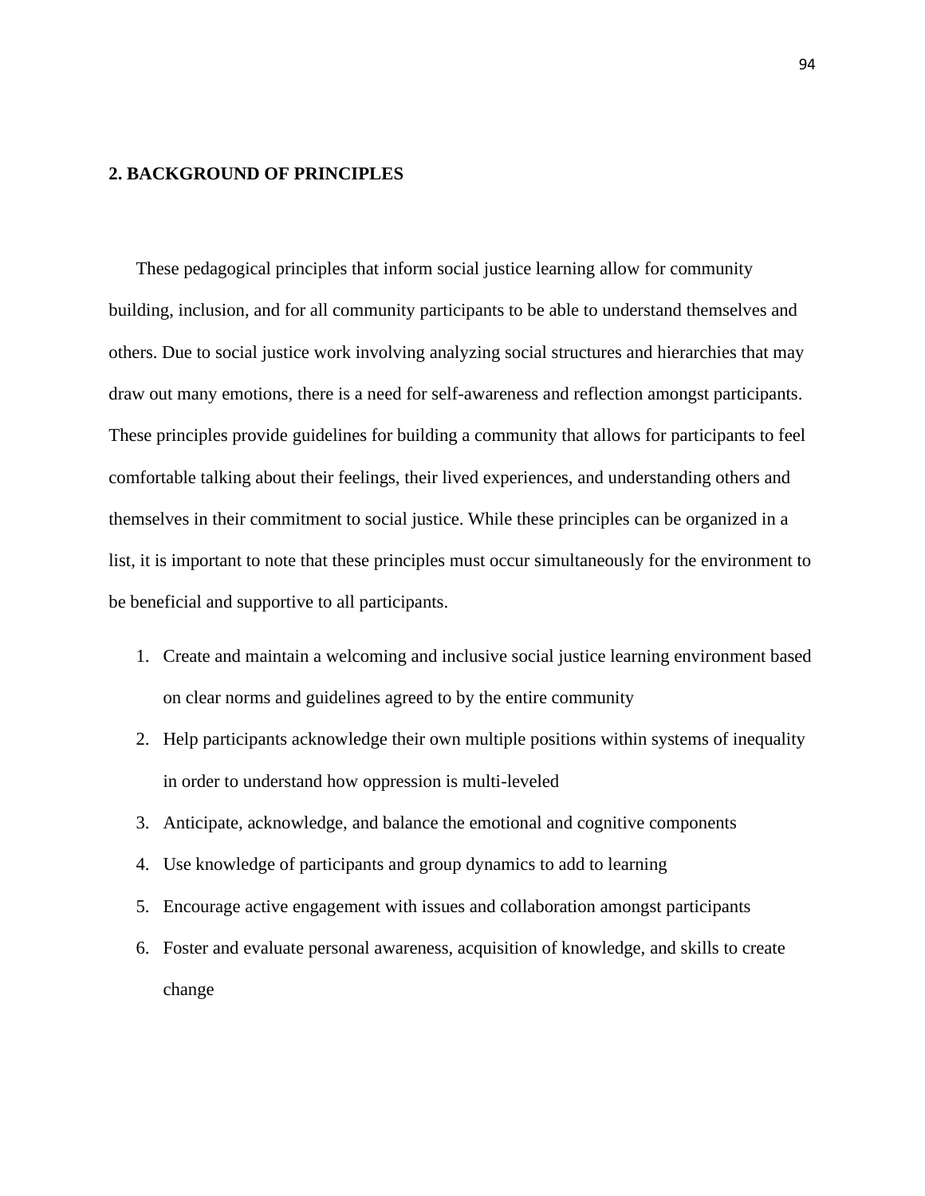## 2. BACKGROUND OF PRINCIPLES

These pedagogical principles that inform social justice learning allow for community building, inclusion, and for all community participants to be able to understand themselves and others. Due to social justice work involving analyzing social structures and hierarchies that may draw out many emotions, there is a need for self-awareness and reflection amongst participants. These principles provide guidelines for building a community that allows for participants to feel comfortable talking about their feelings, their lived experiences, and understanding others and themselves in their commitment to social justice. While these principles can be organized in a list, it is important to note that these principles must occur simultaneously for the environment to be beneficial and supportive to all participants.

1. Create and maintain a welcoming and inclusive social justice learning environment based on clear norms and guidelines agreed to by the entire community
2. Help participants acknowledge their own multiple positions within systems of inequality in order to understand how oppression is multi-leveled
3. Anticipate, acknowledge, and balance the emotional and cognitive components
4. Use knowledge of participants and group dynamics to add to learning
5. Encourage active engagement with issues and collaboration amongst participants
6. Foster and evaluate personal awareness, acquisition of knowledge, and skills to create change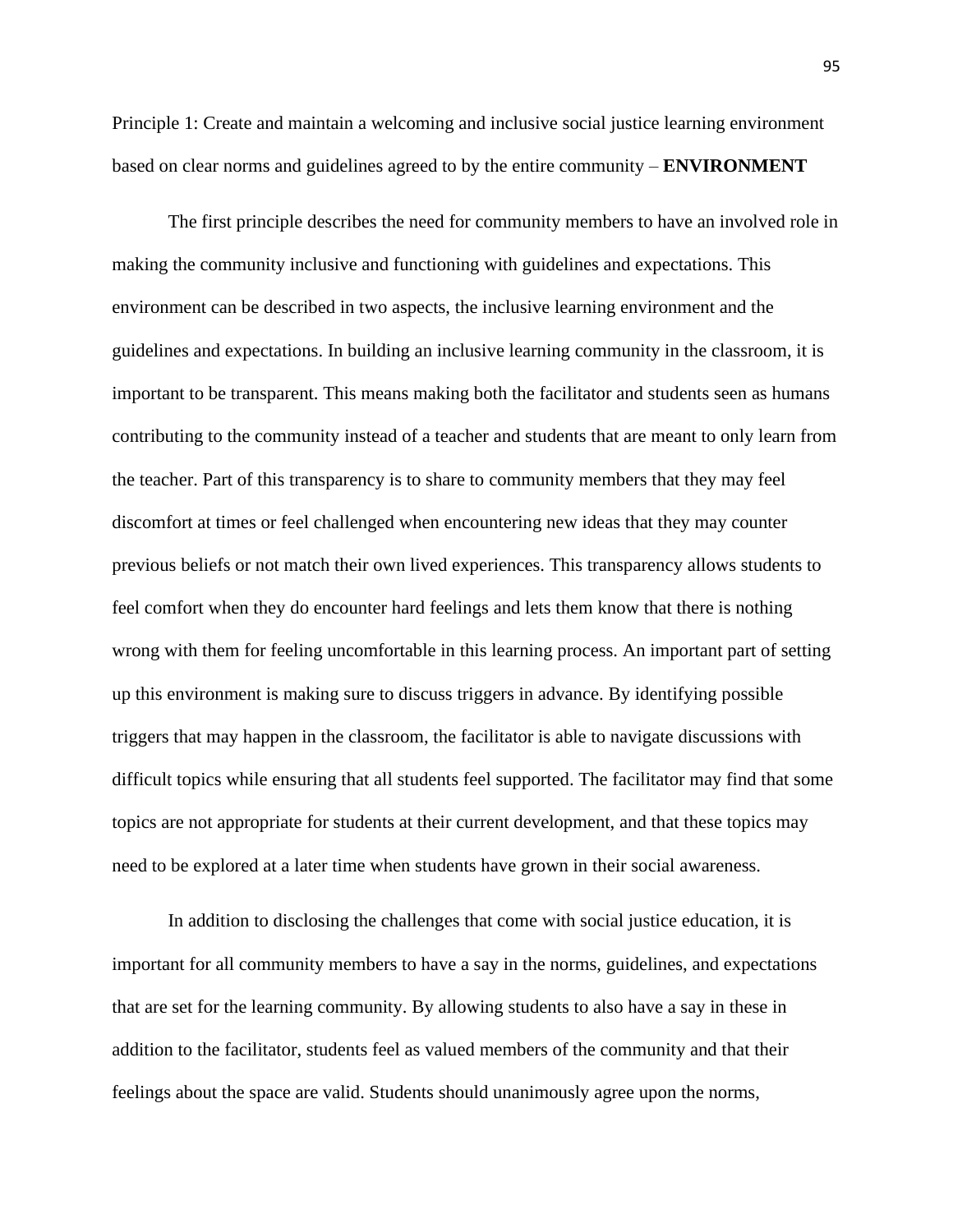Principle 1: Create and maintain a welcoming and inclusive social justice learning environment based on clear norms and guidelines agreed to by the entire community – **ENVIRONMENT**

The first principle describes the need for community members to have an involved role in making the community inclusive and functioning with guidelines and expectations. This environment can be described in two aspects, the inclusive learning environment and the guidelines and expectations. In building an inclusive learning community in the classroom, it is important to be transparent. This means making both the facilitator and students seen as humans contributing to the community instead of a teacher and students that are meant to only learn from the teacher. Part of this transparency is to share to community members that they may feel discomfort at times or feel challenged when encountering new ideas that they may counter previous beliefs or not match their own lived experiences. This transparency allows students to feel comfort when they do encounter hard feelings and lets them know that there is nothing wrong with them for feeling uncomfortable in this learning process. An important part of setting up this environment is making sure to discuss triggers in advance. By identifying possible triggers that may happen in the classroom, the facilitator is able to navigate discussions with difficult topics while ensuring that all students feel supported. The facilitator may find that some topics are not appropriate for students at their current development, and that these topics may need to be explored at a later time when students have grown in their social awareness.

In addition to disclosing the challenges that come with social justice education, it is important for all community members to have a say in the norms, guidelines, and expectations that are set for the learning community. By allowing students to also have a say in these in addition to the facilitator, students feel as valued members of the community and that their feelings about the space are valid. Students should unanimously agree upon the norms,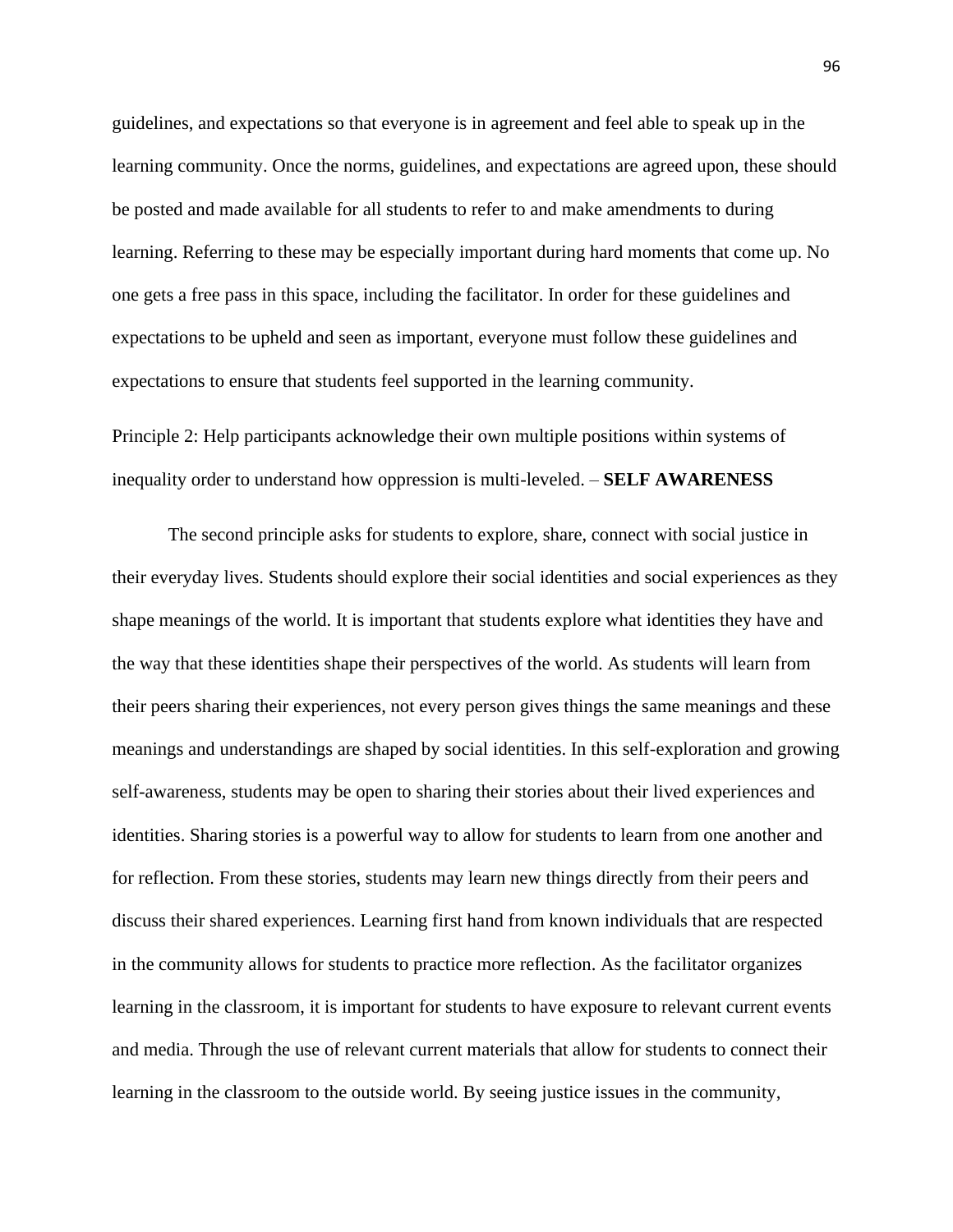guidelines, and expectations so that everyone is in agreement and feel able to speak up in the learning community. Once the norms, guidelines, and expectations are agreed upon, these should be posted and made available for all students to refer to and make amendments to during learning. Referring to these may be especially important during hard moments that come up. No one gets a free pass in this space, including the facilitator. In order for these guidelines and expectations to be upheld and seen as important, everyone must follow these guidelines and expectations to ensure that students feel supported in the learning community.

Principle 2: Help participants acknowledge their own multiple positions within systems of inequality order to understand how oppression is multi-leveled. – **SELF AWARENESS**

The second principle asks for students to explore, share, connect with social justice in their everyday lives. Students should explore their social identities and social experiences as they shape meanings of the world. It is important that students explore what identities they have and the way that these identities shape their perspectives of the world. As students will learn from their peers sharing their experiences, not every person gives things the same meanings and these meanings and understandings are shaped by social identities. In this self-exploration and growing self-awareness, students may be open to sharing their stories about their lived experiences and identities. Sharing stories is a powerful way to allow for students to learn from one another and for reflection. From these stories, students may learn new things directly from their peers and discuss their shared experiences. Learning first hand from known individuals that are respected in the community allows for students to practice more reflection. As the facilitator organizes learning in the classroom, it is important for students to have exposure to relevant current events and media. Through the use of relevant current materials that allow for students to connect their learning in the classroom to the outside world. By seeing justice issues in the community,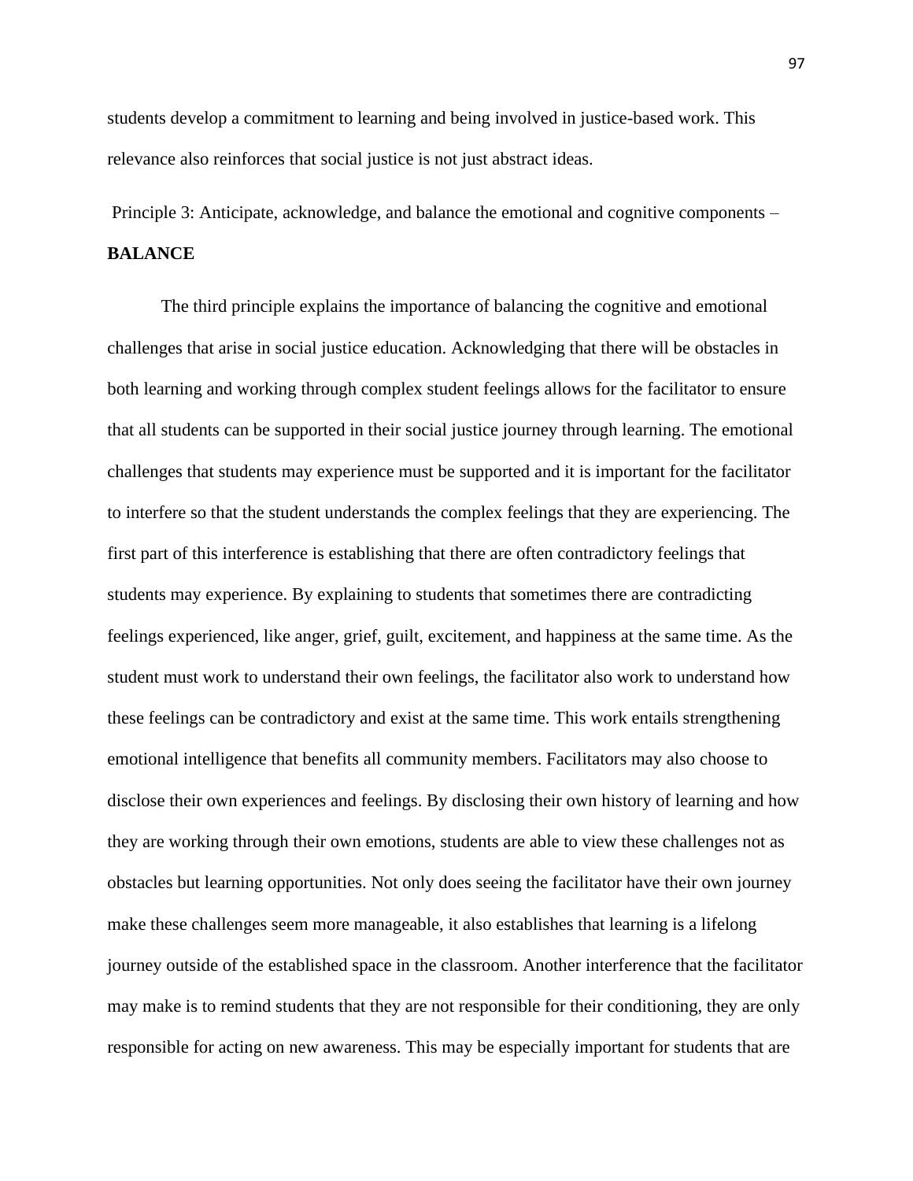students develop a commitment to learning and being involved in justice-based work. This relevance also reinforces that social justice is not just abstract ideas.

Principle 3: Anticipate, acknowledge, and balance the emotional and cognitive components – **BALANCE**

The third principle explains the importance of balancing the cognitive and emotional challenges that arise in social justice education. Acknowledging that there will be obstacles in both learning and working through complex student feelings allows for the facilitator to ensure that all students can be supported in their social justice journey through learning. The emotional challenges that students may experience must be supported and it is important for the facilitator to interfere so that the student understands the complex feelings that they are experiencing. The first part of this interference is establishing that there are often contradictory feelings that students may experience. By explaining to students that sometimes there are contradicting feelings experienced, like anger, grief, guilt, excitement, and happiness at the same time. As the student must work to understand their own feelings, the facilitator also work to understand how these feelings can be contradictory and exist at the same time. This work entails strengthening emotional intelligence that benefits all community members. Facilitators may also choose to disclose their own experiences and feelings. By disclosing their own history of learning and how they are working through their own emotions, students are able to view these challenges not as obstacles but learning opportunities. Not only does seeing the facilitator have their own journey make these challenges seem more manageable, it also establishes that learning is a lifelong journey outside of the established space in the classroom. Another interference that the facilitator may make is to remind students that they are not responsible for their conditioning, they are only responsible for acting on new awareness. This may be especially important for students that are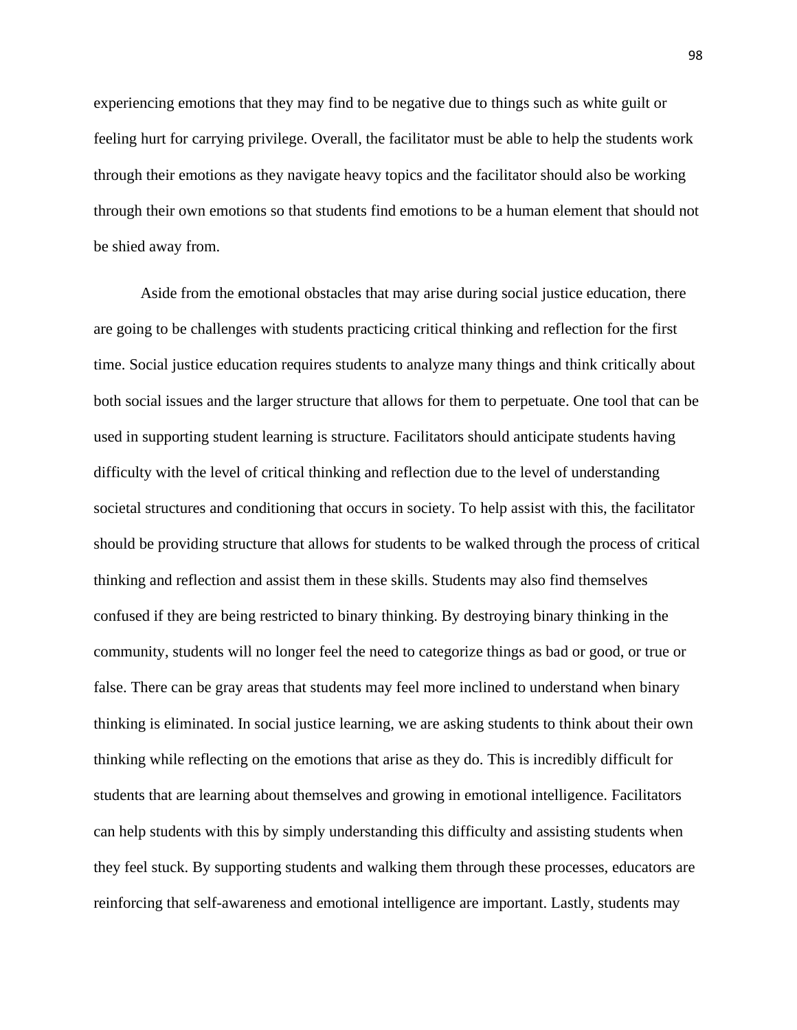experiencing emotions that they may find to be negative due to things such as white guilt or feeling hurt for carrying privilege. Overall, the facilitator must be able to help the students work through their emotions as they navigate heavy topics and the facilitator should also be working through their own emotions so that students find emotions to be a human element that should not be shied away from.

Aside from the emotional obstacles that may arise during social justice education, there are going to be challenges with students practicing critical thinking and reflection for the first time. Social justice education requires students to analyze many things and think critically about both social issues and the larger structure that allows for them to perpetuate. One tool that can be used in supporting student learning is structure. Facilitators should anticipate students having difficulty with the level of critical thinking and reflection due to the level of understanding societal structures and conditioning that occurs in society. To help assist with this, the facilitator should be providing structure that allows for students to be walked through the process of critical thinking and reflection and assist them in these skills. Students may also find themselves confused if they are being restricted to binary thinking. By destroying binary thinking in the community, students will no longer feel the need to categorize things as bad or good, or true or false. There can be gray areas that students may feel more inclined to understand when binary thinking is eliminated. In social justice learning, we are asking students to think about their own thinking while reflecting on the emotions that arise as they do. This is incredibly difficult for students that are learning about themselves and growing in emotional intelligence. Facilitators can help students with this by simply understanding this difficulty and assisting students when they feel stuck. By supporting students and walking them through these processes, educators are reinforcing that self-awareness and emotional intelligence are important. Lastly, students may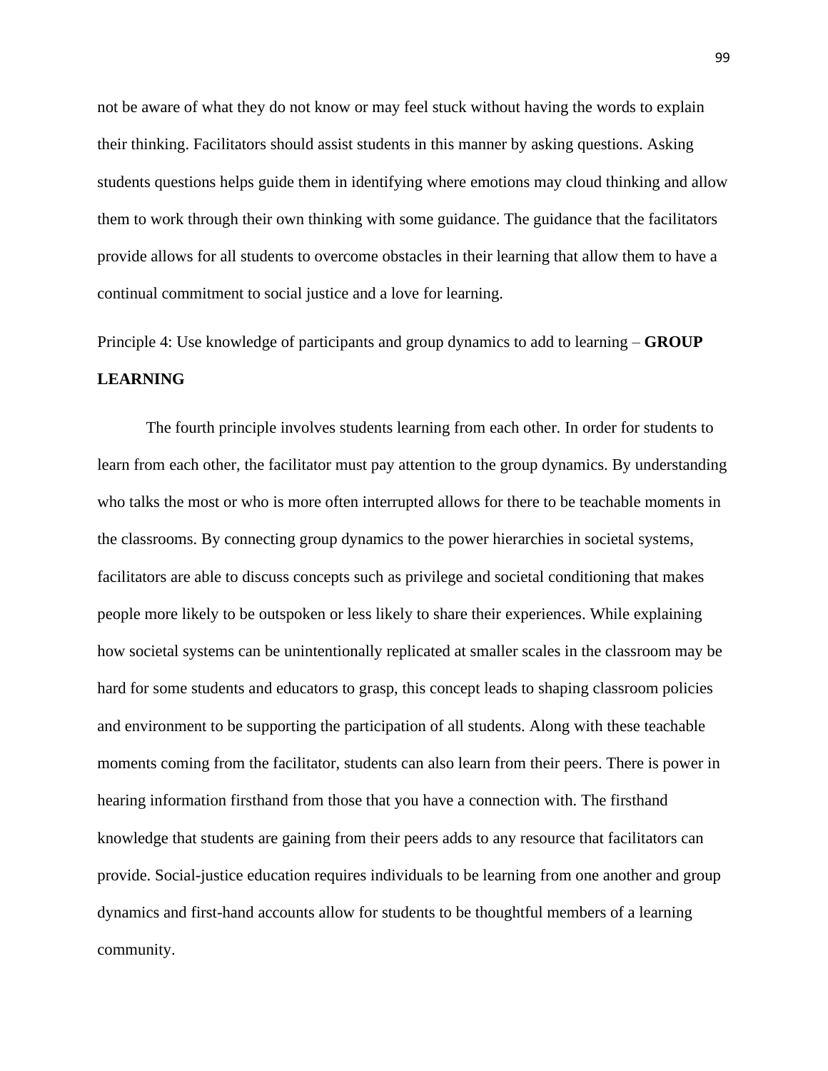not be aware of what they do not know or may feel stuck without having the words to explain their thinking. Facilitators should assist students in this manner by asking questions. Asking students questions helps guide them in identifying where emotions may cloud thinking and allow them to work through their own thinking with some guidance. The guidance that the facilitators provide allows for all students to overcome obstacles in their learning that allow them to have a continual commitment to social justice and a love for learning.

Principle 4: Use knowledge of participants and group dynamics to add to learning – **GROUP LEARNING**

The fourth principle involves students learning from each other. In order for students to learn from each other, the facilitator must pay attention to the group dynamics. By understanding who talks the most or who is more often interrupted allows for there to be teachable moments in the classrooms. By connecting group dynamics to the power hierarchies in societal systems, facilitators are able to discuss concepts such as privilege and societal conditioning that makes people more likely to be outspoken or less likely to share their experiences. While explaining how societal systems can be unintentionally replicated at smaller scales in the classroom may be hard for some students and educators to grasp, this concept leads to shaping classroom policies and environment to be supporting the participation of all students. Along with these teachable moments coming from the facilitator, students can also learn from their peers. There is power in hearing information firsthand from those that you have a connection with. The firsthand knowledge that students are gaining from their peers adds to any resource that facilitators can provide. Social-justice education requires individuals to be learning from one another and group dynamics and first-hand accounts allow for students to be thoughtful members of a learning community.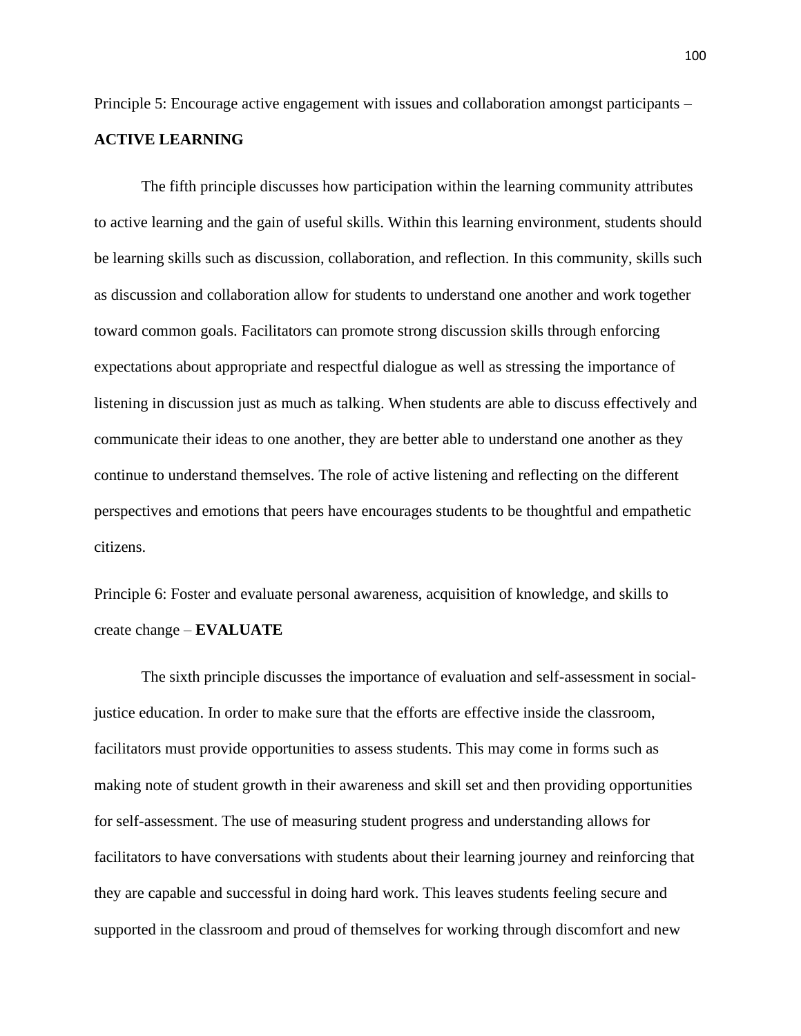Principle 5: Encourage active engagement with issues and collaboration amongst participants – **ACTIVE LEARNING**

The fifth principle discusses how participation within the learning community attributes to active learning and the gain of useful skills. Within this learning environment, students should be learning skills such as discussion, collaboration, and reflection. In this community, skills such as discussion and collaboration allow for students to understand one another and work together toward common goals. Facilitators can promote strong discussion skills through enforcing expectations about appropriate and respectful dialogue as well as stressing the importance of listening in discussion just as much as talking. When students are able to discuss effectively and communicate their ideas to one another, they are better able to understand one another as they continue to understand themselves. The role of active listening and reflecting on the different perspectives and emotions that peers have encourages students to be thoughtful and empathetic citizens.

Principle 6: Foster and evaluate personal awareness, acquisition of knowledge, and skills to create change – **EVALUATE**

The sixth principle discusses the importance of evaluation and self-assessment in social-justice education. In order to make sure that the efforts are effective inside the classroom, facilitators must provide opportunities to assess students. This may come in forms such as making note of student growth in their awareness and skill set and then providing opportunities for self-assessment. The use of measuring student progress and understanding allows for facilitators to have conversations with students about their learning journey and reinforcing that they are capable and successful in doing hard work. This leaves students feeling secure and supported in the classroom and proud of themselves for working through discomfort and new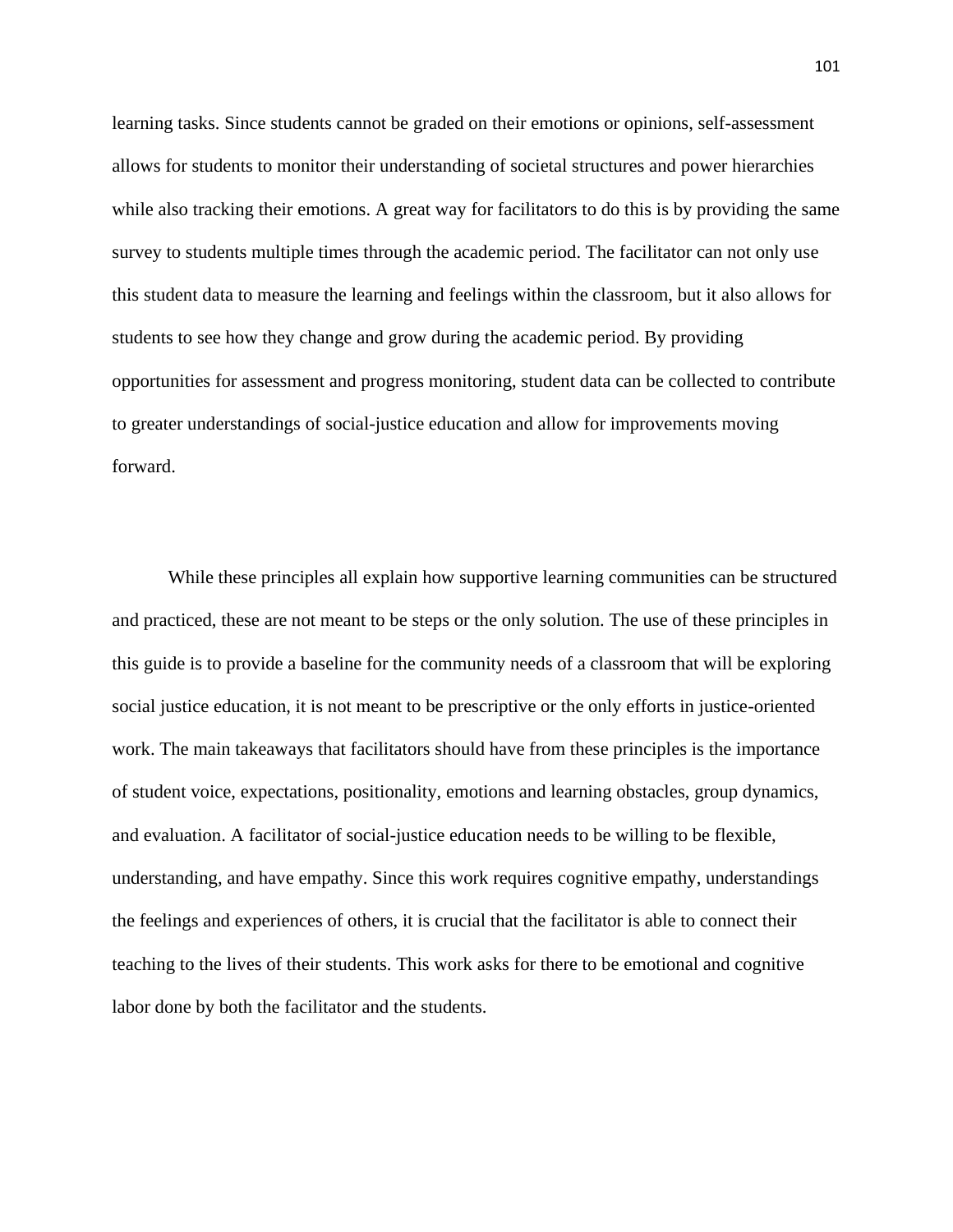learning tasks. Since students cannot be graded on their emotions or opinions, self-assessment allows for students to monitor their understanding of societal structures and power hierarchies while also tracking their emotions. A great way for facilitators to do this is by providing the same survey to students multiple times through the academic period. The facilitator can not only use this student data to measure the learning and feelings within the classroom, but it also allows for students to see how they change and grow during the academic period. By providing opportunities for assessment and progress monitoring, student data can be collected to contribute to greater understandings of social-justice education and allow for improvements moving forward.

While these principles all explain how supportive learning communities can be structured and practiced, these are not meant to be steps or the only solution. The use of these principles in this guide is to provide a baseline for the community needs of a classroom that will be exploring social justice education, it is not meant to be prescriptive or the only efforts in justice-oriented work. The main takeaways that facilitators should have from these principles is the importance of student voice, expectations, positionality, emotions and learning obstacles, group dynamics, and evaluation. A facilitator of social-justice education needs to be willing to be flexible, understanding, and have empathy. Since this work requires cognitive empathy, understandings the feelings and experiences of others, it is crucial that the facilitator is able to connect their teaching to the lives of their students. This work asks for there to be emotional and cognitive labor done by both the facilitator and the students.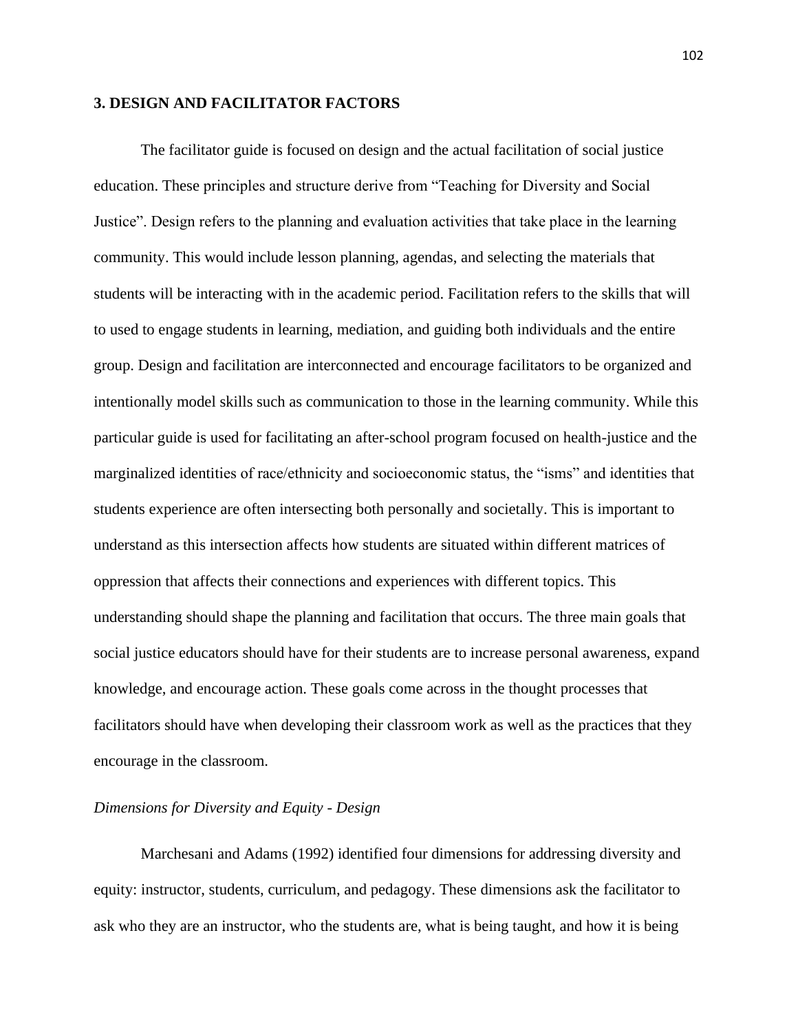## 3. DESIGN AND FACILITATOR FACTORS

The facilitator guide is focused on design and the actual facilitation of social justice education. These principles and structure derive from "Teaching for Diversity and Social Justice". Design refers to the planning and evaluation activities that take place in the learning community. This would include lesson planning, agendas, and selecting the materials that students will be interacting with in the academic period. Facilitation refers to the skills that will to used to engage students in learning, mediation, and guiding both individuals and the entire group. Design and facilitation are interconnected and encourage facilitators to be organized and intentionally model skills such as communication to those in the learning community. While this particular guide is used for facilitating an after-school program focused on health-justice and the marginalized identities of race/ethnicity and socioeconomic status, the "isms" and identities that students experience are often intersecting both personally and societally. This is important to understand as this intersection affects how students are situated within different matrices of oppression that affects their connections and experiences with different topics. This understanding should shape the planning and facilitation that occurs. The three main goals that social justice educators should have for their students are to increase personal awareness, expand knowledge, and encourage action. These goals come across in the thought processes that facilitators should have when developing their classroom work as well as the practices that they encourage in the classroom.

### *Dimensions for Diversity and Equity - Design*

Marchesani and Adams (1992) identified four dimensions for addressing diversity and equity: instructor, students, curriculum, and pedagogy. These dimensions ask the facilitator to ask who they are an instructor, who the students are, what is being taught, and how it is being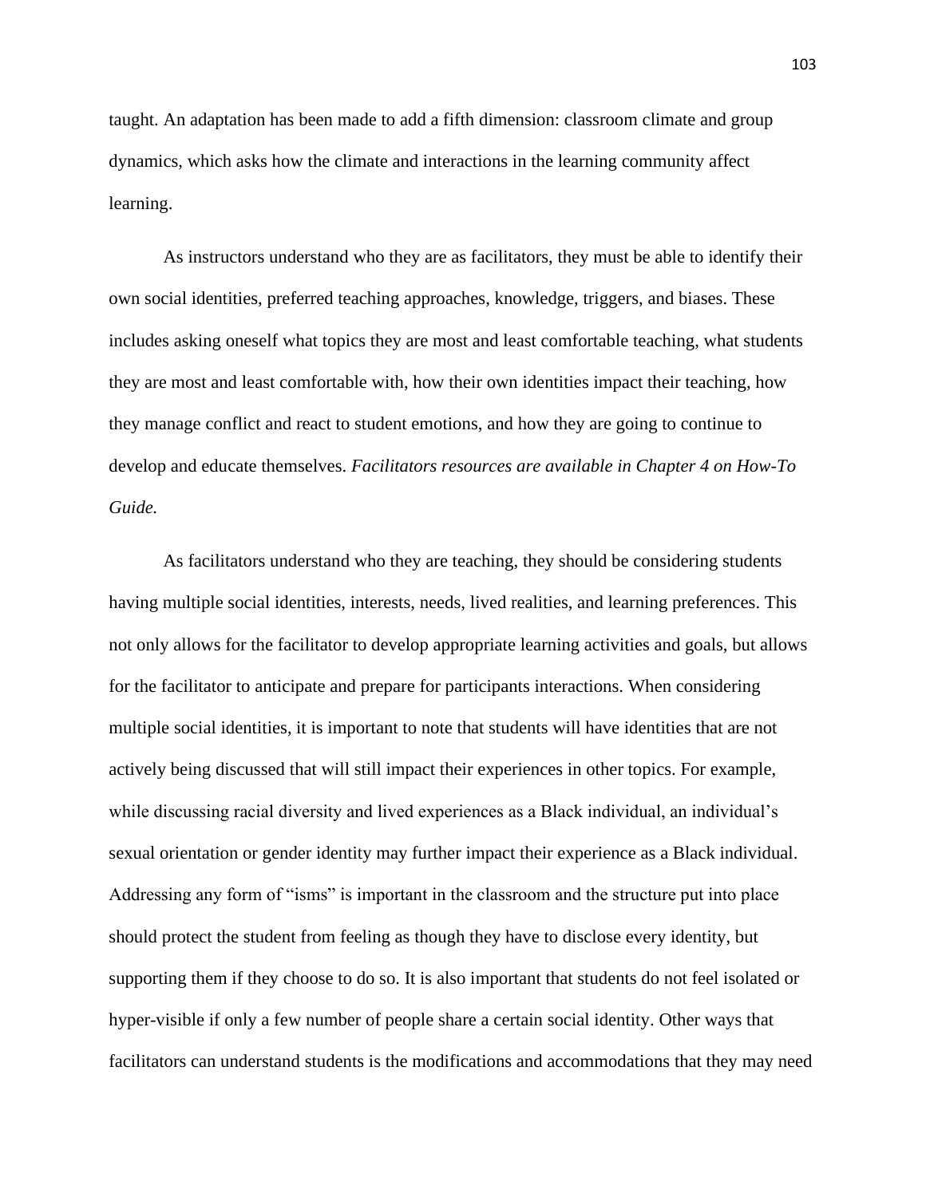taught. An adaptation has been made to add a fifth dimension: classroom climate and group dynamics, which asks how the climate and interactions in the learning community affect learning.

As instructors understand who they are as facilitators, they must be able to identify their own social identities, preferred teaching approaches, knowledge, triggers, and biases. These includes asking oneself what topics they are most and least comfortable teaching, what students they are most and least comfortable with, how their own identities impact their teaching, how they manage conflict and react to student emotions, and how they are going to continue to develop and educate themselves. *Facilitators resources are available in Chapter 4 on How-To Guide.*

As facilitators understand who they are teaching, they should be considering students having multiple social identities, interests, needs, lived realities, and learning preferences. This not only allows for the facilitator to develop appropriate learning activities and goals, but allows for the facilitator to anticipate and prepare for participants interactions. When considering multiple social identities, it is important to note that students will have identities that are not actively being discussed that will still impact their experiences in other topics. For example, while discussing racial diversity and lived experiences as a Black individual, an individual's sexual orientation or gender identity may further impact their experience as a Black individual. Addressing any form of "isms" is important in the classroom and the structure put into place should protect the student from feeling as though they have to disclose every identity, but supporting them if they choose to do so. It is also important that students do not feel isolated or hyper-visible if only a few number of people share a certain social identity. Other ways that facilitators can understand students is the modifications and accommodations that they may need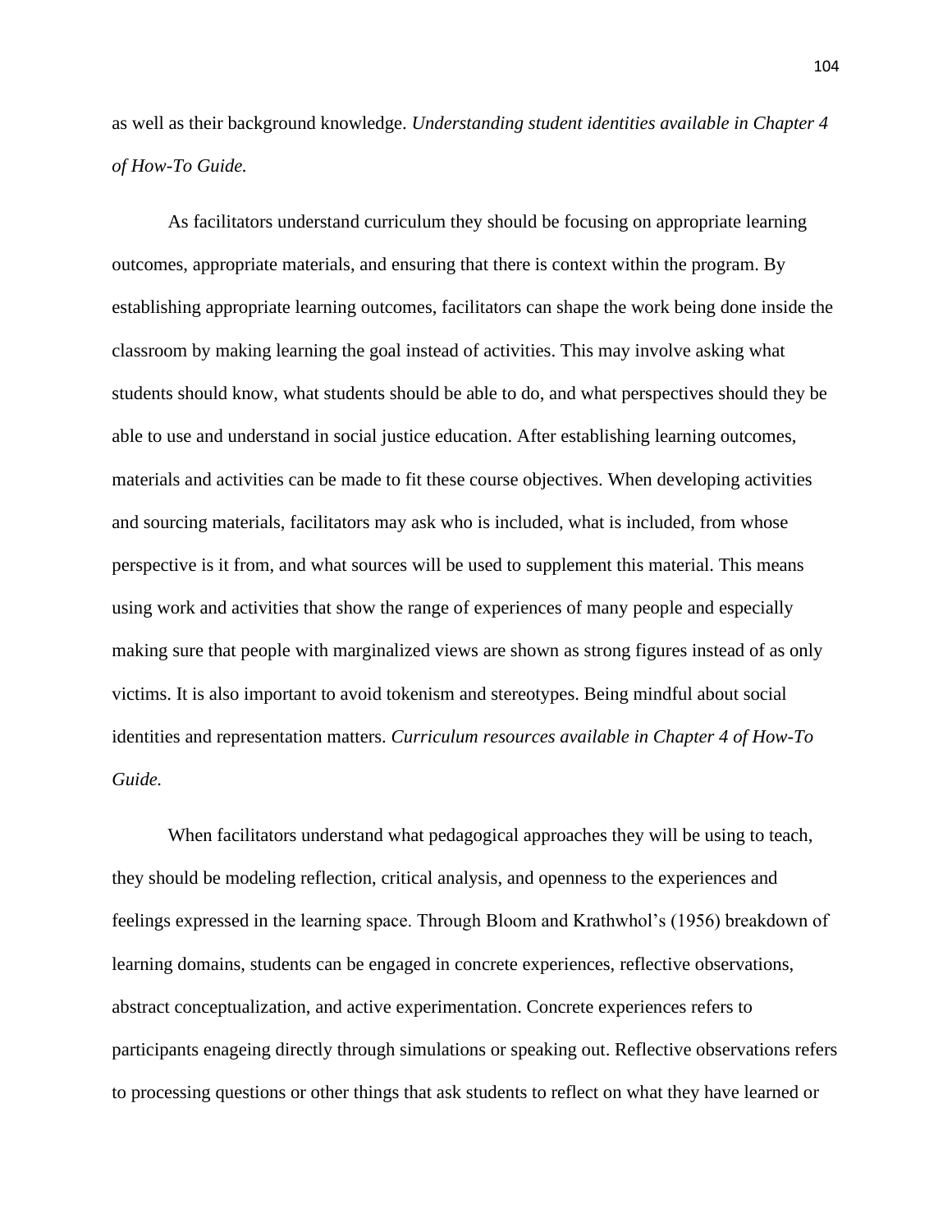as well as their background knowledge. *Understanding student identities available in Chapter 4 of How-To Guide.*

As facilitators understand curriculum they should be focusing on appropriate learning outcomes, appropriate materials, and ensuring that there is context within the program. By establishing appropriate learning outcomes, facilitators can shape the work being done inside the classroom by making learning the goal instead of activities. This may involve asking what students should know, what students should be able to do, and what perspectives should they be able to use and understand in social justice education. After establishing learning outcomes, materials and activities can be made to fit these course objectives. When developing activities and sourcing materials, facilitators may ask who is included, what is included, from whose perspective is it from, and what sources will be used to supplement this material. This means using work and activities that show the range of experiences of many people and especially making sure that people with marginalized views are shown as strong figures instead of as only victims. It is also important to avoid tokenism and stereotypes. Being mindful about social identities and representation matters. *Curriculum resources available in Chapter 4 of How-To Guide.*

When facilitators understand what pedagogical approaches they will be using to teach, they should be modeling reflection, critical analysis, and openness to the experiences and feelings expressed in the learning space. Through Bloom and Krathwhol's (1956) breakdown of learning domains, students can be engaged in concrete experiences, reflective observations, abstract conceptualization, and active experimentation. Concrete experiences refers to participants enageing directly through simulations or speaking out. Reflective observations refers to processing questions or other things that ask students to reflect on what they have learned or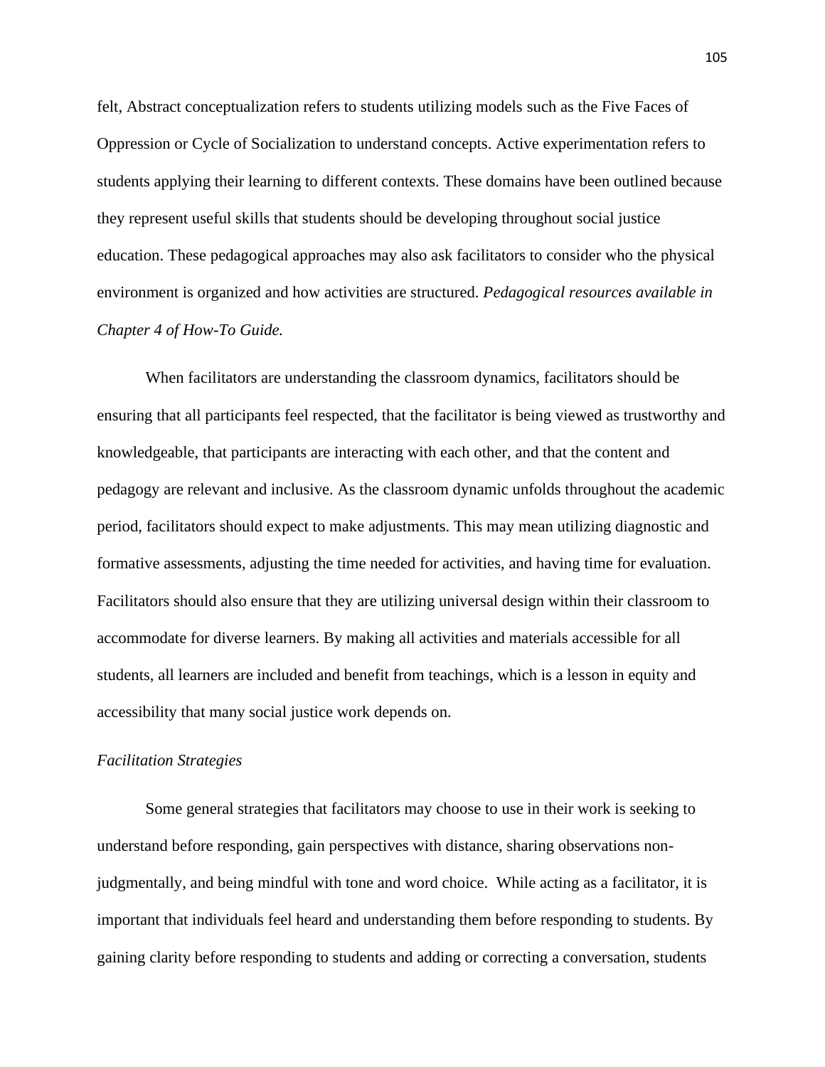felt, Abstract conceptualization refers to students utilizing models such as the Five Faces of Oppression or Cycle of Socialization to understand concepts. Active experimentation refers to students applying their learning to different contexts. These domains have been outlined because they represent useful skills that students should be developing throughout social justice education. These pedagogical approaches may also ask facilitators to consider who the physical environment is organized and how activities are structured. *Pedagogical resources available in Chapter 4 of How-To Guide.*

When facilitators are understanding the classroom dynamics, facilitators should be ensuring that all participants feel respected, that the facilitator is being viewed as trustworthy and knowledgeable, that participants are interacting with each other, and that the content and pedagogy are relevant and inclusive. As the classroom dynamic unfolds throughout the academic period, facilitators should expect to make adjustments. This may mean utilizing diagnostic and formative assessments, adjusting the time needed for activities, and having time for evaluation. Facilitators should also ensure that they are utilizing universal design within their classroom to accommodate for diverse learners. By making all activities and materials accessible for all students, all learners are included and benefit from teachings, which is a lesson in equity and accessibility that many social justice work depends on.

*Facilitation Strategies*

Some general strategies that facilitators may choose to use in their work is seeking to understand before responding, gain perspectives with distance, sharing observations non-judgmentally, and being mindful with tone and word choice. While acting as a facilitator, it is important that individuals feel heard and understanding them before responding to students. By gaining clarity before responding to students and adding or correcting a conversation, students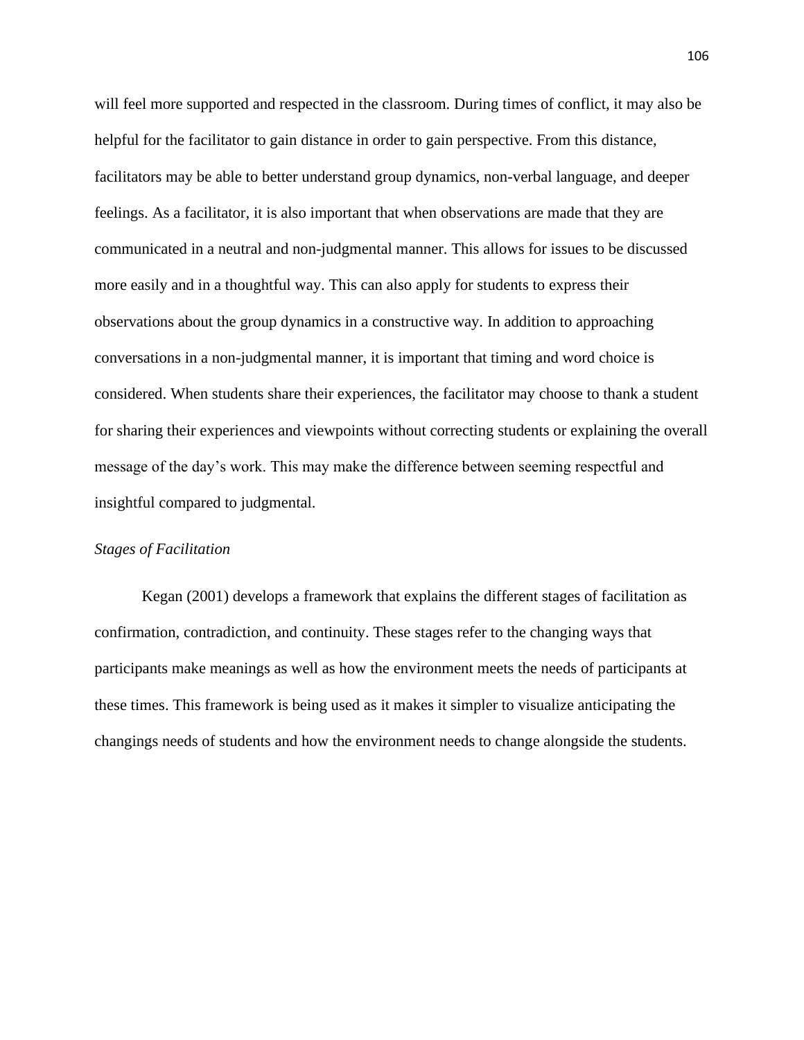will feel more supported and respected in the classroom. During times of conflict, it may also be helpful for the facilitator to gain distance in order to gain perspective. From this distance, facilitators may be able to better understand group dynamics, non-verbal language, and deeper feelings. As a facilitator, it is also important that when observations are made that they are communicated in a neutral and non-judgmental manner. This allows for issues to be discussed more easily and in a thoughtful way. This can also apply for students to express their observations about the group dynamics in a constructive way. In addition to approaching conversations in a non-judgmental manner, it is important that timing and word choice is considered. When students share their experiences, the facilitator may choose to thank a student for sharing their experiences and viewpoints without correcting students or explaining the overall message of the day's work. This may make the difference between seeming respectful and insightful compared to judgmental.

### *Stages of Facilitation*

Kegan (2001) develops a framework that explains the different stages of facilitation as confirmation, contradiction, and continuity. These stages refer to the changing ways that participants make meanings as well as how the environment meets the needs of participants at these times. This framework is being used as it makes it simpler to visualize anticipating the changings needs of students and how the environment needs to change alongside the students.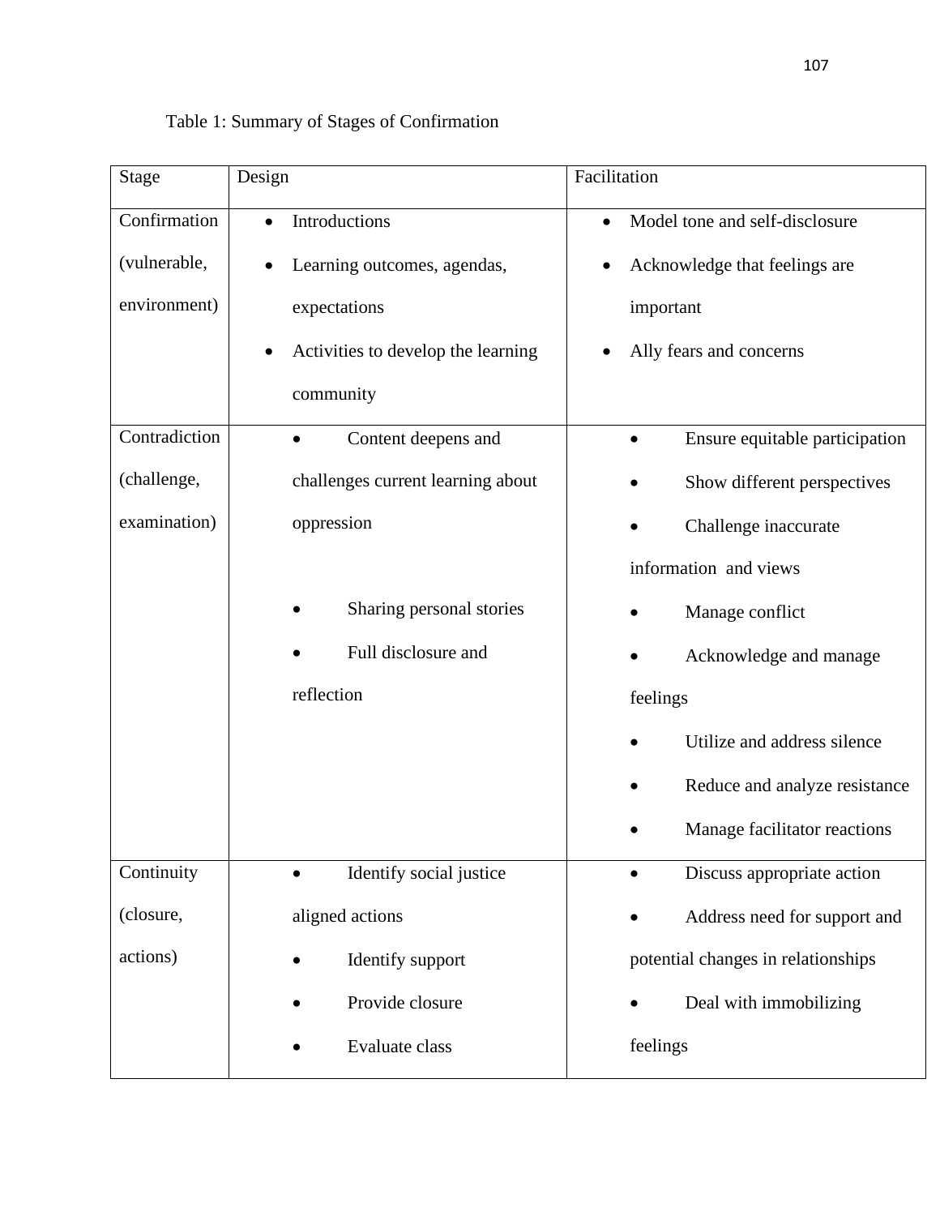Table 1: Summary of Stages of Confirmation

| Stage | Design | Facilitation |
|---|---|---|
| Confirmation (vulnerable, environment) | • Introductions<br>• Learning outcomes, agendas, expectations<br>• Activities to develop the learning community | • Model tone and self-disclosure<br>• Acknowledge that feelings are important<br>• Ally fears and concerns |
| Contradiction (challenge, examination) | • Content deepens and challenges current learning about oppression<br>• Sharing personal stories<br>• Full disclosure and reflection | • Ensure equitable participation<br>• Show different perspectives<br>• Challenge inaccurate information and views<br>• Manage conflict<br>• Acknowledge and manage feelings<br>• Utilize and address silence<br>• Reduce and analyze resistance<br>• Manage facilitator reactions |
| Continuity (closure, actions) | • Identify social justice aligned actions<br>• Identify support<br>• Provide closure<br>• Evaluate class | • Discuss appropriate action<br>• Address need for support and potential changes in relationships<br>• Deal with immobilizing feelings |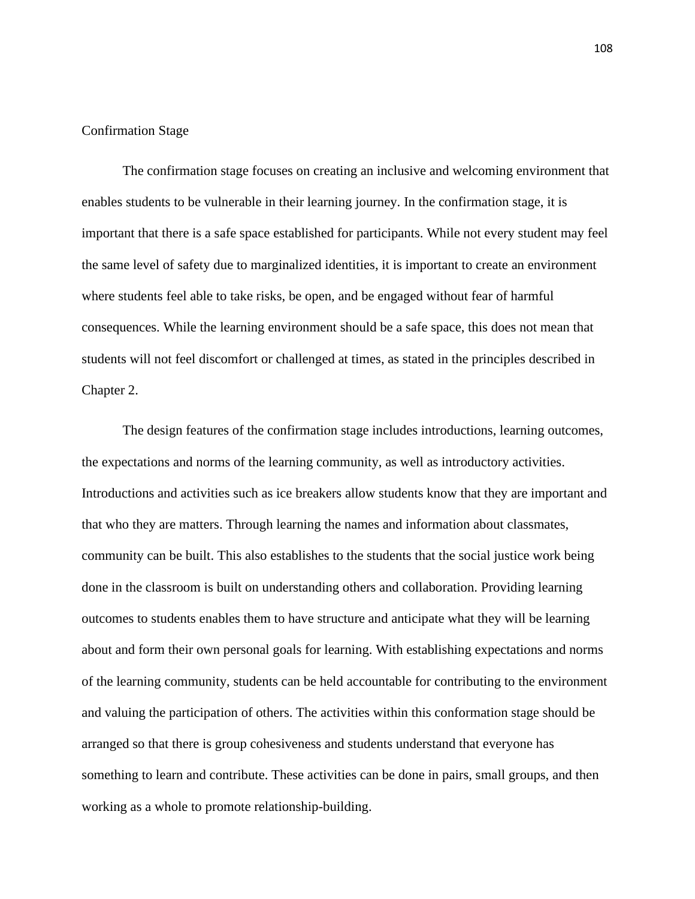## Confirmation Stage

The confirmation stage focuses on creating an inclusive and welcoming environment that enables students to be vulnerable in their learning journey. In the confirmation stage, it is important that there is a safe space established for participants. While not every student may feel the same level of safety due to marginalized identities, it is important to create an environment where students feel able to take risks, be open, and be engaged without fear of harmful consequences. While the learning environment should be a safe space, this does not mean that students will not feel discomfort or challenged at times, as stated in the principles described in Chapter 2.

The design features of the confirmation stage includes introductions, learning outcomes, the expectations and norms of the learning community, as well as introductory activities. Introductions and activities such as ice breakers allow students know that they are important and that who they are matters. Through learning the names and information about classmates, community can be built. This also establishes to the students that the social justice work being done in the classroom is built on understanding others and collaboration. Providing learning outcomes to students enables them to have structure and anticipate what they will be learning about and form their own personal goals for learning. With establishing expectations and norms of the learning community, students can be held accountable for contributing to the environment and valuing the participation of others. The activities within this conformation stage should be arranged so that there is group cohesiveness and students understand that everyone has something to learn and contribute. These activities can be done in pairs, small groups, and then working as a whole to promote relationship-building.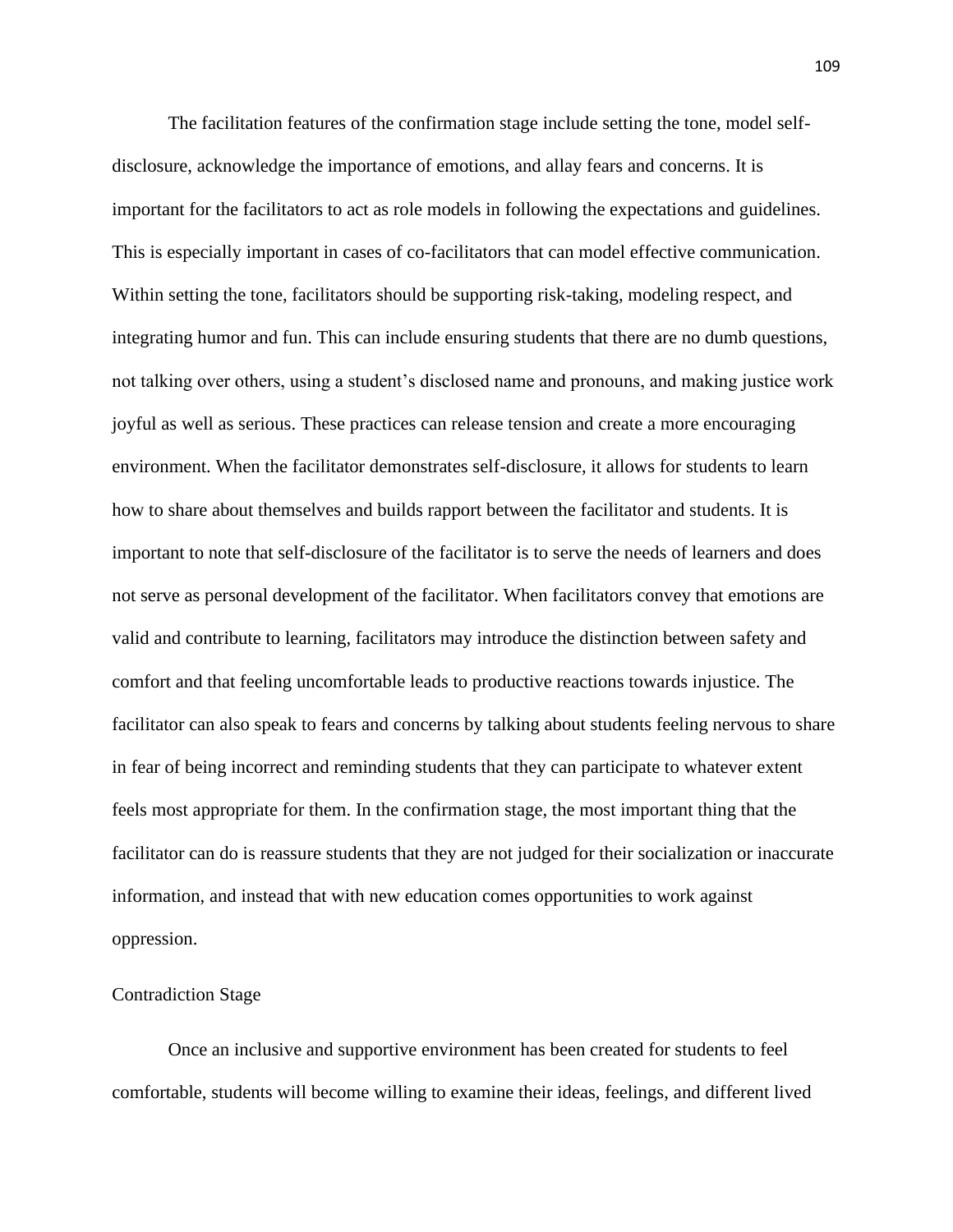The facilitation features of the confirmation stage include setting the tone, model self-disclosure, acknowledge the importance of emotions, and allay fears and concerns. It is important for the facilitators to act as role models in following the expectations and guidelines. This is especially important in cases of co-facilitators that can model effective communication. Within setting the tone, facilitators should be supporting risk-taking, modeling respect, and integrating humor and fun. This can include ensuring students that there are no dumb questions, not talking over others, using a student's disclosed name and pronouns, and making justice work joyful as well as serious. These practices can release tension and create a more encouraging environment. When the facilitator demonstrates self-disclosure, it allows for students to learn how to share about themselves and builds rapport between the facilitator and students. It is important to note that self-disclosure of the facilitator is to serve the needs of learners and does not serve as personal development of the facilitator. When facilitators convey that emotions are valid and contribute to learning, facilitators may introduce the distinction between safety and comfort and that feeling uncomfortable leads to productive reactions towards injustice. The facilitator can also speak to fears and concerns by talking about students feeling nervous to share in fear of being incorrect and reminding students that they can participate to whatever extent feels most appropriate for them. In the confirmation stage, the most important thing that the facilitator can do is reassure students that they are not judged for their socialization or inaccurate information, and instead that with new education comes opportunities to work against oppression.

### Contradiction Stage

Once an inclusive and supportive environment has been created for students to feel comfortable, students will become willing to examine their ideas, feelings, and different lived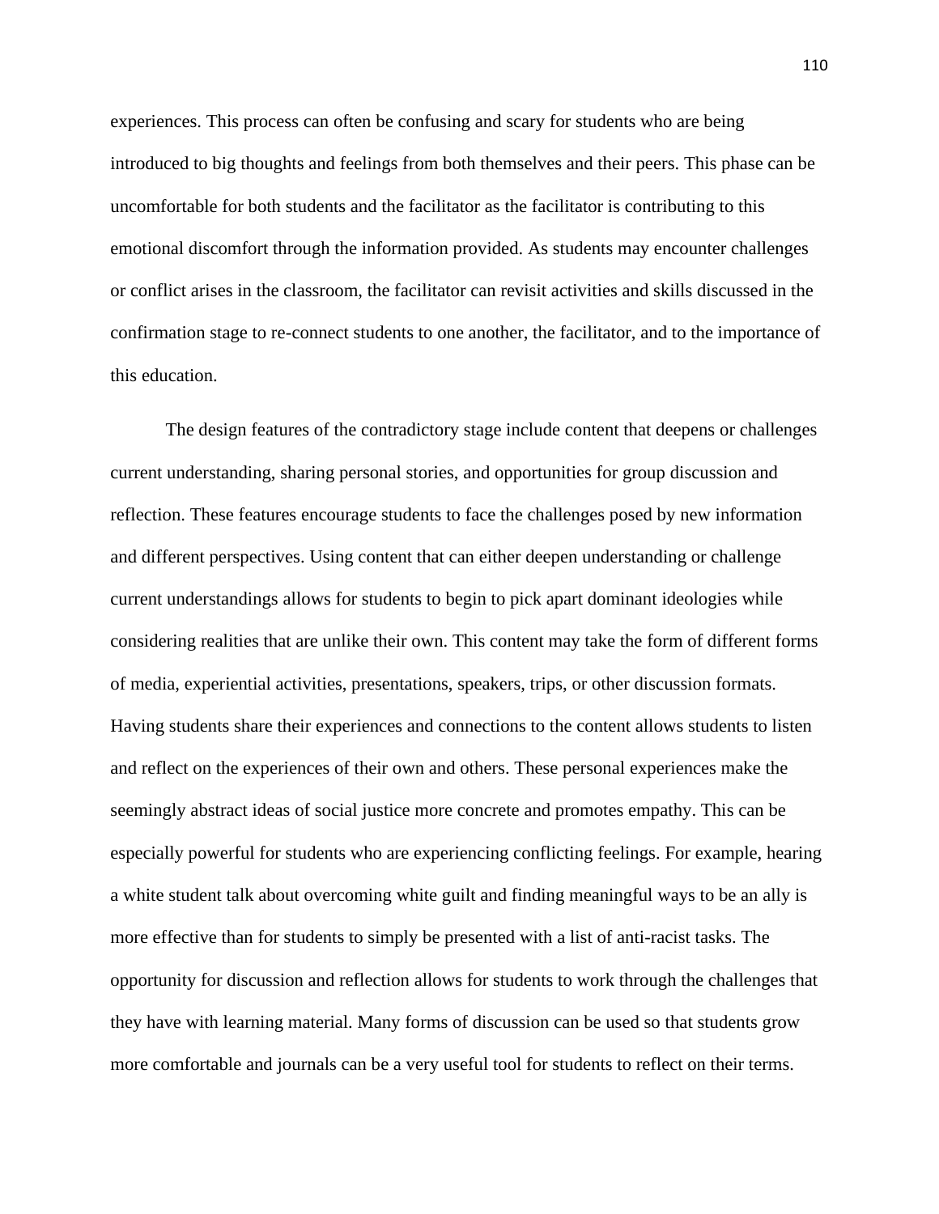experiences. This process can often be confusing and scary for students who are being introduced to big thoughts and feelings from both themselves and their peers. This phase can be uncomfortable for both students and the facilitator as the facilitator is contributing to this emotional discomfort through the information provided. As students may encounter challenges or conflict arises in the classroom, the facilitator can revisit activities and skills discussed in the confirmation stage to re-connect students to one another, the facilitator, and to the importance of this education.

The design features of the contradictory stage include content that deepens or challenges current understanding, sharing personal stories, and opportunities for group discussion and reflection. These features encourage students to face the challenges posed by new information and different perspectives. Using content that can either deepen understanding or challenge current understandings allows for students to begin to pick apart dominant ideologies while considering realities that are unlike their own. This content may take the form of different forms of media, experiential activities, presentations, speakers, trips, or other discussion formats. Having students share their experiences and connections to the content allows students to listen and reflect on the experiences of their own and others. These personal experiences make the seemingly abstract ideas of social justice more concrete and promotes empathy. This can be especially powerful for students who are experiencing conflicting feelings. For example, hearing a white student talk about overcoming white guilt and finding meaningful ways to be an ally is more effective than for students to simply be presented with a list of anti-racist tasks. The opportunity for discussion and reflection allows for students to work through the challenges that they have with learning material. Many forms of discussion can be used so that students grow more comfortable and journals can be a very useful tool for students to reflect on their terms.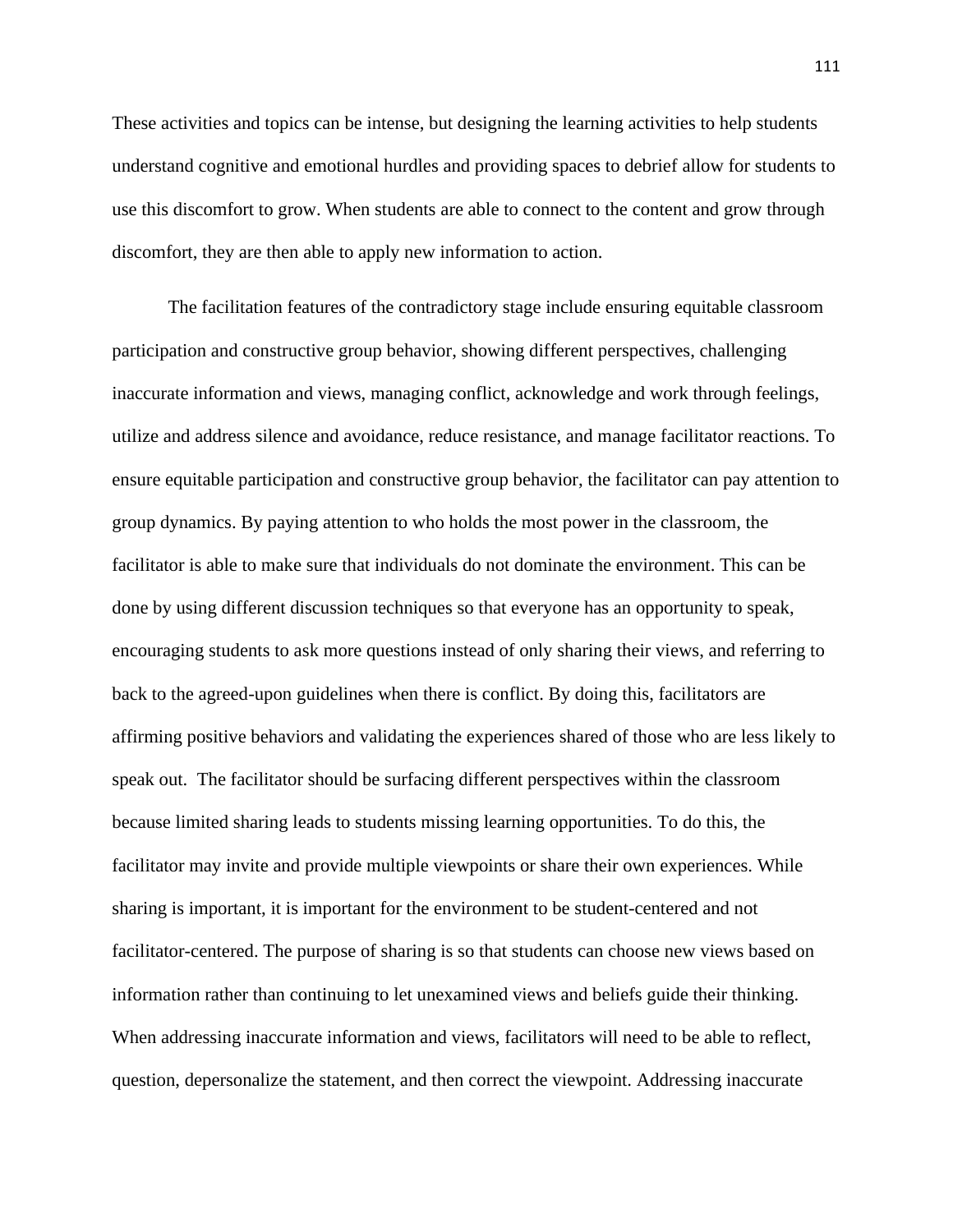These activities and topics can be intense, but designing the learning activities to help students understand cognitive and emotional hurdles and providing spaces to debrief allow for students to use this discomfort to grow. When students are able to connect to the content and grow through discomfort, they are then able to apply new information to action.

The facilitation features of the contradictory stage include ensuring equitable classroom participation and constructive group behavior, showing different perspectives, challenging inaccurate information and views, managing conflict, acknowledge and work through feelings, utilize and address silence and avoidance, reduce resistance, and manage facilitator reactions. To ensure equitable participation and constructive group behavior, the facilitator can pay attention to group dynamics. By paying attention to who holds the most power in the classroom, the facilitator is able to make sure that individuals do not dominate the environment. This can be done by using different discussion techniques so that everyone has an opportunity to speak, encouraging students to ask more questions instead of only sharing their views, and referring to back to the agreed-upon guidelines when there is conflict. By doing this, facilitators are affirming positive behaviors and validating the experiences shared of those who are less likely to speak out. The facilitator should be surfacing different perspectives within the classroom because limited sharing leads to students missing learning opportunities. To do this, the facilitator may invite and provide multiple viewpoints or share their own experiences. While sharing is important, it is important for the environment to be student-centered and not facilitator-centered. The purpose of sharing is so that students can choose new views based on information rather than continuing to let unexamined views and beliefs guide their thinking. When addressing inaccurate information and views, facilitators will need to be able to reflect, question, depersonalize the statement, and then correct the viewpoint. Addressing inaccurate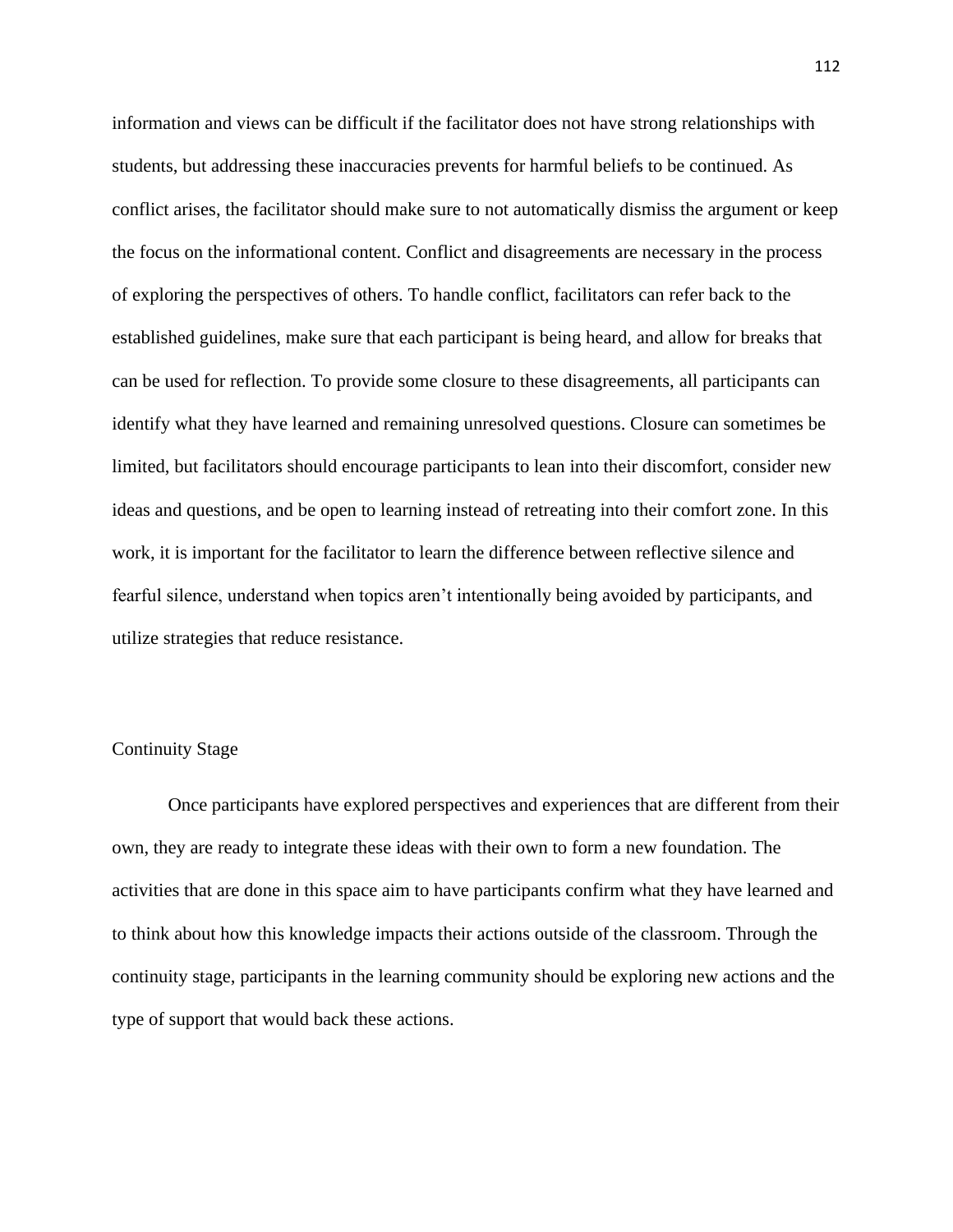information and views can be difficult if the facilitator does not have strong relationships with students, but addressing these inaccuracies prevents for harmful beliefs to be continued. As conflict arises, the facilitator should make sure to not automatically dismiss the argument or keep the focus on the informational content. Conflict and disagreements are necessary in the process of exploring the perspectives of others. To handle conflict, facilitators can refer back to the established guidelines, make sure that each participant is being heard, and allow for breaks that can be used for reflection. To provide some closure to these disagreements, all participants can identify what they have learned and remaining unresolved questions. Closure can sometimes be limited, but facilitators should encourage participants to lean into their discomfort, consider new ideas and questions, and be open to learning instead of retreating into their comfort zone. In this work, it is important for the facilitator to learn the difference between reflective silence and fearful silence, understand when topics aren't intentionally being avoided by participants, and utilize strategies that reduce resistance.

### Continuity Stage

Once participants have explored perspectives and experiences that are different from their own, they are ready to integrate these ideas with their own to form a new foundation. The activities that are done in this space aim to have participants confirm what they have learned and to think about how this knowledge impacts their actions outside of the classroom. Through the continuity stage, participants in the learning community should be exploring new actions and the type of support that would back these actions.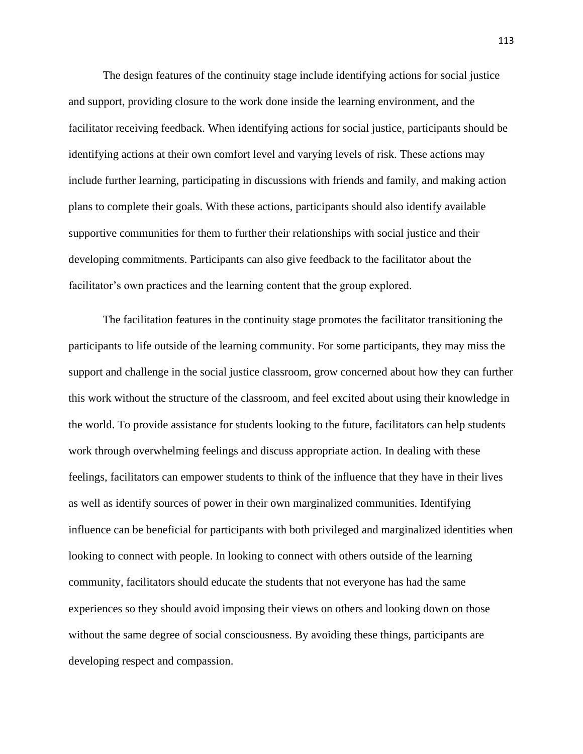The design features of the continuity stage include identifying actions for social justice and support, providing closure to the work done inside the learning environment, and the facilitator receiving feedback. When identifying actions for social justice, participants should be identifying actions at their own comfort level and varying levels of risk. These actions may include further learning, participating in discussions with friends and family, and making action plans to complete their goals. With these actions, participants should also identify available supportive communities for them to further their relationships with social justice and their developing commitments. Participants can also give feedback to the facilitator about the facilitator's own practices and the learning content that the group explored.

The facilitation features in the continuity stage promotes the facilitator transitioning the participants to life outside of the learning community. For some participants, they may miss the support and challenge in the social justice classroom, grow concerned about how they can further this work without the structure of the classroom, and feel excited about using their knowledge in the world. To provide assistance for students looking to the future, facilitators can help students work through overwhelming feelings and discuss appropriate action. In dealing with these feelings, facilitators can empower students to think of the influence that they have in their lives as well as identify sources of power in their own marginalized communities. Identifying influence can be beneficial for participants with both privileged and marginalized identities when looking to connect with people. In looking to connect with others outside of the learning community, facilitators should educate the students that not everyone has had the same experiences so they should avoid imposing their views on others and looking down on those without the same degree of social consciousness. By avoiding these things, participants are developing respect and compassion.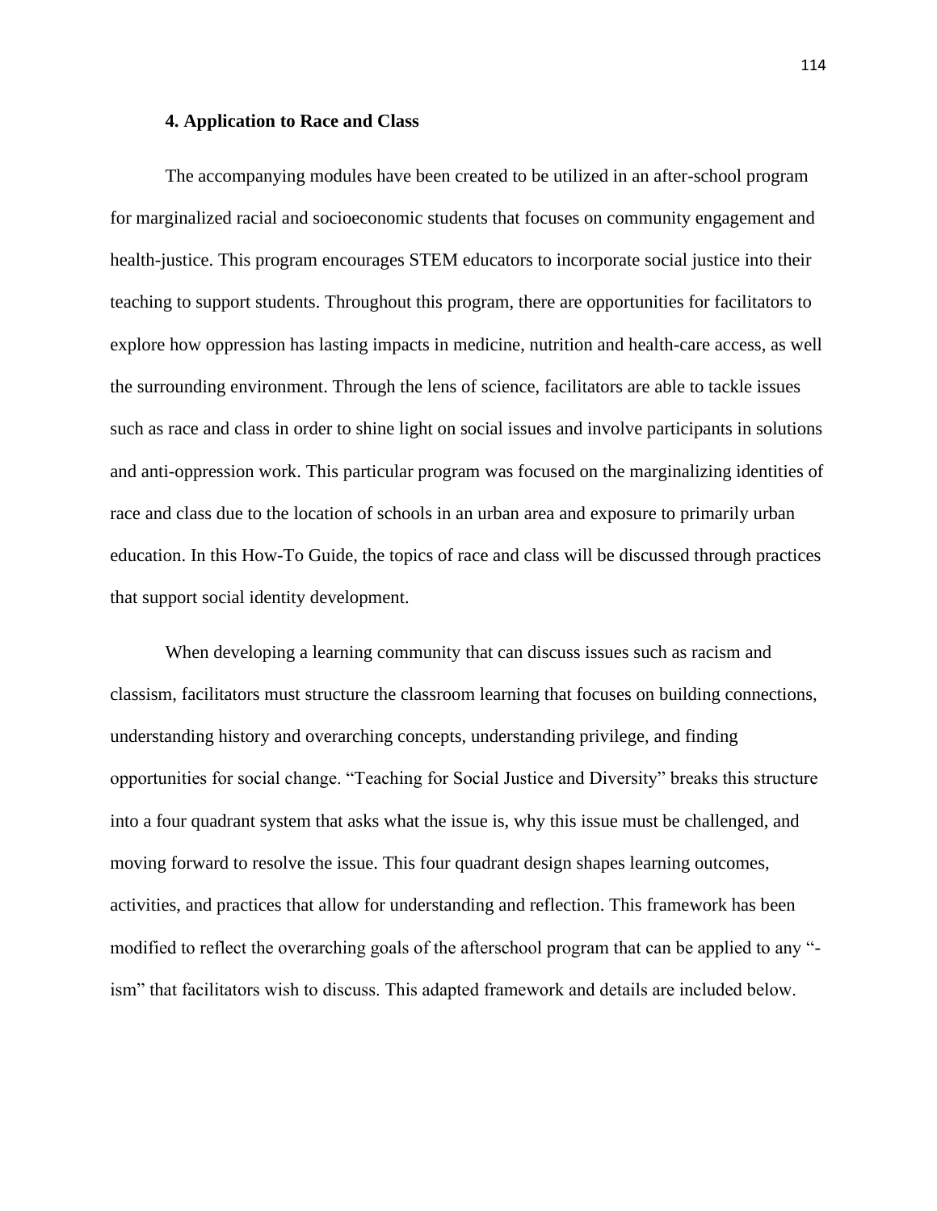**4. Application to Race and Class**

The accompanying modules have been created to be utilized in an after-school program for marginalized racial and socioeconomic students that focuses on community engagement and health-justice. This program encourages STEM educators to incorporate social justice into their teaching to support students. Throughout this program, there are opportunities for facilitators to explore how oppression has lasting impacts in medicine, nutrition and health-care access, as well the surrounding environment. Through the lens of science, facilitators are able to tackle issues such as race and class in order to shine light on social issues and involve participants in solutions and anti-oppression work. This particular program was focused on the marginalizing identities of race and class due to the location of schools in an urban area and exposure to primarily urban education. In this How-To Guide, the topics of race and class will be discussed through practices that support social identity development.

When developing a learning community that can discuss issues such as racism and classism, facilitators must structure the classroom learning that focuses on building connections, understanding history and overarching concepts, understanding privilege, and finding opportunities for social change. "Teaching for Social Justice and Diversity" breaks this structure into a four quadrant system that asks what the issue is, why this issue must be challenged, and moving forward to resolve the issue. This four quadrant design shapes learning outcomes, activities, and practices that allow for understanding and reflection. This framework has been modified to reflect the overarching goals of the afterschool program that can be applied to any "-ism" that facilitators wish to discuss. This adapted framework and details are included below.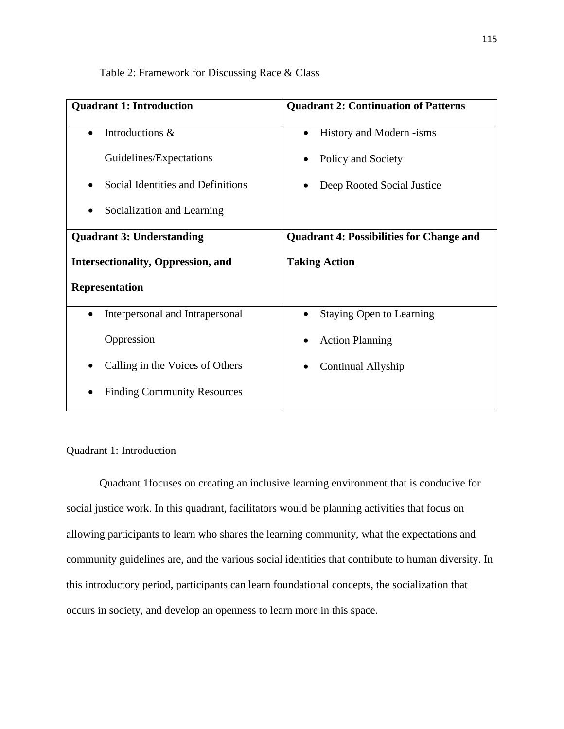Table 2: Framework for Discussing Race & Class

| **Quadrant 1: Introduction** | **Quadrant 2: Continuation of Patterns** |
| --- | --- |
| • Introductions & Guidelines/Expectations<br>• Social Identities and Definitions<br>• Socialization and Learning | • History and Modern -isms<br>• Policy and Society<br>• Deep Rooted Social Justice |
| **Quadrant 3: Understanding Intersectionality, Oppression, and Representation** | **Quadrant 4: Possibilities for Change and Taking Action** |
| • Interpersonal and Intrapersonal Oppression<br>• Calling in the Voices of Others<br>• Finding Community Resources | • Staying Open to Learning<br>• Action Planning<br>• Continual Allyship |

Quadrant 1: Introduction

Quadrant 1focuses on creating an inclusive learning environment that is conducive for social justice work. In this quadrant, facilitators would be planning activities that focus on allowing participants to learn who shares the learning community, what the expectations and community guidelines are, and the various social identities that contribute to human diversity. In this introductory period, participants can learn foundational concepts, the socialization that occurs in society, and develop an openness to learn more in this space.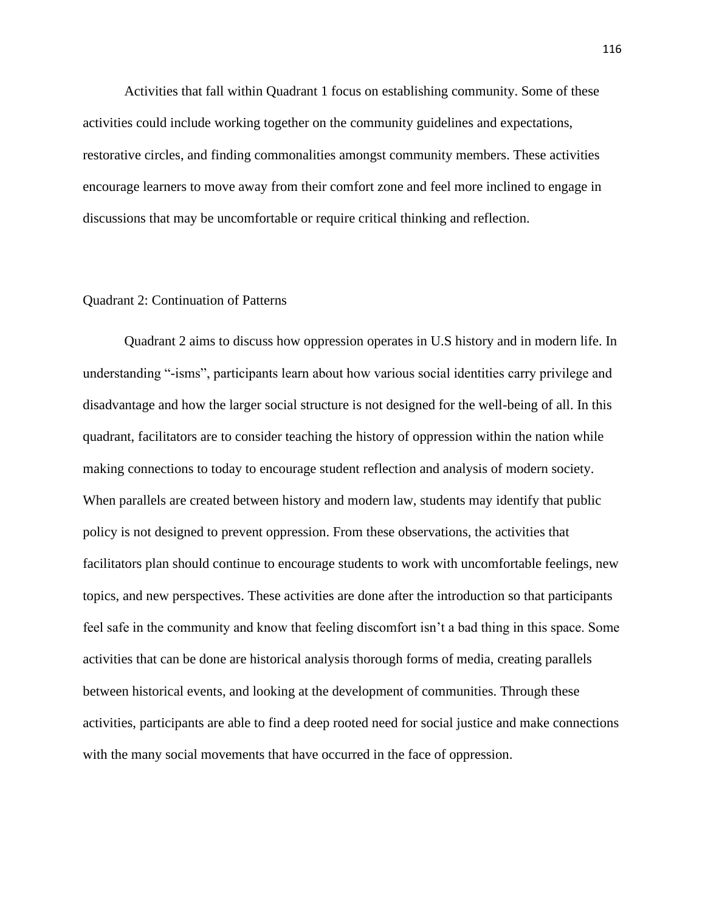Activities that fall within Quadrant 1 focus on establishing community. Some of these activities could include working together on the community guidelines and expectations, restorative circles, and finding commonalities amongst community members. These activities encourage learners to move away from their comfort zone and feel more inclined to engage in discussions that may be uncomfortable or require critical thinking and reflection.

### Quadrant 2: Continuation of Patterns

Quadrant 2 aims to discuss how oppression operates in U.S history and in modern life. In understanding "-isms", participants learn about how various social identities carry privilege and disadvantage and how the larger social structure is not designed for the well-being of all. In this quadrant, facilitators are to consider teaching the history of oppression within the nation while making connections to today to encourage student reflection and analysis of modern society. When parallels are created between history and modern law, students may identify that public policy is not designed to prevent oppression. From these observations, the activities that facilitators plan should continue to encourage students to work with uncomfortable feelings, new topics, and new perspectives. These activities are done after the introduction so that participants feel safe in the community and know that feeling discomfort isn't a bad thing in this space. Some activities that can be done are historical analysis thorough forms of media, creating parallels between historical events, and looking at the development of communities. Through these activities, participants are able to find a deep rooted need for social justice and make connections with the many social movements that have occurred in the face of oppression.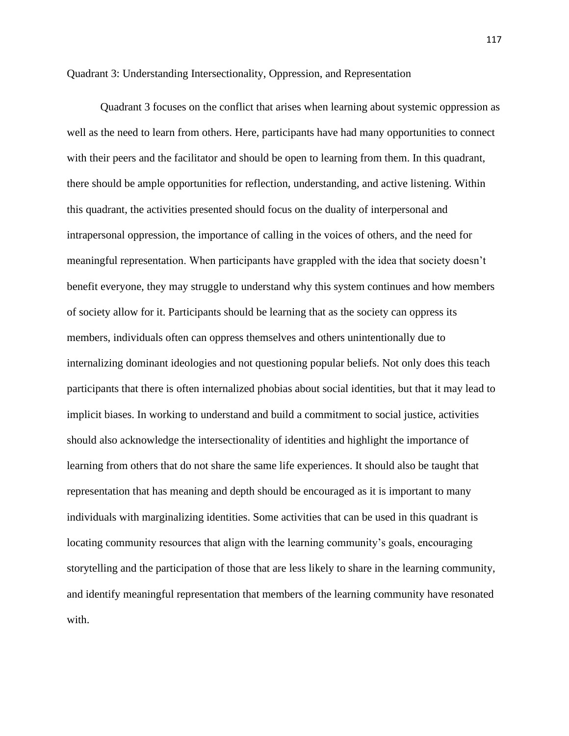### Quadrant 3: Understanding Intersectionality, Oppression, and Representation

Quadrant 3 focuses on the conflict that arises when learning about systemic oppression as well as the need to learn from others. Here, participants have had many opportunities to connect with their peers and the facilitator and should be open to learning from them. In this quadrant, there should be ample opportunities for reflection, understanding, and active listening. Within this quadrant, the activities presented should focus on the duality of interpersonal and intrapersonal oppression, the importance of calling in the voices of others, and the need for meaningful representation. When participants have grappled with the idea that society doesn't benefit everyone, they may struggle to understand why this system continues and how members of society allow for it. Participants should be learning that as the society can oppress its members, individuals often can oppress themselves and others unintentionally due to internalizing dominant ideologies and not questioning popular beliefs. Not only does this teach participants that there is often internalized phobias about social identities, but that it may lead to implicit biases. In working to understand and build a commitment to social justice, activities should also acknowledge the intersectionality of identities and highlight the importance of learning from others that do not share the same life experiences. It should also be taught that representation that has meaning and depth should be encouraged as it is important to many individuals with marginalizing identities. Some activities that can be used in this quadrant is locating community resources that align with the learning community's goals, encouraging storytelling and the participation of those that are less likely to share in the learning community, and identify meaningful representation that members of the learning community have resonated with.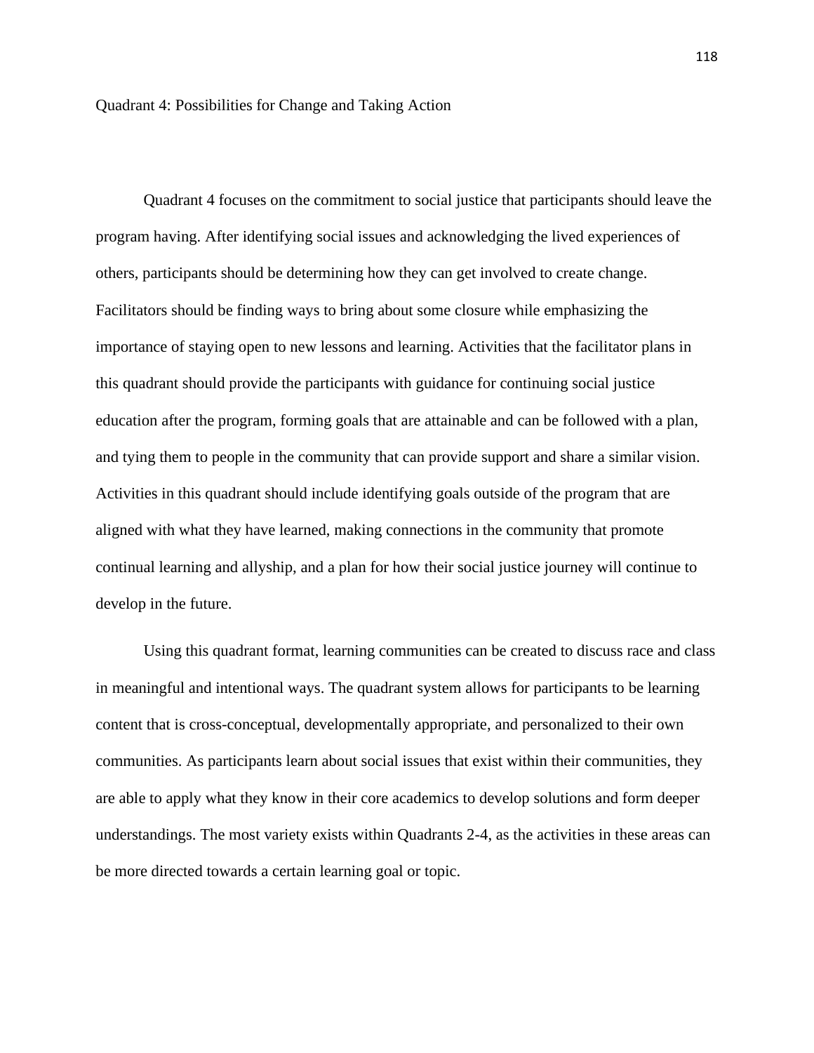Quadrant 4: Possibilities for Change and Taking Action

Quadrant 4 focuses on the commitment to social justice that participants should leave the program having. After identifying social issues and acknowledging the lived experiences of others, participants should be determining how they can get involved to create change. Facilitators should be finding ways to bring about some closure while emphasizing the importance of staying open to new lessons and learning. Activities that the facilitator plans in this quadrant should provide the participants with guidance for continuing social justice education after the program, forming goals that are attainable and can be followed with a plan, and tying them to people in the community that can provide support and share a similar vision. Activities in this quadrant should include identifying goals outside of the program that are aligned with what they have learned, making connections in the community that promote continual learning and allyship, and a plan for how their social justice journey will continue to develop in the future.

Using this quadrant format, learning communities can be created to discuss race and class in meaningful and intentional ways. The quadrant system allows for participants to be learning content that is cross-conceptual, developmentally appropriate, and personalized to their own communities. As participants learn about social issues that exist within their communities, they are able to apply what they know in their core academics to develop solutions and form deeper understandings. The most variety exists within Quadrants 2-4, as the activities in these areas can be more directed towards a certain learning goal or topic.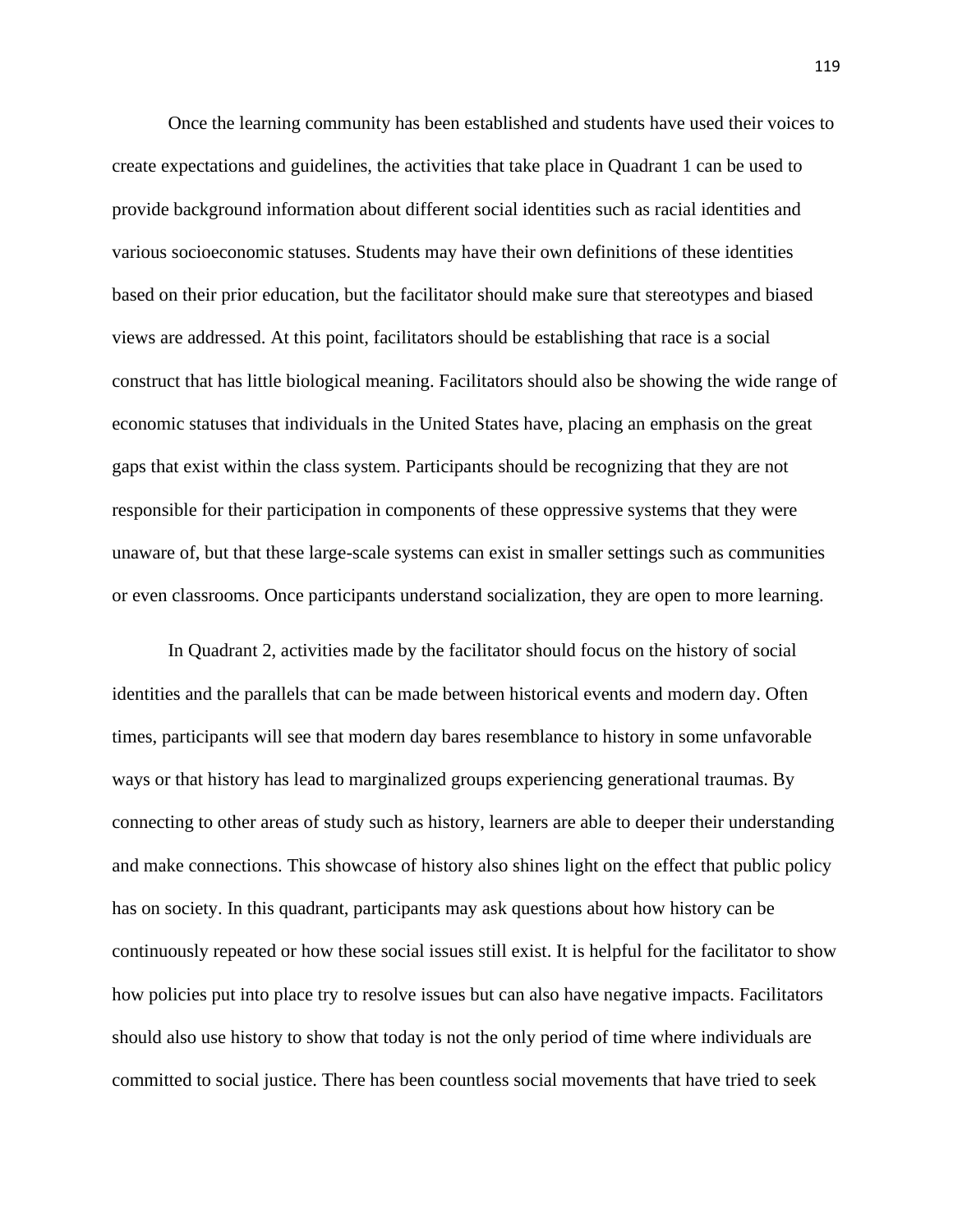Once the learning community has been established and students have used their voices to create expectations and guidelines, the activities that take place in Quadrant 1 can be used to provide background information about different social identities such as racial identities and various socioeconomic statuses. Students may have their own definitions of these identities based on their prior education, but the facilitator should make sure that stereotypes and biased views are addressed. At this point, facilitators should be establishing that race is a social construct that has little biological meaning. Facilitators should also be showing the wide range of economic statuses that individuals in the United States have, placing an emphasis on the great gaps that exist within the class system. Participants should be recognizing that they are not responsible for their participation in components of these oppressive systems that they were unaware of, but that these large-scale systems can exist in smaller settings such as communities or even classrooms. Once participants understand socialization, they are open to more learning.

In Quadrant 2, activities made by the facilitator should focus on the history of social identities and the parallels that can be made between historical events and modern day. Often times, participants will see that modern day bares resemblance to history in some unfavorable ways or that history has lead to marginalized groups experiencing generational traumas. By connecting to other areas of study such as history, learners are able to deeper their understanding and make connections. This showcase of history also shines light on the effect that public policy has on society. In this quadrant, participants may ask questions about how history can be continuously repeated or how these social issues still exist. It is helpful for the facilitator to show how policies put into place try to resolve issues but can also have negative impacts. Facilitators should also use history to show that today is not the only period of time where individuals are committed to social justice. There has been countless social movements that have tried to seek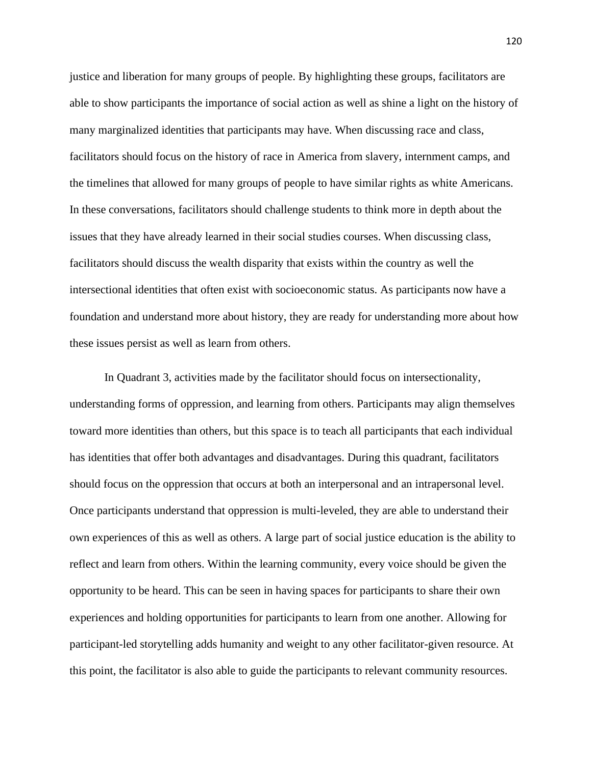justice and liberation for many groups of people. By highlighting these groups, facilitators are able to show participants the importance of social action as well as shine a light on the history of many marginalized identities that participants may have. When discussing race and class, facilitators should focus on the history of race in America from slavery, internment camps, and the timelines that allowed for many groups of people to have similar rights as white Americans. In these conversations, facilitators should challenge students to think more in depth about the issues that they have already learned in their social studies courses. When discussing class, facilitators should discuss the wealth disparity that exists within the country as well the intersectional identities that often exist with socioeconomic status. As participants now have a foundation and understand more about history, they are ready for understanding more about how these issues persist as well as learn from others.

In Quadrant 3, activities made by the facilitator should focus on intersectionality, understanding forms of oppression, and learning from others. Participants may align themselves toward more identities than others, but this space is to teach all participants that each individual has identities that offer both advantages and disadvantages. During this quadrant, facilitators should focus on the oppression that occurs at both an interpersonal and an intrapersonal level. Once participants understand that oppression is multi-leveled, they are able to understand their own experiences of this as well as others. A large part of social justice education is the ability to reflect and learn from others. Within the learning community, every voice should be given the opportunity to be heard. This can be seen in having spaces for participants to share their own experiences and holding opportunities for participants to learn from one another. Allowing for participant-led storytelling adds humanity and weight to any other facilitator-given resource. At this point, the facilitator is also able to guide the participants to relevant community resources.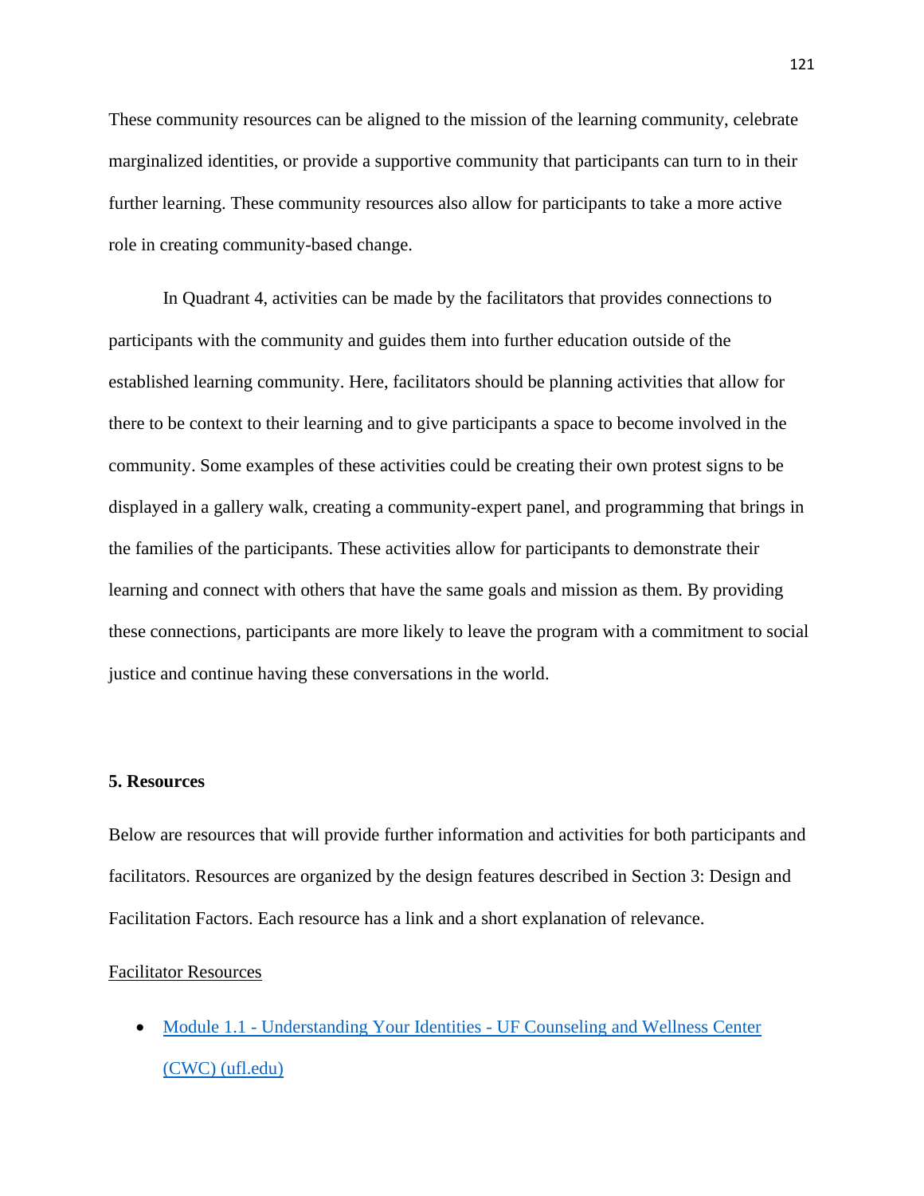These community resources can be aligned to the mission of the learning community, celebrate marginalized identities, or provide a supportive community that participants can turn to in their further learning. These community resources also allow for participants to take a more active role in creating community-based change.

In Quadrant 4, activities can be made by the facilitators that provides connections to participants with the community and guides them into further education outside of the established learning community. Here, facilitators should be planning activities that allow for there to be context to their learning and to give participants a space to become involved in the community. Some examples of these activities could be creating their own protest signs to be displayed in a gallery walk, creating a community-expert panel, and programming that brings in the families of the participants. These activities allow for participants to demonstrate their learning and connect with others that have the same goals and mission as them. By providing these connections, participants are more likely to leave the program with a commitment to social justice and continue having these conversations in the world.

## 5. Resources

Below are resources that will provide further information and activities for both participants and facilitators. Resources are organized by the design features described in Section 3: Design and Facilitation Factors. Each resource has a link and a short explanation of relevance.

Facilitator Resources

- Module 1.1 - Understanding Your Identities - UF Counseling and Wellness Center (CWC) (ufl.edu)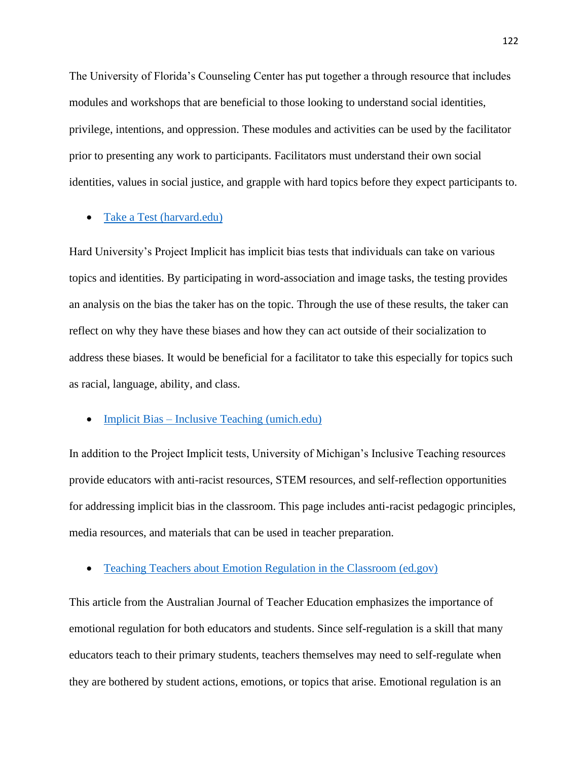The University of Florida's Counseling Center has put together a through resource that includes modules and workshops that are beneficial to those looking to understand social identities, privilege, intentions, and oppression. These modules and activities can be used by the facilitator prior to presenting any work to participants. Facilitators must understand their own social identities, values in social justice, and grapple with hard topics before they expect participants to.

- [Take a Test (harvard.edu)]()

Hard University's Project Implicit has implicit bias tests that individuals can take on various topics and identities. By participating in word-association and image tasks, the testing provides an analysis on the bias the taker has on the topic. Through the use of these results, the taker can reflect on why they have these biases and how they can act outside of their socialization to address these biases. It would be beneficial for a facilitator to take this especially for topics such as racial, language, ability, and class.

- [Implicit Bias – Inclusive Teaching (umich.edu)]()

In addition to the Project Implicit tests, University of Michigan's Inclusive Teaching resources provide educators with anti-racist resources, STEM resources, and self-reflection opportunities for addressing implicit bias in the classroom. This page includes anti-racist pedagogic principles, media resources, and materials that can be used in teacher preparation.

- [Teaching Teachers about Emotion Regulation in the Classroom (ed.gov)]()

This article from the Australian Journal of Teacher Education emphasizes the importance of emotional regulation for both educators and students. Since self-regulation is a skill that many educators teach to their primary students, teachers themselves may need to self-regulate when they are bothered by student actions, emotions, or topics that arise. Emotional regulation is an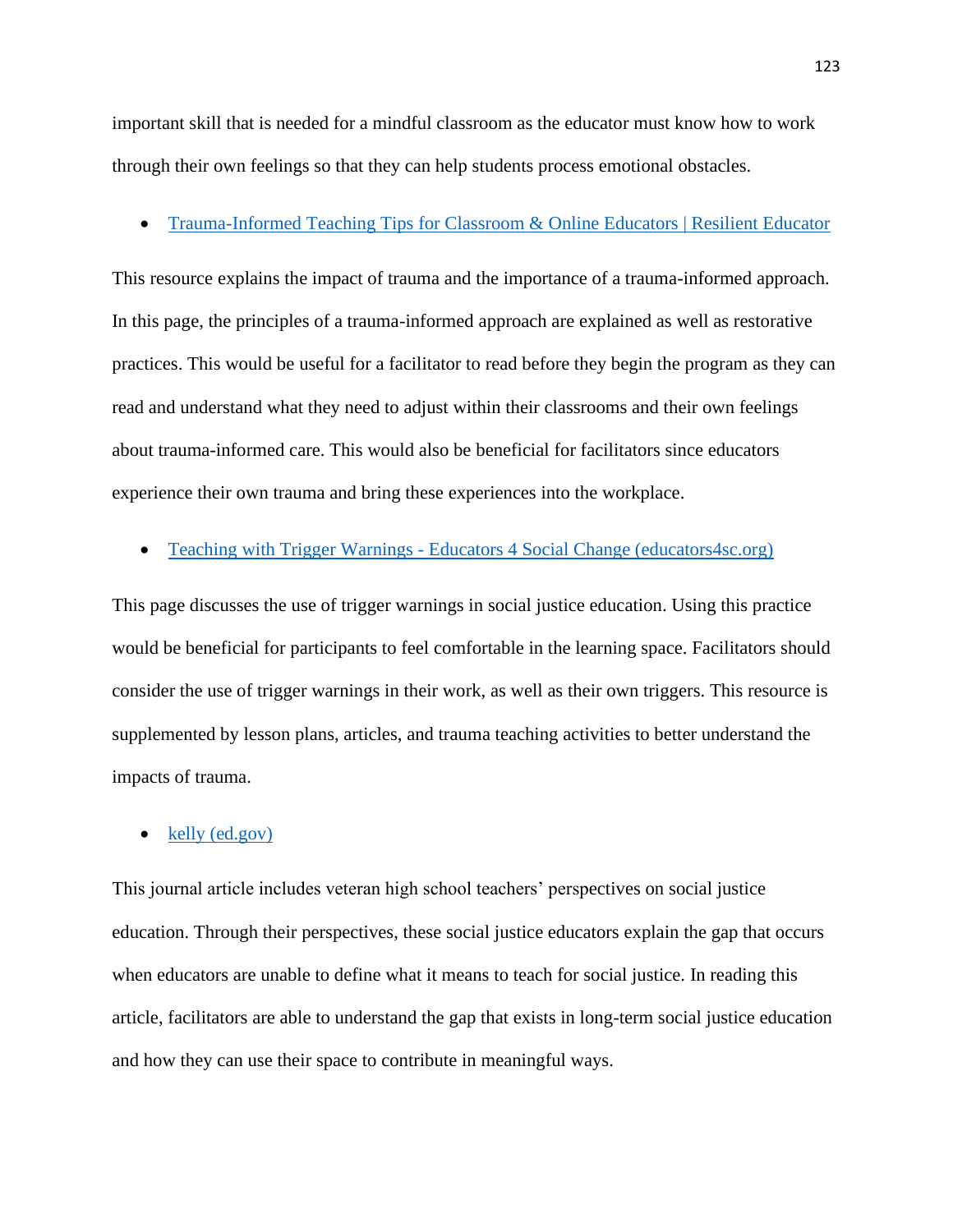important skill that is needed for a mindful classroom as the educator must know how to work through their own feelings so that they can help students process emotional obstacles.

- Trauma-Informed Teaching Tips for Classroom & Online Educators | Resilient Educator

This resource explains the impact of trauma and the importance of a trauma-informed approach. In this page, the principles of a trauma-informed approach are explained as well as restorative practices. This would be useful for a facilitator to read before they begin the program as they can read and understand what they need to adjust within their classrooms and their own feelings about trauma-informed care. This would also be beneficial for facilitators since educators experience their own trauma and bring these experiences into the workplace.

- Teaching with Trigger Warnings - Educators 4 Social Change (educators4sc.org)

This page discusses the use of trigger warnings in social justice education. Using this practice would be beneficial for participants to feel comfortable in the learning space. Facilitators should consider the use of trigger warnings in their work, as well as their own triggers. This resource is supplemented by lesson plans, articles, and trauma teaching activities to better understand the impacts of trauma.

- kelly (ed.gov)

This journal article includes veteran high school teachers' perspectives on social justice education. Through their perspectives, these social justice educators explain the gap that occurs when educators are unable to define what it means to teach for social justice. In reading this article, facilitators are able to understand the gap that exists in long-term social justice education and how they can use their space to contribute in meaningful ways.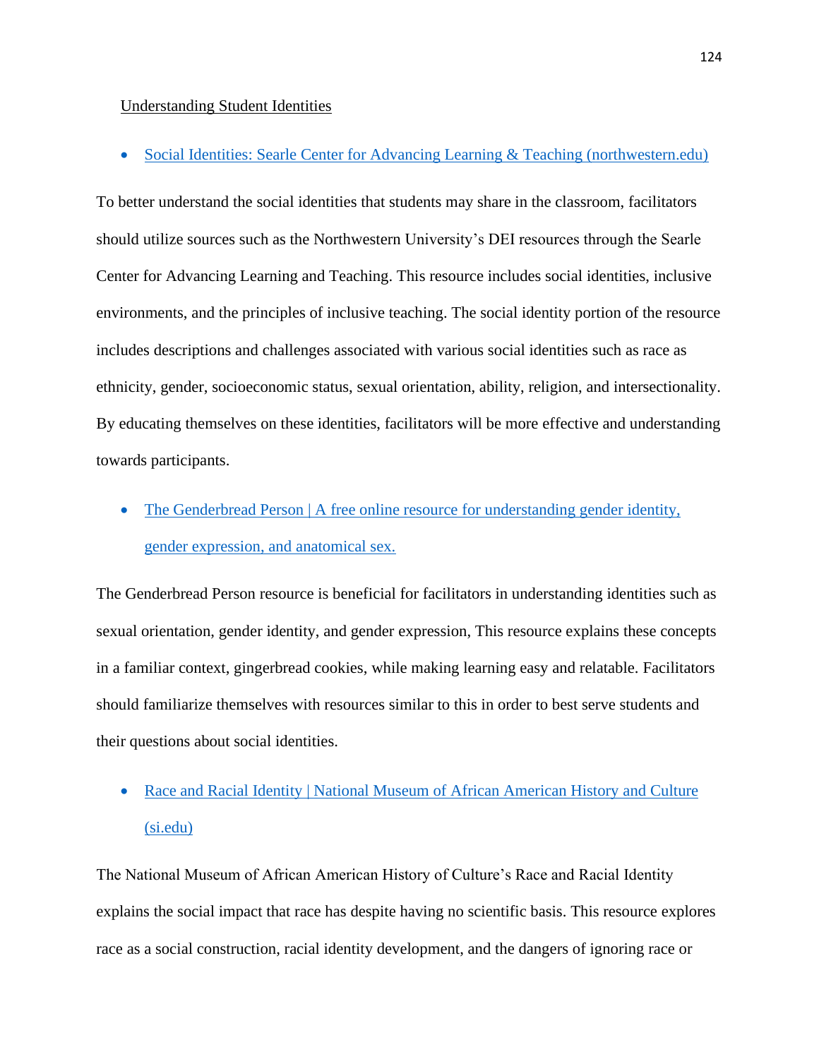Understanding Student Identities

- Social Identities: Searle Center for Advancing Learning & Teaching (northwestern.edu)

To better understand the social identities that students may share in the classroom, facilitators should utilize sources such as the Northwestern University's DEI resources through the Searle Center for Advancing Learning and Teaching. This resource includes social identities, inclusive environments, and the principles of inclusive teaching. The social identity portion of the resource includes descriptions and challenges associated with various social identities such as race as ethnicity, gender, socioeconomic status, sexual orientation, ability, religion, and intersectionality. By educating themselves on these identities, facilitators will be more effective and understanding towards participants.

- The Genderbread Person | A free online resource for understanding gender identity, gender expression, and anatomical sex.

The Genderbread Person resource is beneficial for facilitators in understanding identities such as sexual orientation, gender identity, and gender expression, This resource explains these concepts in a familiar context, gingerbread cookies, while making learning easy and relatable. Facilitators should familiarize themselves with resources similar to this in order to best serve students and their questions about social identities.

- Race and Racial Identity | National Museum of African American History and Culture (si.edu)

The National Museum of African American History of Culture's Race and Racial Identity explains the social impact that race has despite having no scientific basis. This resource explores race as a social construction, racial identity development, and the dangers of ignoring race or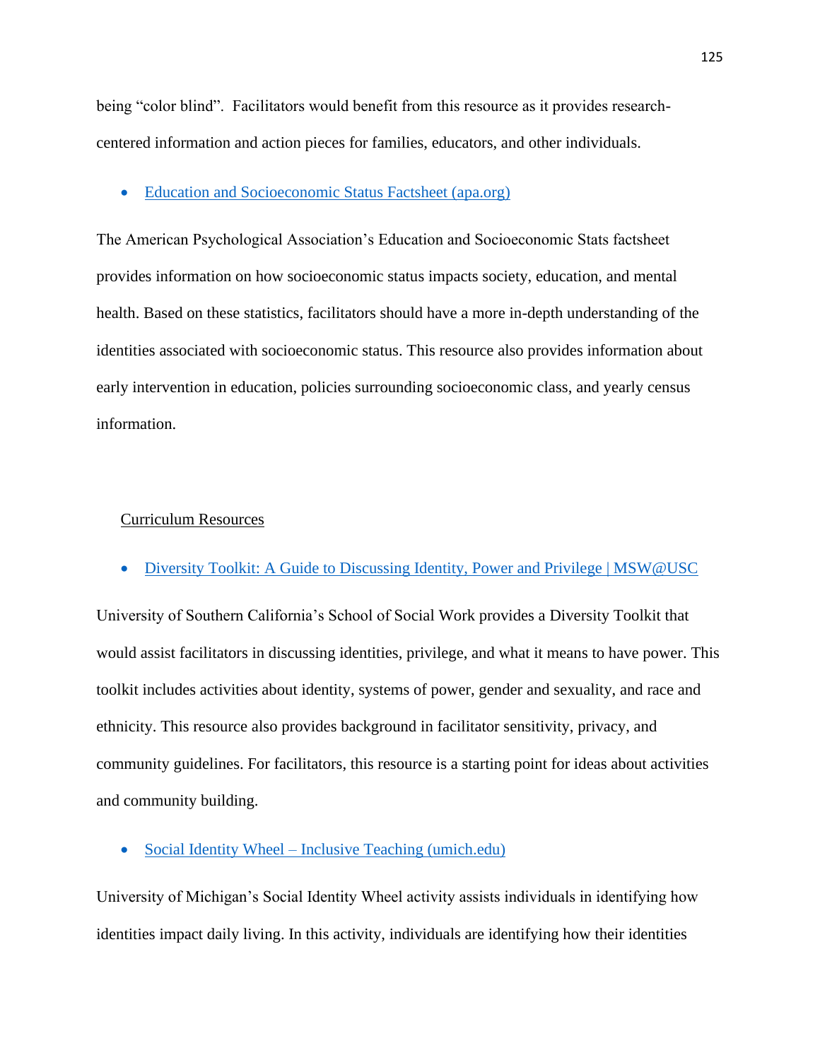being "color blind". Facilitators would benefit from this resource as it provides research-centered information and action pieces for families, educators, and other individuals.

- Education and Socioeconomic Status Factsheet (apa.org)

The American Psychological Association's Education and Socioeconomic Stats factsheet provides information on how socioeconomic status impacts society, education, and mental health. Based on these statistics, facilitators should have a more in-depth understanding of the identities associated with socioeconomic status. This resource also provides information about early intervention in education, policies surrounding socioeconomic class, and yearly census information.

Curriculum Resources

- Diversity Toolkit: A Guide to Discussing Identity, Power and Privilege | MSW@USC

University of Southern California's School of Social Work provides a Diversity Toolkit that would assist facilitators in discussing identities, privilege, and what it means to have power. This toolkit includes activities about identity, systems of power, gender and sexuality, and race and ethnicity. This resource also provides background in facilitator sensitivity, privacy, and community guidelines. For facilitators, this resource is a starting point for ideas about activities and community building.

- Social Identity Wheel – Inclusive Teaching (umich.edu)

University of Michigan's Social Identity Wheel activity assists individuals in identifying how identities impact daily living. In this activity, individuals are identifying how their identities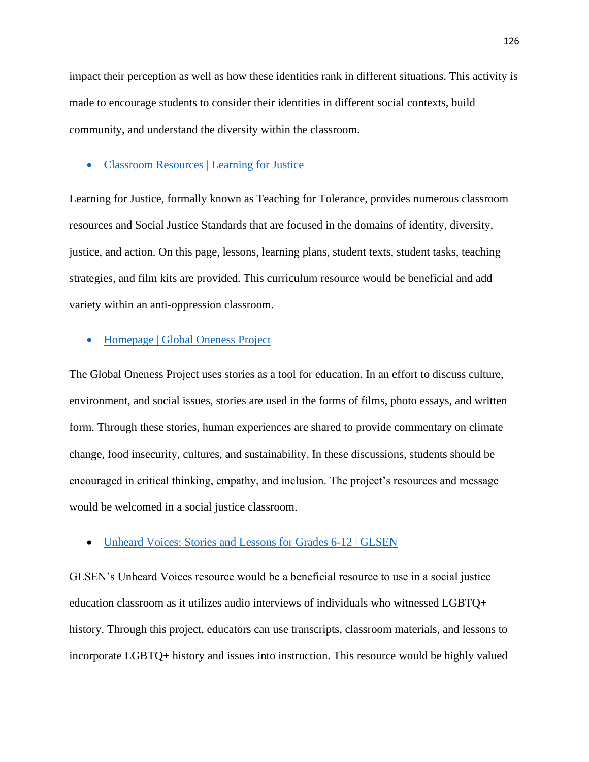impact their perception as well as how these identities rank in different situations. This activity is made to encourage students to consider their identities in different social contexts, build community, and understand the diversity within the classroom.

- Classroom Resources | Learning for Justice

Learning for Justice, formally known as Teaching for Tolerance, provides numerous classroom resources and Social Justice Standards that are focused in the domains of identity, diversity, justice, and action. On this page, lessons, learning plans, student texts, student tasks, teaching strategies, and film kits are provided. This curriculum resource would be beneficial and add variety within an anti-oppression classroom.

- Homepage | Global Oneness Project

The Global Oneness Project uses stories as a tool for education. In an effort to discuss culture, environment, and social issues, stories are used in the forms of films, photo essays, and written form. Through these stories, human experiences are shared to provide commentary on climate change, food insecurity, cultures, and sustainability. In these discussions, students should be encouraged in critical thinking, empathy, and inclusion. The project's resources and message would be welcomed in a social justice classroom.

- Unheard Voices: Stories and Lessons for Grades 6-12 | GLSEN

GLSEN's Unheard Voices resource would be a beneficial resource to use in a social justice education classroom as it utilizes audio interviews of individuals who witnessed LGBTQ+ history. Through this project, educators can use transcripts, classroom materials, and lessons to incorporate LGBTQ+ history and issues into instruction. This resource would be highly valued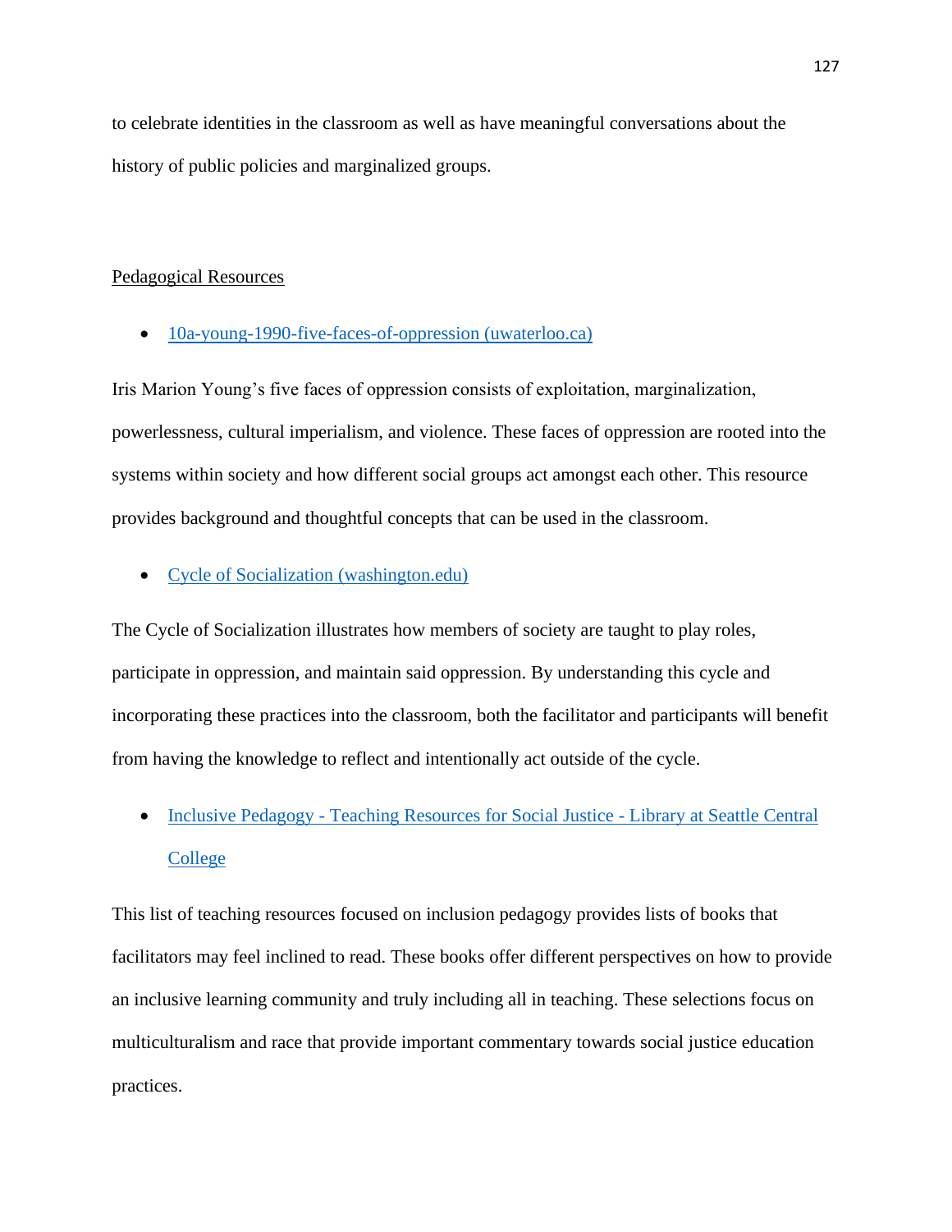to celebrate identities in the classroom as well as have meaningful conversations about the history of public policies and marginalized groups.

Pedagogical Resources

- 10a-young-1990-five-faces-of-oppression (uwaterloo.ca)

Iris Marion Young's five faces of oppression consists of exploitation, marginalization, powerlessness, cultural imperialism, and violence. These faces of oppression are rooted into the systems within society and how different social groups act amongst each other. This resource provides background and thoughtful concepts that can be used in the classroom.

- Cycle of Socialization (washington.edu)

The Cycle of Socialization illustrates how members of society are taught to play roles, participate in oppression, and maintain said oppression. By understanding this cycle and incorporating these practices into the classroom, both the facilitator and participants will benefit from having the knowledge to reflect and intentionally act outside of the cycle.

- Inclusive Pedagogy - Teaching Resources for Social Justice - Library at Seattle Central College

This list of teaching resources focused on inclusion pedagogy provides lists of books that facilitators may feel inclined to read. These books offer different perspectives on how to provide an inclusive learning community and truly including all in teaching. These selections focus on multiculturalism and race that provide important commentary towards social justice education practices.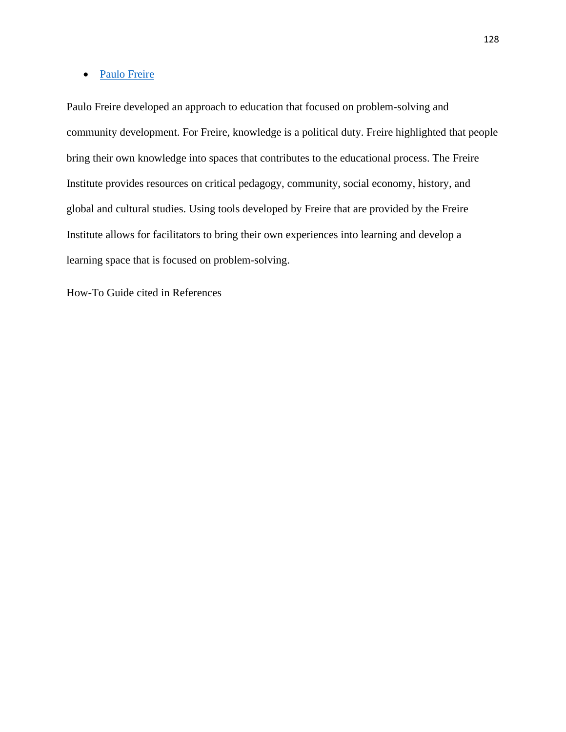- Paulo Freire

Paulo Freire developed an approach to education that focused on problem-solving and community development. For Freire, knowledge is a political duty. Freire highlighted that people bring their own knowledge into spaces that contributes to the educational process. The Freire Institute provides resources on critical pedagogy, community, social economy, history, and global and cultural studies. Using tools developed by Freire that are provided by the Freire Institute allows for facilitators to bring their own experiences into learning and develop a learning space that is focused on problem-solving.

How-To Guide cited in References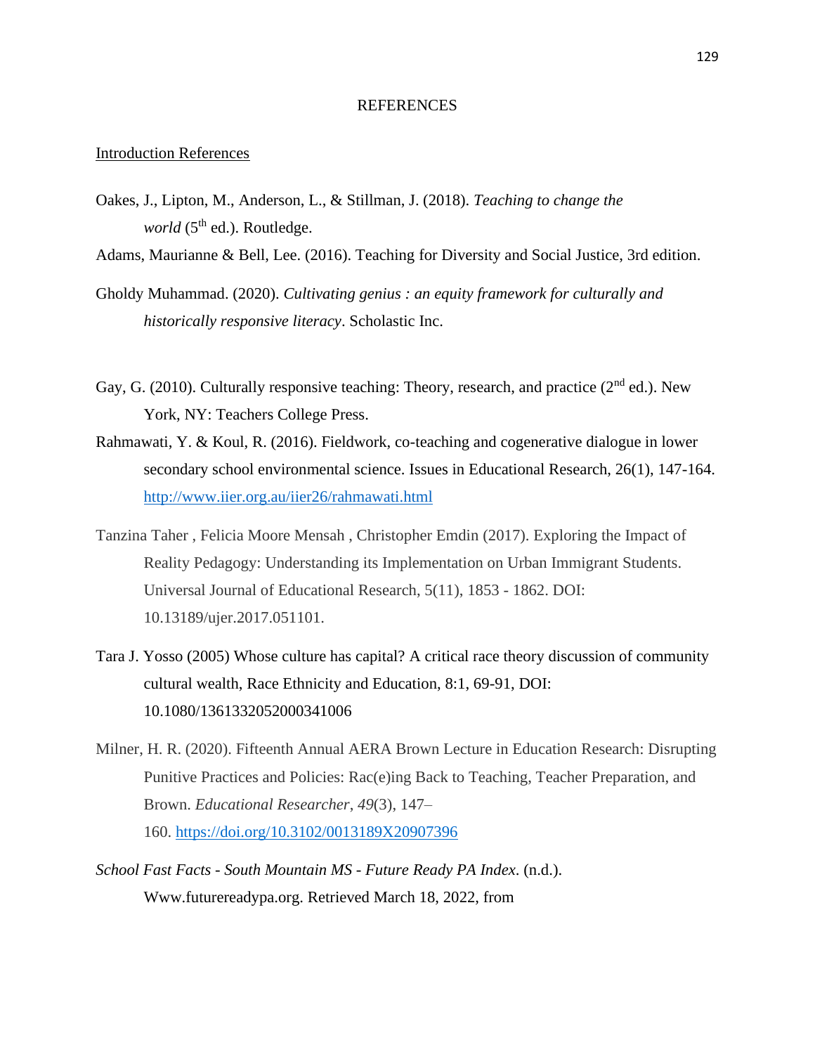# REFERENCES

Introduction References

Oakes, J., Lipton, M., Anderson, L., & Stillman, J. (2018). *Teaching to change the world* (5th ed.). Routledge.

Adams, Maurianne & Bell, Lee. (2016). Teaching for Diversity and Social Justice, 3rd edition.

Gholdy Muhammad. (2020). *Cultivating genius : an equity framework for culturally and historically responsive literacy*. Scholastic Inc.

Gay, G. (2010). Culturally responsive teaching: Theory, research, and practice (2nd ed.). New York, NY: Teachers College Press.

Rahmawati, Y. & Koul, R. (2016). Fieldwork, co-teaching and cogenerative dialogue in lower secondary school environmental science. Issues in Educational Research, 26(1), 147-164. http://www.iier.org.au/iier26/rahmawati.html

Tanzina Taher , Felicia Moore Mensah , Christopher Emdin (2017). Exploring the Impact of Reality Pedagogy: Understanding its Implementation on Urban Immigrant Students. Universal Journal of Educational Research, 5(11), 1853 - 1862. DOI: 10.13189/ujer.2017.051101.

Tara J. Yosso (2005) Whose culture has capital? A critical race theory discussion of community cultural wealth, Race Ethnicity and Education, 8:1, 69-91, DOI: 10.1080/1361332052000341006

Milner, H. R. (2020). Fifteenth Annual AERA Brown Lecture in Education Research: Disrupting Punitive Practices and Policies: Rac(e)ing Back to Teaching, Teacher Preparation, and Brown. *Educational Researcher*, *49*(3), 147–160. https://doi.org/10.3102/0013189X20907396

*School Fast Facts - South Mountain MS - Future Ready PA Index*. (n.d.). Www.futurereadypa.org. Retrieved March 18, 2022, from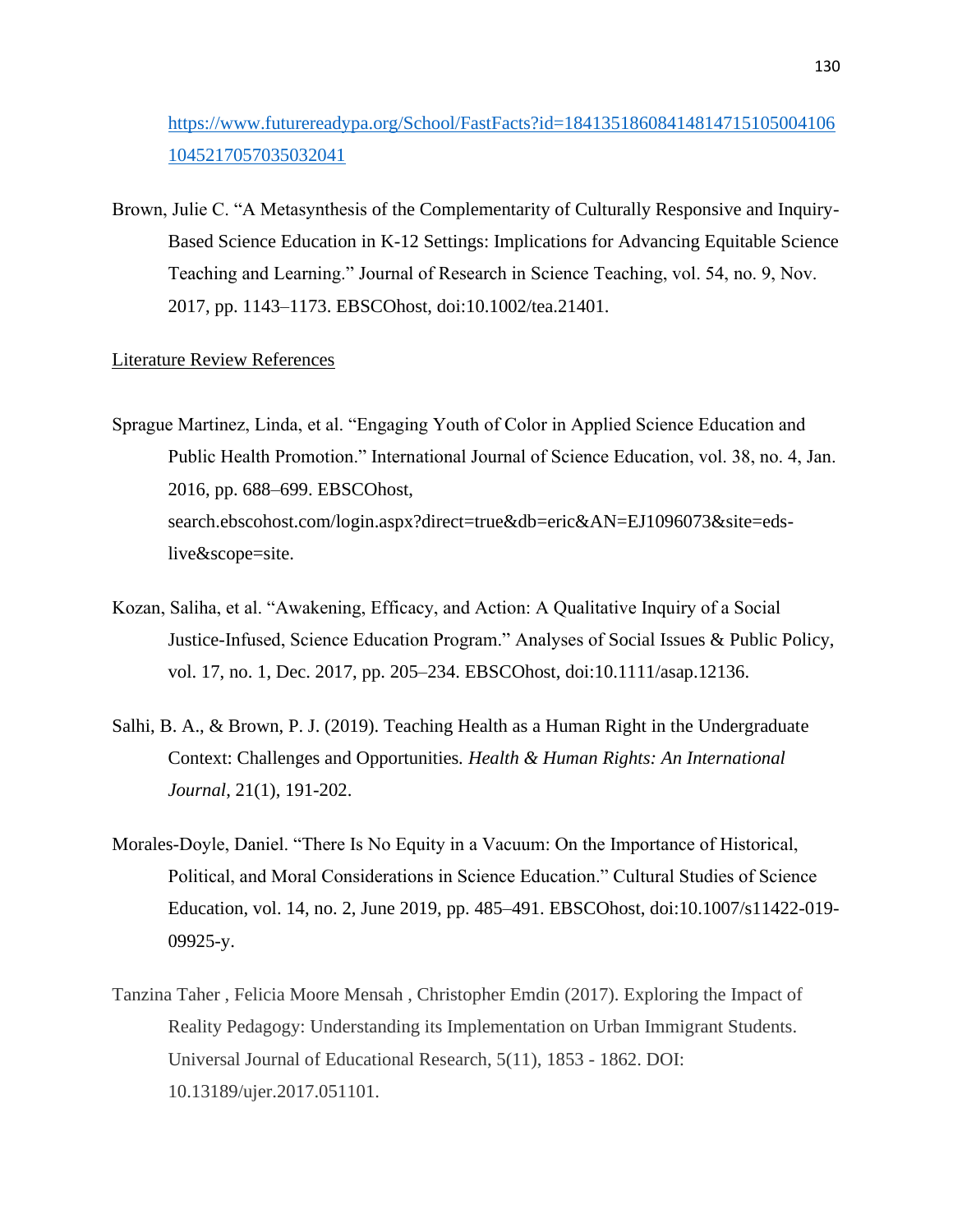[https://www.futurereadypa.org/School/FastFacts?id=1841351860841481471510500410610452170570350320 41](https://www.futurereadypa.org/School/FastFacts?id=184135186084148147151050041061045217057035032041)

Brown, Julie C. "A Metasynthesis of the Complementarity of Culturally Responsive and Inquiry-Based Science Education in K-12 Settings: Implications for Advancing Equitable Science Teaching and Learning." Journal of Research in Science Teaching, vol. 54, no. 9, Nov. 2017, pp. 1143–1173. EBSCOhost, doi:10.1002/tea.21401.

Literature Review References

Sprague Martinez, Linda, et al. "Engaging Youth of Color in Applied Science Education and Public Health Promotion." International Journal of Science Education, vol. 38, no. 4, Jan. 2016, pp. 688–699. EBSCOhost, search.ebscohost.com/login.aspx?direct=true&db=eric&AN=EJ1096073&site=eds-live&scope=site.

Kozan, Saliha, et al. "Awakening, Efficacy, and Action: A Qualitative Inquiry of a Social Justice-Infused, Science Education Program." Analyses of Social Issues & Public Policy, vol. 17, no. 1, Dec. 2017, pp. 205–234. EBSCOhost, doi:10.1111/asap.12136.

Salhi, B. A., & Brown, P. J. (2019). Teaching Health as a Human Right in the Undergraduate Context: Challenges and Opportunities. *Health & Human Rights: An International Journal*, 21(1), 191-202.

Morales-Doyle, Daniel. "There Is No Equity in a Vacuum: On the Importance of Historical, Political, and Moral Considerations in Science Education." Cultural Studies of Science Education, vol. 14, no. 2, June 2019, pp. 485–491. EBSCOhost, doi:10.1007/s11422-019-09925-y.

Tanzina Taher , Felicia Moore Mensah , Christopher Emdin (2017). Exploring the Impact of Reality Pedagogy: Understanding its Implementation on Urban Immigrant Students. Universal Journal of Educational Research, 5(11), 1853 - 1862. DOI: 10.13189/ujer.2017.051101.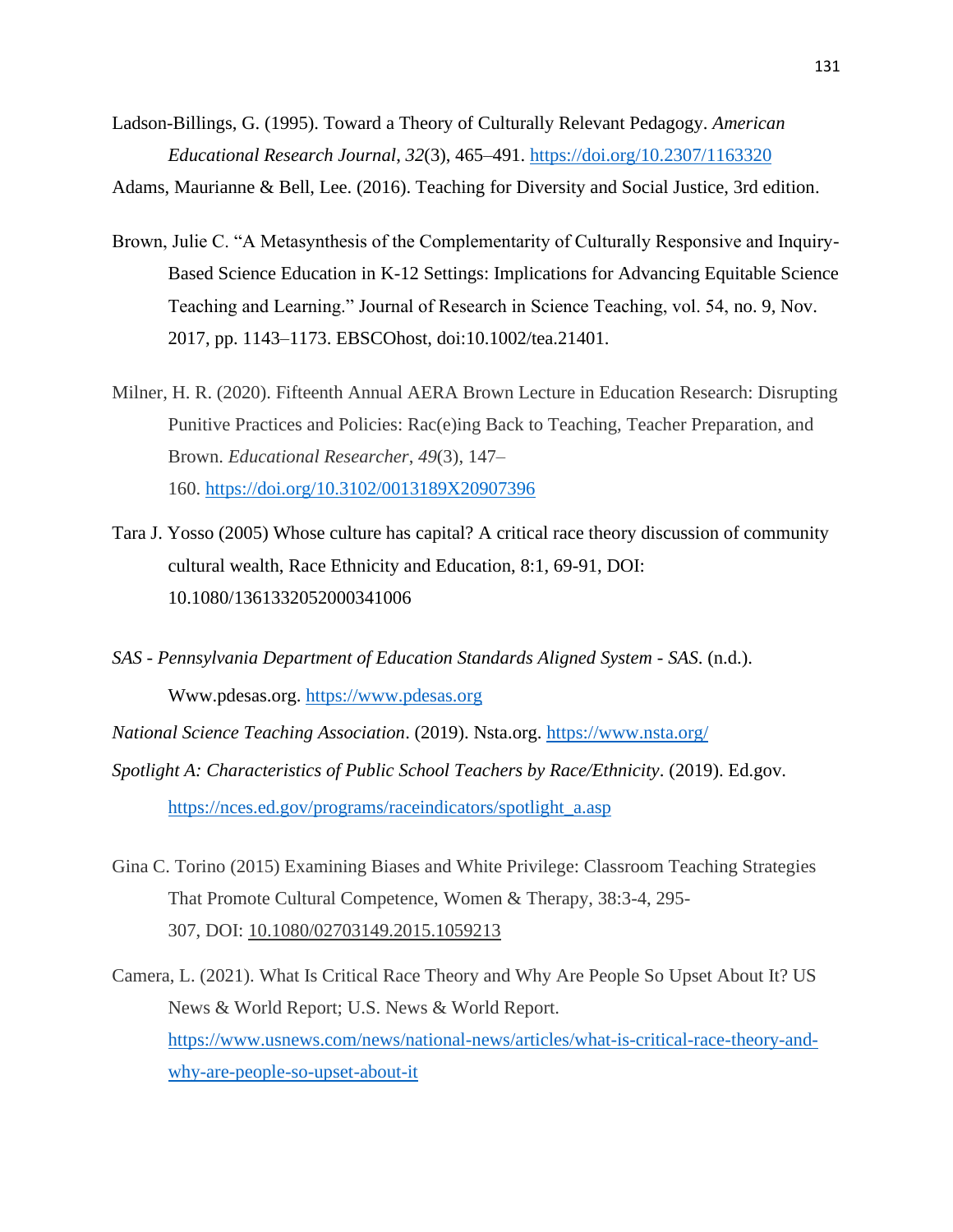Ladson-Billings, G. (1995). Toward a Theory of Culturally Relevant Pedagogy. *American Educational Research Journal*, *32*(3), 465–491. https://doi.org/10.2307/1163320

Adams, Maurianne & Bell, Lee. (2016). Teaching for Diversity and Social Justice, 3rd edition.

Brown, Julie C. "A Metasynthesis of the Complementarity of Culturally Responsive and Inquiry-Based Science Education in K-12 Settings: Implications for Advancing Equitable Science Teaching and Learning." Journal of Research in Science Teaching, vol. 54, no. 9, Nov. 2017, pp. 1143–1173. EBSCOhost, doi:10.1002/tea.21401.

Milner, H. R. (2020). Fifteenth Annual AERA Brown Lecture in Education Research: Disrupting Punitive Practices and Policies: Rac(e)ing Back to Teaching, Teacher Preparation, and Brown. *Educational Researcher*, *49*(3), 147–160. https://doi.org/10.3102/0013189X20907396

Tara J. Yosso (2005) Whose culture has capital? A critical race theory discussion of community cultural wealth, Race Ethnicity and Education, 8:1, 69-91, DOI: 10.1080/1361332052000341006

*SAS - Pennsylvania Department of Education Standards Aligned System - SAS*. (n.d.). Www.pdesas.org. https://www.pdesas.org

*National Science Teaching Association*. (2019). Nsta.org. https://www.nsta.org/

*Spotlight A: Characteristics of Public School Teachers by Race/Ethnicity*. (2019). Ed.gov. https://nces.ed.gov/programs/raceindicators/spotlight_a.asp

Gina C. Torino (2015) Examining Biases and White Privilege: Classroom Teaching Strategies That Promote Cultural Competence, Women & Therapy, 38:3-4, 295-307, DOI: 10.1080/02703149.2015.1059213

Camera, L. (2021). What Is Critical Race Theory and Why Are People So Upset About It? US News & World Report; U.S. News & World Report. https://www.usnews.com/news/national-news/articles/what-is-critical-race-theory-and-why-are-people-so-upset-about-it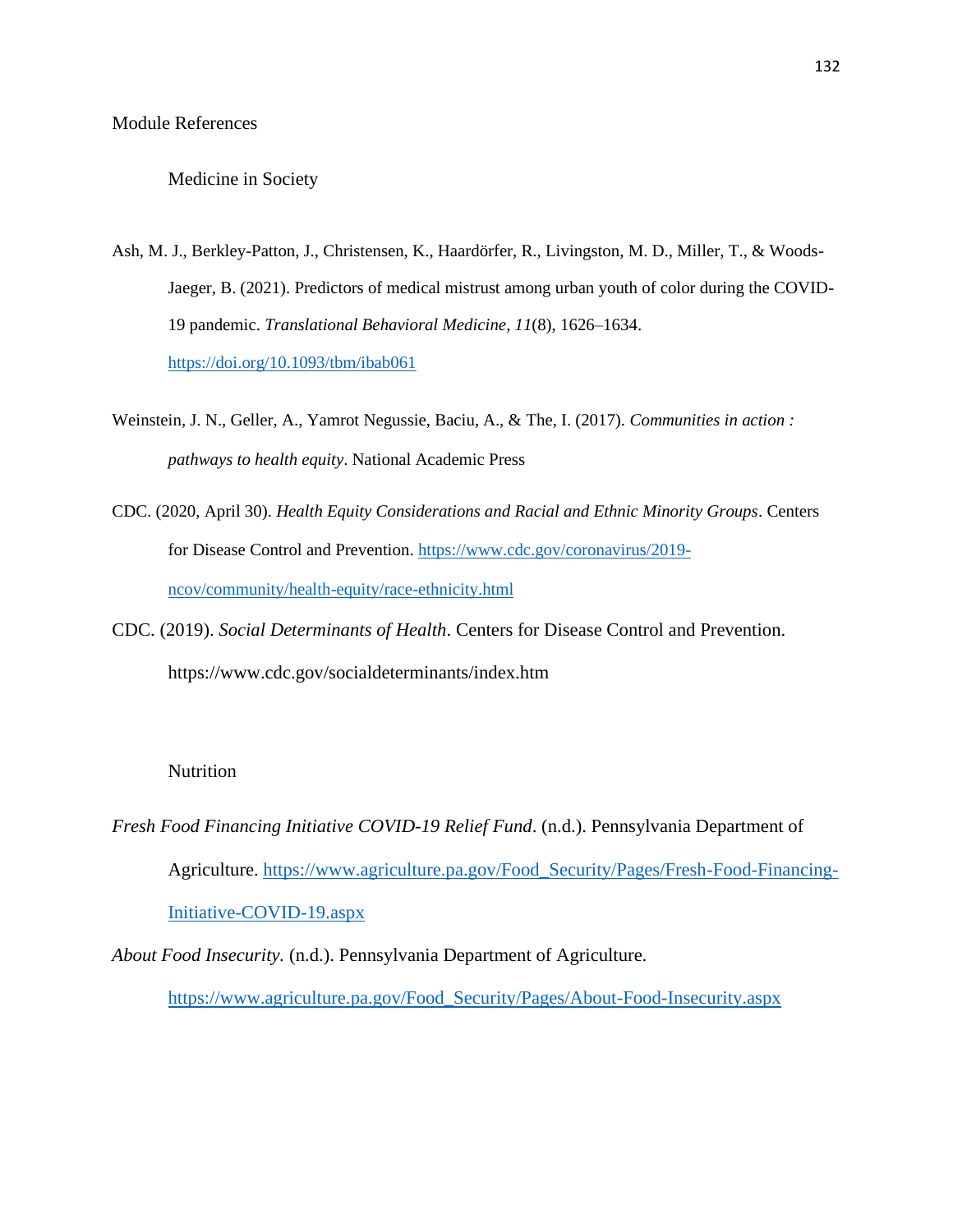## Module References

### Medicine in Society

Ash, M. J., Berkley-Patton, J., Christensen, K., Haardörfer, R., Livingston, M. D., Miller, T., & Woods-Jaeger, B. (2021). Predictors of medical mistrust among urban youth of color during the COVID-19 pandemic. *Translational Behavioral Medicine*, *11*(8), 1626–1634. https://doi.org/10.1093/tbm/ibab061

Weinstein, J. N., Geller, A., Yamrot Negussie, Baciu, A., & The, I. (2017). *Communities in action : pathways to health equity*. National Academic Press

CDC. (2020, April 30). *Health Equity Considerations and Racial and Ethnic Minority Groups*. Centers for Disease Control and Prevention. https://www.cdc.gov/coronavirus/2019-ncov/community/health-equity/race-ethnicity.html

CDC. (2019). *Social Determinants of Health*. Centers for Disease Control and Prevention. https://www.cdc.gov/socialdeterminants/index.htm

### Nutrition

*Fresh Food Financing Initiative COVID-19 Relief Fund*. (n.d.). Pennsylvania Department of Agriculture. https://www.agriculture.pa.gov/Food_Security/Pages/Fresh-Food-Financing-Initiative-COVID-19.aspx

*About Food Insecurity.* (n.d.). Pennsylvania Department of Agriculture. https://www.agriculture.pa.gov/Food_Security/Pages/About-Food-Insecurity.aspx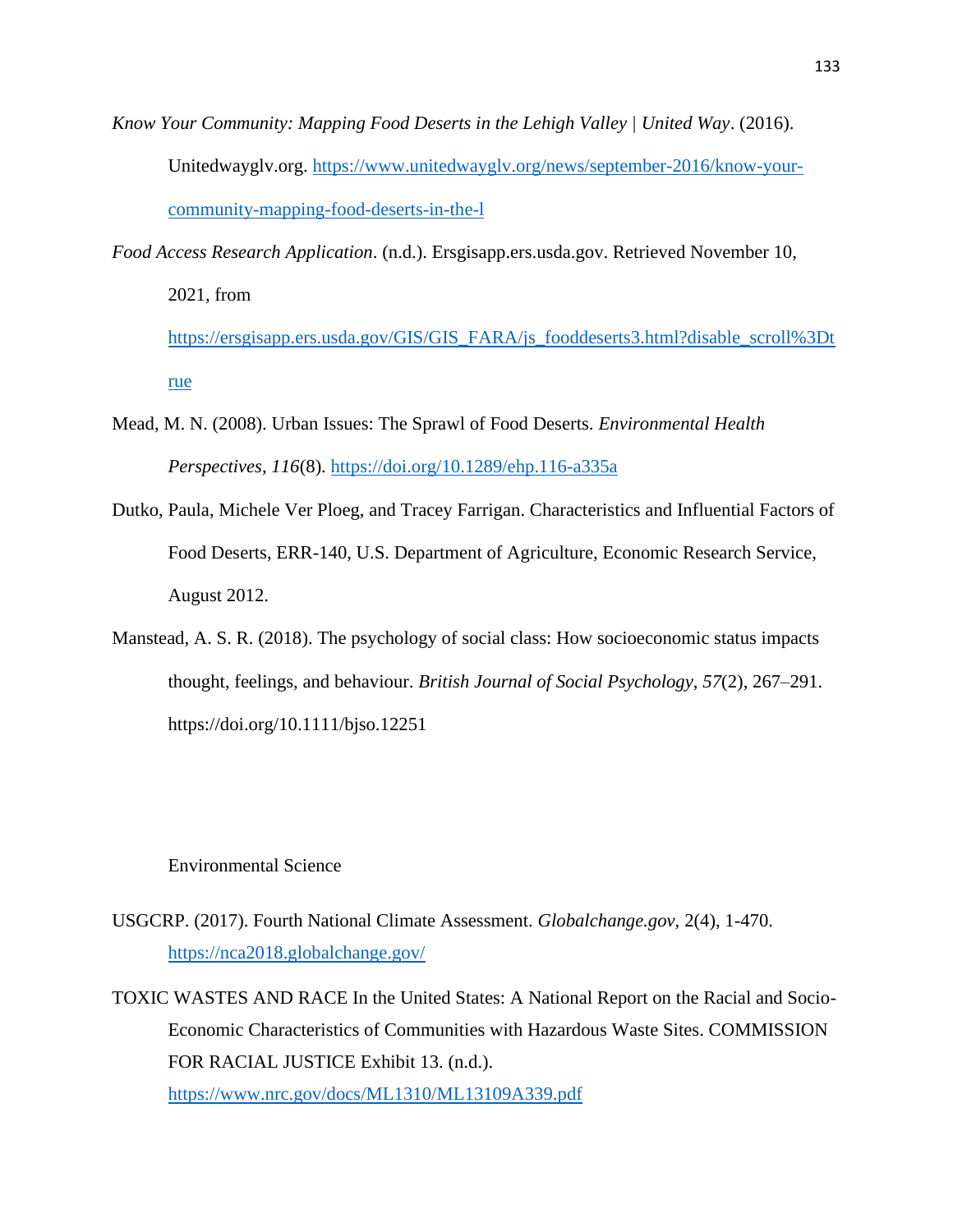*Know Your Community: Mapping Food Deserts in the Lehigh Valley | United Way*. (2016). Unitedwayglv.org. https://www.unitedwayglv.org/news/september-2016/know-your-community-mapping-food-deserts-in-the-l

*Food Access Research Application*. (n.d.). Ersgisapp.ers.usda.gov. Retrieved November 10, 2021, from https://ersgisapp.ers.usda.gov/GIS/GIS_FARA/js_fooddeserts3.html?disable_scroll%3Dtrue

Mead, M. N. (2008). Urban Issues: The Sprawl of Food Deserts. *Environmental Health Perspectives*, *116*(8). https://doi.org/10.1289/ehp.116-a335a

Dutko, Paula, Michele Ver Ploeg, and Tracey Farrigan. Characteristics and Influential Factors of Food Deserts, ERR-140, U.S. Department of Agriculture, Economic Research Service, August 2012.

Manstead, A. S. R. (2018). The psychology of social class: How socioeconomic status impacts thought, feelings, and behaviour. *British Journal of Social Psychology*, *57*(2), 267–291. https://doi.org/10.1111/bjso.12251

Environmental Science

USGCRP. (2017). Fourth National Climate Assessment. *Globalchange.gov*, 2(4), 1-470. https://nca2018.globalchange.gov/

TOXIC WASTES AND RACE In the United States: A National Report on the Racial and Socio-Economic Characteristics of Communities with Hazardous Waste Sites. COMMISSION FOR RACIAL JUSTICE Exhibit 13. (n.d.). https://www.nrc.gov/docs/ML1310/ML13109A339.pdf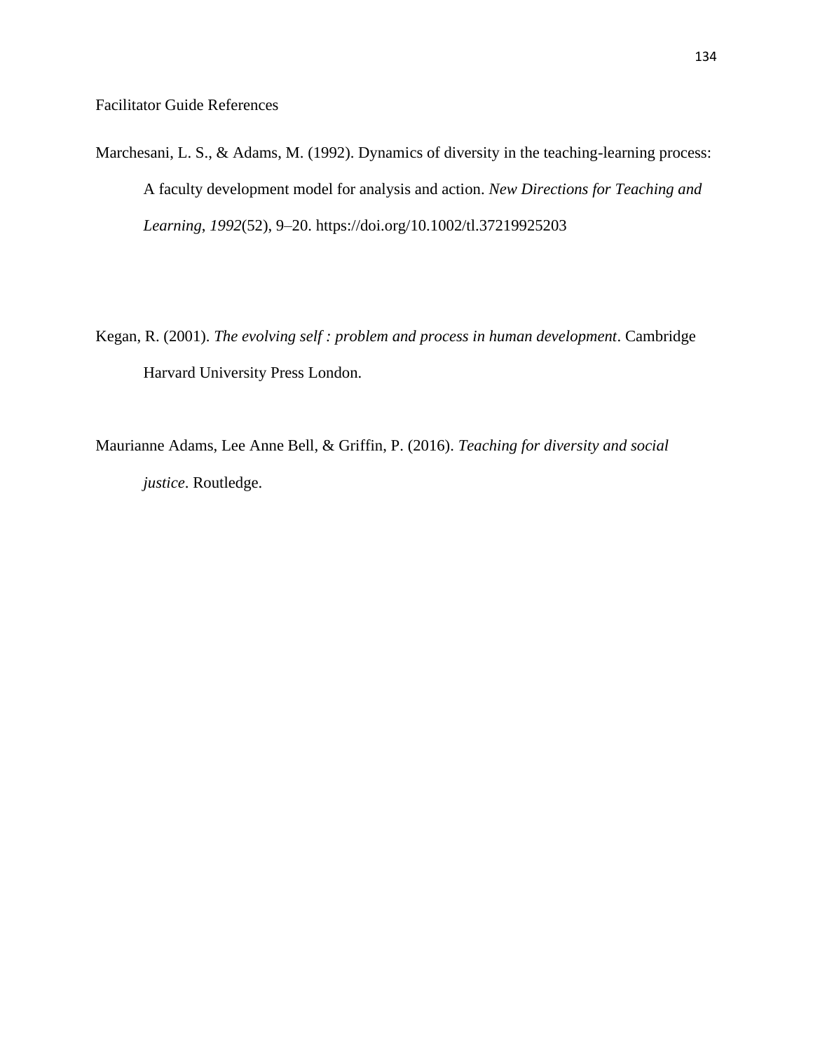Facilitator Guide References

Marchesani, L. S., & Adams, M. (1992). Dynamics of diversity in the teaching-learning process: A faculty development model for analysis and action. *New Directions for Teaching and Learning*, *1992*(52), 9–20. https://doi.org/10.1002/tl.37219925203

Kegan, R. (2001). *The evolving self : problem and process in human development*. Cambridge Harvard University Press London.

Maurianne Adams, Lee Anne Bell, & Griffin, P. (2016). *Teaching for diversity and social justice*. Routledge.